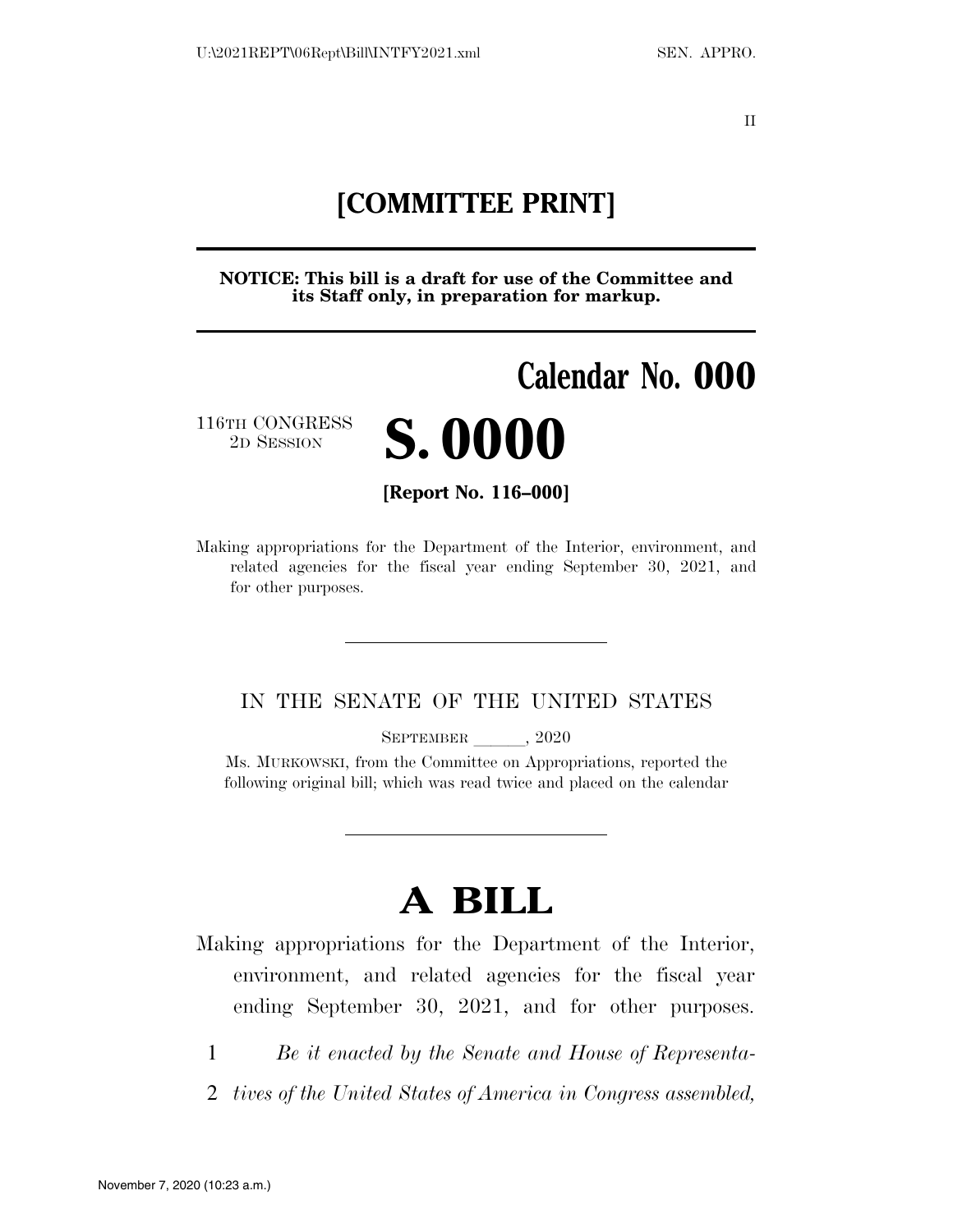# [COMMITTEE PRINT]

**NOTICE: This bill is a draft for use of the Committee and its Staff only, in preparation for markup.**

## Calendar No. 000

116TH CONGRESS
2D SESSION

# S. 0000

**[Report No. 116–000]**

Making appropriations for the Department of the Interior, environment, and related agencies for the fiscal year ending September 30, 2021, and for other purposes.

IN THE SENATE OF THE UNITED STATES

SEPTEMBER \_\_\_\_\_\_, 2020

Ms. MURKOWSKI, from the Committee on Appropriations, reported the following original bill; which was read twice and placed on the calendar

# A BILL

Making appropriations for the Department of the Interior, environment, and related agencies for the fiscal year ending September 30, 2021, and for other purposes.

1 *Be it enacted by the Senate and House of Representa-*
2 *tives of the United States of America in Congress assembled,*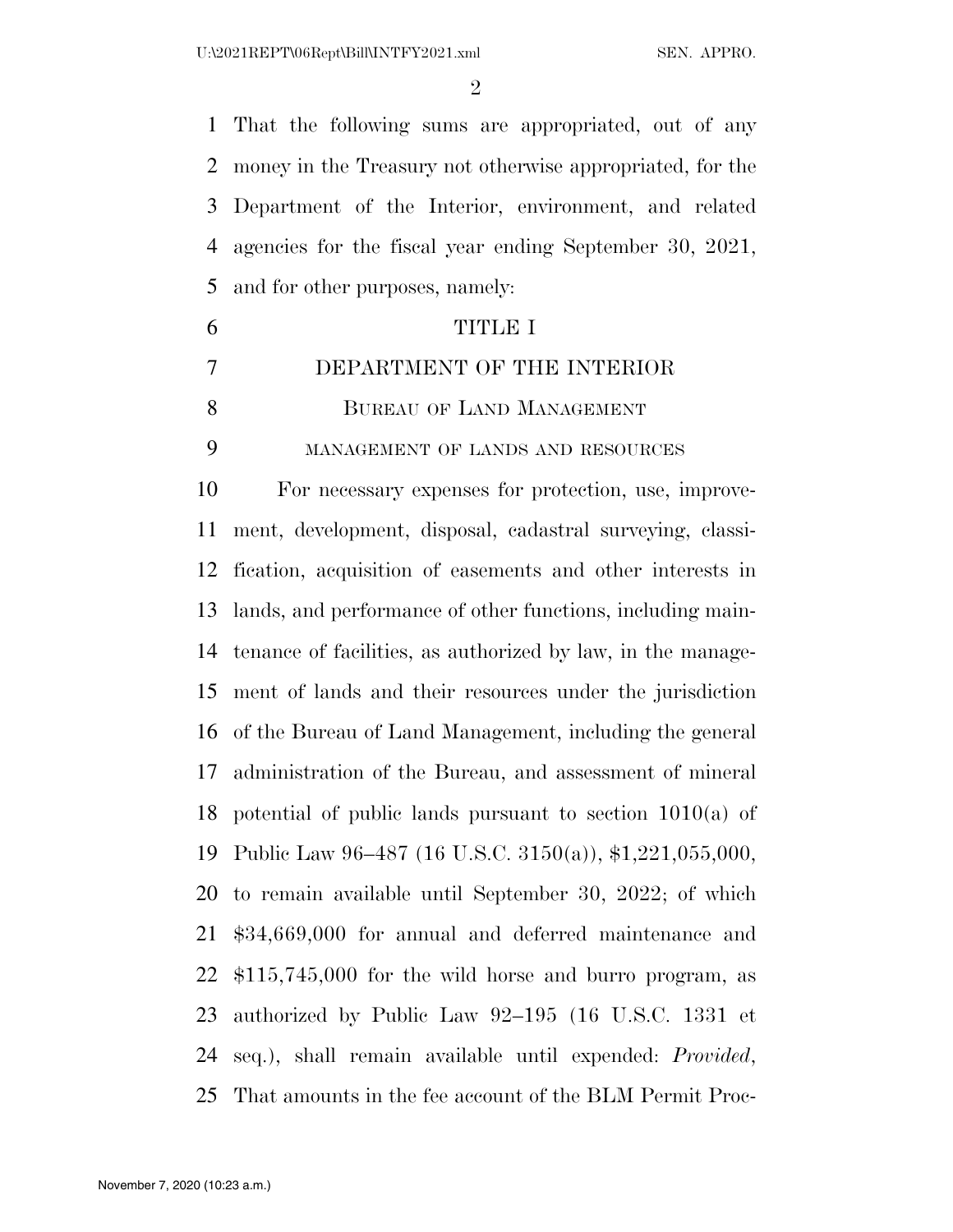That the following sums are appropriated, out of any money in the Treasury not otherwise appropriated, for the Department of the Interior, environment, and related agencies for the fiscal year ending September 30, 2021, and for other purposes, namely:

# TITLE I

# DEPARTMENT OF THE INTERIOR

## Bureau of Land Management

### management of lands and resources

For necessary expenses for protection, use, improvement, development, disposal, cadastral surveying, classification, acquisition of easements and other interests in lands, and performance of other functions, including maintenance of facilities, as authorized by law, in the management of lands and their resources under the jurisdiction of the Bureau of Land Management, including the general administration of the Bureau, and assessment of mineral potential of public lands pursuant to section 1010(a) of Public Law 96–487 (16 U.S.C. 3150(a)), $1,221,055,000, to remain available until September 30, 2022; of which $34,669,000 for annual and deferred maintenance and $115,745,000 for the wild horse and burro program, as authorized by Public Law 92–195 (16 U.S.C. 1331 et seq.), shall remain available until expended: *Provided*, That amounts in the fee account of the BLM Permit Proc-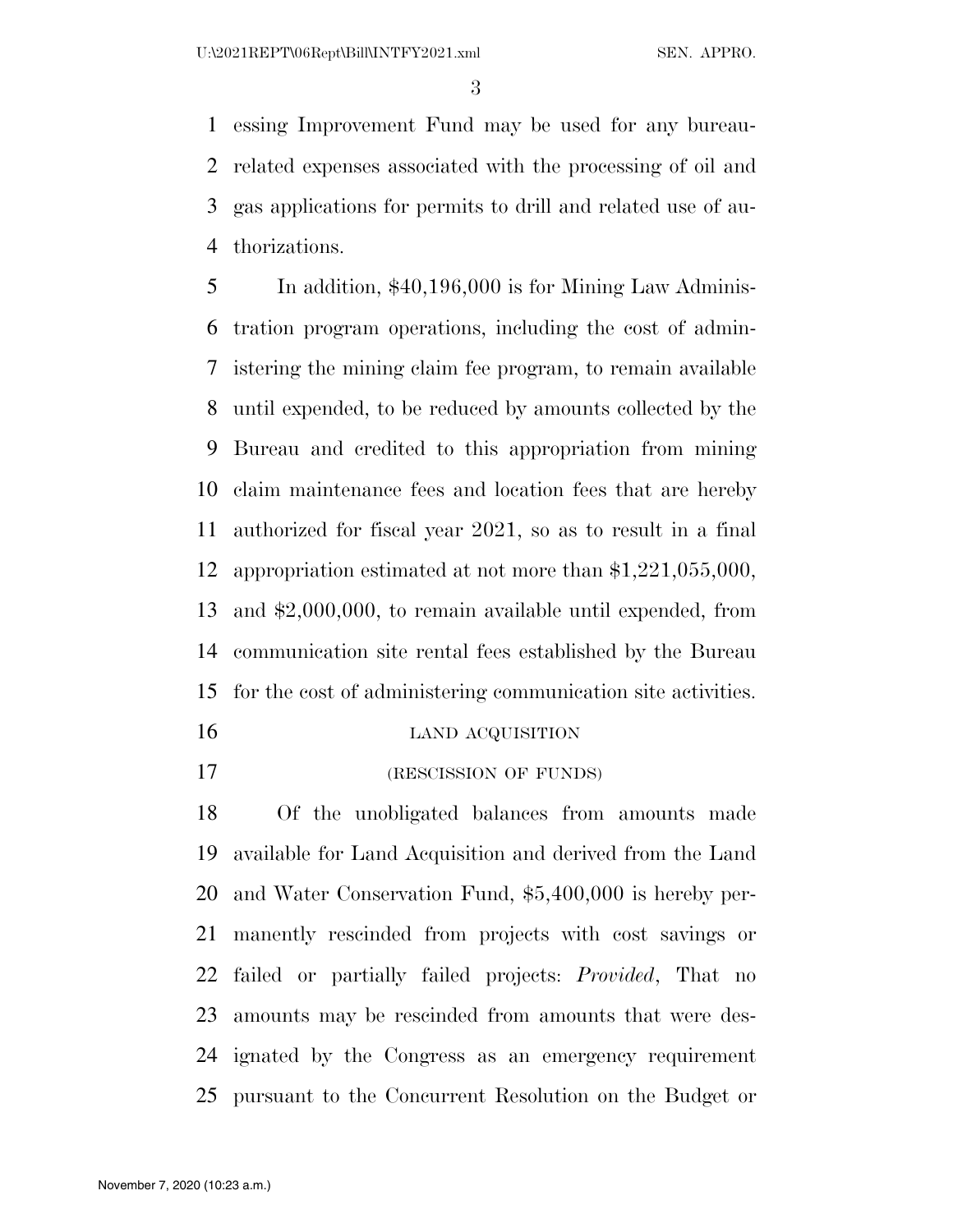essing Improvement Fund may be used for any bureau-related expenses associated with the processing of oil and gas applications for permits to drill and related use of authorizations.

In addition, $40,196,000 is for Mining Law Administration program operations, including the cost of administering the mining claim fee program, to remain available until expended, to be reduced by amounts collected by the Bureau and credited to this appropriation from mining claim maintenance fees and location fees that are hereby authorized for fiscal year 2021, so as to result in a final appropriation estimated at not more than $1,221,055,000, and $2,000,000, to remain available until expended, from communication site rental fees established by the Bureau for the cost of administering communication site activities.

LAND ACQUISITION

(RESCISSION OF FUNDS)

Of the unobligated balances from amounts made available for Land Acquisition and derived from the Land and Water Conservation Fund, $5,400,000 is hereby permanently rescinded from projects with cost savings or failed or partially failed projects: *Provided*, That no amounts may be rescinded from amounts that were designated by the Congress as an emergency requirement pursuant to the Concurrent Resolution on the Budget or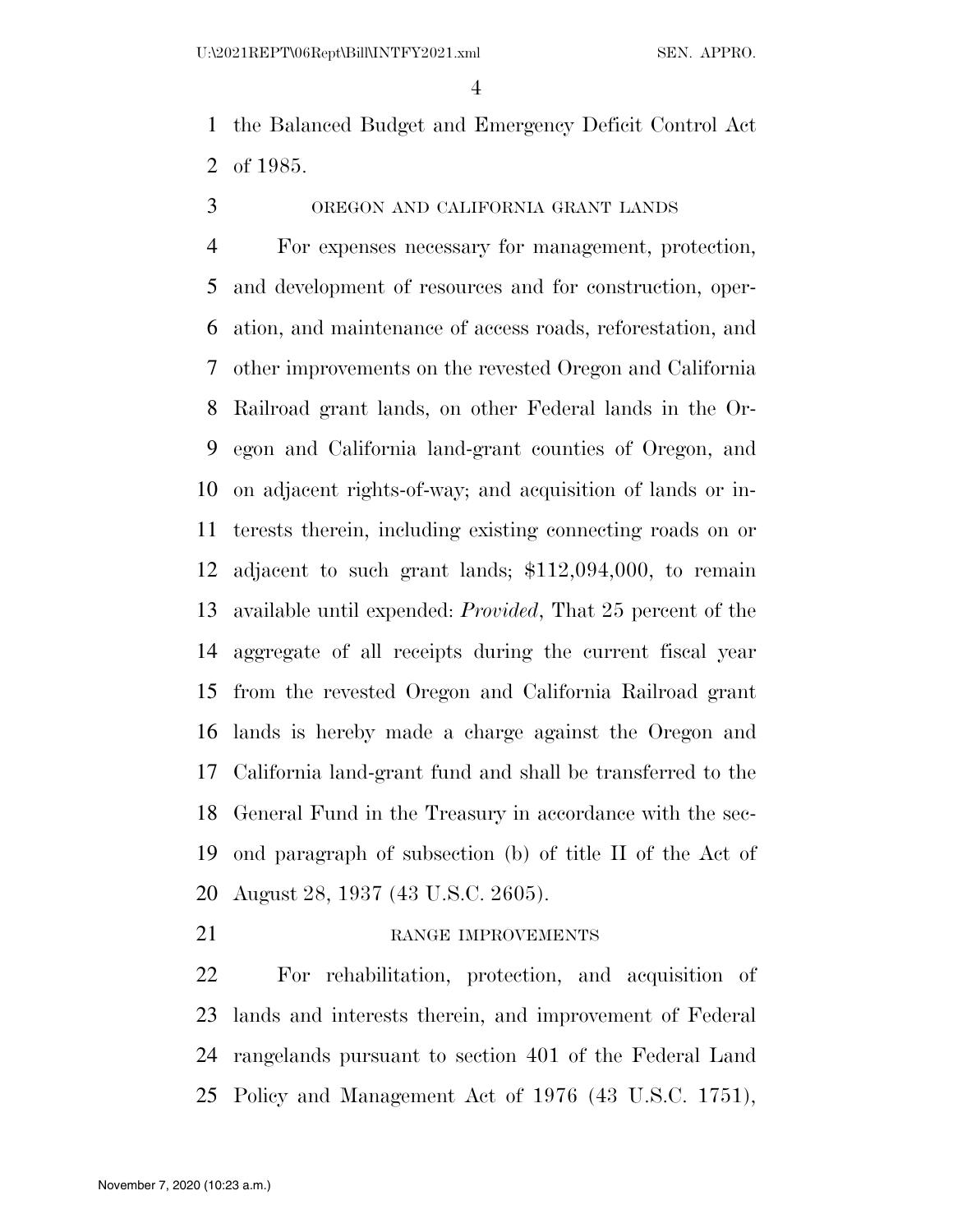the Balanced Budget and Emergency Deficit Control Act of 1985.

OREGON AND CALIFORNIA GRANT LANDS

For expenses necessary for management, protection, and development of resources and for construction, operation, and maintenance of access roads, reforestation, and other improvements on the revested Oregon and California Railroad grant lands, on other Federal lands in the Oregon and California land-grant counties of Oregon, and on adjacent rights-of-way; and acquisition of lands or interests therein, including existing connecting roads on or adjacent to such grant lands; $112,094,000, to remain available until expended: *Provided*, That 25 percent of the aggregate of all receipts during the current fiscal year from the revested Oregon and California Railroad grant lands is hereby made a charge against the Oregon and California land-grant fund and shall be transferred to the General Fund in the Treasury in accordance with the second paragraph of subsection (b) of title II of the Act of August 28, 1937 (43 U.S.C. 2605).

RANGE IMPROVEMENTS

For rehabilitation, protection, and acquisition of lands and interests therein, and improvement of Federal rangelands pursuant to section 401 of the Federal Land Policy and Management Act of 1976 (43 U.S.C. 1751),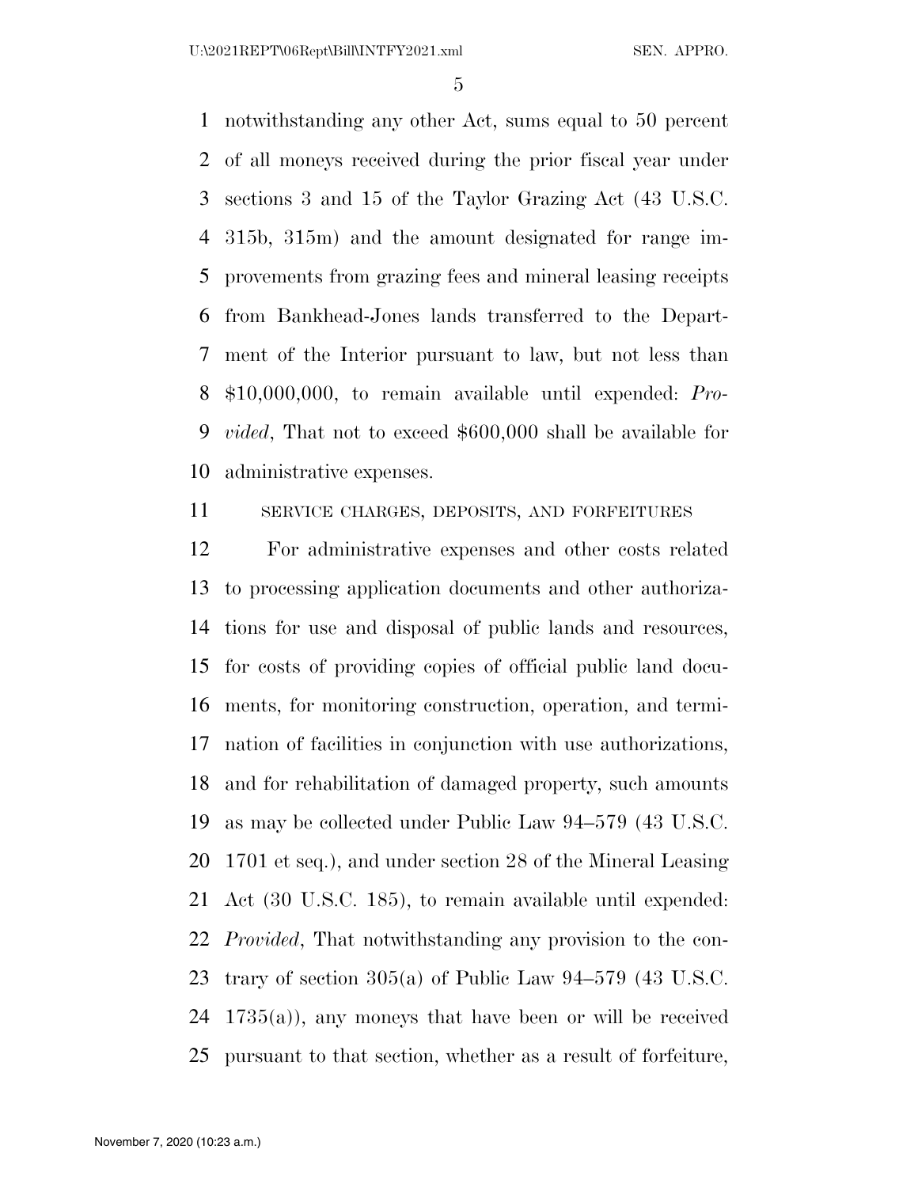notwithstanding any other Act, sums equal to 50 percent of all moneys received during the prior fiscal year under sections 3 and 15 of the Taylor Grazing Act (43 U.S.C. 315b, 315m) and the amount designated for range improvements from grazing fees and mineral leasing receipts from Bankhead-Jones lands transferred to the Department of the Interior pursuant to law, but not less than $10,000,000, to remain available until expended: *Provided*, That not to exceed $600,000 shall be available for administrative expenses.

SERVICE CHARGES, DEPOSITS, AND FORFEITURES

For administrative expenses and other costs related to processing application documents and other authorizations for use and disposal of public lands and resources, for costs of providing copies of official public land documents, for monitoring construction, operation, and termination of facilities in conjunction with use authorizations, and for rehabilitation of damaged property, such amounts as may be collected under Public Law 94–579 (43 U.S.C. 1701 et seq.), and under section 28 of the Mineral Leasing Act (30 U.S.C. 185), to remain available until expended: *Provided*, That notwithstanding any provision to the contrary of section 305(a) of Public Law 94–579 (43 U.S.C. 1735(a)), any moneys that have been or will be received pursuant to that section, whether as a result of forfeiture,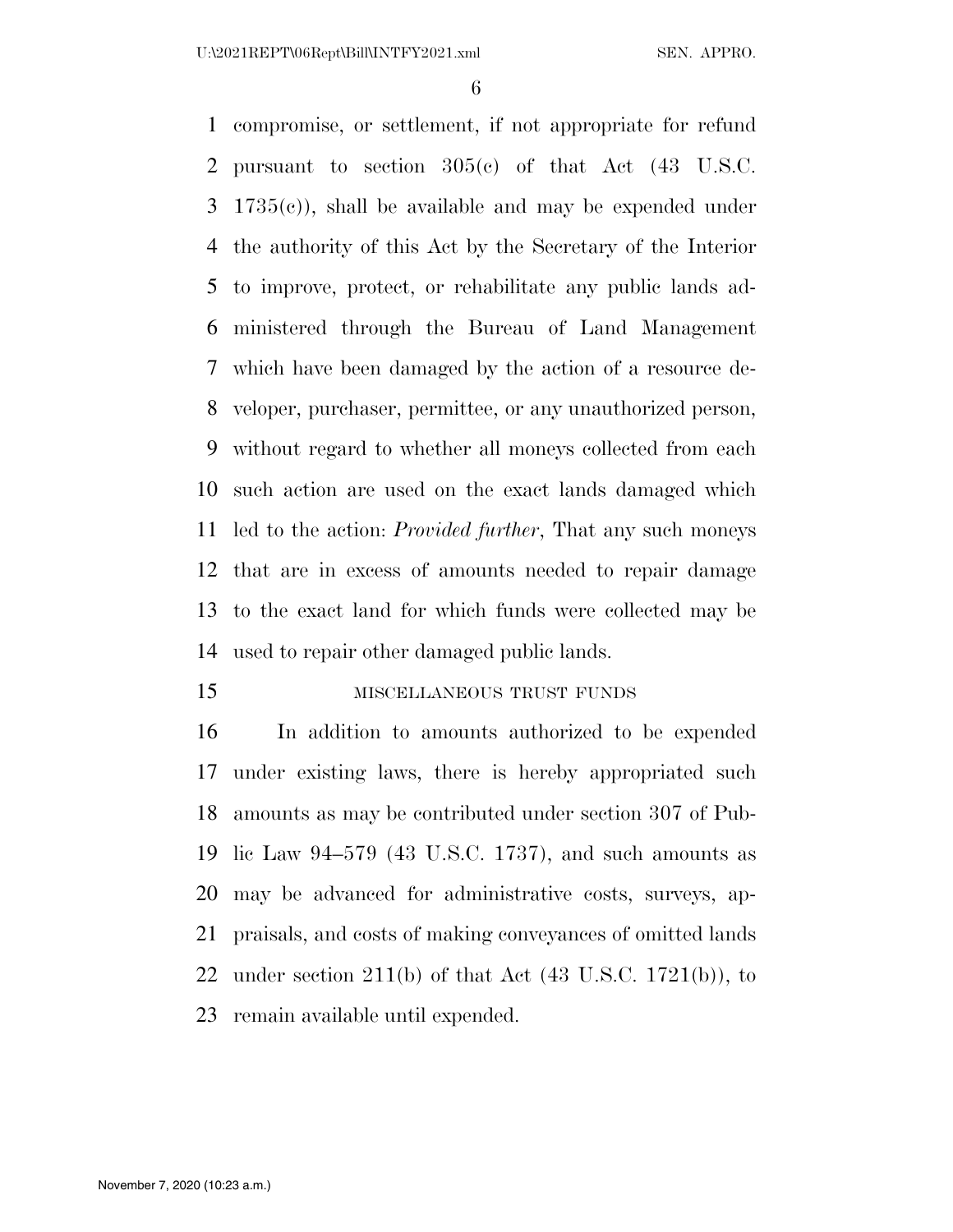compromise, or settlement, if not appropriate for refund pursuant to section 305(c) of that Act (43 U.S.C. 1735(c)), shall be available and may be expended under the authority of this Act by the Secretary of the Interior to improve, protect, or rehabilitate any public lands administered through the Bureau of Land Management which have been damaged by the action of a resource developer, purchaser, permittee, or any unauthorized person, without regard to whether all moneys collected from each such action are used on the exact lands damaged which led to the action: *Provided further*, That any such moneys that are in excess of amounts needed to repair damage to the exact land for which funds were collected may be used to repair other damaged public lands.

MISCELLANEOUS TRUST FUNDS

In addition to amounts authorized to be expended under existing laws, there is hereby appropriated such amounts as may be contributed under section 307 of Public Law 94–579 (43 U.S.C. 1737), and such amounts as may be advanced for administrative costs, surveys, appraisals, and costs of making conveyances of omitted lands under section 211(b) of that Act (43 U.S.C. 1721(b)), to remain available until expended.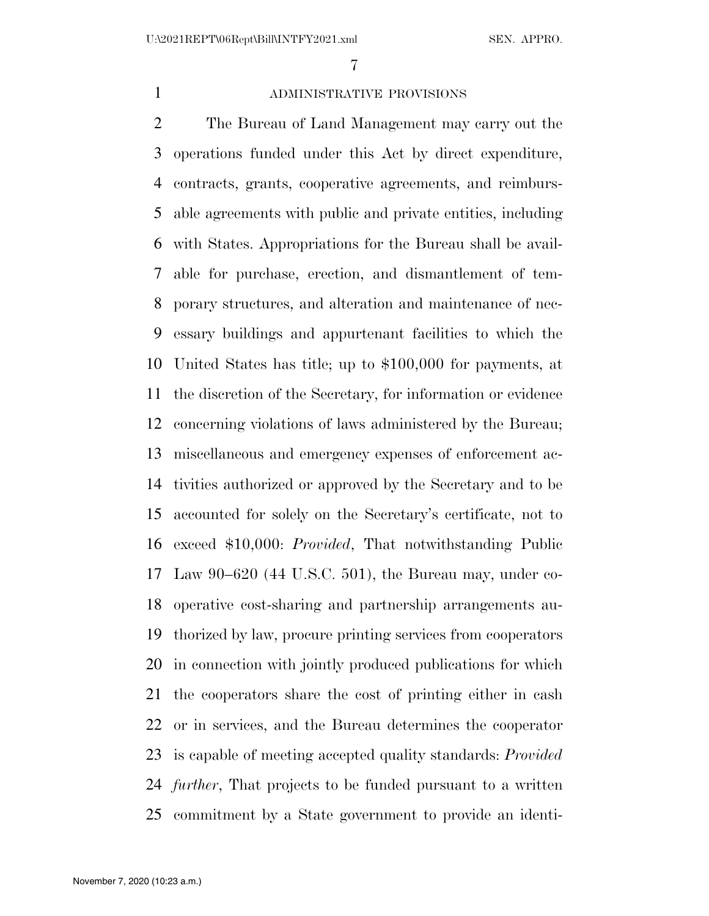ADMINISTRATIVE PROVISIONS

The Bureau of Land Management may carry out the operations funded under this Act by direct expenditure, contracts, grants, cooperative agreements, and reimbursable agreements with public and private entities, including with States. Appropriations for the Bureau shall be available for purchase, erection, and dismantlement of temporary structures, and alteration and maintenance of necessary buildings and appurtenant facilities to which the United States has title; up to $100,000 for payments, at the discretion of the Secretary, for information or evidence concerning violations of laws administered by the Bureau; miscellaneous and emergency expenses of enforcement activities authorized or approved by the Secretary and to be accounted for solely on the Secretary's certificate, not to exceed $10,000: *Provided*, That notwithstanding Public Law 90–620 (44 U.S.C. 501), the Bureau may, under cooperative cost-sharing and partnership arrangements authorized by law, procure printing services from cooperators in connection with jointly produced publications for which the cooperators share the cost of printing either in cash or in services, and the Bureau determines the cooperator is capable of meeting accepted quality standards: *Provided further*, That projects to be funded pursuant to a written commitment by a State government to provide an identi-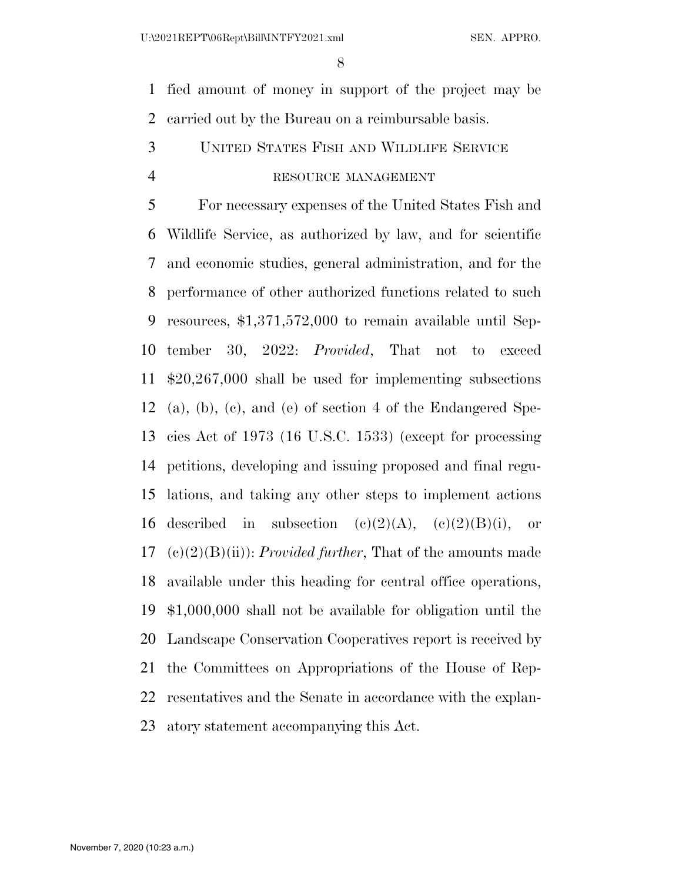fied amount of money in support of the project may be carried out by the Bureau on a reimbursable basis.

## UNITED STATES FISH AND WILDLIFE SERVICE

### RESOURCE MANAGEMENT

For necessary expenses of the United States Fish and Wildlife Service, as authorized by law, and for scientific and economic studies, general administration, and for the performance of other authorized functions related to such resources, $1,371,572,000 to remain available until September 30, 2022: *Provided*, That not to exceed $20,267,000 shall be used for implementing subsections (a), (b), (c), and (e) of section 4 of the Endangered Species Act of 1973 (16 U.S.C. 1533) (except for processing petitions, developing and issuing proposed and final regulations, and taking any other steps to implement actions described in subsection (c)(2)(A), (c)(2)(B)(i), or (c)(2)(B)(ii)): *Provided further*, That of the amounts made available under this heading for central office operations, $1,000,000 shall not be available for obligation until the Landscape Conservation Cooperatives report is received by the Committees on Appropriations of the House of Representatives and the Senate in accordance with the explanatory statement accompanying this Act.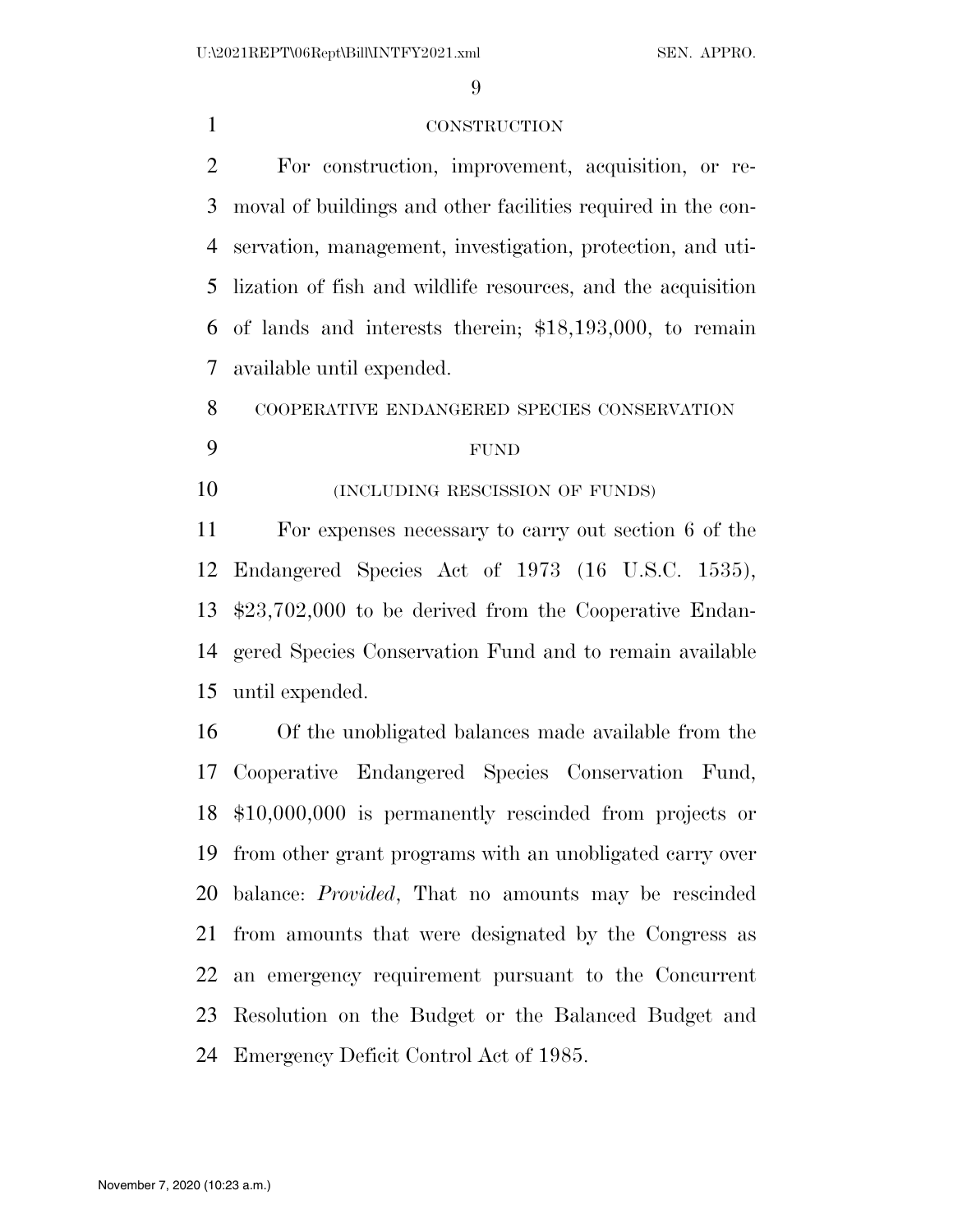### CONSTRUCTION

For construction, improvement, acquisition, or removal of buildings and other facilities required in the conservation, management, investigation, protection, and utilization of fish and wildlife resources, and the acquisition of lands and interests therein; $18,193,000, to remain available until expended.

### COOPERATIVE ENDANGERED SPECIES CONSERVATION FUND

(INCLUDING RESCISSION OF FUNDS)

For expenses necessary to carry out section 6 of the Endangered Species Act of 1973 (16 U.S.C. 1535), $23,702,000 to be derived from the Cooperative Endangered Species Conservation Fund and to remain available until expended.

Of the unobligated balances made available from the Cooperative Endangered Species Conservation Fund, $10,000,000 is permanently rescinded from projects or from other grant programs with an unobligated carry over balance: *Provided*, That no amounts may be rescinded from amounts that were designated by the Congress as an emergency requirement pursuant to the Concurrent Resolution on the Budget or the Balanced Budget and Emergency Deficit Control Act of 1985.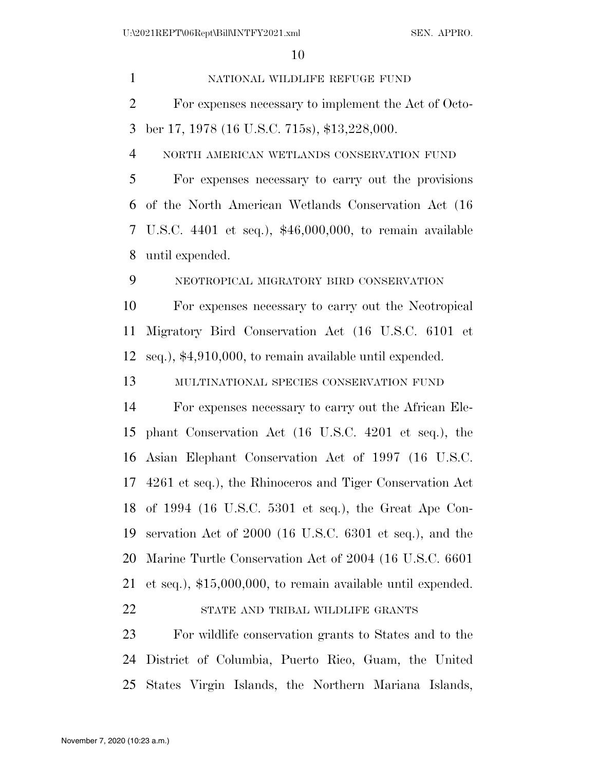NATIONAL WILDLIFE REFUGE FUND

For expenses necessary to implement the Act of October 17, 1978 (16 U.S.C. 715s), $13,228,000.

NORTH AMERICAN WETLANDS CONSERVATION FUND

For expenses necessary to carry out the provisions of the North American Wetlands Conservation Act (16 U.S.C. 4401 et seq.), $46,000,000, to remain available until expended.

NEOTROPICAL MIGRATORY BIRD CONSERVATION

For expenses necessary to carry out the Neotropical Migratory Bird Conservation Act (16 U.S.C. 6101 et seq.), $4,910,000, to remain available until expended.

MULTINATIONAL SPECIES CONSERVATION FUND

For expenses necessary to carry out the African Elephant Conservation Act (16 U.S.C. 4201 et seq.), the Asian Elephant Conservation Act of 1997 (16 U.S.C. 4261 et seq.), the Rhinoceros and Tiger Conservation Act of 1994 (16 U.S.C. 5301 et seq.), the Great Ape Conservation Act of 2000 (16 U.S.C. 6301 et seq.), and the Marine Turtle Conservation Act of 2004 (16 U.S.C. 6601 et seq.), $15,000,000, to remain available until expended.

STATE AND TRIBAL WILDLIFE GRANTS

For wildlife conservation grants to States and to the District of Columbia, Puerto Rico, Guam, the United States Virgin Islands, the Northern Mariana Islands,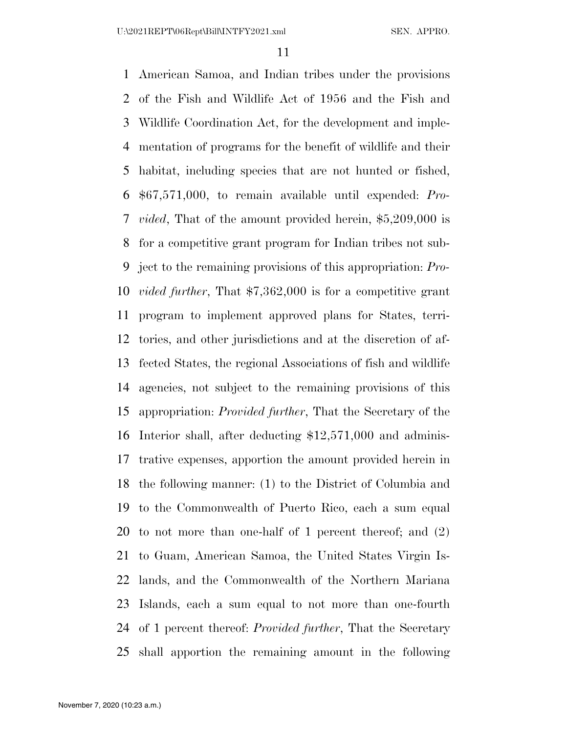American Samoa, and Indian tribes under the provisions of the Fish and Wildlife Act of 1956 and the Fish and Wildlife Coordination Act, for the development and implementation of programs for the benefit of wildlife and their habitat, including species that are not hunted or fished, $67,571,000, to remain available until expended: *Provided*, That of the amount provided herein, $5,209,000 is for a competitive grant program for Indian tribes not subject to the remaining provisions of this appropriation: *Provided further*, That $7,362,000 is for a competitive grant program to implement approved plans for States, territories, and other jurisdictions and at the discretion of affected States, the regional Associations of fish and wildlife agencies, not subject to the remaining provisions of this appropriation: *Provided further*, That the Secretary of the Interior shall, after deducting $12,571,000 and administrative expenses, apportion the amount provided herein in the following manner: (1) to the District of Columbia and to the Commonwealth of Puerto Rico, each a sum equal to not more than one-half of 1 percent thereof; and (2) to Guam, American Samoa, the United States Virgin Islands, and the Commonwealth of the Northern Mariana Islands, each a sum equal to not more than one-fourth of 1 percent thereof: *Provided further*, That the Secretary shall apportion the remaining amount in the following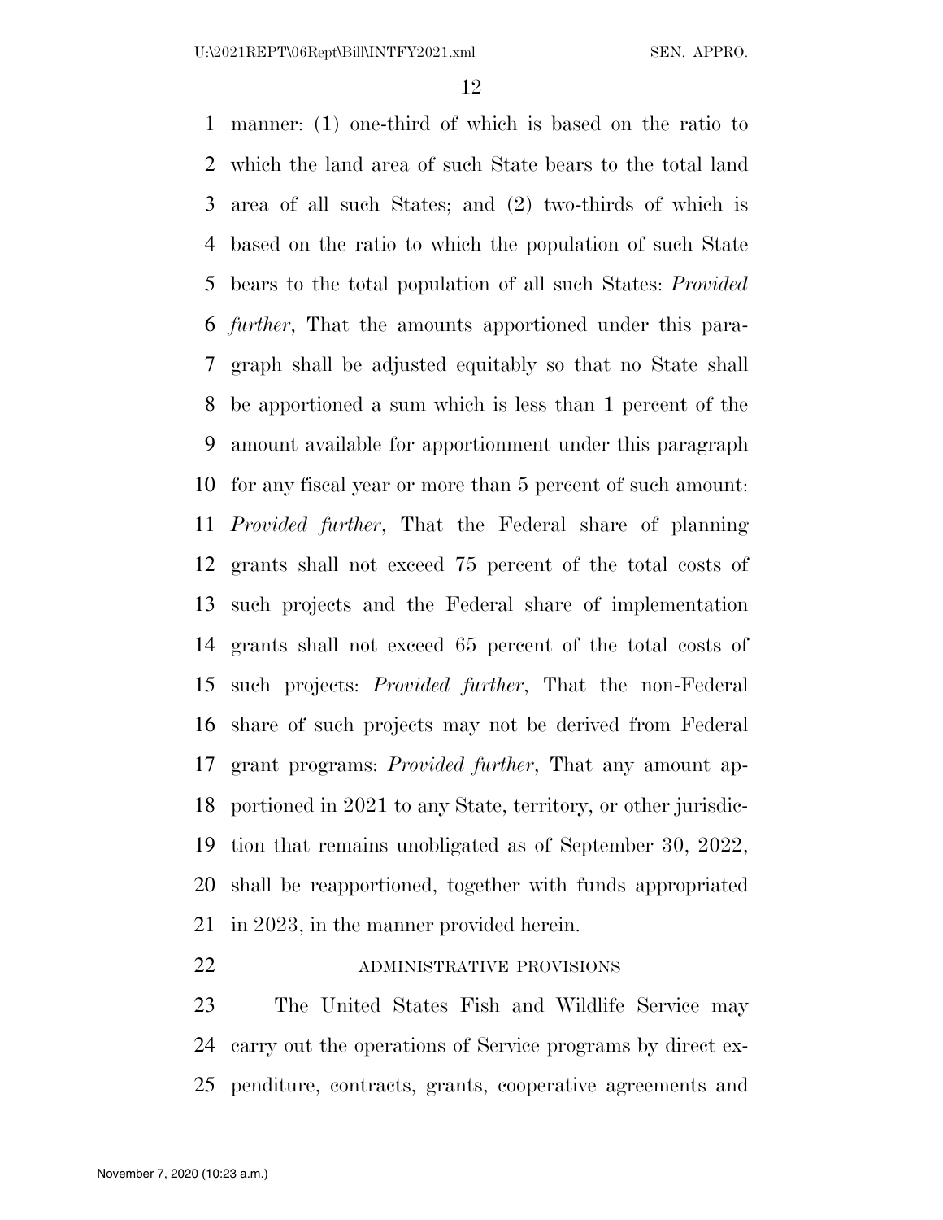manner: (1) one-third of which is based on the ratio to which the land area of such State bears to the total land area of all such States; and (2) two-thirds of which is based on the ratio to which the population of such State bears to the total population of all such States: *Provided further*, That the amounts apportioned under this paragraph shall be adjusted equitably so that no State shall be apportioned a sum which is less than 1 percent of the amount available for apportionment under this paragraph for any fiscal year or more than 5 percent of such amount: *Provided further*, That the Federal share of planning grants shall not exceed 75 percent of the total costs of such projects and the Federal share of implementation grants shall not exceed 65 percent of the total costs of such projects: *Provided further*, That the non-Federal share of such projects may not be derived from Federal grant programs: *Provided further*, That any amount apportioned in 2021 to any State, territory, or other jurisdiction that remains unobligated as of September 30, 2022, shall be reapportioned, together with funds appropriated in 2023, in the manner provided herein.

ADMINISTRATIVE PROVISIONS

The United States Fish and Wildlife Service may carry out the operations of Service programs by direct expenditure, contracts, grants, cooperative agreements and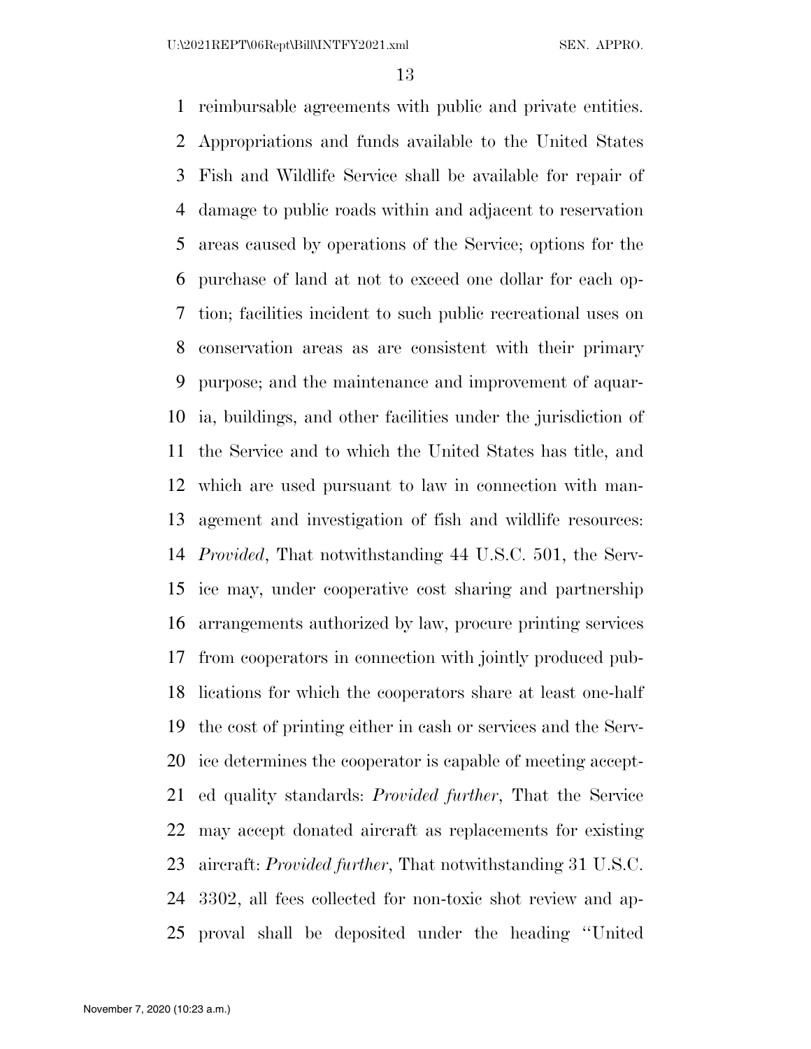reimbursable agreements with public and private entities. Appropriations and funds available to the United States Fish and Wildlife Service shall be available for repair of damage to public roads within and adjacent to reservation areas caused by operations of the Service; options for the purchase of land at not to exceed one dollar for each option; facilities incident to such public recreational uses on conservation areas as are consistent with their primary purpose; and the maintenance and improvement of aquaria, buildings, and other facilities under the jurisdiction of the Service and to which the United States has title, and which are used pursuant to law in connection with management and investigation of fish and wildlife resources: *Provided*, That notwithstanding 44 U.S.C. 501, the Service may, under cooperative cost sharing and partnership arrangements authorized by law, procure printing services from cooperators in connection with jointly produced publications for which the cooperators share at least one-half the cost of printing either in cash or services and the Service determines the cooperator is capable of meeting accepted quality standards: *Provided further*, That the Service may accept donated aircraft as replacements for existing aircraft: *Provided further*, That notwithstanding 31 U.S.C. 3302, all fees collected for non-toxic shot review and approval shall be deposited under the heading ''United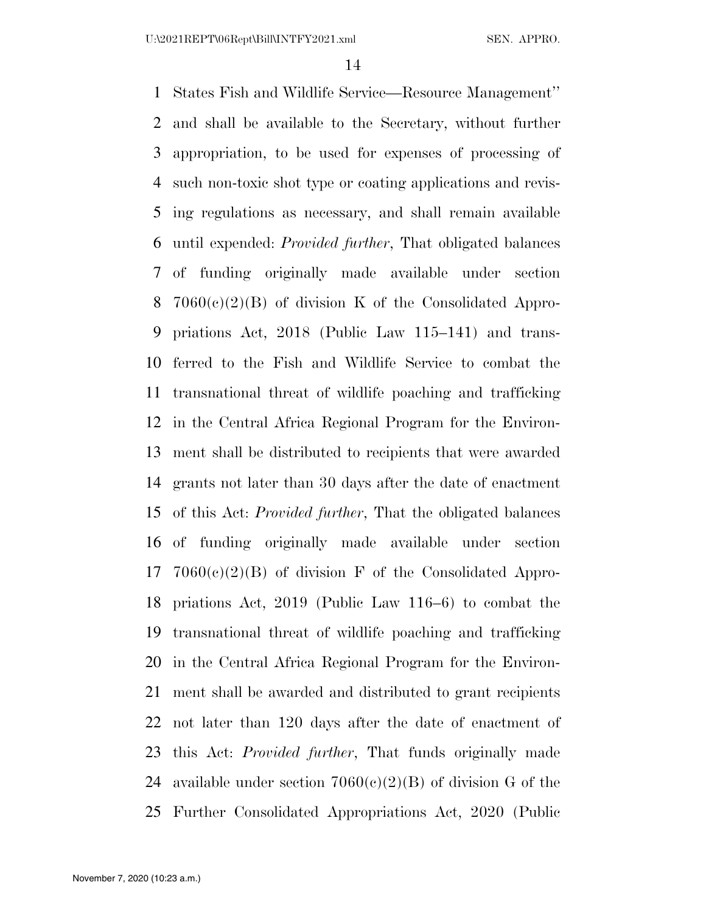States Fish and Wildlife Service—Resource Management'' and shall be available to the Secretary, without further appropriation, to be used for expenses of processing of such non-toxic shot type or coating applications and revising regulations as necessary, and shall remain available until expended: *Provided further*, That obligated balances of funding originally made available under section 7060(c)(2)(B) of division K of the Consolidated Appropriations Act, 2018 (Public Law 115–141) and transferred to the Fish and Wildlife Service to combat the transnational threat of wildlife poaching and trafficking in the Central Africa Regional Program for the Environment shall be distributed to recipients that were awarded grants not later than 30 days after the date of enactment of this Act: *Provided further*, That the obligated balances of funding originally made available under section 7060(c)(2)(B) of division F of the Consolidated Appropriations Act, 2019 (Public Law 116–6) to combat the transnational threat of wildlife poaching and trafficking in the Central Africa Regional Program for the Environment shall be awarded and distributed to grant recipients not later than 120 days after the date of enactment of this Act: *Provided further*, That funds originally made available under section 7060(c)(2)(B) of division G of the Further Consolidated Appropriations Act, 2020 (Public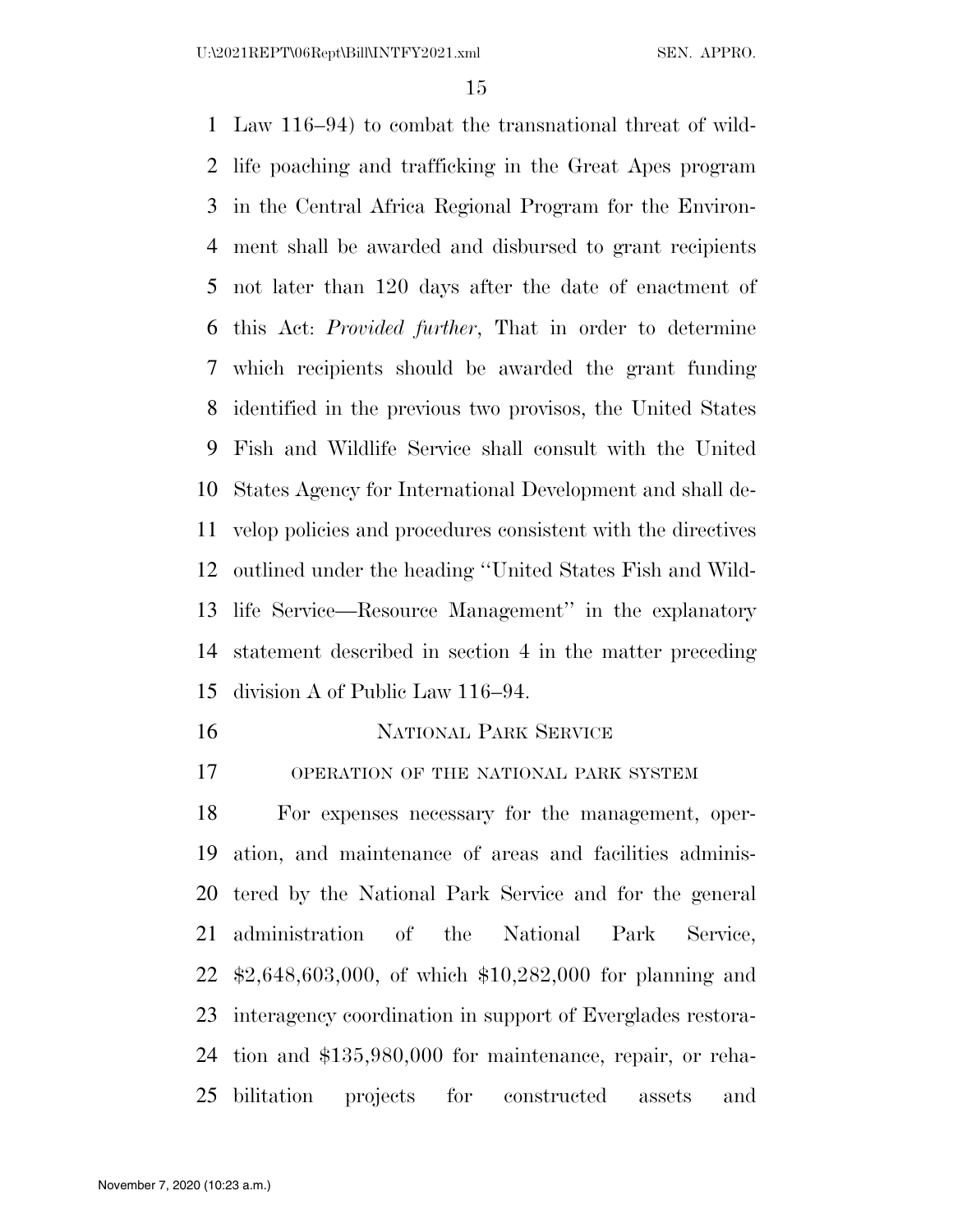Law 116–94) to combat the transnational threat of wildlife poaching and trafficking in the Great Apes program in the Central Africa Regional Program for the Environment shall be awarded and disbursed to grant recipients not later than 120 days after the date of enactment of this Act: *Provided further*, That in order to determine which recipients should be awarded the grant funding identified in the previous two provisos, the United States Fish and Wildlife Service shall consult with the United States Agency for International Development and shall develop policies and procedures consistent with the directives outlined under the heading ''United States Fish and Wildlife Service—Resource Management'' in the explanatory statement described in section 4 in the matter preceding division A of Public Law 116–94.

## NATIONAL PARK SERVICE

### OPERATION OF THE NATIONAL PARK SYSTEM

For expenses necessary for the management, operation, and maintenance of areas and facilities administered by the National Park Service and for the general administration of the National Park Service, $2,648,603,000, of which $10,282,000 for planning and interagency coordination in support of Everglades restoration and $135,980,000 for maintenance, repair, or rehabilitation projects for constructed assets and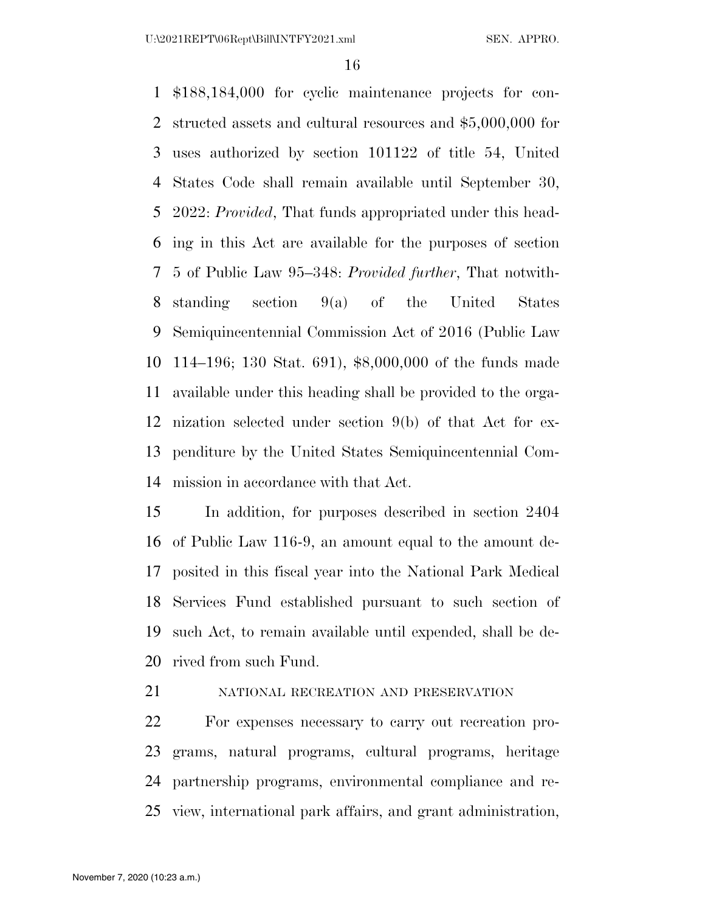$188,184,000 for cyclic maintenance projects for constructed assets and cultural resources and $5,000,000 for uses authorized by section 101122 of title 54, United States Code shall remain available until September 30, 2022: *Provided*, That funds appropriated under this heading in this Act are available for the purposes of section 5 of Public Law 95–348: *Provided further*, That notwithstanding section 9(a) of the United States Semiquincentennial Commission Act of 2016 (Public Law 114–196; 130 Stat. 691), $8,000,000 of the funds made available under this heading shall be provided to the organization selected under section 9(b) of that Act for expenditure by the United States Semiquincentennial Commission in accordance with that Act.

In addition, for purposes described in section 2404 of Public Law 116-9, an amount equal to the amount deposited in this fiscal year into the National Park Medical Services Fund established pursuant to such section of such Act, to remain available until expended, shall be derived from such Fund.

NATIONAL RECREATION AND PRESERVATION

For expenses necessary to carry out recreation programs, natural programs, cultural programs, heritage partnership programs, environmental compliance and review, international park affairs, and grant administration,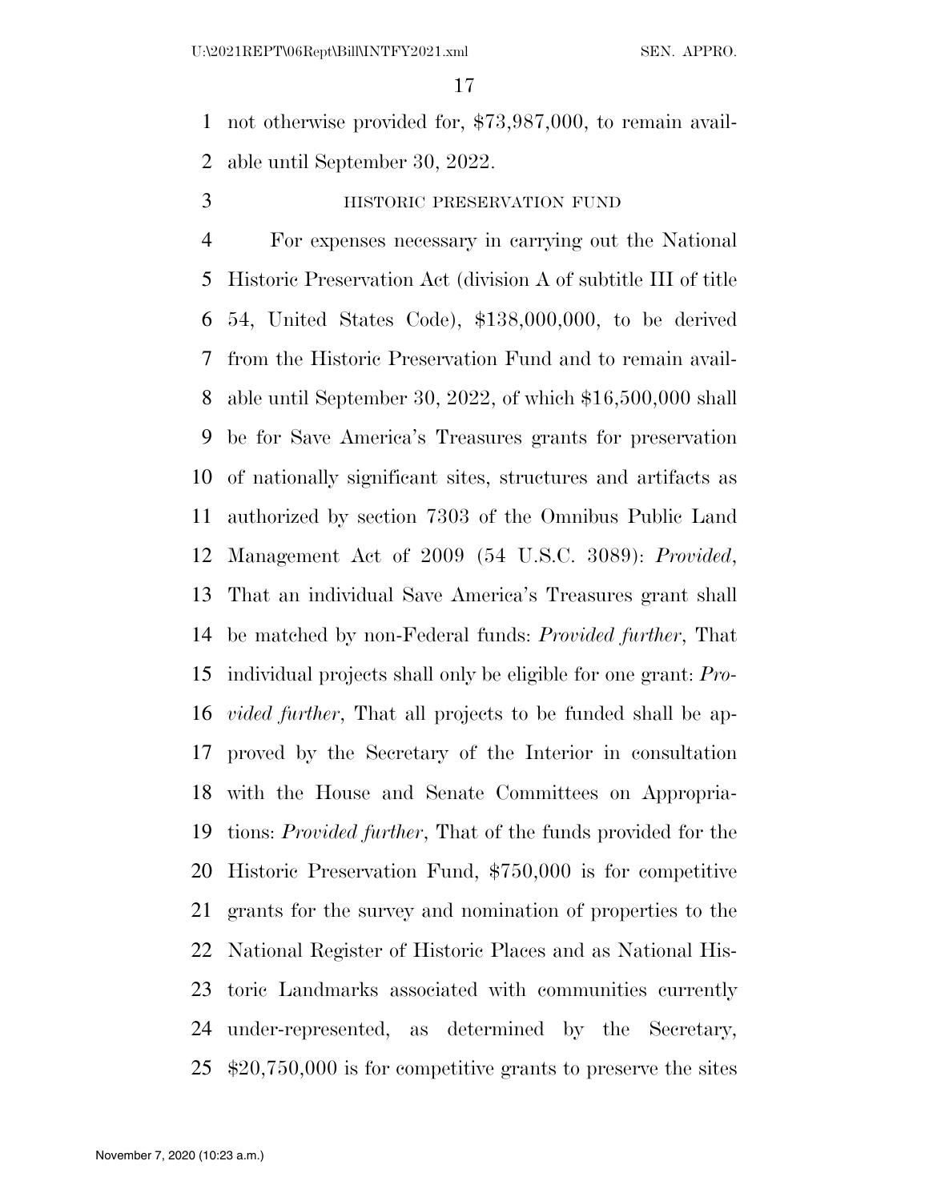not otherwise provided for, $73,987,000, to remain available until September 30, 2022.

HISTORIC PRESERVATION FUND

For expenses necessary in carrying out the National Historic Preservation Act (division A of subtitle III of title 54, United States Code), $138,000,000, to be derived from the Historic Preservation Fund and to remain available until September 30, 2022, of which $16,500,000 shall be for Save America's Treasures grants for preservation of nationally significant sites, structures and artifacts as authorized by section 7303 of the Omnibus Public Land Management Act of 2009 (54 U.S.C. 3089): *Provided*, That an individual Save America's Treasures grant shall be matched by non-Federal funds: *Provided further*, That individual projects shall only be eligible for one grant: *Provided further*, That all projects to be funded shall be approved by the Secretary of the Interior in consultation with the House and Senate Committees on Appropriations: *Provided further*, That of the funds provided for the Historic Preservation Fund, $750,000 is for competitive grants for the survey and nomination of properties to the National Register of Historic Places and as National Historic Landmarks associated with communities currently under-represented, as determined by the Secretary, $20,750,000 is for competitive grants to preserve the sites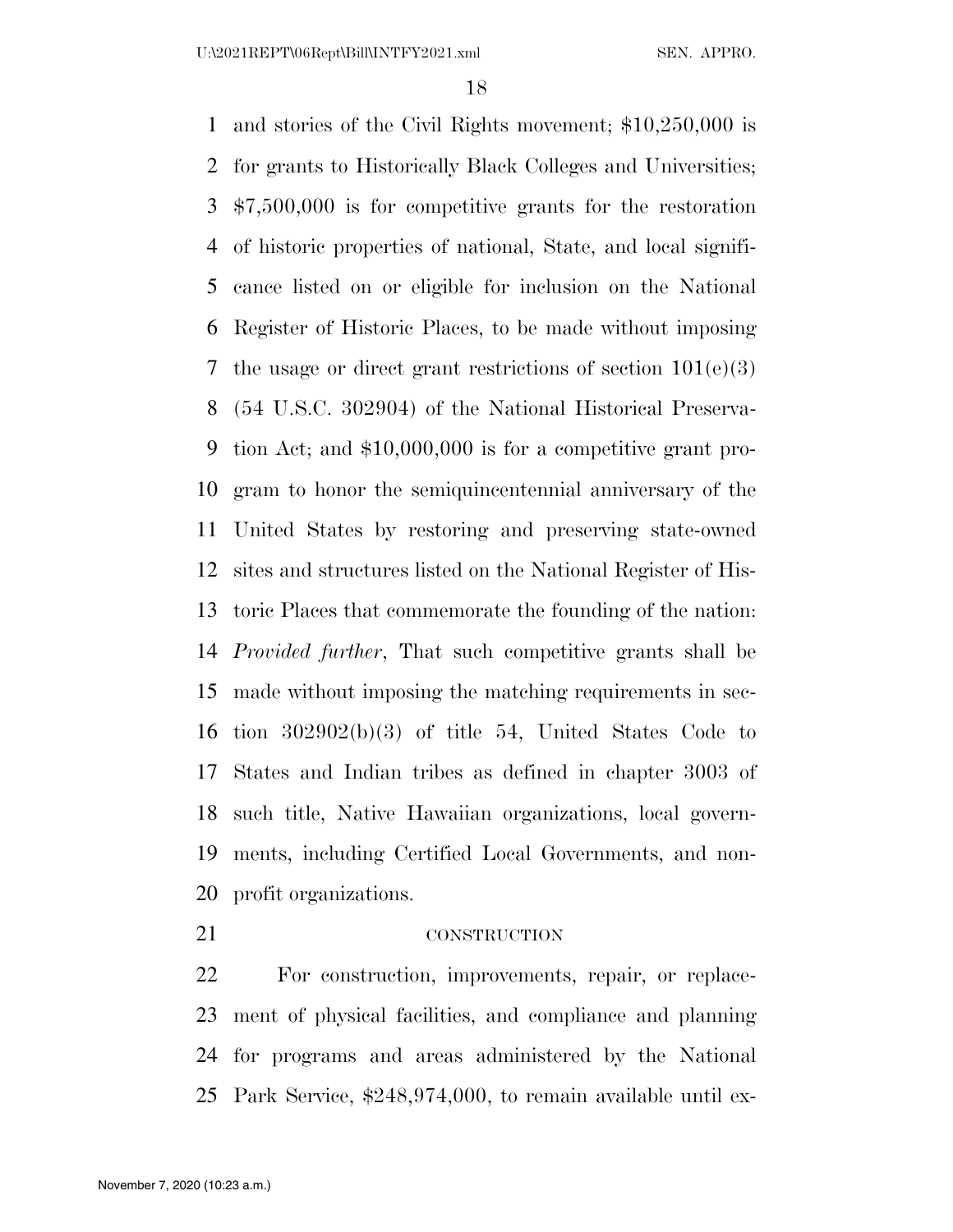and stories of the Civil Rights movement; $10,250,000 is for grants to Historically Black Colleges and Universities; $7,500,000 is for competitive grants for the restoration of historic properties of national, State, and local significance listed on or eligible for inclusion on the National Register of Historic Places, to be made without imposing the usage or direct grant restrictions of section 101(e)(3) (54 U.S.C. 302904) of the National Historical Preservation Act; and $10,000,000 is for a competitive grant program to honor the semiquincentennial anniversary of the United States by restoring and preserving state-owned sites and structures listed on the National Register of Historic Places that commemorate the founding of the nation: *Provided further*, That such competitive grants shall be made without imposing the matching requirements in section 302902(b)(3) of title 54, United States Code to States and Indian tribes as defined in chapter 3003 of such title, Native Hawaiian organizations, local governments, including Certified Local Governments, and non-profit organizations.

CONSTRUCTION

For construction, improvements, repair, or replacement of physical facilities, and compliance and planning for programs and areas administered by the National Park Service, $248,974,000, to remain available until ex-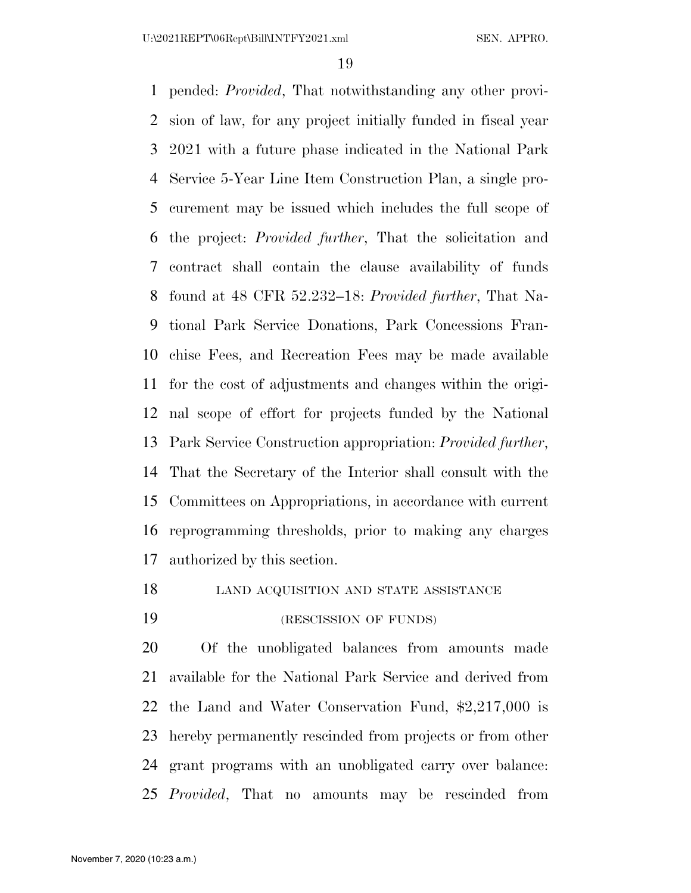pended: *Provided*, That notwithstanding any other provision of law, for any project initially funded in fiscal year 2021 with a future phase indicated in the National Park Service 5-Year Line Item Construction Plan, a single procurement may be issued which includes the full scope of the project: *Provided further*, That the solicitation and contract shall contain the clause availability of funds found at 48 CFR 52.232–18: *Provided further*, That National Park Service Donations, Park Concessions Franchise Fees, and Recreation Fees may be made available for the cost of adjustments and changes within the original scope of effort for projects funded by the National Park Service Construction appropriation: *Provided further*, That the Secretary of the Interior shall consult with the Committees on Appropriations, in accordance with current reprogramming thresholds, prior to making any charges authorized by this section.

LAND ACQUISITION AND STATE ASSISTANCE

(RESCISSION OF FUNDS)

Of the unobligated balances from amounts made available for the National Park Service and derived from the Land and Water Conservation Fund, $2,217,000 is hereby permanently rescinded from projects or from other grant programs with an unobligated carry over balance: *Provided*, That no amounts may be rescinded from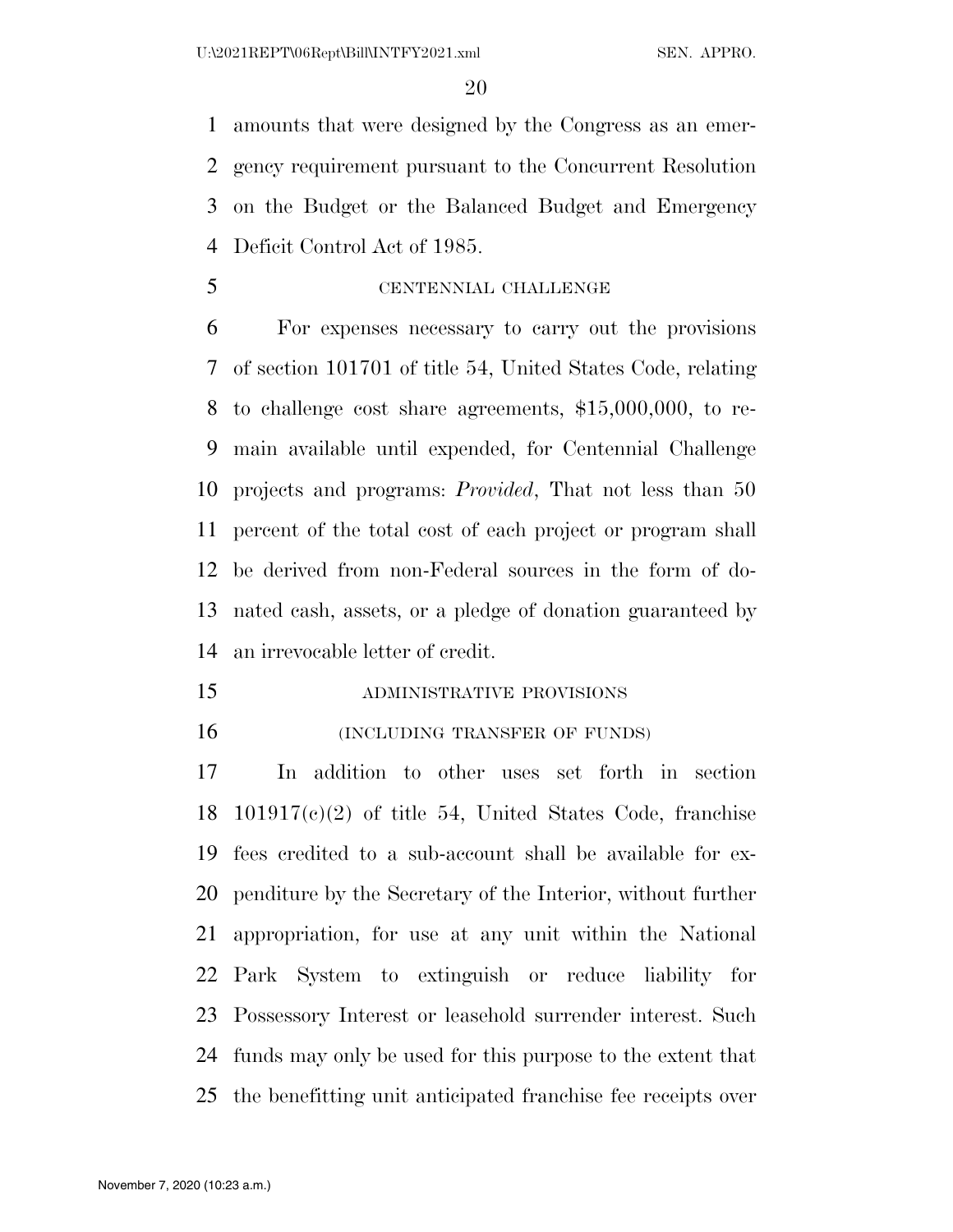amounts that were designed by the Congress as an emergency requirement pursuant to the Concurrent Resolution on the Budget or the Balanced Budget and Emergency Deficit Control Act of 1985.

CENTENNIAL CHALLENGE

For expenses necessary to carry out the provisions of section 101701 of title 54, United States Code, relating to challenge cost share agreements, $15,000,000, to remain available until expended, for Centennial Challenge projects and programs: *Provided*, That not less than 50 percent of the total cost of each project or program shall be derived from non-Federal sources in the form of donated cash, assets, or a pledge of donation guaranteed by an irrevocable letter of credit.

ADMINISTRATIVE PROVISIONS

(INCLUDING TRANSFER OF FUNDS)

In addition to other uses set forth in section 101917(c)(2) of title 54, United States Code, franchise fees credited to a sub-account shall be available for expenditure by the Secretary of the Interior, without further appropriation, for use at any unit within the National Park System to extinguish or reduce liability for Possessory Interest or leasehold surrender interest. Such funds may only be used for this purpose to the extent that the benefitting unit anticipated franchise fee receipts over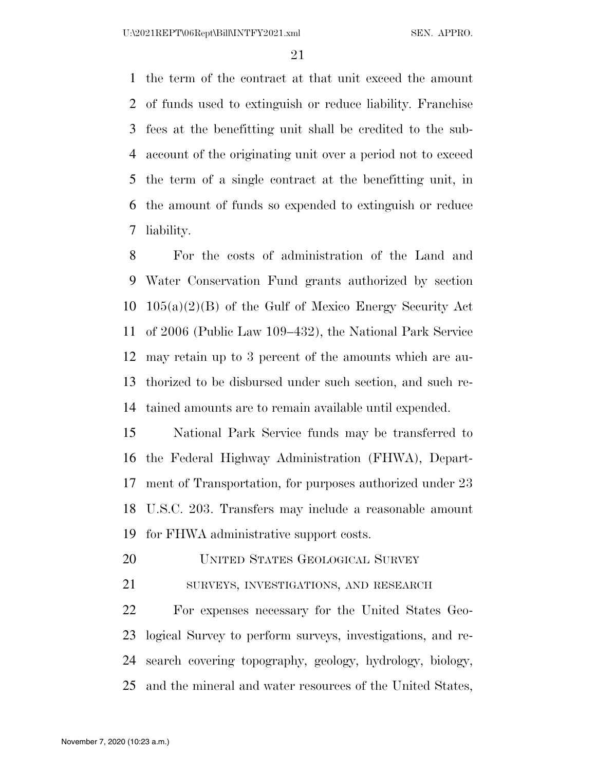the term of the contract at that unit exceed the amount of funds used to extinguish or reduce liability. Franchise fees at the benefitting unit shall be credited to the sub-account of the originating unit over a period not to exceed the term of a single contract at the benefitting unit, in the amount of funds so expended to extinguish or reduce liability.

For the costs of administration of the Land and Water Conservation Fund grants authorized by section 105(a)(2)(B) of the Gulf of Mexico Energy Security Act of 2006 (Public Law 109–432), the National Park Service may retain up to 3 percent of the amounts which are authorized to be disbursed under such section, and such retained amounts are to remain available until expended.

National Park Service funds may be transferred to the Federal Highway Administration (FHWA), Department of Transportation, for purposes authorized under 23 U.S.C. 203. Transfers may include a reasonable amount for FHWA administrative support costs.

## United States Geological Survey

### surveys, investigations, and research

For expenses necessary for the United States Geological Survey to perform surveys, investigations, and research covering topography, geology, hydrology, biology, and the mineral and water resources of the United States,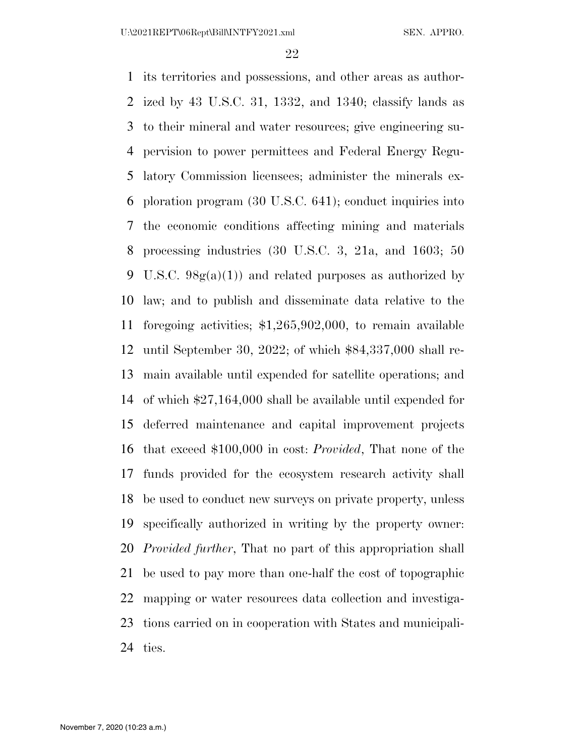its territories and possessions, and other areas as authorized by 43 U.S.C. 31, 1332, and 1340; classify lands as to their mineral and water resources; give engineering supervision to power permittees and Federal Energy Regulatory Commission licensees; administer the minerals exploration program (30 U.S.C. 641); conduct inquiries into the economic conditions affecting mining and materials processing industries (30 U.S.C. 3, 21a, and 1603; 50 U.S.C. 98g(a)(1)) and related purposes as authorized by law; and to publish and disseminate data relative to the foregoing activities; $1,265,902,000, to remain available until September 30, 2022; of which $84,337,000 shall remain available until expended for satellite operations; and of which $27,164,000 shall be available until expended for deferred maintenance and capital improvement projects that exceed $100,000 in cost: *Provided*, That none of the funds provided for the ecosystem research activity shall be used to conduct new surveys on private property, unless specifically authorized in writing by the property owner: *Provided further*, That no part of this appropriation shall be used to pay more than one-half the cost of topographic mapping or water resources data collection and investigations carried on in cooperation with States and municipalities.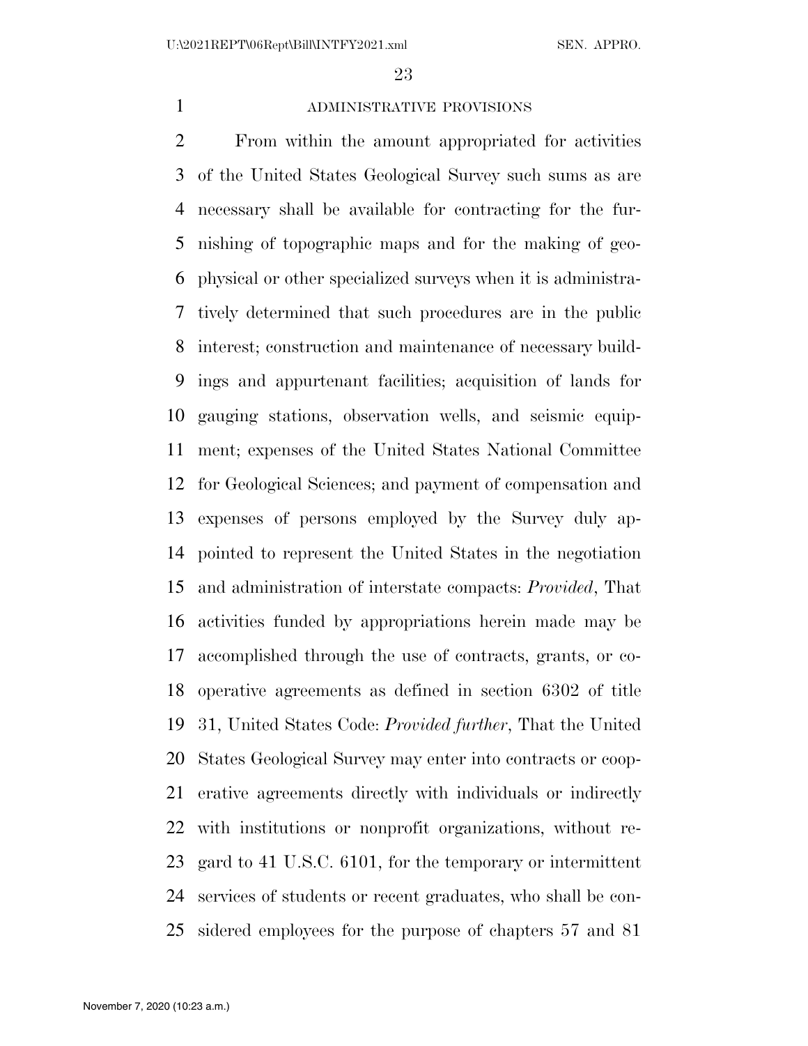## ADMINISTRATIVE PROVISIONS

From within the amount appropriated for activities of the United States Geological Survey such sums as are necessary shall be available for contracting for the furnishing of topographic maps and for the making of geophysical or other specialized surveys when it is administratively determined that such procedures are in the public interest; construction and maintenance of necessary buildings and appurtenant facilities; acquisition of lands for gauging stations, observation wells, and seismic equipment; expenses of the United States National Committee for Geological Sciences; and payment of compensation and expenses of persons employed by the Survey duly appointed to represent the United States in the negotiation and administration of interstate compacts: *Provided*, That activities funded by appropriations herein made may be accomplished through the use of contracts, grants, or cooperative agreements as defined in section 6302 of title 31, United States Code: *Provided further*, That the United States Geological Survey may enter into contracts or cooperative agreements directly with individuals or indirectly with institutions or nonprofit organizations, without regard to 41 U.S.C. 6101, for the temporary or intermittent services of students or recent graduates, who shall be considered employees for the purpose of chapters 57 and 81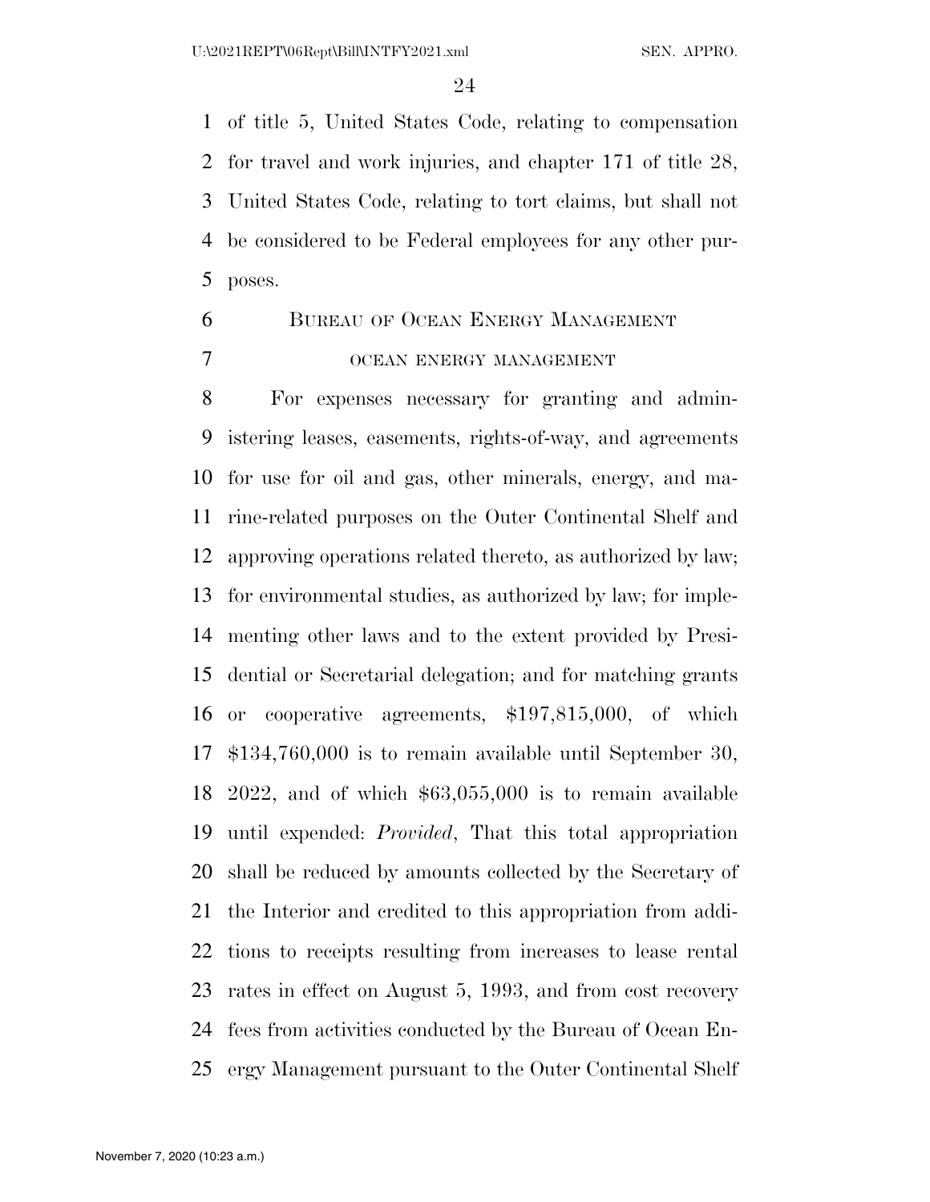of title 5, United States Code, relating to compensation for travel and work injuries, and chapter 171 of title 28, United States Code, relating to tort claims, but shall not be considered to be Federal employees for any other purposes.

## BUREAU OF OCEAN ENERGY MANAGEMENT

### OCEAN ENERGY MANAGEMENT

For expenses necessary for granting and administering leases, easements, rights-of-way, and agreements for use for oil and gas, other minerals, energy, and marine-related purposes on the Outer Continental Shelf and approving operations related thereto, as authorized by law; for environmental studies, as authorized by law; for implementing other laws and to the extent provided by Presidential or Secretarial delegation; and for matching grants or cooperative agreements, $197,815,000, of which $134,760,000 is to remain available until September 30, 2022, and of which $63,055,000 is to remain available until expended: *Provided*, That this total appropriation shall be reduced by amounts collected by the Secretary of the Interior and credited to this appropriation from additions to receipts resulting from increases to lease rental rates in effect on August 5, 1993, and from cost recovery fees from activities conducted by the Bureau of Ocean Energy Management pursuant to the Outer Continental Shelf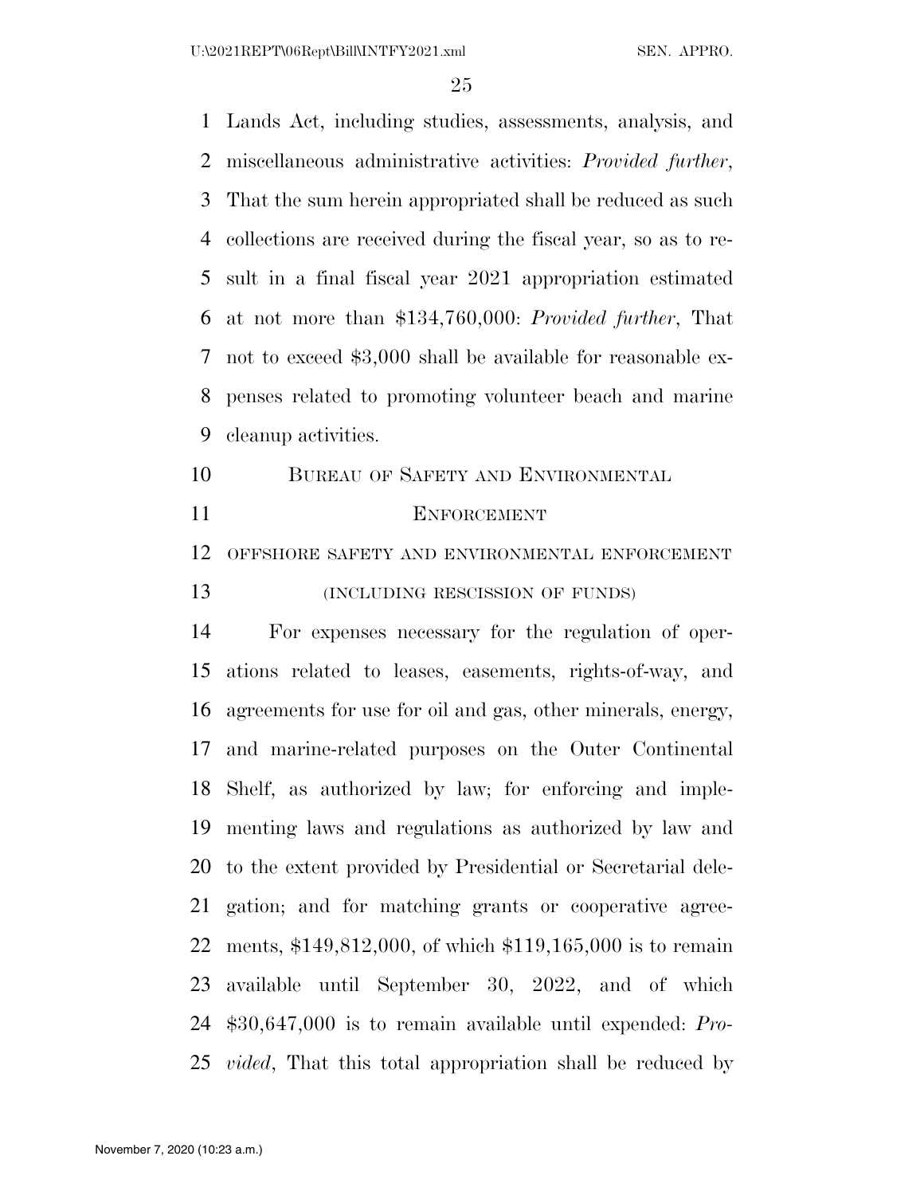Lands Act, including studies, assessments, analysis, and miscellaneous administrative activities: *Provided further*, That the sum herein appropriated shall be reduced as such collections are received during the fiscal year, so as to result in a final fiscal year 2021 appropriation estimated at not more than $134,760,000: *Provided further*, That not to exceed $3,000 shall be available for reasonable expenses related to promoting volunteer beach and marine cleanup activities.

## BUREAU OF SAFETY AND ENVIRONMENTAL ENFORCEMENT

### OFFSHORE SAFETY AND ENVIRONMENTAL ENFORCEMENT

### (INCLUDING RESCISSION OF FUNDS)

For expenses necessary for the regulation of operations related to leases, easements, rights-of-way, and agreements for use for oil and gas, other minerals, energy, and marine-related purposes on the Outer Continental Shelf, as authorized by law; for enforcing and implementing laws and regulations as authorized by law and to the extent provided by Presidential or Secretarial delegation; and for matching grants or cooperative agreements, $149,812,000, of which $119,165,000 is to remain available until September 30, 2022, and of which $30,647,000 is to remain available until expended: *Provided*, That this total appropriation shall be reduced by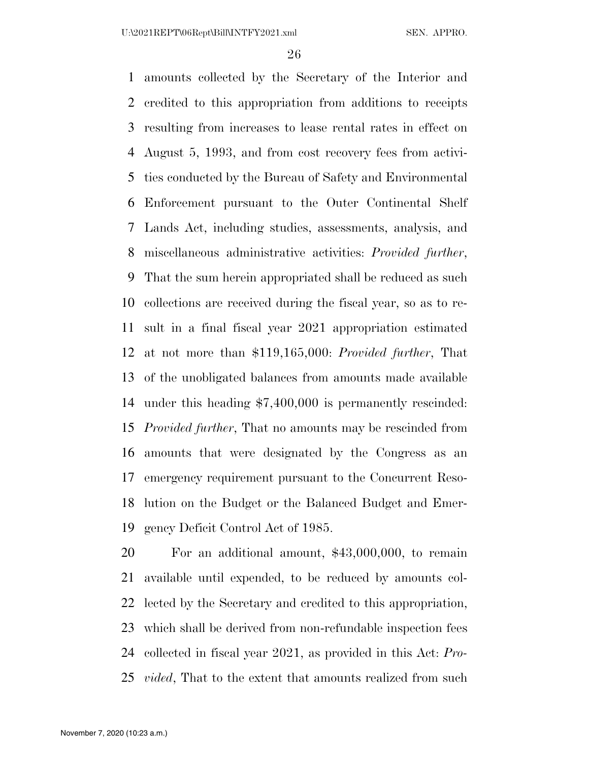amounts collected by the Secretary of the Interior and credited to this appropriation from additions to receipts resulting from increases to lease rental rates in effect on August 5, 1993, and from cost recovery fees from activities conducted by the Bureau of Safety and Environmental Enforcement pursuant to the Outer Continental Shelf Lands Act, including studies, assessments, analysis, and miscellaneous administrative activities: *Provided further*, That the sum herein appropriated shall be reduced as such collections are received during the fiscal year, so as to result in a final fiscal year 2021 appropriation estimated at not more than $119,165,000: *Provided further*, That of the unobligated balances from amounts made available under this heading $7,400,000 is permanently rescinded: *Provided further*, That no amounts may be rescinded from amounts that were designated by the Congress as an emergency requirement pursuant to the Concurrent Resolution on the Budget or the Balanced Budget and Emergency Deficit Control Act of 1985.

For an additional amount, $43,000,000, to remain available until expended, to be reduced by amounts collected by the Secretary and credited to this appropriation, which shall be derived from non-refundable inspection fees collected in fiscal year 2021, as provided in this Act: *Provided*, That to the extent that amounts realized from such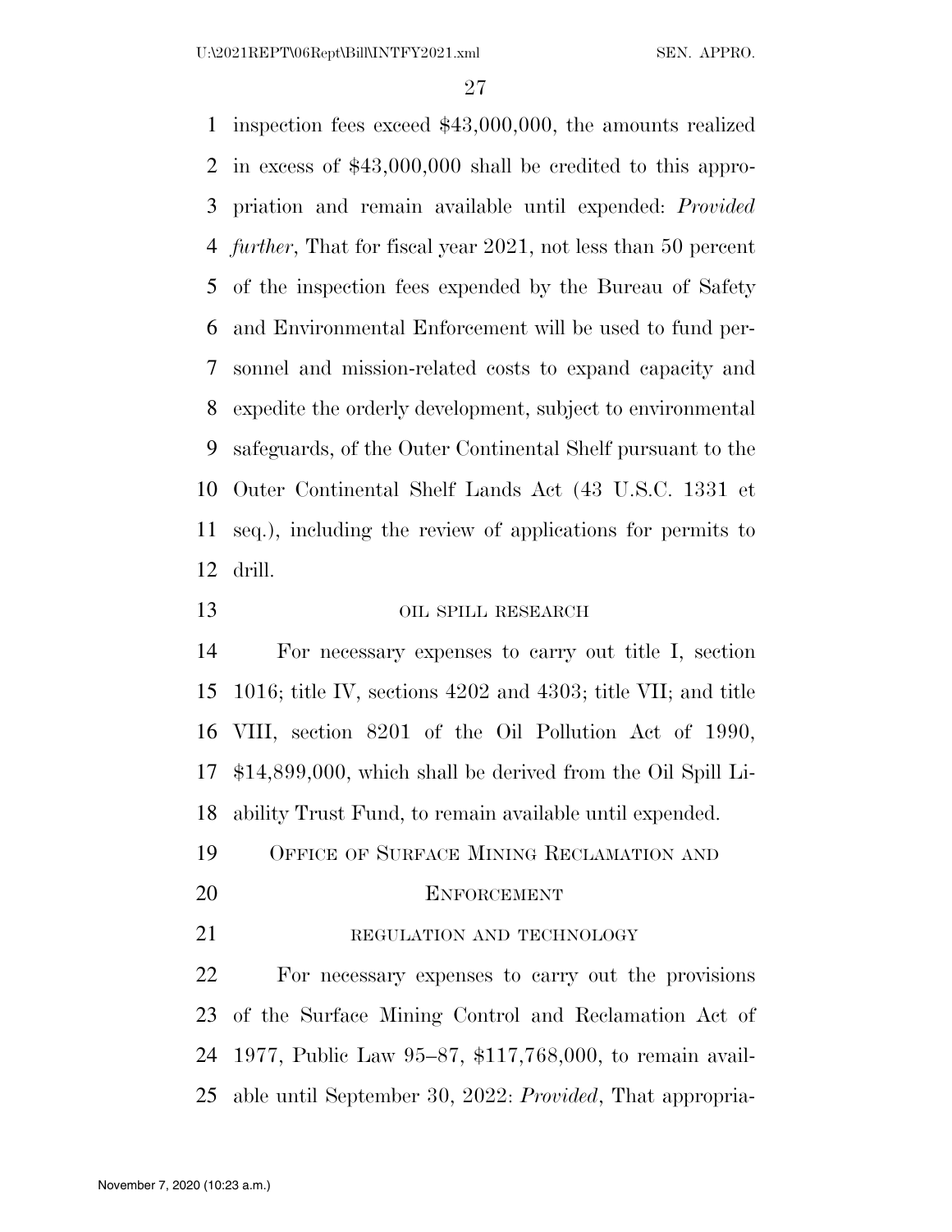inspection fees exceed $43,000,000, the amounts realized in excess of $43,000,000 shall be credited to this appropriation and remain available until expended: *Provided further*, That for fiscal year 2021, not less than 50 percent of the inspection fees expended by the Bureau of Safety and Environmental Enforcement will be used to fund personnel and mission-related costs to expand capacity and expedite the orderly development, subject to environmental safeguards, of the Outer Continental Shelf pursuant to the Outer Continental Shelf Lands Act (43 U.S.C. 1331 et seq.), including the review of applications for permits to drill.

OIL SPILL RESEARCH

For necessary expenses to carry out title I, section 1016; title IV, sections 4202 and 4303; title VII; and title VIII, section 8201 of the Oil Pollution Act of 1990, $14,899,000, which shall be derived from the Oil Spill Liability Trust Fund, to remain available until expended.

OFFICE OF SURFACE MINING RECLAMATION AND ENFORCEMENT

REGULATION AND TECHNOLOGY

For necessary expenses to carry out the provisions of the Surface Mining Control and Reclamation Act of 1977, Public Law 95–87, $117,768,000, to remain available until September 30, 2022: *Provided*, That appropria-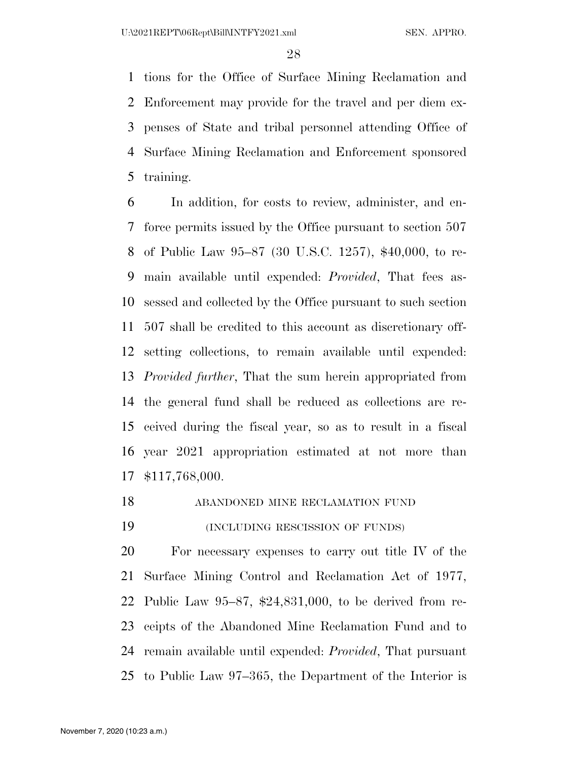tions for the Office of Surface Mining Reclamation and Enforcement may provide for the travel and per diem expenses of State and tribal personnel attending Office of Surface Mining Reclamation and Enforcement sponsored training.

In addition, for costs to review, administer, and enforce permits issued by the Office pursuant to section 507 of Public Law 95–87 (30 U.S.C. 1257), $40,000, to remain available until expended: *Provided*, That fees assessed and collected by the Office pursuant to such section 507 shall be credited to this account as discretionary offsetting collections, to remain available until expended: *Provided further*, That the sum herein appropriated from the general fund shall be reduced as collections are received during the fiscal year, so as to result in a fiscal year 2021 appropriation estimated at not more than $117,768,000.

ABANDONED MINE RECLAMATION FUND

(INCLUDING RESCISSION OF FUNDS)

For necessary expenses to carry out title IV of the Surface Mining Control and Reclamation Act of 1977, Public Law 95–87, $24,831,000, to be derived from receipts of the Abandoned Mine Reclamation Fund and to remain available until expended: *Provided*, That pursuant to Public Law 97–365, the Department of the Interior is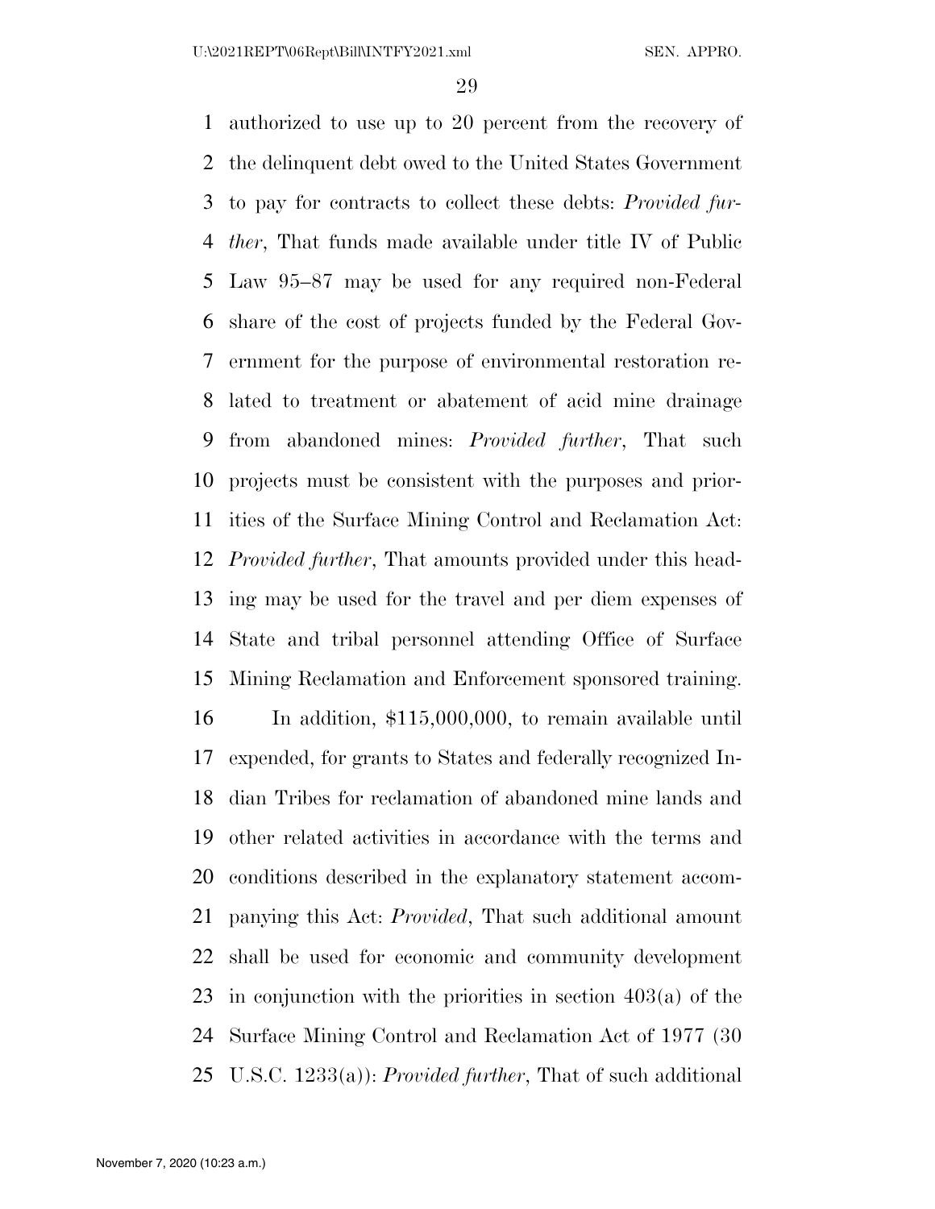authorized to use up to 20 percent from the recovery of the delinquent debt owed to the United States Government to pay for contracts to collect these debts: *Provided further*, That funds made available under title IV of Public Law 95–87 may be used for any required non-Federal share of the cost of projects funded by the Federal Government for the purpose of environmental restoration related to treatment or abatement of acid mine drainage from abandoned mines: *Provided further*, That such projects must be consistent with the purposes and priorities of the Surface Mining Control and Reclamation Act: *Provided further*, That amounts provided under this heading may be used for the travel and per diem expenses of State and tribal personnel attending Office of Surface Mining Reclamation and Enforcement sponsored training.

In addition, $115,000,000, to remain available until expended, for grants to States and federally recognized Indian Tribes for reclamation of abandoned mine lands and other related activities in accordance with the terms and conditions described in the explanatory statement accompanying this Act: *Provided*, That such additional amount shall be used for economic and community development in conjunction with the priorities in section 403(a) of the Surface Mining Control and Reclamation Act of 1977 (30 U.S.C. 1233(a)): *Provided further*, That of such additional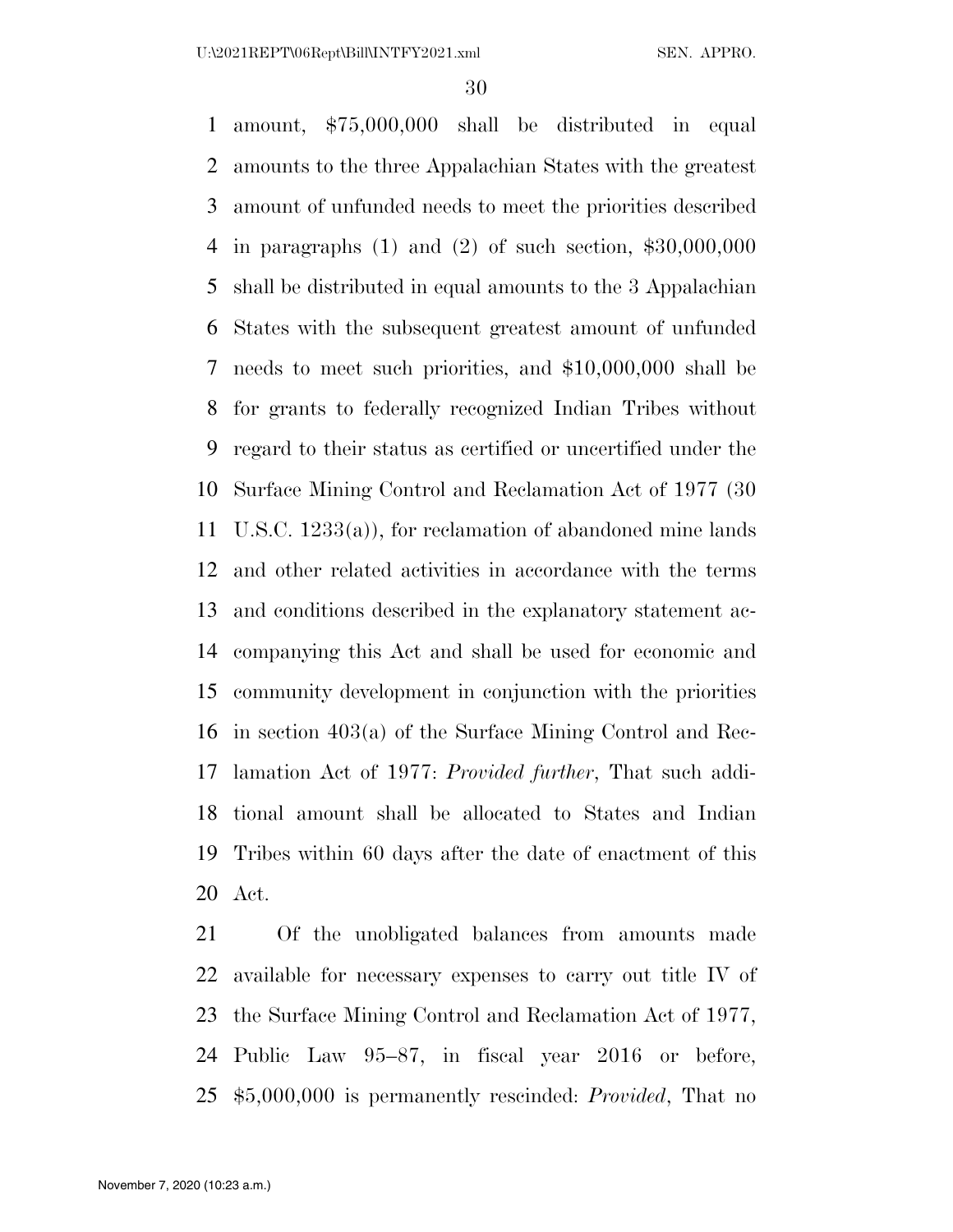amount, $75,000,000 shall be distributed in equal amounts to the three Appalachian States with the greatest amount of unfunded needs to meet the priorities described in paragraphs (1) and (2) of such section, $30,000,000 shall be distributed in equal amounts to the 3 Appalachian States with the subsequent greatest amount of unfunded needs to meet such priorities, and $10,000,000 shall be for grants to federally recognized Indian Tribes without regard to their status as certified or uncertified under the Surface Mining Control and Reclamation Act of 1977 (30 U.S.C. 1233(a)), for reclamation of abandoned mine lands and other related activities in accordance with the terms and conditions described in the explanatory statement accompanying this Act and shall be used for economic and community development in conjunction with the priorities in section 403(a) of the Surface Mining Control and Reclamation Act of 1977: *Provided further*, That such additional amount shall be allocated to States and Indian Tribes within 60 days after the date of enactment of this Act.

Of the unobligated balances from amounts made available for necessary expenses to carry out title IV of the Surface Mining Control and Reclamation Act of 1977, Public Law 95–87, in fiscal year 2016 or before, $5,000,000 is permanently rescinded: *Provided*, That no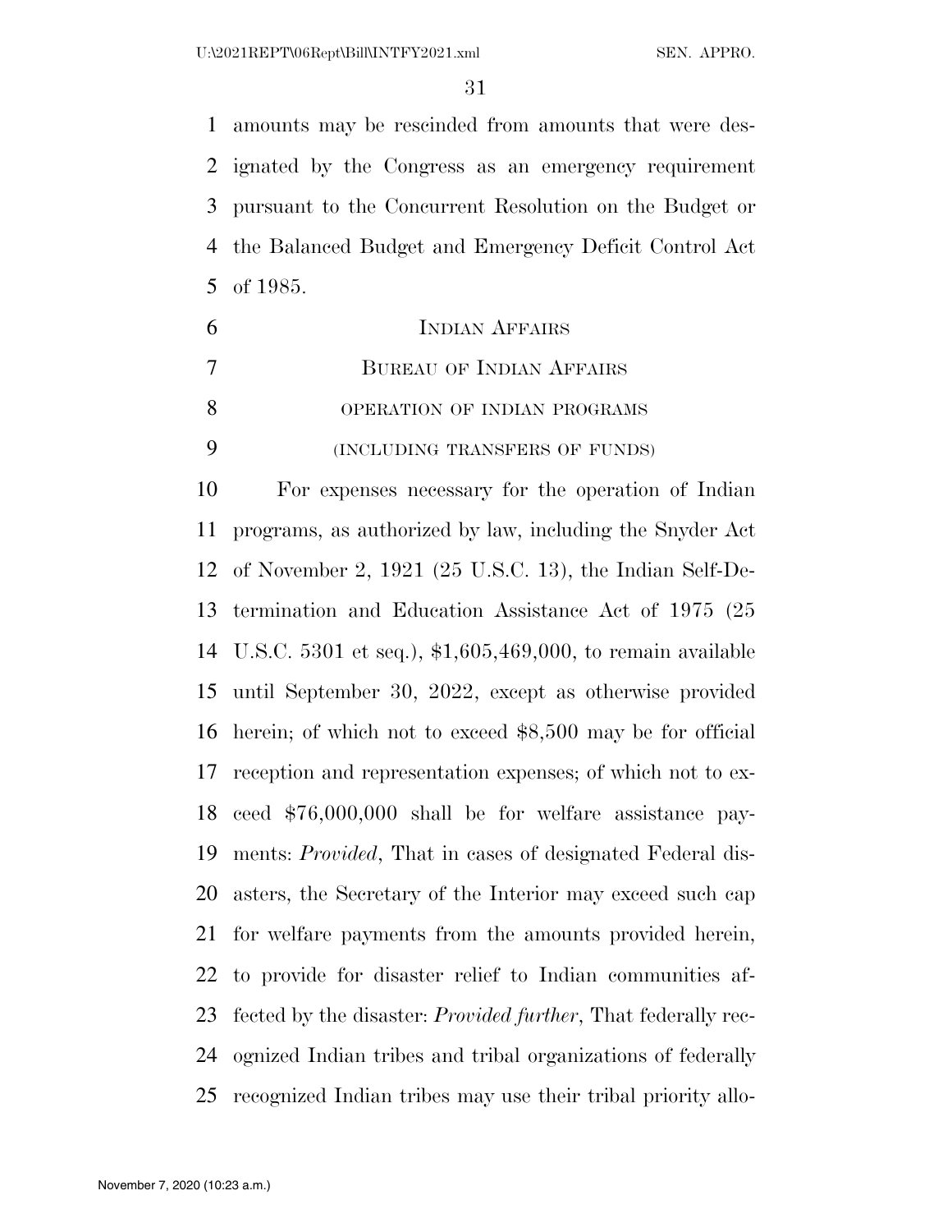amounts may be rescinded from amounts that were designated by the Congress as an emergency requirement pursuant to the Concurrent Resolution on the Budget or the Balanced Budget and Emergency Deficit Control Act of 1985.

INDIAN AFFAIRS

BUREAU OF INDIAN AFFAIRS

OPERATION OF INDIAN PROGRAMS

(INCLUDING TRANSFERS OF FUNDS)

For expenses necessary for the operation of Indian programs, as authorized by law, including the Snyder Act of November 2, 1921 (25 U.S.C. 13), the Indian Self-Determination and Education Assistance Act of 1975 (25 U.S.C. 5301 et seq.), $1,605,469,000, to remain available until September 30, 2022, except as otherwise provided herein; of which not to exceed $8,500 may be for official reception and representation expenses; of which not to exceed $76,000,000 shall be for welfare assistance payments: *Provided*, That in cases of designated Federal disasters, the Secretary of the Interior may exceed such cap for welfare payments from the amounts provided herein, to provide for disaster relief to Indian communities affected by the disaster: *Provided further*, That federally recognized Indian tribes and tribal organizations of federally recognized Indian tribes may use their tribal priority allo-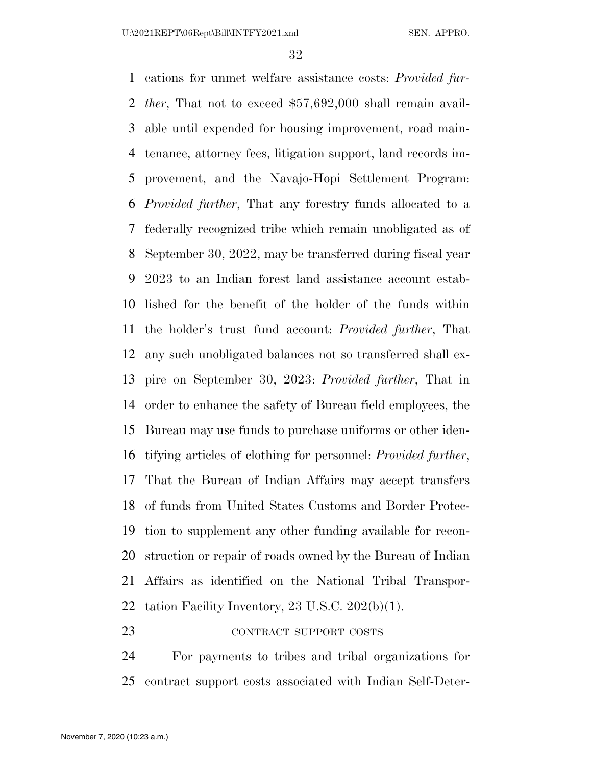cations for unmet welfare assistance costs: *Provided further*, That not to exceed $57,692,000 shall remain available until expended for housing improvement, road maintenance, attorney fees, litigation support, land records improvement, and the Navajo-Hopi Settlement Program: *Provided further*, That any forestry funds allocated to a federally recognized tribe which remain unobligated as of September 30, 2022, may be transferred during fiscal year 2023 to an Indian forest land assistance account established for the benefit of the holder of the funds within the holder's trust fund account: *Provided further*, That any such unobligated balances not so transferred shall expire on September 30, 2023: *Provided further*, That in order to enhance the safety of Bureau field employees, the Bureau may use funds to purchase uniforms or other identifying articles of clothing for personnel: *Provided further*, That the Bureau of Indian Affairs may accept transfers of funds from United States Customs and Border Protection to supplement any other funding available for reconstruction or repair of roads owned by the Bureau of Indian Affairs as identified on the National Tribal Transportation Facility Inventory, 23 U.S.C. 202(b)(1).

CONTRACT SUPPORT COSTS

For payments to tribes and tribal organizations for contract support costs associated with Indian Self-Deter-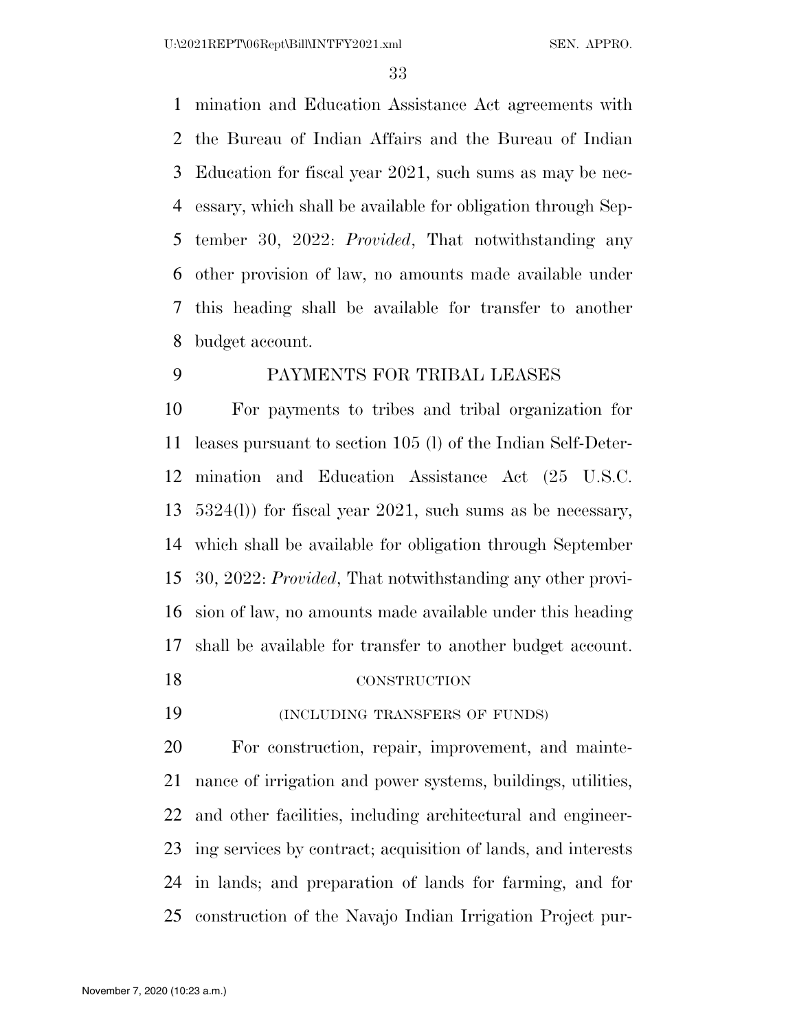mination and Education Assistance Act agreements with the Bureau of Indian Affairs and the Bureau of Indian Education for fiscal year 2021, such sums as may be necessary, which shall be available for obligation through September 30, 2022: *Provided*, That notwithstanding any other provision of law, no amounts made available under this heading shall be available for transfer to another budget account.

PAYMENTS FOR TRIBAL LEASES

For payments to tribes and tribal organization for leases pursuant to section 105 (l) of the Indian Self-Determination and Education Assistance Act (25 U.S.C. 5324(l)) for fiscal year 2021, such sums as be necessary, which shall be available for obligation through September 30, 2022: *Provided*, That notwithstanding any other provision of law, no amounts made available under this heading shall be available for transfer to another budget account.

CONSTRUCTION

(INCLUDING TRANSFERS OF FUNDS)

For construction, repair, improvement, and maintenance of irrigation and power systems, buildings, utilities, and other facilities, including architectural and engineering services by contract; acquisition of lands, and interests in lands; and preparation of lands for farming, and for construction of the Navajo Indian Irrigation Project pur-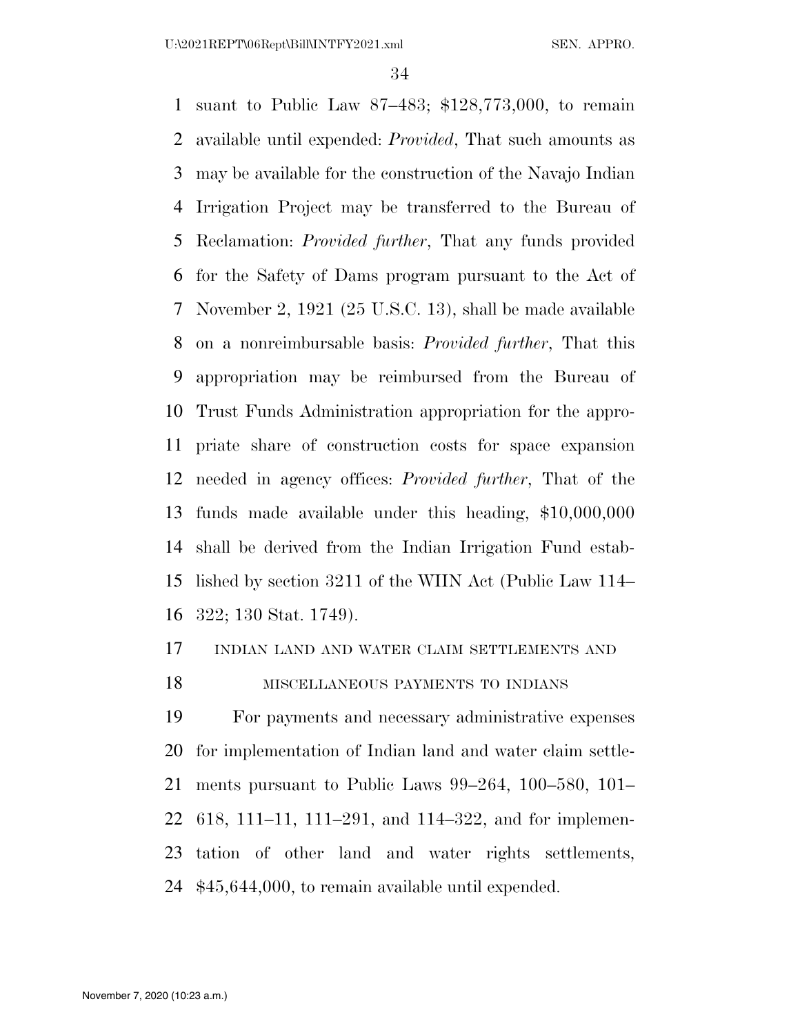suant to Public Law 87–483; $128,773,000, to remain available until expended: *Provided*, That such amounts as may be available for the construction of the Navajo Indian Irrigation Project may be transferred to the Bureau of Reclamation: *Provided further*, That any funds provided for the Safety of Dams program pursuant to the Act of November 2, 1921 (25 U.S.C. 13), shall be made available on a nonreimbursable basis: *Provided further*, That this appropriation may be reimbursed from the Bureau of Trust Funds Administration appropriation for the appropriate share of construction costs for space expansion needed in agency offices: *Provided further*, That of the funds made available under this heading, $10,000,000 shall be derived from the Indian Irrigation Fund established by section 3211 of the WIIN Act (Public Law 114–322; 130 Stat. 1749).

INDIAN LAND AND WATER CLAIM SETTLEMENTS AND MISCELLANEOUS PAYMENTS TO INDIANS

For payments and necessary administrative expenses for implementation of Indian land and water claim settlements pursuant to Public Laws 99–264, 100–580, 101–618, 111–11, 111–291, and 114–322, and for implementation of other land and water rights settlements, $45,644,000, to remain available until expended.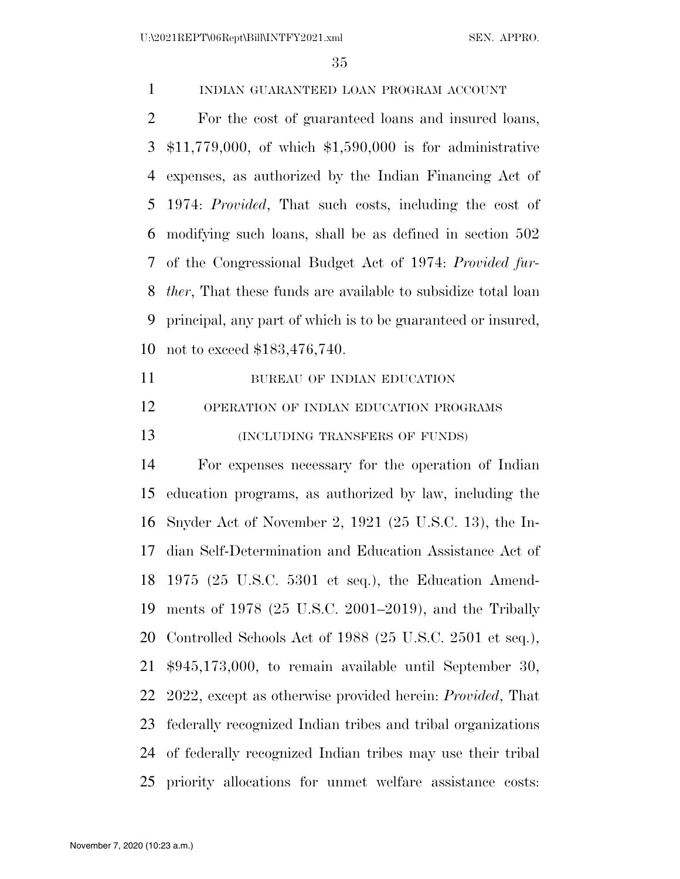INDIAN GUARANTEED LOAN PROGRAM ACCOUNT

For the cost of guaranteed loans and insured loans, $11,779,000, of which $1,590,000 is for administrative expenses, as authorized by the Indian Financing Act of 1974: *Provided*, That such costs, including the cost of modifying such loans, shall be as defined in section 502 of the Congressional Budget Act of 1974: *Provided further*, That these funds are available to subsidize total loan principal, any part of which is to be guaranteed or insured, not to exceed $183,476,740.

BUREAU OF INDIAN EDUCATION

OPERATION OF INDIAN EDUCATION PROGRAMS

(INCLUDING TRANSFERS OF FUNDS)

For expenses necessary for the operation of Indian education programs, as authorized by law, including the Snyder Act of November 2, 1921 (25 U.S.C. 13), the Indian Self-Determination and Education Assistance Act of 1975 (25 U.S.C. 5301 et seq.), the Education Amendments of 1978 (25 U.S.C. 2001–2019), and the Tribally Controlled Schools Act of 1988 (25 U.S.C. 2501 et seq.), $945,173,000, to remain available until September 30, 2022, except as otherwise provided herein: *Provided*, That federally recognized Indian tribes and tribal organizations of federally recognized Indian tribes may use their tribal priority allocations for unmet welfare assistance costs: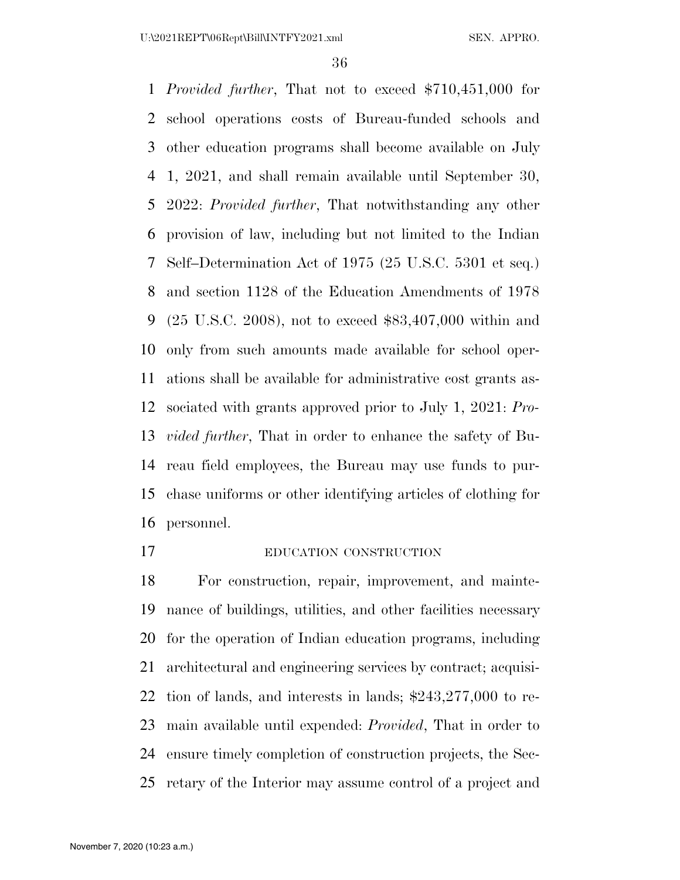*Provided further*, That not to exceed $710,451,000 for school operations costs of Bureau-funded schools and other education programs shall become available on July 1, 2021, and shall remain available until September 30, 2022: *Provided further*, That notwithstanding any other provision of law, including but not limited to the Indian Self–Determination Act of 1975 (25 U.S.C. 5301 et seq.) and section 1128 of the Education Amendments of 1978 (25 U.S.C. 2008), not to exceed $83,407,000 within and only from such amounts made available for school operations shall be available for administrative cost grants associated with grants approved prior to July 1, 2021: *Provided further*, That in order to enhance the safety of Bureau field employees, the Bureau may use funds to purchase uniforms or other identifying articles of clothing for personnel.

EDUCATION CONSTRUCTION

For construction, repair, improvement, and maintenance of buildings, utilities, and other facilities necessary for the operation of Indian education programs, including architectural and engineering services by contract; acquisition of lands, and interests in lands; $243,277,000 to remain available until expended: *Provided*, That in order to ensure timely completion of construction projects, the Secretary of the Interior may assume control of a project and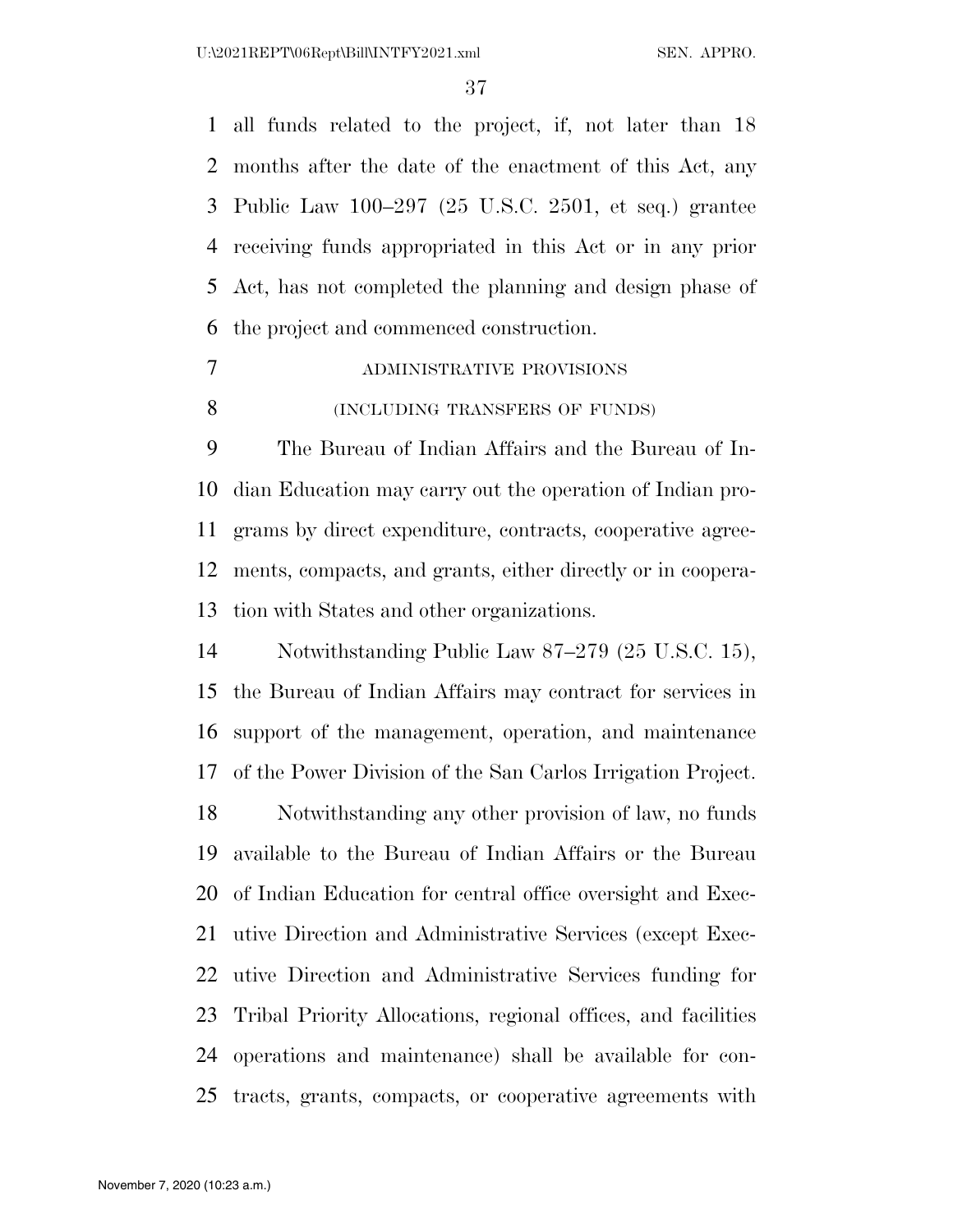all funds related to the project, if, not later than 18 months after the date of the enactment of this Act, any Public Law 100–297 (25 U.S.C. 2501, et seq.) grantee receiving funds appropriated in this Act or in any prior Act, has not completed the planning and design phase of the project and commenced construction.

ADMINISTRATIVE PROVISIONS

(INCLUDING TRANSFERS OF FUNDS)

The Bureau of Indian Affairs and the Bureau of Indian Education may carry out the operation of Indian programs by direct expenditure, contracts, cooperative agreements, compacts, and grants, either directly or in cooperation with States and other organizations.

Notwithstanding Public Law 87–279 (25 U.S.C. 15), the Bureau of Indian Affairs may contract for services in support of the management, operation, and maintenance of the Power Division of the San Carlos Irrigation Project.

Notwithstanding any other provision of law, no funds available to the Bureau of Indian Affairs or the Bureau of Indian Education for central office oversight and Executive Direction and Administrative Services (except Executive Direction and Administrative Services funding for Tribal Priority Allocations, regional offices, and facilities operations and maintenance) shall be available for contracts, grants, compacts, or cooperative agreements with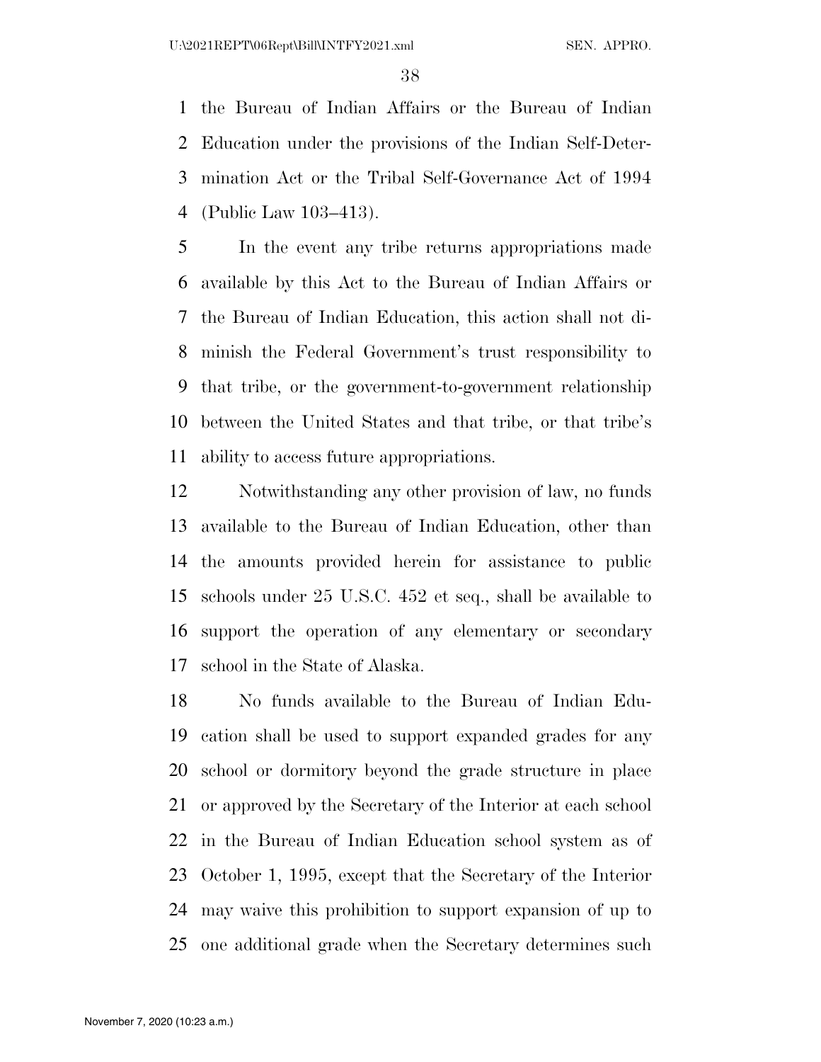the Bureau of Indian Affairs or the Bureau of Indian Education under the provisions of the Indian Self-Determination Act or the Tribal Self-Governance Act of 1994 (Public Law 103–413).

In the event any tribe returns appropriations made available by this Act to the Bureau of Indian Affairs or the Bureau of Indian Education, this action shall not diminish the Federal Government's trust responsibility to that tribe, or the government-to-government relationship between the United States and that tribe, or that tribe's ability to access future appropriations.

Notwithstanding any other provision of law, no funds available to the Bureau of Indian Education, other than the amounts provided herein for assistance to public schools under 25 U.S.C. 452 et seq., shall be available to support the operation of any elementary or secondary school in the State of Alaska.

No funds available to the Bureau of Indian Education shall be used to support expanded grades for any school or dormitory beyond the grade structure in place or approved by the Secretary of the Interior at each school in the Bureau of Indian Education school system as of October 1, 1995, except that the Secretary of the Interior may waive this prohibition to support expansion of up to one additional grade when the Secretary determines such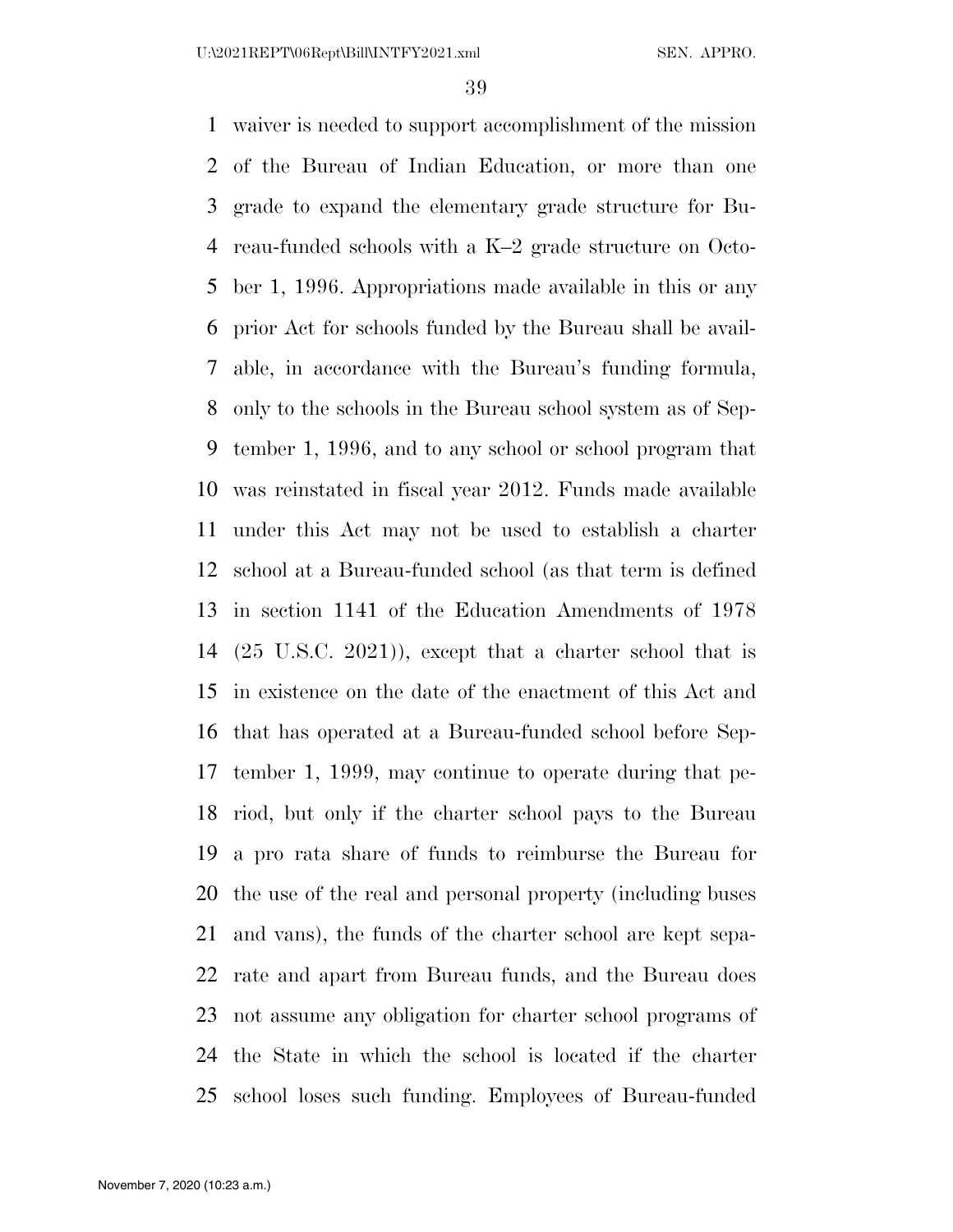waiver is needed to support accomplishment of the mission of the Bureau of Indian Education, or more than one grade to expand the elementary grade structure for Bureau-funded schools with a K–2 grade structure on October 1, 1996. Appropriations made available in this or any prior Act for schools funded by the Bureau shall be available, in accordance with the Bureau's funding formula, only to the schools in the Bureau school system as of September 1, 1996, and to any school or school program that was reinstated in fiscal year 2012. Funds made available under this Act may not be used to establish a charter school at a Bureau-funded school (as that term is defined in section 1141 of the Education Amendments of 1978 (25 U.S.C. 2021)), except that a charter school that is in existence on the date of the enactment of this Act and that has operated at a Bureau-funded school before September 1, 1999, may continue to operate during that period, but only if the charter school pays to the Bureau a pro rata share of funds to reimburse the Bureau for the use of the real and personal property (including buses and vans), the funds of the charter school are kept separate and apart from Bureau funds, and the Bureau does not assume any obligation for charter school programs of the State in which the school is located if the charter school loses such funding. Employees of Bureau-funded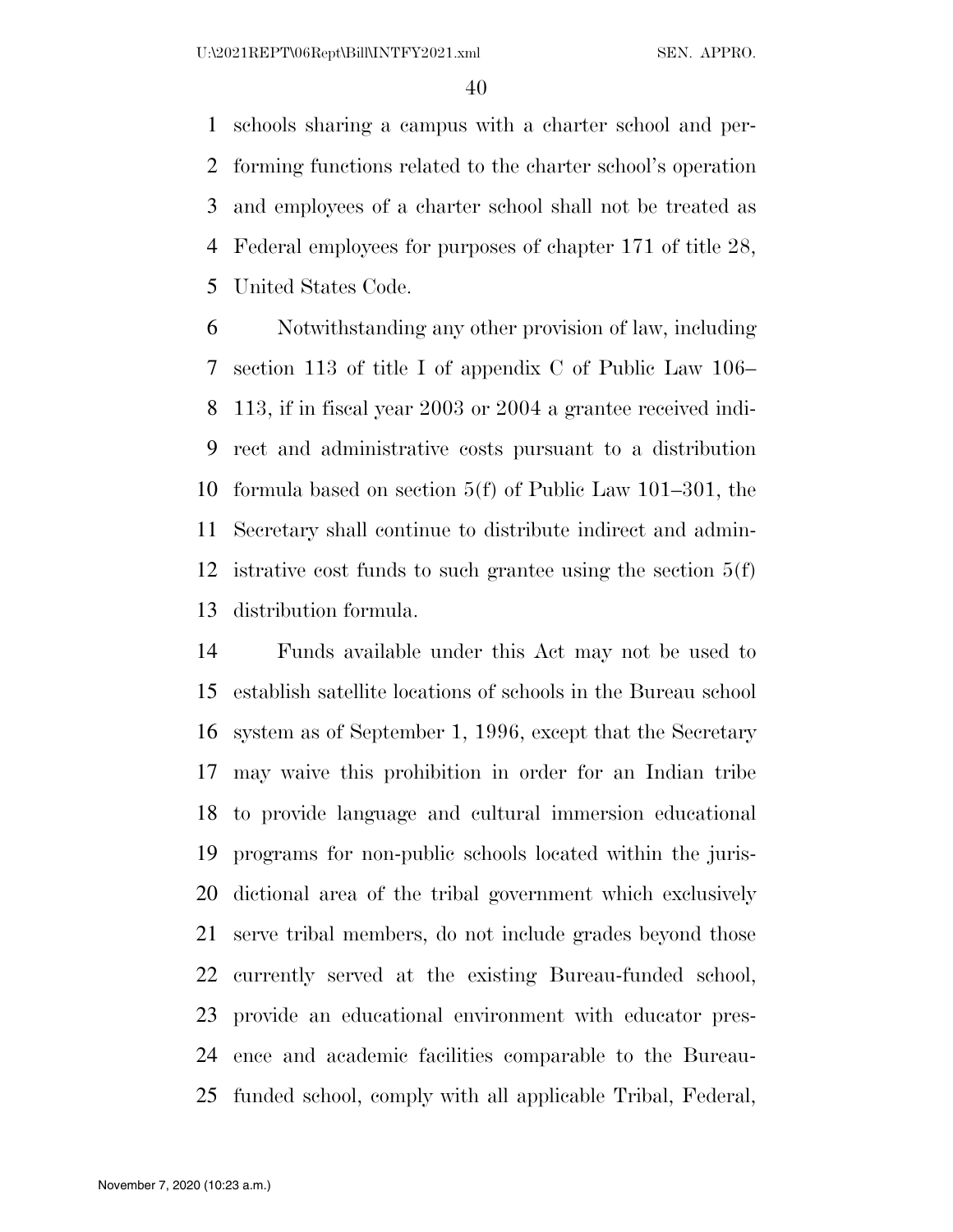schools sharing a campus with a charter school and performing functions related to the charter school's operation and employees of a charter school shall not be treated as Federal employees for purposes of chapter 171 of title 28, United States Code.

Notwithstanding any other provision of law, including section 113 of title I of appendix C of Public Law 106–113, if in fiscal year 2003 or 2004 a grantee received indirect and administrative costs pursuant to a distribution formula based on section 5(f) of Public Law 101–301, the Secretary shall continue to distribute indirect and administrative cost funds to such grantee using the section 5(f) distribution formula.

Funds available under this Act may not be used to establish satellite locations of schools in the Bureau school system as of September 1, 1996, except that the Secretary may waive this prohibition in order for an Indian tribe to provide language and cultural immersion educational programs for non-public schools located within the jurisdictional area of the tribal government which exclusively serve tribal members, do not include grades beyond those currently served at the existing Bureau-funded school, provide an educational environment with educator presence and academic facilities comparable to the Bureau-funded school, comply with all applicable Tribal, Federal,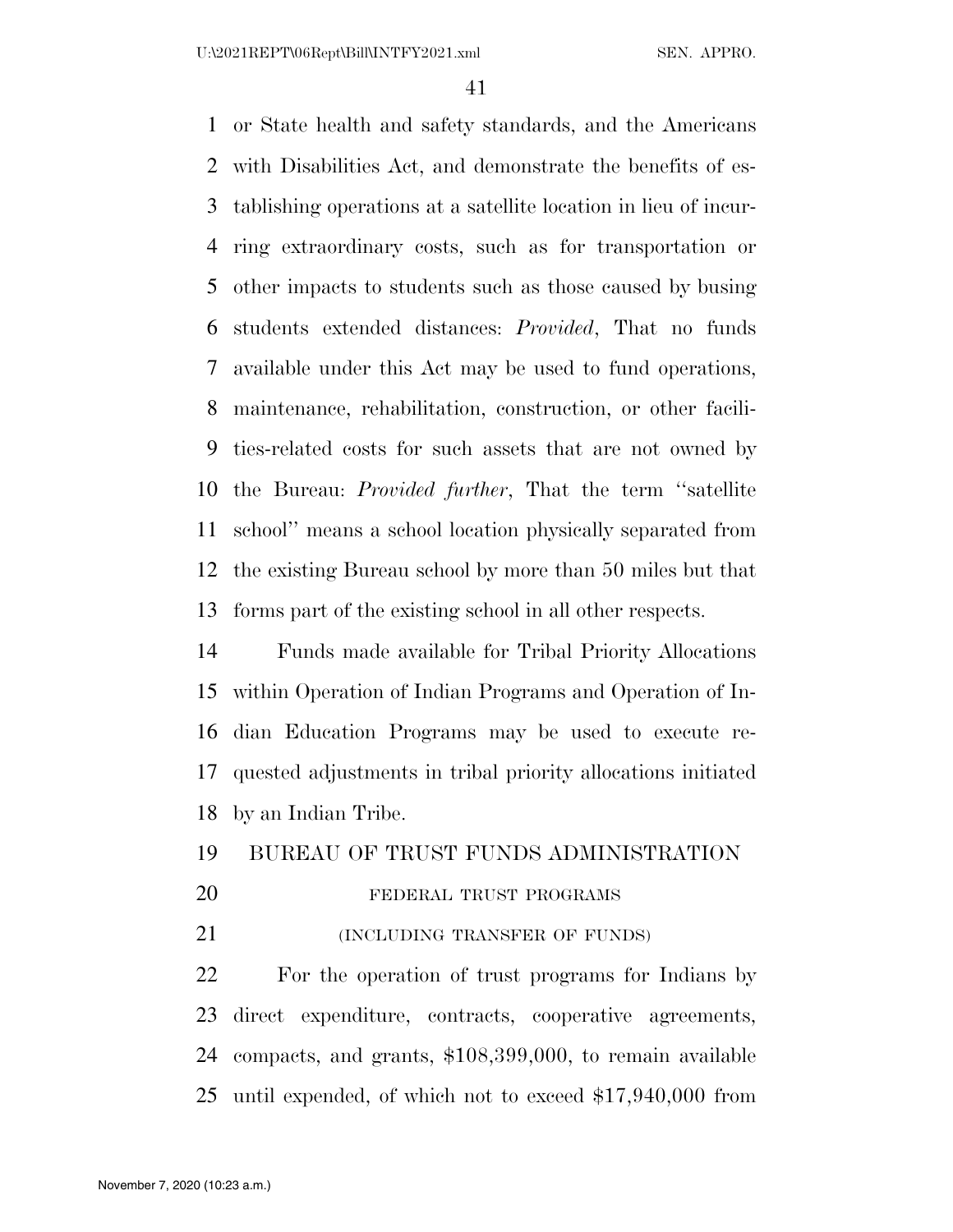or State health and safety standards, and the Americans with Disabilities Act, and demonstrate the benefits of establishing operations at a satellite location in lieu of incurring extraordinary costs, such as for transportation or other impacts to students such as those caused by busing students extended distances: *Provided*, That no funds available under this Act may be used to fund operations, maintenance, rehabilitation, construction, or other facilities-related costs for such assets that are not owned by the Bureau: *Provided further*, That the term "satellite school" means a school location physically separated from the existing Bureau school by more than 50 miles but that forms part of the existing school in all other respects.

Funds made available for Tribal Priority Allocations within Operation of Indian Programs and Operation of Indian Education Programs may be used to execute requested adjustments in tribal priority allocations initiated by an Indian Tribe.

## BUREAU OF TRUST FUNDS ADMINISTRATION

### FEDERAL TRUST PROGRAMS

(INCLUDING TRANSFER OF FUNDS)

For the operation of trust programs for Indians by direct expenditure, contracts, cooperative agreements, compacts, and grants, $108,399,000, to remain available until expended, of which not to exceed $17,940,000 from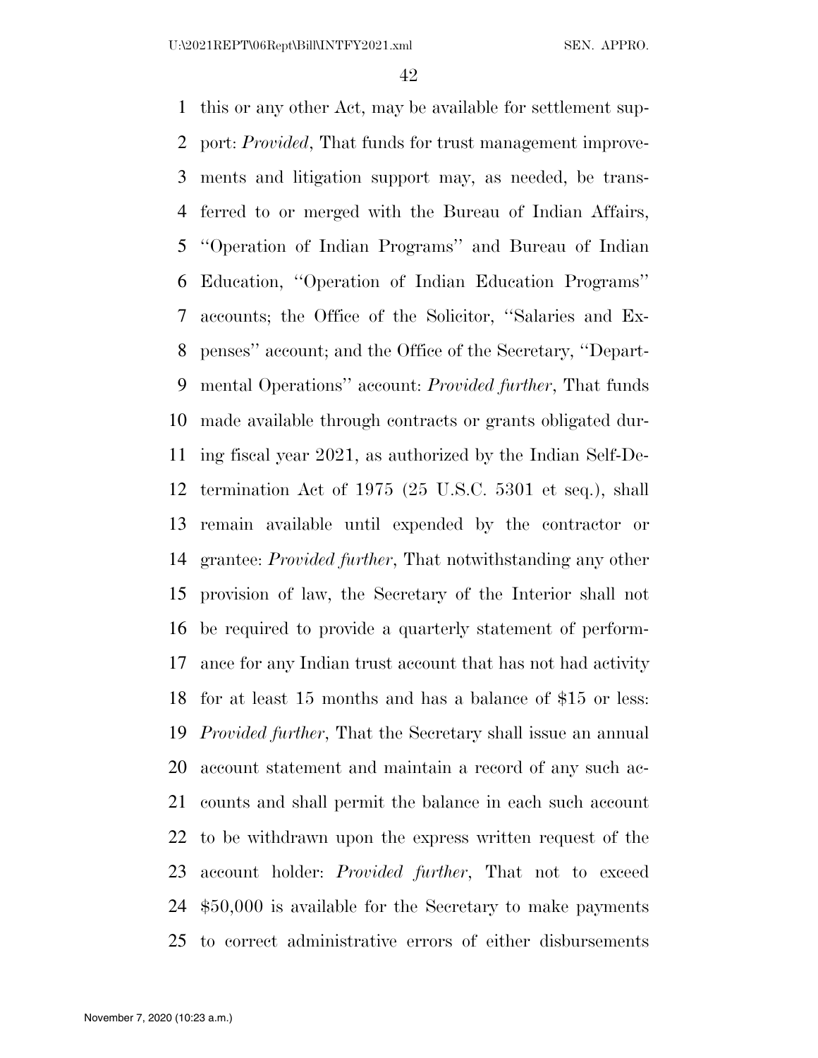this or any other Act, may be available for settlement support: *Provided*, That funds for trust management improvements and litigation support may, as needed, be transferred to or merged with the Bureau of Indian Affairs, ''Operation of Indian Programs'' and Bureau of Indian Education, ''Operation of Indian Education Programs'' accounts; the Office of the Solicitor, ''Salaries and Expenses'' account; and the Office of the Secretary, ''Departmental Operations'' account: *Provided further*, That funds made available through contracts or grants obligated during fiscal year 2021, as authorized by the Indian Self-Determination Act of 1975 (25 U.S.C. 5301 et seq.), shall remain available until expended by the contractor or grantee: *Provided further*, That notwithstanding any other provision of law, the Secretary of the Interior shall not be required to provide a quarterly statement of performance for any Indian trust account that has not had activity for at least 15 months and has a balance of $15 or less: *Provided further*, That the Secretary shall issue an annual account statement and maintain a record of any such accounts and shall permit the balance in each such account to be withdrawn upon the express written request of the account holder: *Provided further*, That not to exceed $50,000 is available for the Secretary to make payments to correct administrative errors of either disbursements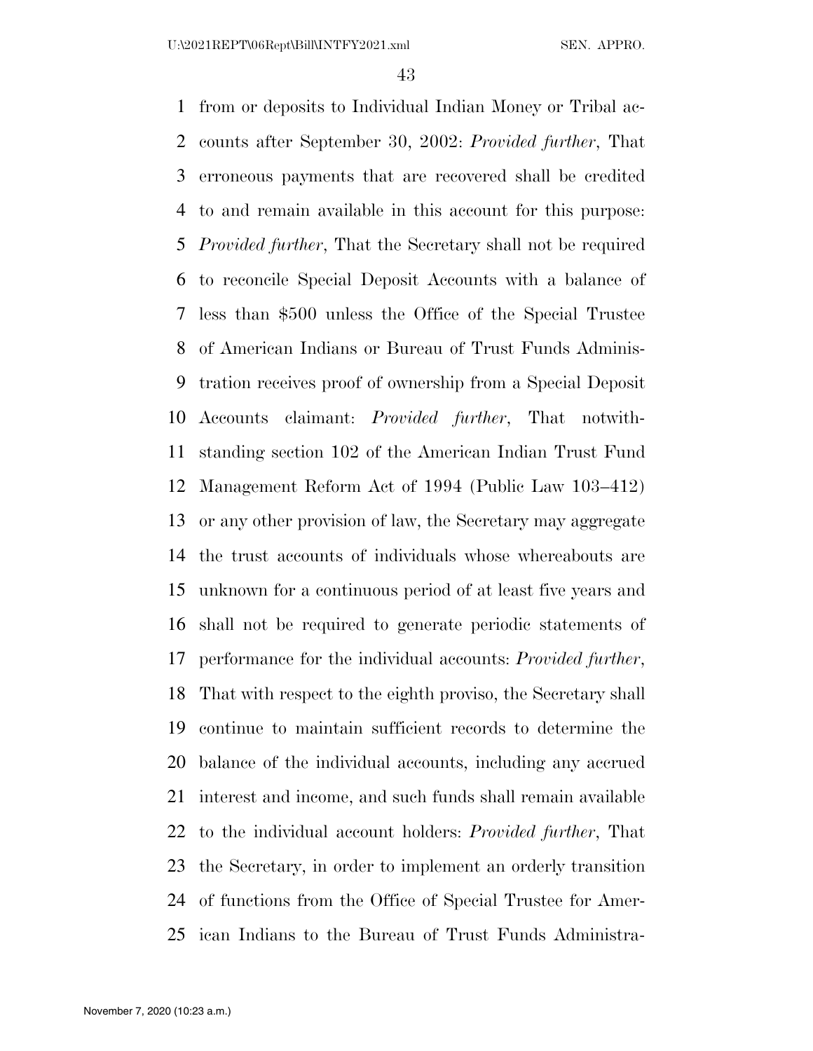from or deposits to Individual Indian Money or Tribal accounts after September 30, 2002: *Provided further*, That erroneous payments that are recovered shall be credited to and remain available in this account for this purpose: *Provided further*, That the Secretary shall not be required to reconcile Special Deposit Accounts with a balance of less than $500 unless the Office of the Special Trustee of American Indians or Bureau of Trust Funds Administration receives proof of ownership from a Special Deposit Accounts claimant: *Provided further*, That notwithstanding section 102 of the American Indian Trust Fund Management Reform Act of 1994 (Public Law 103–412) or any other provision of law, the Secretary may aggregate the trust accounts of individuals whose whereabouts are unknown for a continuous period of at least five years and shall not be required to generate periodic statements of performance for the individual accounts: *Provided further*, That with respect to the eighth proviso, the Secretary shall continue to maintain sufficient records to determine the balance of the individual accounts, including any accrued interest and income, and such funds shall remain available to the individual account holders: *Provided further*, That the Secretary, in order to implement an orderly transition of functions from the Office of Special Trustee for American Indians to the Bureau of Trust Funds Administra-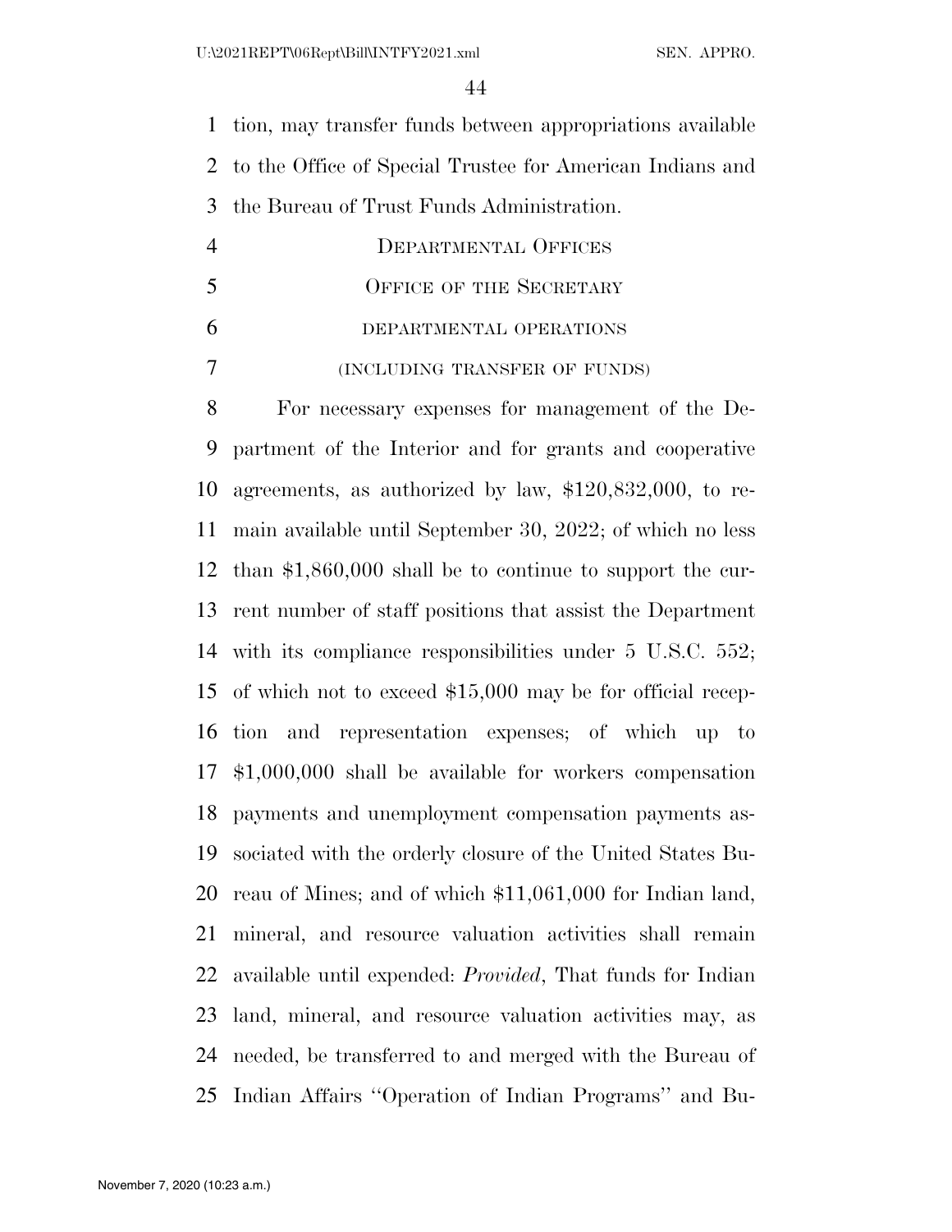tion, may transfer funds between appropriations available to the Office of Special Trustee for American Indians and the Bureau of Trust Funds Administration.

## DEPARTMENTAL OFFICES

### OFFICE OF THE SECRETARY

#### DEPARTMENTAL OPERATIONS

(INCLUDING TRANSFER OF FUNDS)

For necessary expenses for management of the Department of the Interior and for grants and cooperative agreements, as authorized by law, $120,832,000, to remain available until September 30, 2022; of which no less than $1,860,000 shall be to continue to support the current number of staff positions that assist the Department with its compliance responsibilities under 5 U.S.C. 552; of which not to exceed $15,000 may be for official reception and representation expenses; of which up to $1,000,000 shall be available for workers compensation payments and unemployment compensation payments associated with the orderly closure of the United States Bureau of Mines; and of which $11,061,000 for Indian land, mineral, and resource valuation activities shall remain available until expended: *Provided*, That funds for Indian land, mineral, and resource valuation activities may, as needed, be transferred to and merged with the Bureau of Indian Affairs ''Operation of Indian Programs'' and Bu-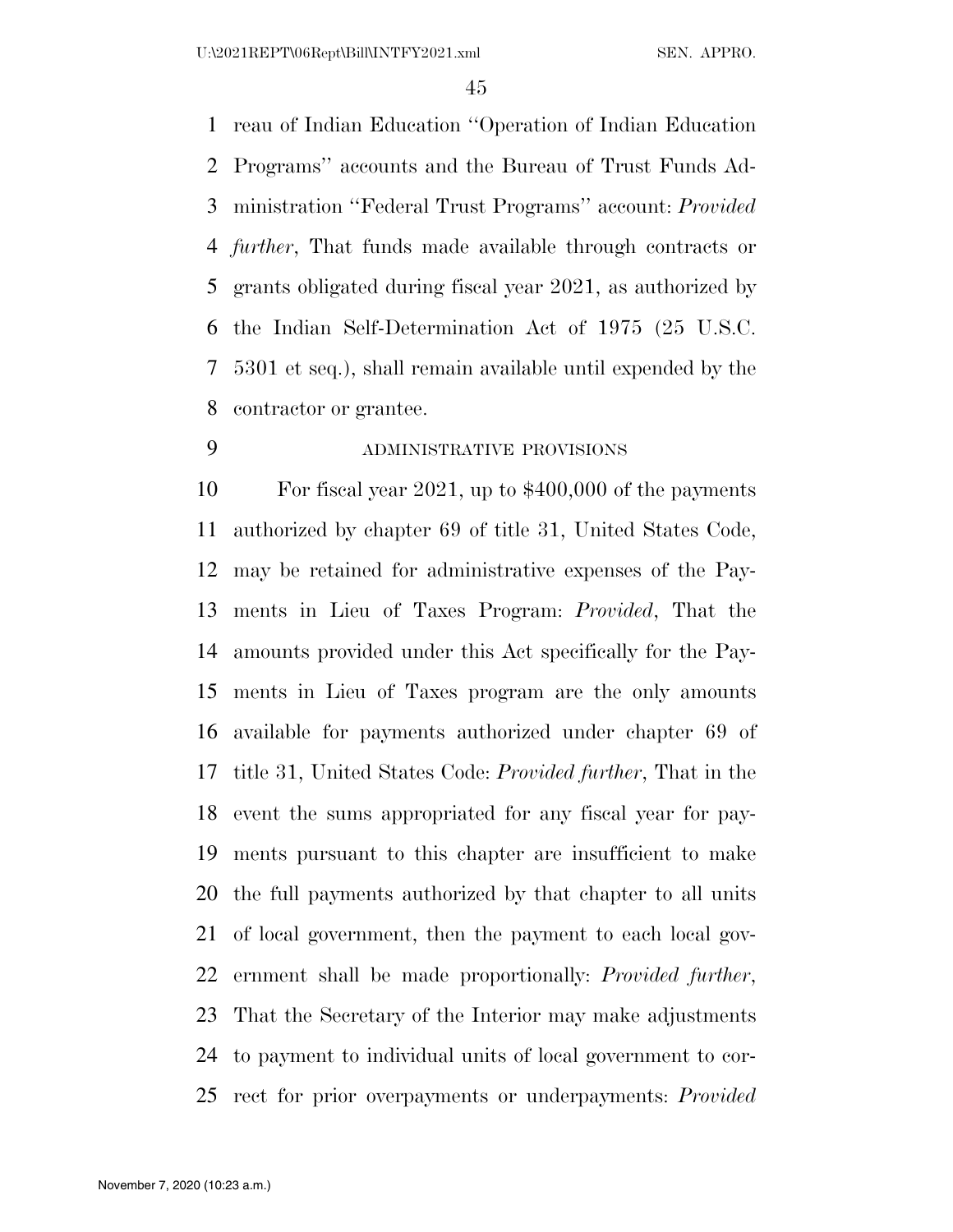reau of Indian Education "Operation of Indian Education Programs" accounts and the Bureau of Trust Funds Administration "Federal Trust Programs" account: *Provided further*, That funds made available through contracts or grants obligated during fiscal year 2021, as authorized by the Indian Self-Determination Act of 1975 (25 U.S.C. 5301 et seq.), shall remain available until expended by the contractor or grantee.

ADMINISTRATIVE PROVISIONS

For fiscal year 2021, up to $400,000 of the payments authorized by chapter 69 of title 31, United States Code, may be retained for administrative expenses of the Payments in Lieu of Taxes Program: *Provided*, That the amounts provided under this Act specifically for the Payments in Lieu of Taxes program are the only amounts available for payments authorized under chapter 69 of title 31, United States Code: *Provided further*, That in the event the sums appropriated for any fiscal year for payments pursuant to this chapter are insufficient to make the full payments authorized by that chapter to all units of local government, then the payment to each local government shall be made proportionally: *Provided further*, That the Secretary of the Interior may make adjustments to payment to individual units of local government to correct for prior overpayments or underpayments: *Provided*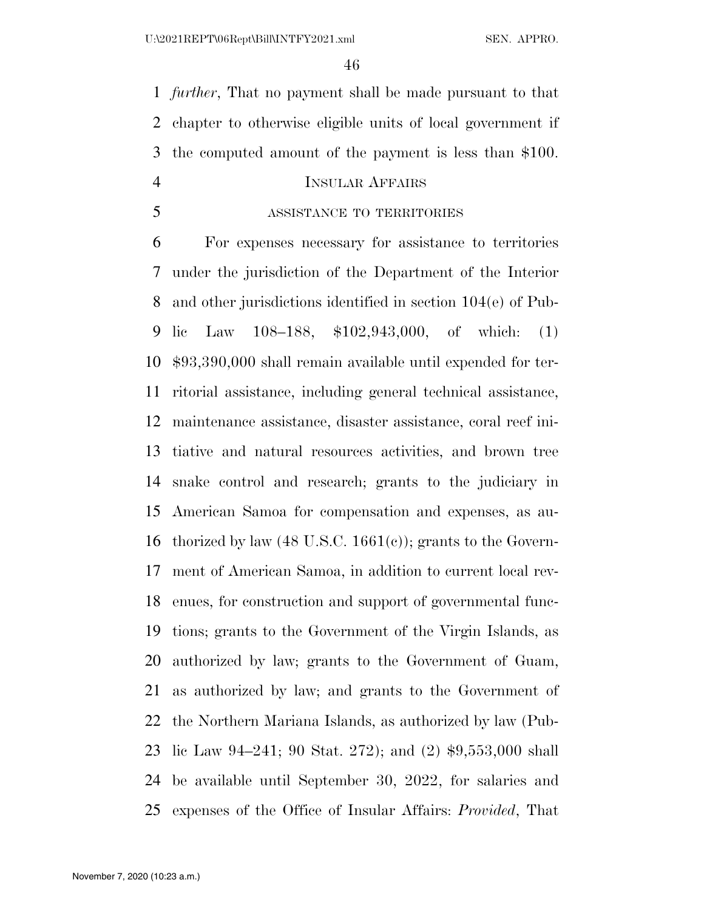*further*, That no payment shall be made pursuant to that chapter to otherwise eligible units of local government if the computed amount of the payment is less than $100.

## INSULAR AFFAIRS

### ASSISTANCE TO TERRITORIES

For expenses necessary for assistance to territories under the jurisdiction of the Department of the Interior and other jurisdictions identified in section 104(e) of Public Law 108–188, $102,943,000, of which: (1) $93,390,000 shall remain available until expended for territorial assistance, including general technical assistance, maintenance assistance, disaster assistance, coral reef initiative and natural resources activities, and brown tree snake control and research; grants to the judiciary in American Samoa for compensation and expenses, as authorized by law (48 U.S.C. 1661(c)); grants to the Government of American Samoa, in addition to current local revenues, for construction and support of governmental functions; grants to the Government of the Virgin Islands, as authorized by law; grants to the Government of Guam, as authorized by law; and grants to the Government of the Northern Mariana Islands, as authorized by law (Public Law 94–241; 90 Stat. 272); and (2) $9,553,000 shall be available until September 30, 2022, for salaries and expenses of the Office of Insular Affairs: *Provided*, That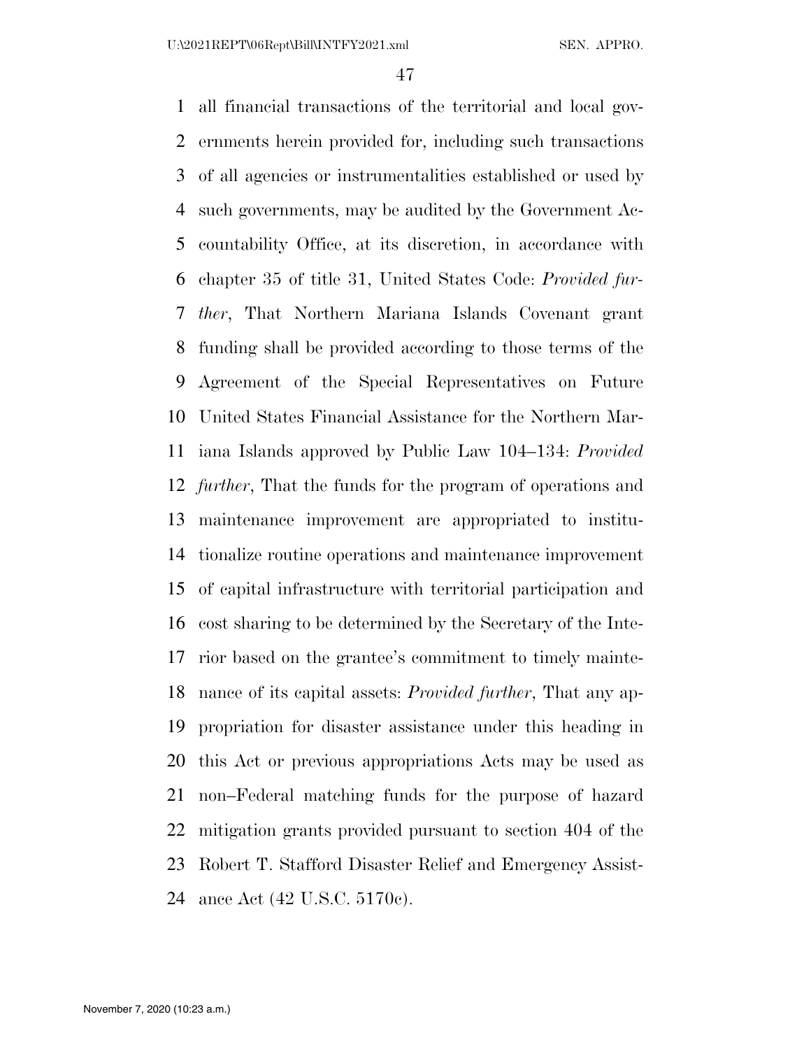all financial transactions of the territorial and local governments herein provided for, including such transactions of all agencies or instrumentalities established or used by such governments, may be audited by the Government Accountability Office, at its discretion, in accordance with chapter 35 of title 31, United States Code: *Provided further*, That Northern Mariana Islands Covenant grant funding shall be provided according to those terms of the Agreement of the Special Representatives on Future United States Financial Assistance for the Northern Mariana Islands approved by Public Law 104–134: *Provided further*, That the funds for the program of operations and maintenance improvement are appropriated to institutionalize routine operations and maintenance improvement of capital infrastructure with territorial participation and cost sharing to be determined by the Secretary of the Interior based on the grantee's commitment to timely maintenance of its capital assets: *Provided further*, That any appropriation for disaster assistance under this heading in this Act or previous appropriations Acts may be used as non–Federal matching funds for the purpose of hazard mitigation grants provided pursuant to section 404 of the Robert T. Stafford Disaster Relief and Emergency Assistance Act (42 U.S.C. 5170c).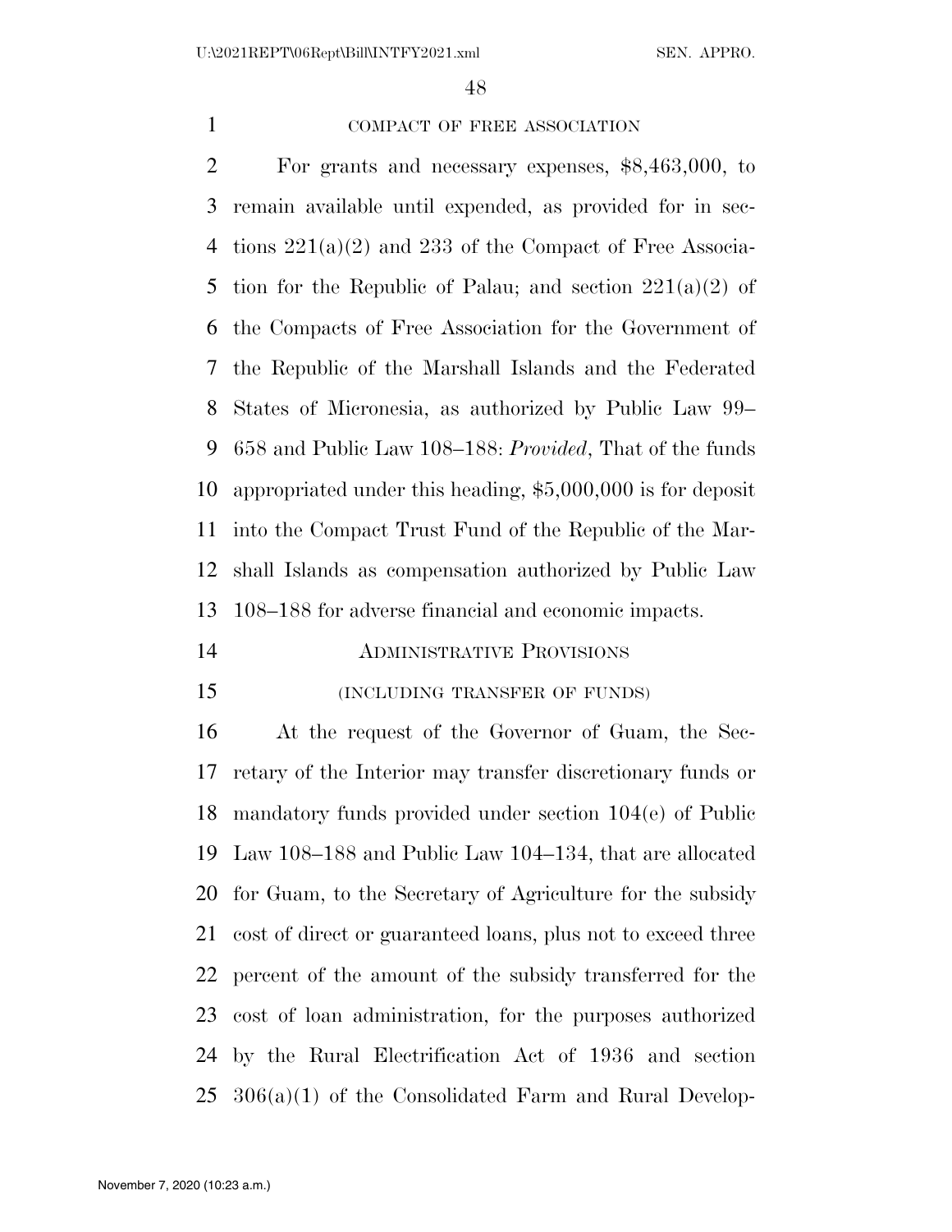COMPACT OF FREE ASSOCIATION

For grants and necessary expenses, $8,463,000, to remain available until expended, as provided for in sections 221(a)(2) and 233 of the Compact of Free Association for the Republic of Palau; and section 221(a)(2) of the Compacts of Free Association for the Government of the Republic of the Marshall Islands and the Federated States of Micronesia, as authorized by Public Law 99–658 and Public Law 108–188: *Provided*, That of the funds appropriated under this heading, $5,000,000 is for deposit into the Compact Trust Fund of the Republic of the Marshall Islands as compensation authorized by Public Law 108–188 for adverse financial and economic impacts.

ADMINISTRATIVE PROVISIONS

(INCLUDING TRANSFER OF FUNDS)

At the request of the Governor of Guam, the Secretary of the Interior may transfer discretionary funds or mandatory funds provided under section 104(e) of Public Law 108–188 and Public Law 104–134, that are allocated for Guam, to the Secretary of Agriculture for the subsidy cost of direct or guaranteed loans, plus not to exceed three percent of the amount of the subsidy transferred for the cost of loan administration, for the purposes authorized by the Rural Electrification Act of 1936 and section 306(a)(1) of the Consolidated Farm and Rural Develop-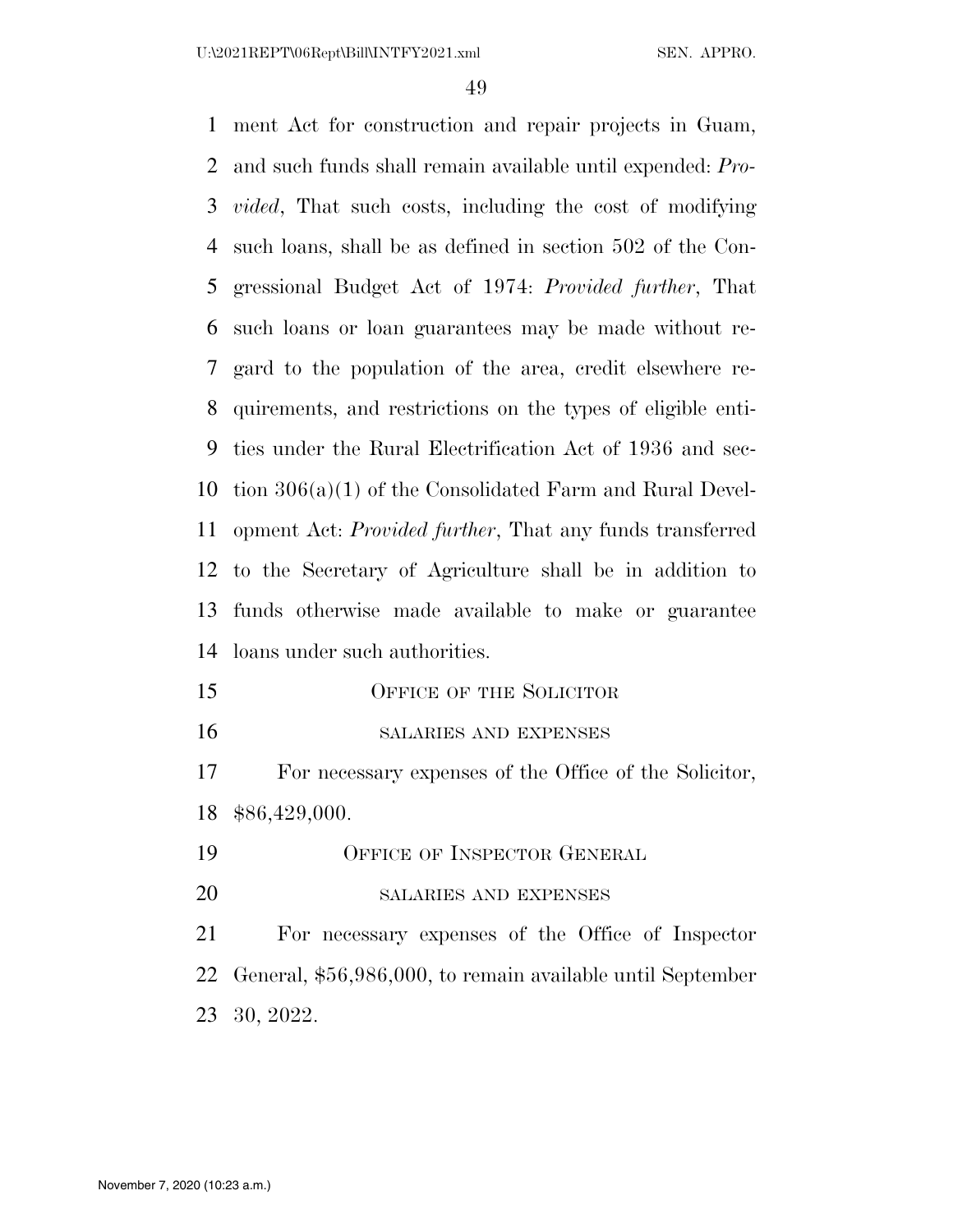ment Act for construction and repair projects in Guam, and such funds shall remain available until expended: *Provided*, That such costs, including the cost of modifying such loans, shall be as defined in section 502 of the Congressional Budget Act of 1974: *Provided further*, That such loans or loan guarantees may be made without regard to the population of the area, credit elsewhere requirements, and restrictions on the types of eligible entities under the Rural Electrification Act of 1936 and section 306(a)(1) of the Consolidated Farm and Rural Development Act: *Provided further*, That any funds transferred to the Secretary of Agriculture shall be in addition to funds otherwise made available to make or guarantee loans under such authorities.

## Office of the Solicitor

### salaries and expenses

For necessary expenses of the Office of the Solicitor, $86,429,000.

## Office of Inspector General

### salaries and expenses

For necessary expenses of the Office of Inspector General, $56,986,000, to remain available until September 30, 2022.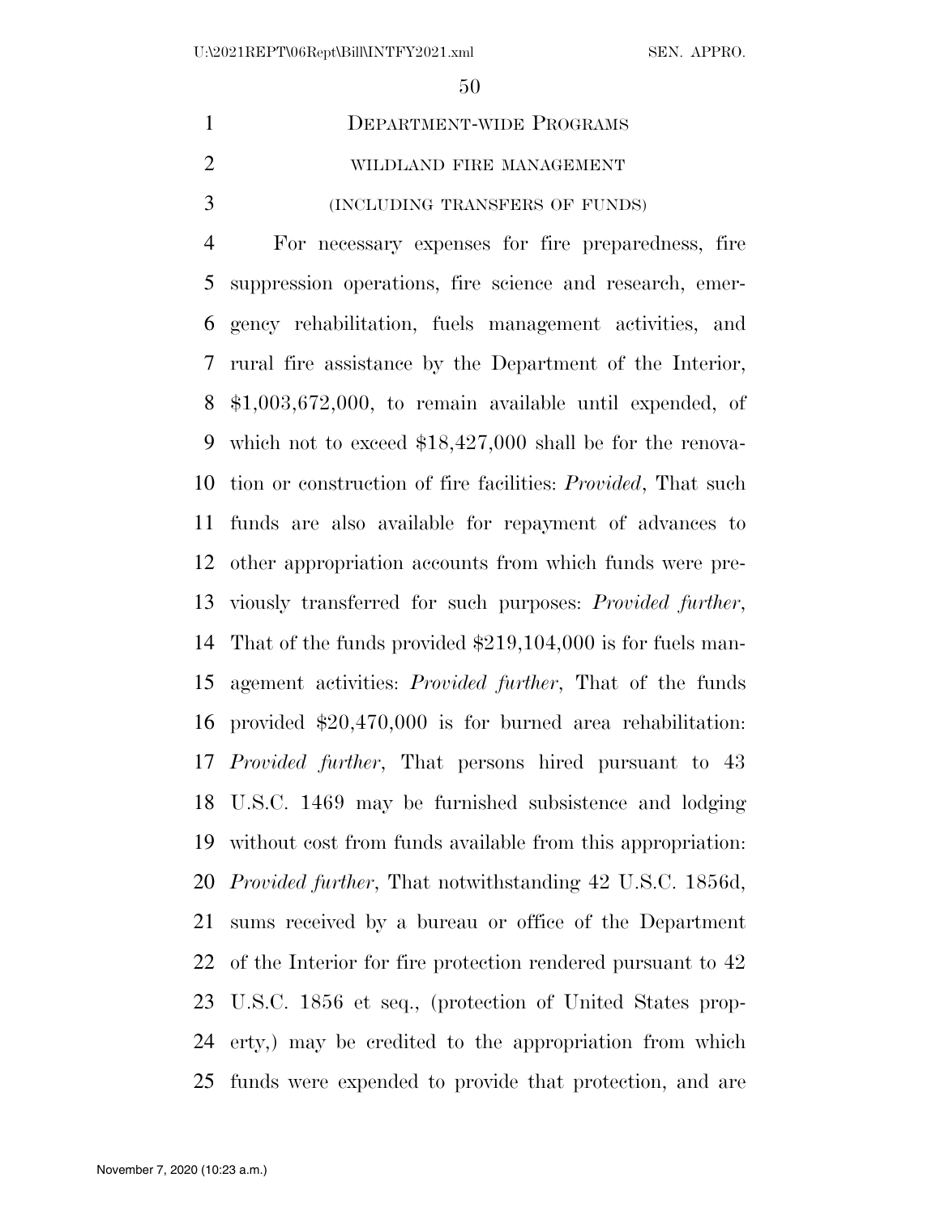## DEPARTMENT-WIDE PROGRAMS

### WILDLAND FIRE MANAGEMENT

#### (INCLUDING TRANSFERS OF FUNDS)

For necessary expenses for fire preparedness, fire suppression operations, fire science and research, emergency rehabilitation, fuels management activities, and rural fire assistance by the Department of the Interior, $1,003,672,000, to remain available until expended, of which not to exceed $18,427,000 shall be for the renovation or construction of fire facilities: *Provided*, That such funds are also available for repayment of advances to other appropriation accounts from which funds were previously transferred for such purposes: *Provided further*, That of the funds provided $219,104,000 is for fuels management activities: *Provided further*, That of the funds provided $20,470,000 is for burned area rehabilitation: *Provided further*, That persons hired pursuant to 43 U.S.C. 1469 may be furnished subsistence and lodging without cost from funds available from this appropriation: *Provided further*, That notwithstanding 42 U.S.C. 1856d, sums received by a bureau or office of the Department of the Interior for fire protection rendered pursuant to 42 U.S.C. 1856 et seq., (protection of United States property,) may be credited to the appropriation from which funds were expended to provide that protection, and are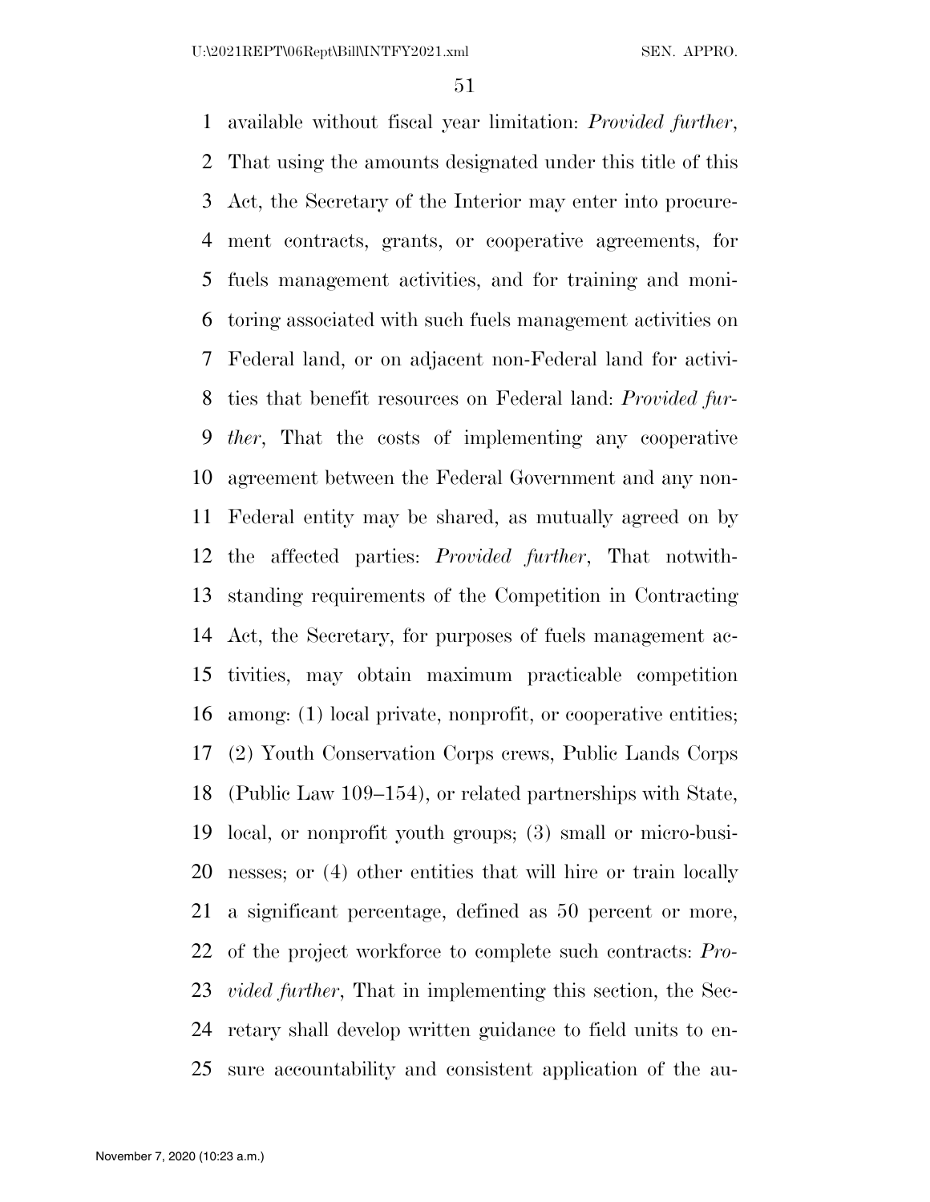available without fiscal year limitation: *Provided further*, That using the amounts designated under this title of this Act, the Secretary of the Interior may enter into procurement contracts, grants, or cooperative agreements, for fuels management activities, and for training and monitoring associated with such fuels management activities on Federal land, or on adjacent non-Federal land for activities that benefit resources on Federal land: *Provided further*, That the costs of implementing any cooperative agreement between the Federal Government and any non-Federal entity may be shared, as mutually agreed on by the affected parties: *Provided further*, That notwithstanding requirements of the Competition in Contracting Act, the Secretary, for purposes of fuels management activities, may obtain maximum practicable competition among: (1) local private, nonprofit, or cooperative entities; (2) Youth Conservation Corps crews, Public Lands Corps (Public Law 109–154), or related partnerships with State, local, or nonprofit youth groups; (3) small or micro-businesses; or (4) other entities that will hire or train locally a significant percentage, defined as 50 percent or more, of the project workforce to complete such contracts: *Provided further*, That in implementing this section, the Secretary shall develop written guidance to field units to ensure accountability and consistent application of the au-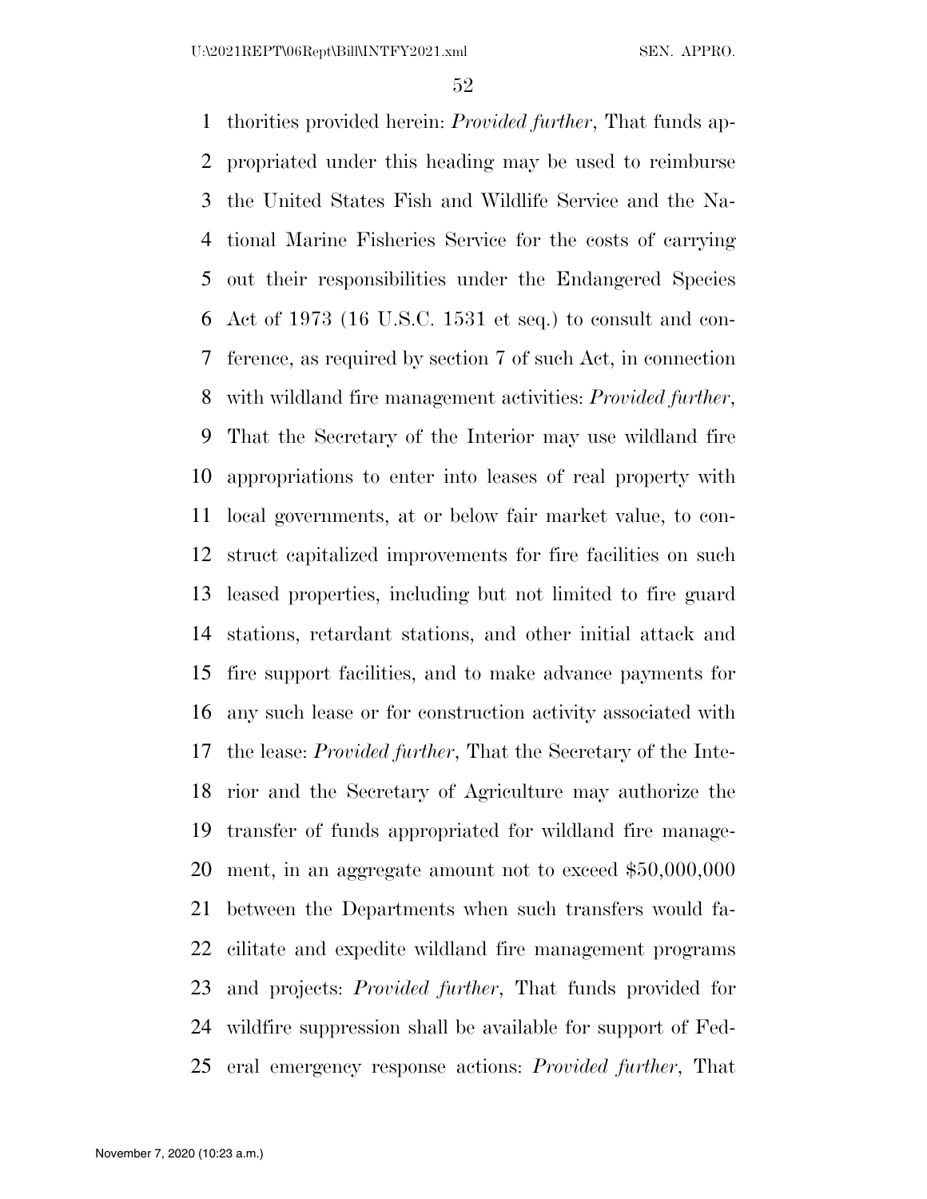thorities provided herein: *Provided further*, That funds appropriated under this heading may be used to reimburse the United States Fish and Wildlife Service and the National Marine Fisheries Service for the costs of carrying out their responsibilities under the Endangered Species Act of 1973 (16 U.S.C. 1531 et seq.) to consult and conference, as required by section 7 of such Act, in connection with wildland fire management activities: *Provided further*, That the Secretary of the Interior may use wildland fire appropriations to enter into leases of real property with local governments, at or below fair market value, to construct capitalized improvements for fire facilities on such leased properties, including but not limited to fire guard stations, retardant stations, and other initial attack and fire support facilities, and to make advance payments for any such lease or for construction activity associated with the lease: *Provided further*, That the Secretary of the Interior and the Secretary of Agriculture may authorize the transfer of funds appropriated for wildland fire management, in an aggregate amount not to exceed $50,000,000 between the Departments when such transfers would facilitate and expedite wildland fire management programs and projects: *Provided further*, That funds provided for wildfire suppression shall be available for support of Federal emergency response actions: *Provided further*, That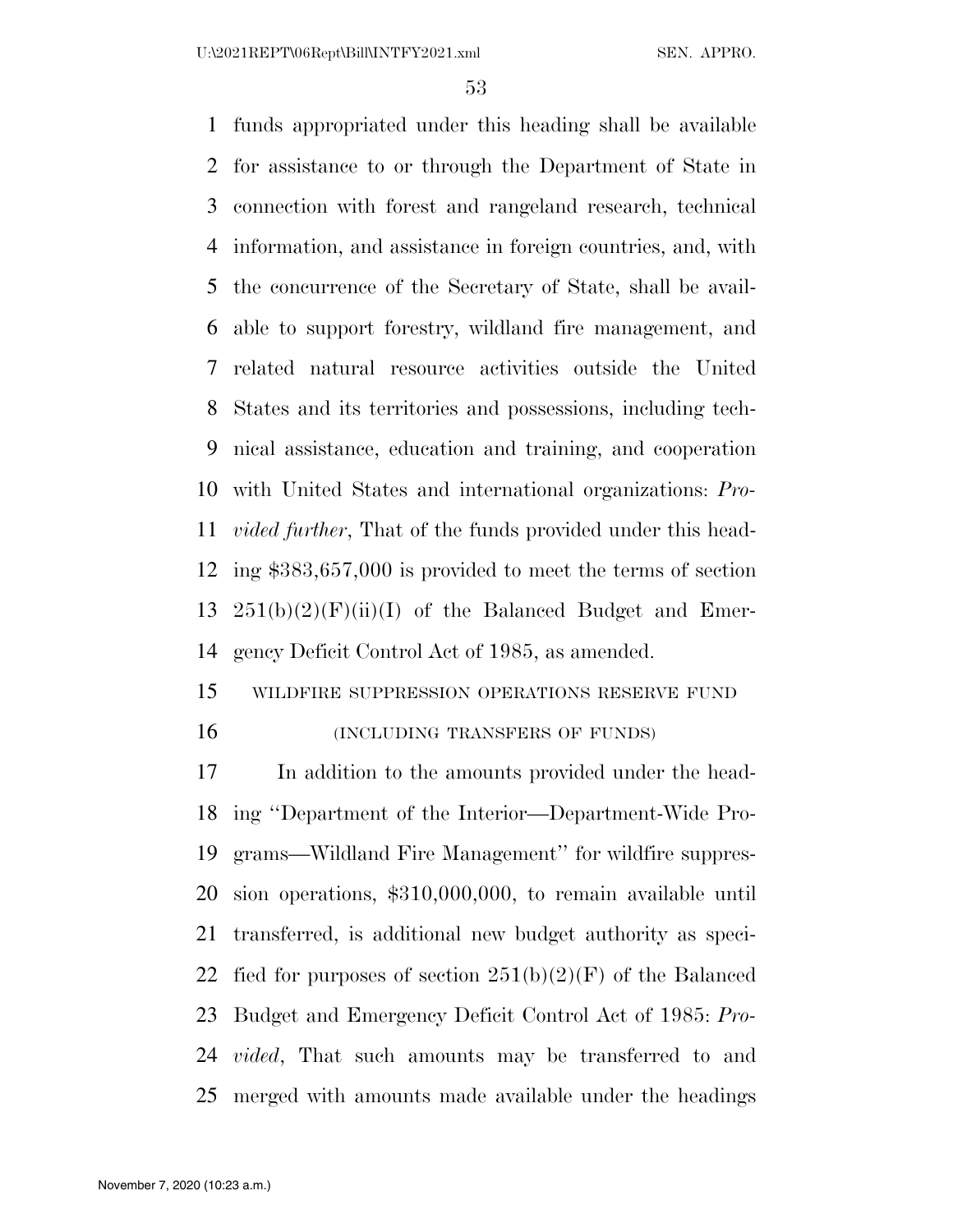funds appropriated under this heading shall be available for assistance to or through the Department of State in connection with forest and rangeland research, technical information, and assistance in foreign countries, and, with the concurrence of the Secretary of State, shall be available to support forestry, wildland fire management, and related natural resource activities outside the United States and its territories and possessions, including technical assistance, education and training, and cooperation with United States and international organizations: *Provided further*, That of the funds provided under this heading $383,657,000 is provided to meet the terms of section 251(b)(2)(F)(ii)(I) of the Balanced Budget and Emergency Deficit Control Act of 1985, as amended.

WILDFIRE SUPPRESSION OPERATIONS RESERVE FUND

(INCLUDING TRANSFERS OF FUNDS)

In addition to the amounts provided under the heading ''Department of the Interior—Department-Wide Programs—Wildland Fire Management'' for wildfire suppression operations, $310,000,000, to remain available until transferred, is additional new budget authority as specified for purposes of section 251(b)(2)(F) of the Balanced Budget and Emergency Deficit Control Act of 1985: *Provided*, That such amounts may be transferred to and merged with amounts made available under the headings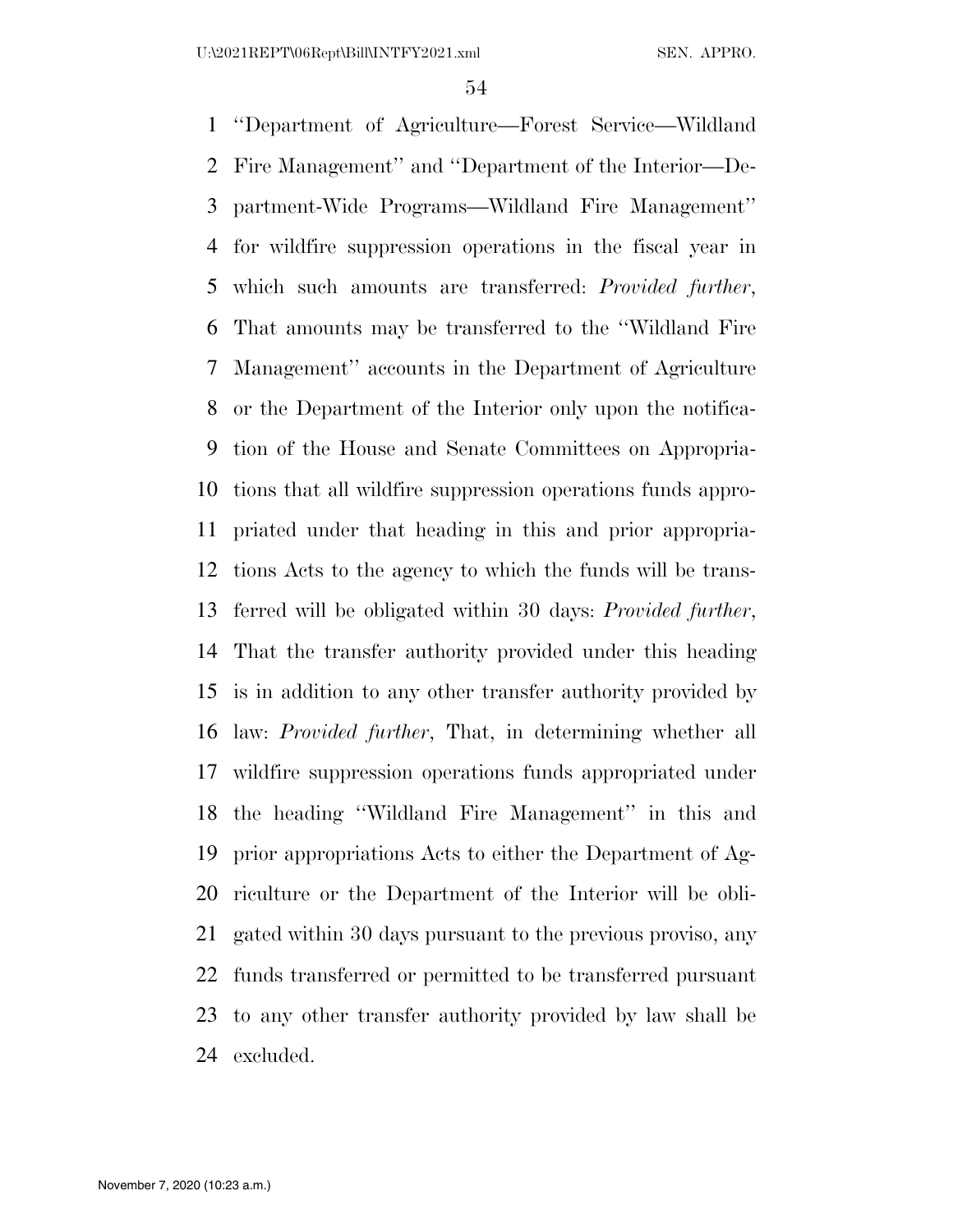''Department of Agriculture—Forest Service—Wildland Fire Management'' and ''Department of the Interior—Department-Wide Programs—Wildland Fire Management'' for wildfire suppression operations in the fiscal year in which such amounts are transferred: *Provided further*, That amounts may be transferred to the ''Wildland Fire Management'' accounts in the Department of Agriculture or the Department of the Interior only upon the notification of the House and Senate Committees on Appropriations that all wildfire suppression operations funds appropriated under that heading in this and prior appropriations Acts to the agency to which the funds will be transferred will be obligated within 30 days: *Provided further*, That the transfer authority provided under this heading is in addition to any other transfer authority provided by law: *Provided further*, That, in determining whether all wildfire suppression operations funds appropriated under the heading ''Wildland Fire Management'' in this and prior appropriations Acts to either the Department of Agriculture or the Department of the Interior will be obligated within 30 days pursuant to the previous proviso, any funds transferred or permitted to be transferred pursuant to any other transfer authority provided by law shall be excluded.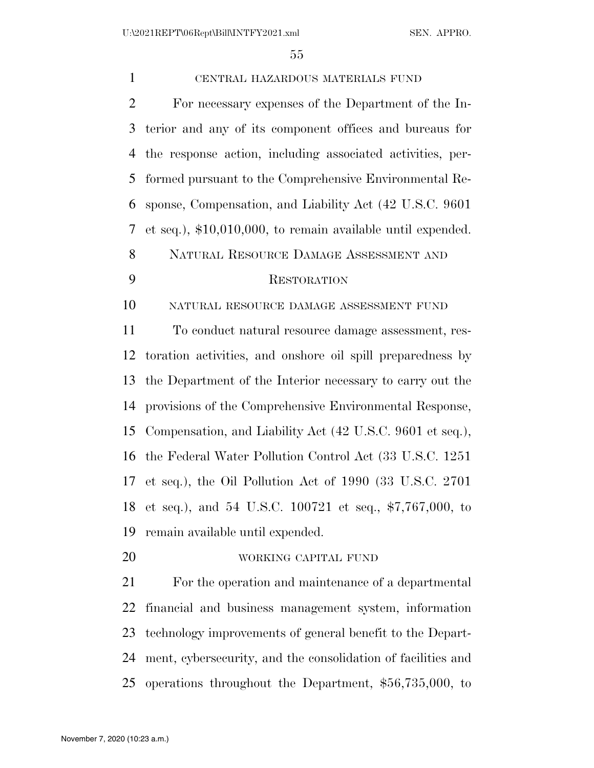CENTRAL HAZARDOUS MATERIALS FUND

For necessary expenses of the Department of the Interior and any of its component offices and bureaus for the response action, including associated activities, performed pursuant to the Comprehensive Environmental Response, Compensation, and Liability Act (42 U.S.C. 9601 et seq.), $10,010,000, to remain available until expended.

NATURAL RESOURCE DAMAGE ASSESSMENT AND RESTORATION

NATURAL RESOURCE DAMAGE ASSESSMENT FUND

To conduct natural resource damage assessment, restoration activities, and onshore oil spill preparedness by the Department of the Interior necessary to carry out the provisions of the Comprehensive Environmental Response, Compensation, and Liability Act (42 U.S.C. 9601 et seq.), the Federal Water Pollution Control Act (33 U.S.C. 1251 et seq.), the Oil Pollution Act of 1990 (33 U.S.C. 2701 et seq.), and 54 U.S.C. 100721 et seq., $7,767,000, to remain available until expended.

WORKING CAPITAL FUND

For the operation and maintenance of a departmental financial and business management system, information technology improvements of general benefit to the Department, cybersecurity, and the consolidation of facilities and operations throughout the Department, $56,735,000, to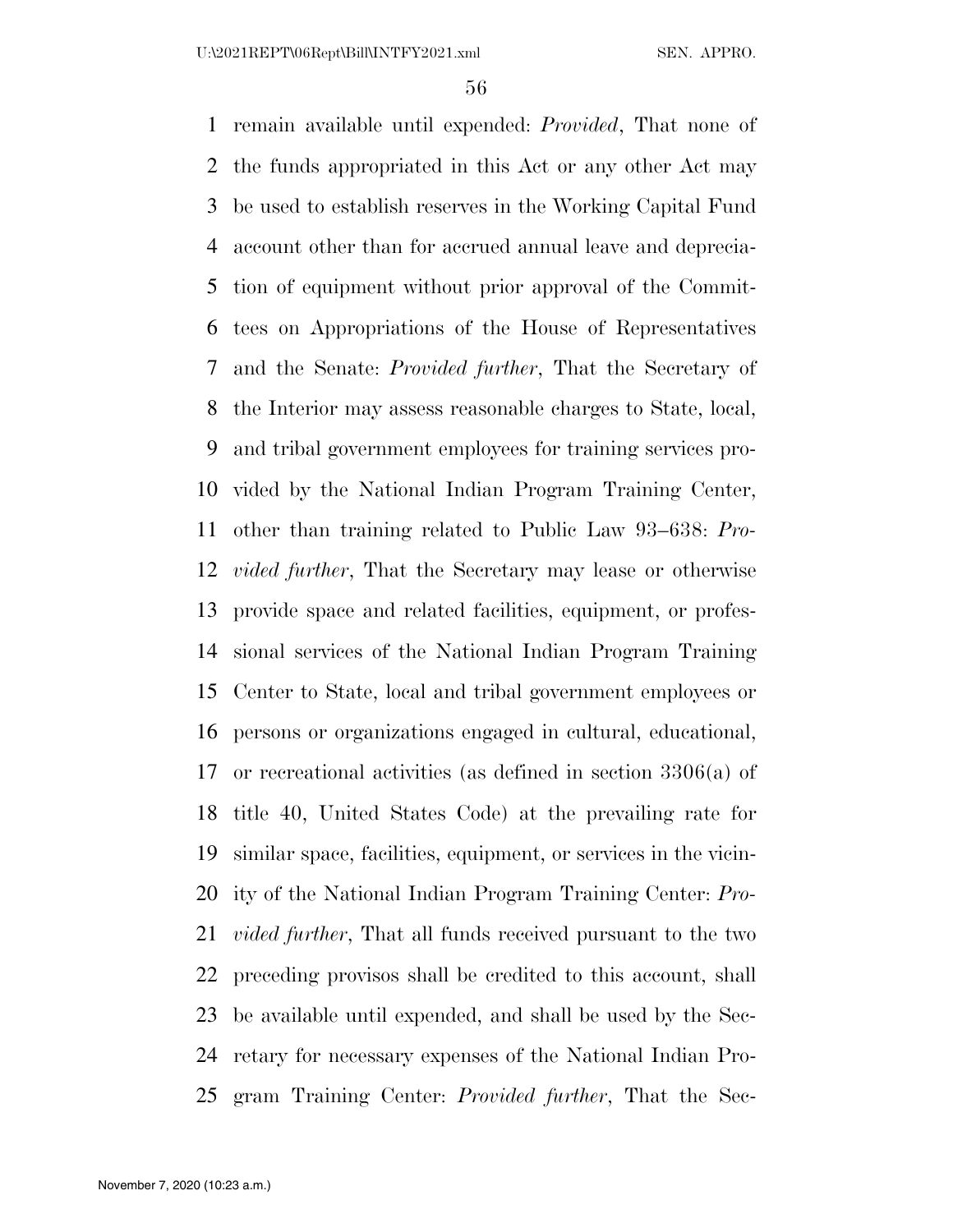remain available until expended: *Provided*, That none of the funds appropriated in this Act or any other Act may be used to establish reserves in the Working Capital Fund account other than for accrued annual leave and depreciation of equipment without prior approval of the Committees on Appropriations of the House of Representatives and the Senate: *Provided further*, That the Secretary of the Interior may assess reasonable charges to State, local, and tribal government employees for training services provided by the National Indian Program Training Center, other than training related to Public Law 93–638: *Provided further*, That the Secretary may lease or otherwise provide space and related facilities, equipment, or professional services of the National Indian Program Training Center to State, local and tribal government employees or persons or organizations engaged in cultural, educational, or recreational activities (as defined in section 3306(a) of title 40, United States Code) at the prevailing rate for similar space, facilities, equipment, or services in the vicinity of the National Indian Program Training Center: *Provided further*, That all funds received pursuant to the two preceding provisos shall be credited to this account, shall be available until expended, and shall be used by the Secretary for necessary expenses of the National Indian Program Training Center: *Provided further*, That the Sec-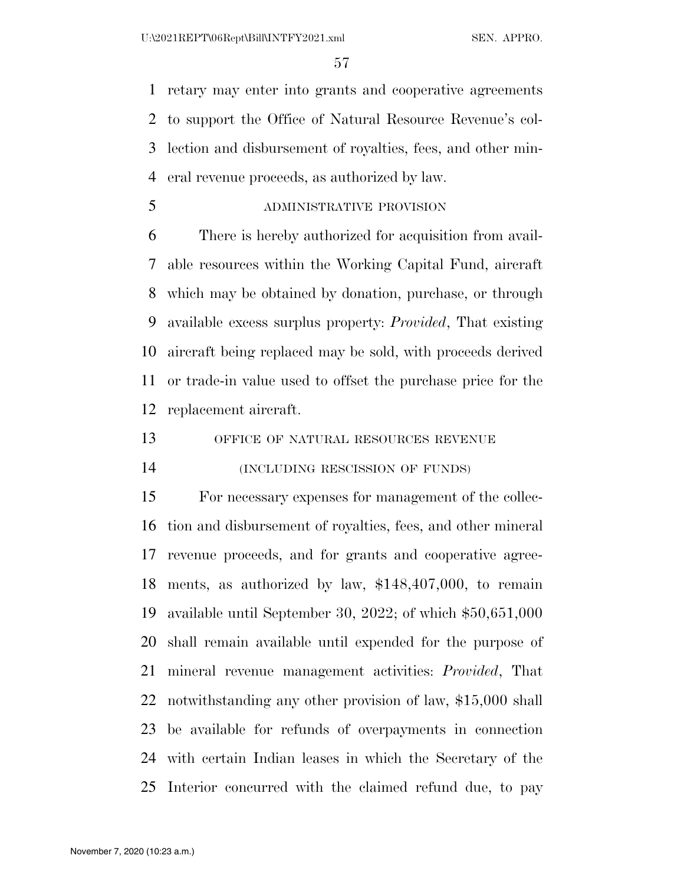retary may enter into grants and cooperative agreements to support the Office of Natural Resource Revenue's collection and disbursement of royalties, fees, and other mineral revenue proceeds, as authorized by law.

ADMINISTRATIVE PROVISION

There is hereby authorized for acquisition from available resources within the Working Capital Fund, aircraft which may be obtained by donation, purchase, or through available excess surplus property: *Provided*, That existing aircraft being replaced may be sold, with proceeds derived or trade-in value used to offset the purchase price for the replacement aircraft.

OFFICE OF NATURAL RESOURCES REVENUE

(INCLUDING RESCISSION OF FUNDS)

For necessary expenses for management of the collection and disbursement of royalties, fees, and other mineral revenue proceeds, and for grants and cooperative agreements, as authorized by law, $148,407,000, to remain available until September 30, 2022; of which $50,651,000 shall remain available until expended for the purpose of mineral revenue management activities: *Provided*, That notwithstanding any other provision of law, $15,000 shall be available for refunds of overpayments in connection with certain Indian leases in which the Secretary of the Interior concurred with the claimed refund due, to pay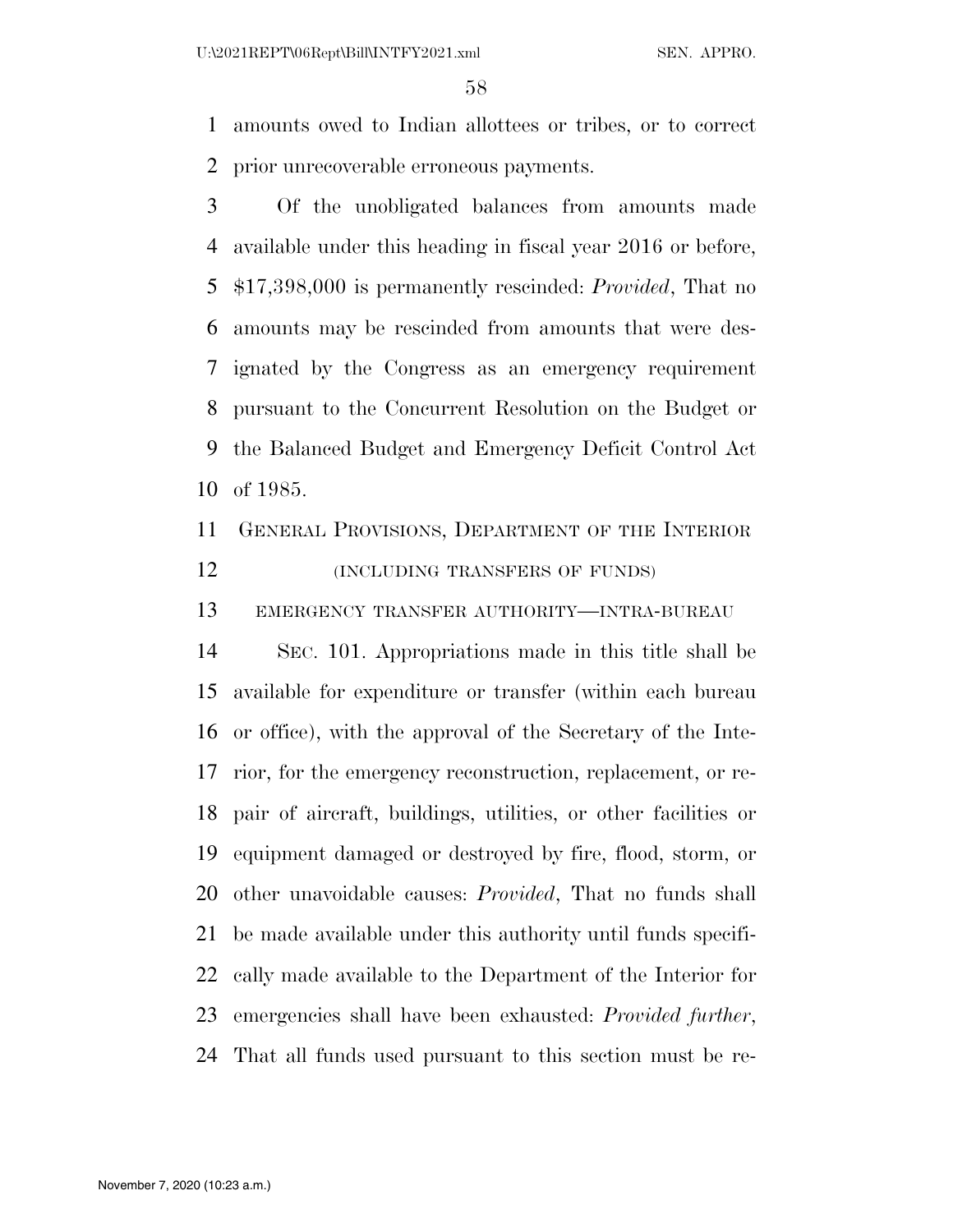amounts owed to Indian allottees or tribes, or to correct prior unrecoverable erroneous payments.

Of the unobligated balances from amounts made available under this heading in fiscal year 2016 or before, $17,398,000 is permanently rescinded: *Provided*, That no amounts may be rescinded from amounts that were designated by the Congress as an emergency requirement pursuant to the Concurrent Resolution on the Budget or the Balanced Budget and Emergency Deficit Control Act of 1985.

## GENERAL PROVISIONS, DEPARTMENT OF THE INTERIOR

(INCLUDING TRANSFERS OF FUNDS)

EMERGENCY TRANSFER AUTHORITY—INTRA-BUREAU

SEC. 101. Appropriations made in this title shall be available for expenditure or transfer (within each bureau or office), with the approval of the Secretary of the Interior, for the emergency reconstruction, replacement, or repair of aircraft, buildings, utilities, or other facilities or equipment damaged or destroyed by fire, flood, storm, or other unavoidable causes: *Provided*, That no funds shall be made available under this authority until funds specifically made available to the Department of the Interior for emergencies shall have been exhausted: *Provided further*, That all funds used pursuant to this section must be re-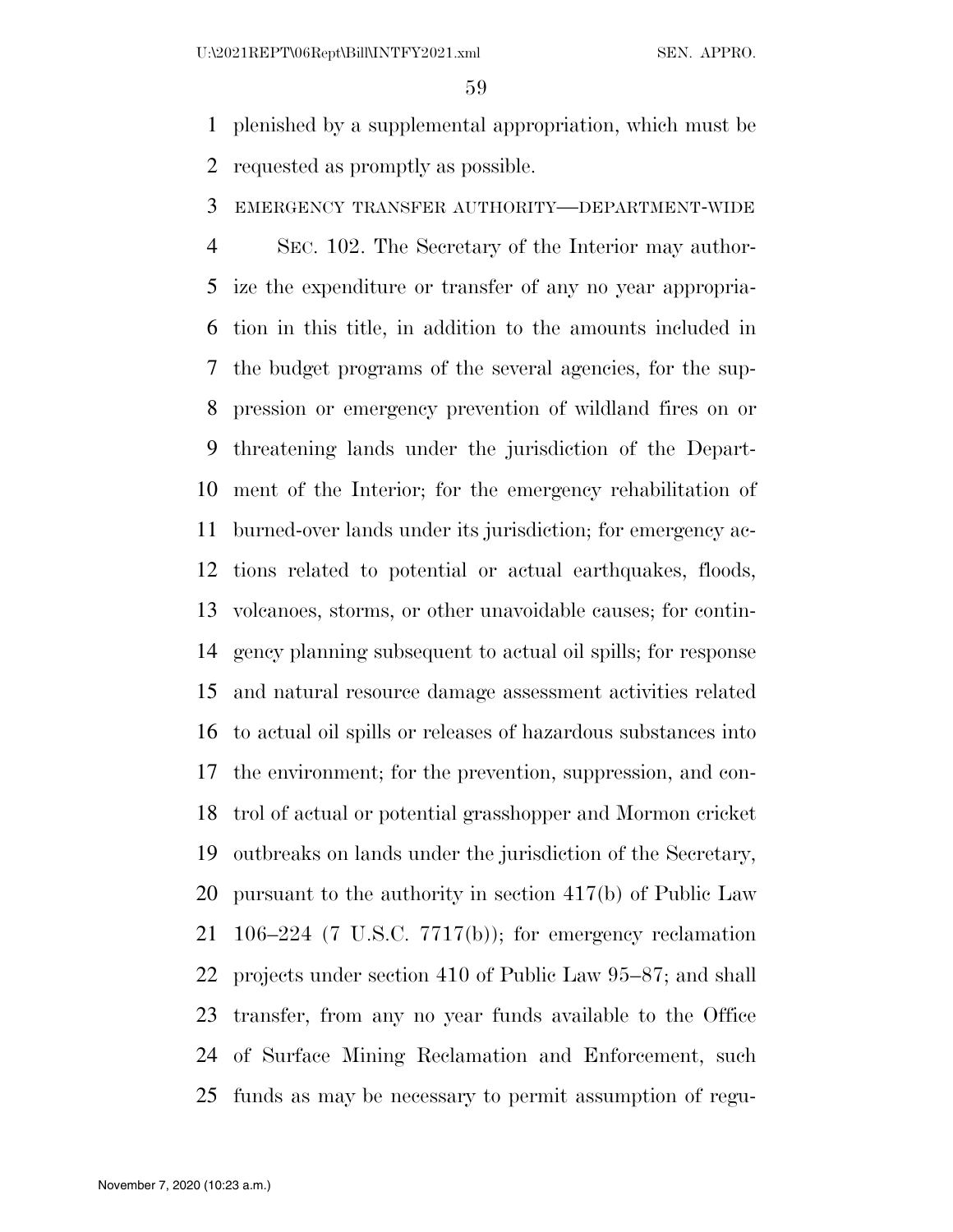plenished by a supplemental appropriation, which must be requested as promptly as possible.

EMERGENCY TRANSFER AUTHORITY—DEPARTMENT-WIDE

SEC. 102. The Secretary of the Interior may authorize the expenditure or transfer of any no year appropriation in this title, in addition to the amounts included in the budget programs of the several agencies, for the suppression or emergency prevention of wildland fires on or threatening lands under the jurisdiction of the Department of the Interior; for the emergency rehabilitation of burned-over lands under its jurisdiction; for emergency actions related to potential or actual earthquakes, floods, volcanoes, storms, or other unavoidable causes; for contingency planning subsequent to actual oil spills; for response and natural resource damage assessment activities related to actual oil spills or releases of hazardous substances into the environment; for the prevention, suppression, and control of actual or potential grasshopper and Mormon cricket outbreaks on lands under the jurisdiction of the Secretary, pursuant to the authority in section 417(b) of Public Law 106–224 (7 U.S.C. 7717(b)); for emergency reclamation projects under section 410 of Public Law 95–87; and shall transfer, from any no year funds available to the Office of Surface Mining Reclamation and Enforcement, such funds as may be necessary to permit assumption of regu-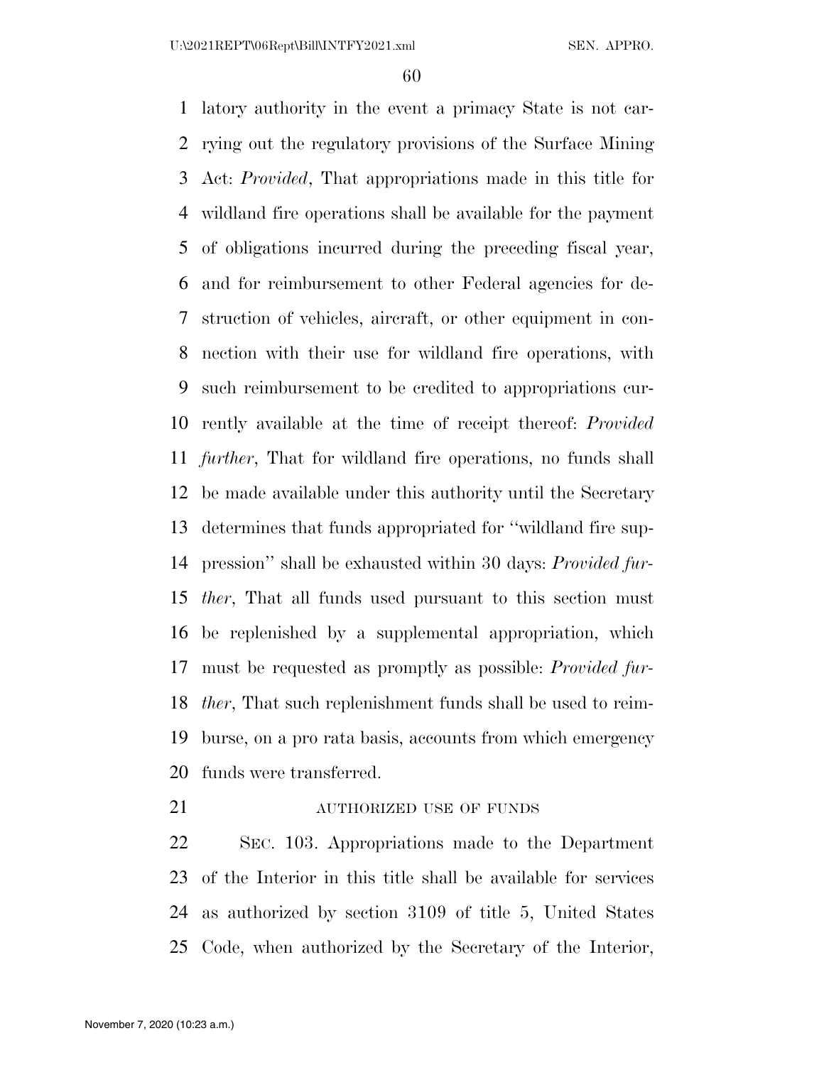latory authority in the event a primacy State is not carrying out the regulatory provisions of the Surface Mining Act: *Provided*, That appropriations made in this title for wildland fire operations shall be available for the payment of obligations incurred during the preceding fiscal year, and for reimbursement to other Federal agencies for destruction of vehicles, aircraft, or other equipment in connection with their use for wildland fire operations, with such reimbursement to be credited to appropriations currently available at the time of receipt thereof: *Provided further*, That for wildland fire operations, no funds shall be made available under this authority until the Secretary determines that funds appropriated for "wildland fire suppression" shall be exhausted within 30 days: *Provided further*, That all funds used pursuant to this section must be replenished by a supplemental appropriation, which must be requested as promptly as possible: *Provided further*, That such replenishment funds shall be used to reimburse, on a pro rata basis, accounts from which emergency funds were transferred.

AUTHORIZED USE OF FUNDS

SEC. 103. Appropriations made to the Department of the Interior in this title shall be available for services as authorized by section 3109 of title 5, United States Code, when authorized by the Secretary of the Interior,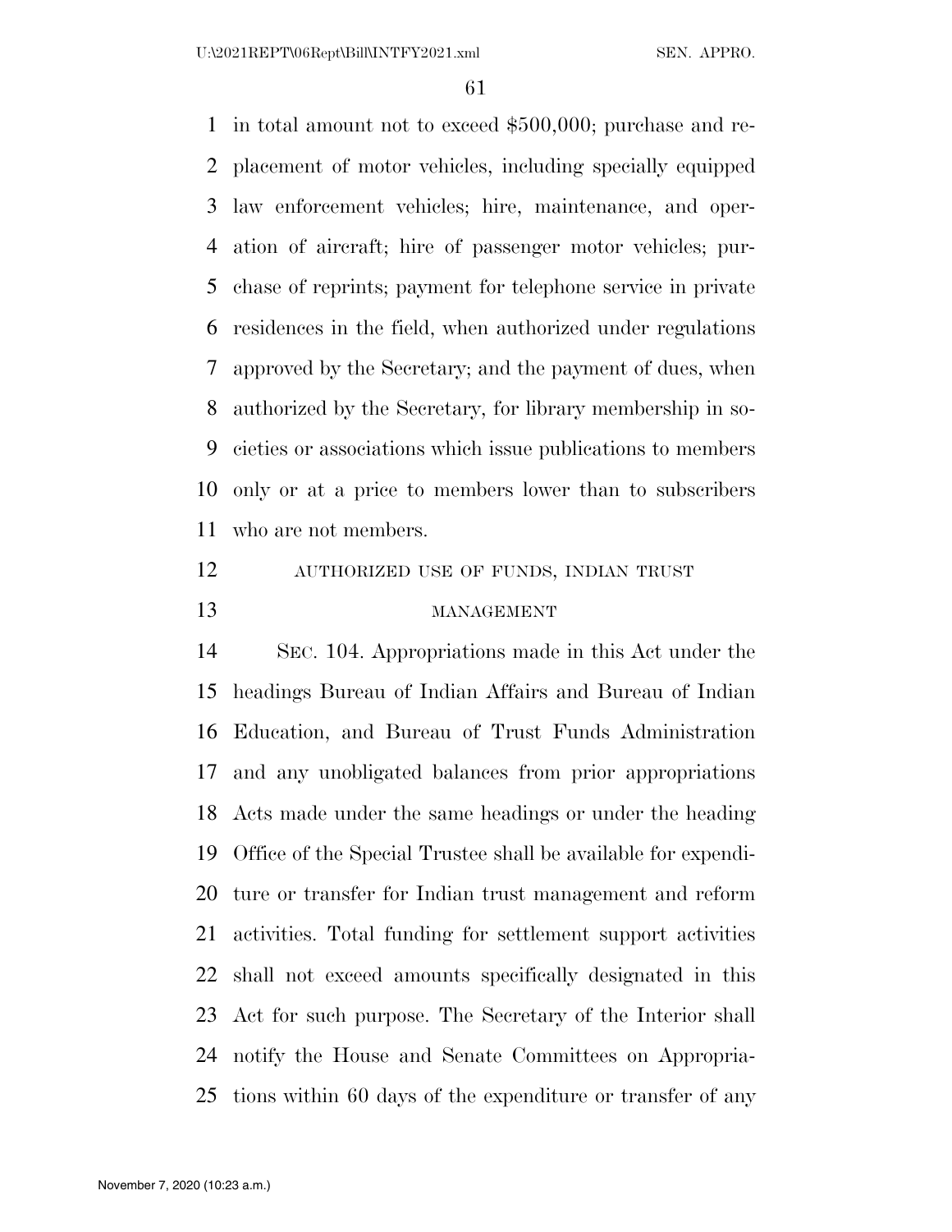in total amount not to exceed $500,000; purchase and replacement of motor vehicles, including specially equipped law enforcement vehicles; hire, maintenance, and operation of aircraft; hire of passenger motor vehicles; purchase of reprints; payment for telephone service in private residences in the field, when authorized under regulations approved by the Secretary; and the payment of dues, when authorized by the Secretary, for library membership in societies or associations which issue publications to members only or at a price to members lower than to subscribers who are not members.

AUTHORIZED USE OF FUNDS, INDIAN TRUST MANAGEMENT

SEC. 104. Appropriations made in this Act under the headings Bureau of Indian Affairs and Bureau of Indian Education, and Bureau of Trust Funds Administration and any unobligated balances from prior appropriations Acts made under the same headings or under the heading Office of the Special Trustee shall be available for expenditure or transfer for Indian trust management and reform activities. Total funding for settlement support activities shall not exceed amounts specifically designated in this Act for such purpose. The Secretary of the Interior shall notify the House and Senate Committees on Appropriations within 60 days of the expenditure or transfer of any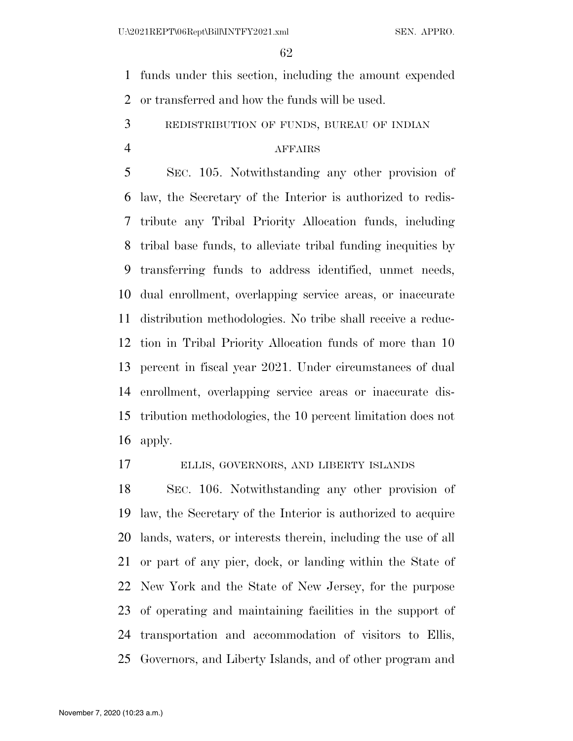funds under this section, including the amount expended or transferred and how the funds will be used.

REDISTRIBUTION OF FUNDS, BUREAU OF INDIAN AFFAIRS

SEC. 105. Notwithstanding any other provision of law, the Secretary of the Interior is authorized to redistribute any Tribal Priority Allocation funds, including tribal base funds, to alleviate tribal funding inequities by transferring funds to address identified, unmet needs, dual enrollment, overlapping service areas, or inaccurate distribution methodologies. No tribe shall receive a reduction in Tribal Priority Allocation funds of more than 10 percent in fiscal year 2021. Under circumstances of dual enrollment, overlapping service areas or inaccurate distribution methodologies, the 10 percent limitation does not apply.

ELLIS, GOVERNORS, AND LIBERTY ISLANDS

SEC. 106. Notwithstanding any other provision of law, the Secretary of the Interior is authorized to acquire lands, waters, or interests therein, including the use of all or part of any pier, dock, or landing within the State of New York and the State of New Jersey, for the purpose of operating and maintaining facilities in the support of transportation and accommodation of visitors to Ellis, Governors, and Liberty Islands, and of other program and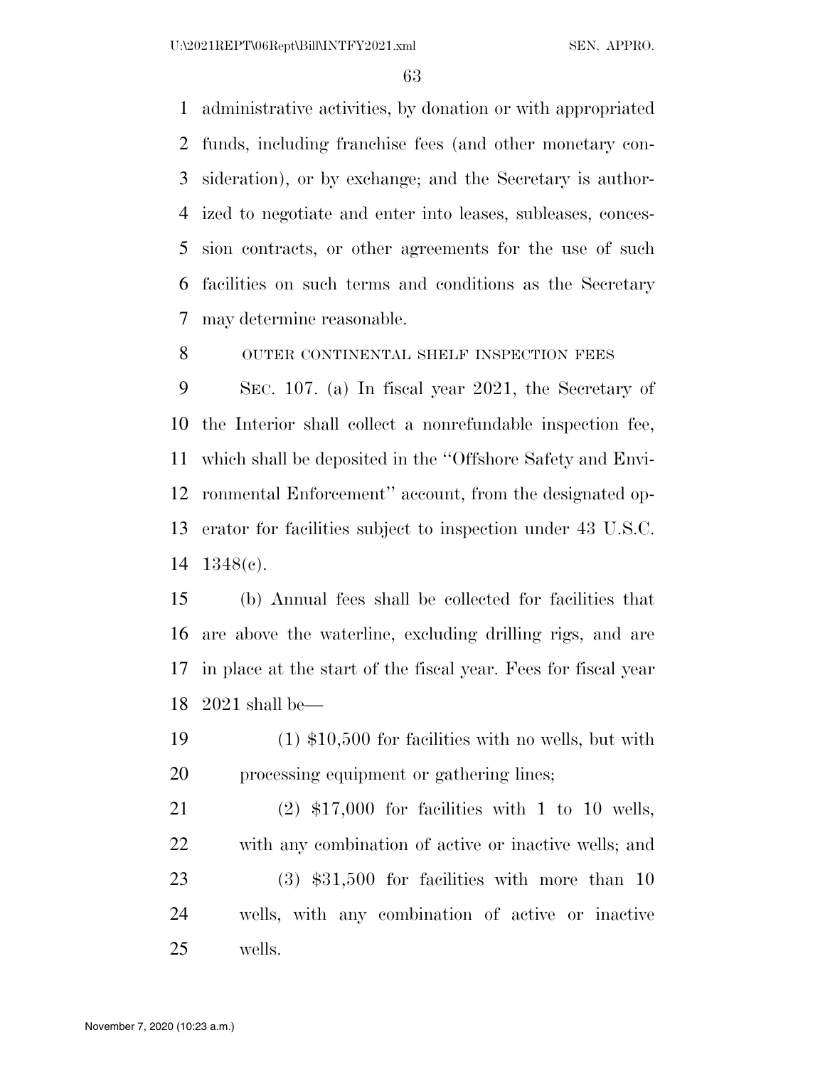administrative activities, by donation or with appropriated funds, including franchise fees (and other monetary consideration), or by exchange; and the Secretary is authorized to negotiate and enter into leases, subleases, concession contracts, or other agreements for the use of such facilities on such terms and conditions as the Secretary may determine reasonable.

OUTER CONTINENTAL SHELF INSPECTION FEES

SEC. 107. (a) In fiscal year 2021, the Secretary of the Interior shall collect a nonrefundable inspection fee, which shall be deposited in the ''Offshore Safety and Environmental Enforcement'' account, from the designated operator for facilities subject to inspection under 43 U.S.C. 1348(c).

(b) Annual fees shall be collected for facilities that are above the waterline, excluding drilling rigs, and are in place at the start of the fiscal year. Fees for fiscal year 2021 shall be—

(1) $10,500 for facilities with no wells, but with processing equipment or gathering lines;

(2) $17,000 for facilities with 1 to 10 wells, with any combination of active or inactive wells; and

(3) $31,500 for facilities with more than 10 wells, with any combination of active or inactive wells.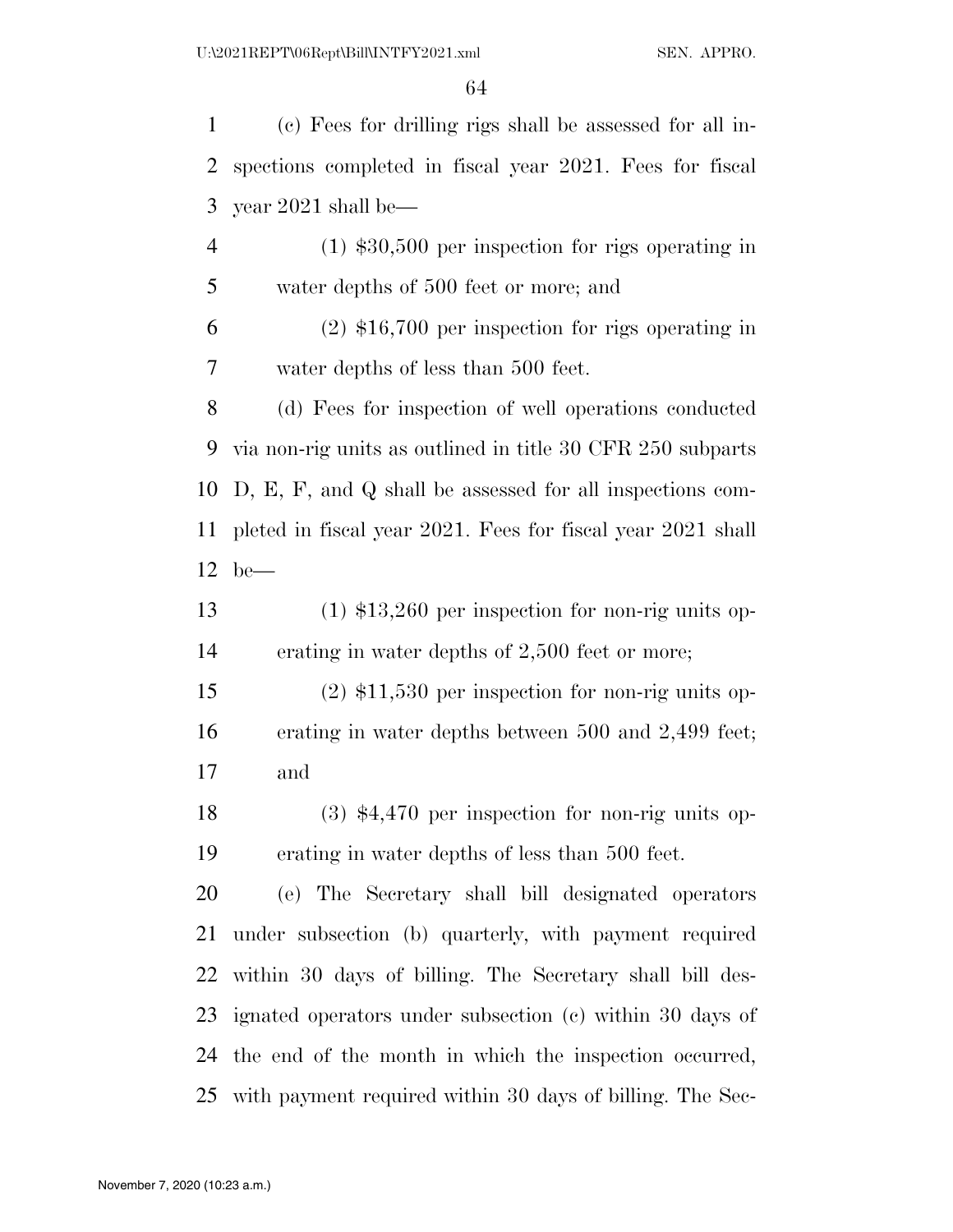(c) Fees for drilling rigs shall be assessed for all inspections completed in fiscal year 2021. Fees for fiscal year 2021 shall be—

(1) $30,500 per inspection for rigs operating in water depths of 500 feet or more; and

(2) $16,700 per inspection for rigs operating in water depths of less than 500 feet.

(d) Fees for inspection of well operations conducted via non-rig units as outlined in title 30 CFR 250 subparts D, E, F, and Q shall be assessed for all inspections completed in fiscal year 2021. Fees for fiscal year 2021 shall be—

(1) $13,260 per inspection for non-rig units operating in water depths of 2,500 feet or more;

(2) $11,530 per inspection for non-rig units operating in water depths between 500 and 2,499 feet; and

(3) $4,470 per inspection for non-rig units operating in water depths of less than 500 feet.

(e) The Secretary shall bill designated operators under subsection (b) quarterly, with payment required within 30 days of billing. The Secretary shall bill designated operators under subsection (c) within 30 days of the end of the month in which the inspection occurred, with payment required within 30 days of billing. The Sec-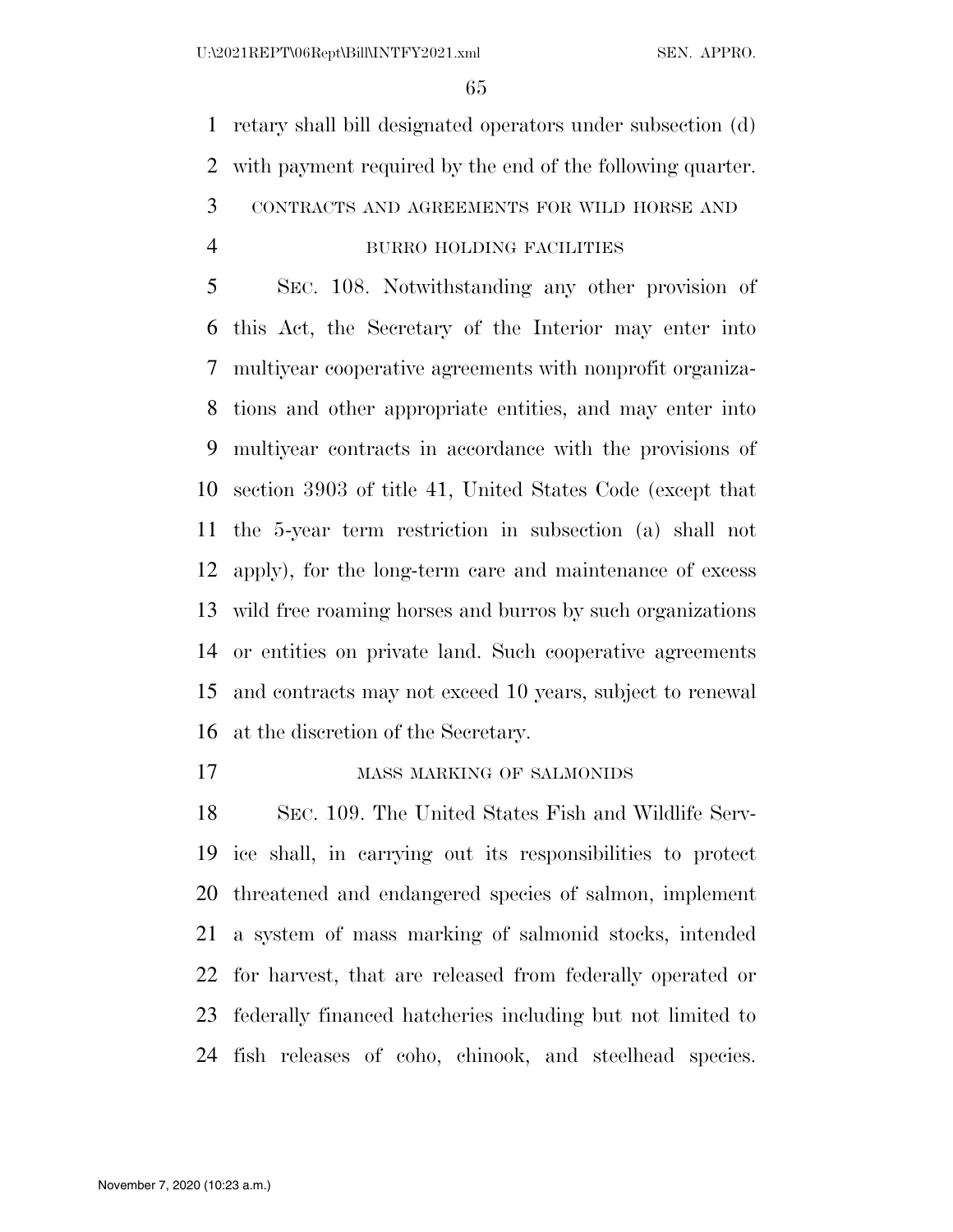retary shall bill designated operators under subsection (d) with payment required by the end of the following quarter.

CONTRACTS AND AGREEMENTS FOR WILD HORSE AND BURRO HOLDING FACILITIES

SEC. 108. Notwithstanding any other provision of this Act, the Secretary of the Interior may enter into multiyear cooperative agreements with nonprofit organizations and other appropriate entities, and may enter into multiyear contracts in accordance with the provisions of section 3903 of title 41, United States Code (except that the 5-year term restriction in subsection (a) shall not apply), for the long-term care and maintenance of excess wild free roaming horses and burros by such organizations or entities on private land. Such cooperative agreements and contracts may not exceed 10 years, subject to renewal at the discretion of the Secretary.

MASS MARKING OF SALMONIDS

SEC. 109. The United States Fish and Wildlife Service shall, in carrying out its responsibilities to protect threatened and endangered species of salmon, implement a system of mass marking of salmonid stocks, intended for harvest, that are released from federally operated or federally financed hatcheries including but not limited to fish releases of coho, chinook, and steelhead species.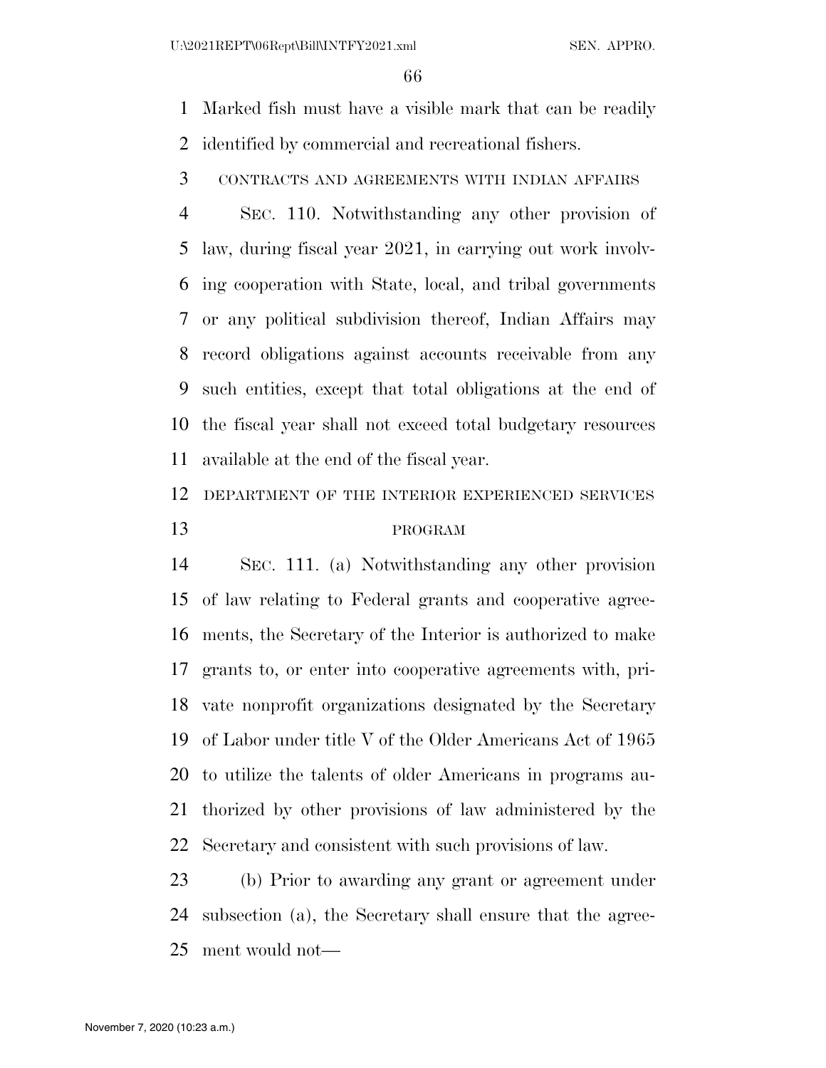Marked fish must have a visible mark that can be readily identified by commercial and recreational fishers.

CONTRACTS AND AGREEMENTS WITH INDIAN AFFAIRS

SEC. 110. Notwithstanding any other provision of law, during fiscal year 2021, in carrying out work involving cooperation with State, local, and tribal governments or any political subdivision thereof, Indian Affairs may record obligations against accounts receivable from any such entities, except that total obligations at the end of the fiscal year shall not exceed total budgetary resources available at the end of the fiscal year.

DEPARTMENT OF THE INTERIOR EXPERIENCED SERVICES PROGRAM

SEC. 111. (a) Notwithstanding any other provision of law relating to Federal grants and cooperative agreements, the Secretary of the Interior is authorized to make grants to, or enter into cooperative agreements with, private nonprofit organizations designated by the Secretary of Labor under title V of the Older Americans Act of 1965 to utilize the talents of older Americans in programs authorized by other provisions of law administered by the Secretary and consistent with such provisions of law.

(b) Prior to awarding any grant or agreement under subsection (a), the Secretary shall ensure that the agreement would not—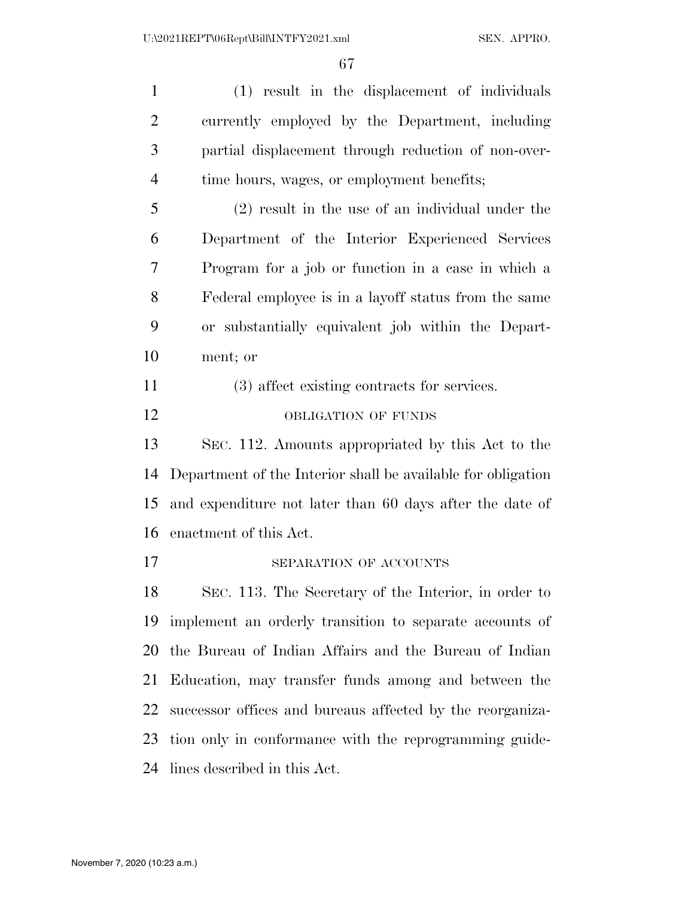(1) result in the displacement of individuals currently employed by the Department, including partial displacement through reduction of non-overtime hours, wages, or employment benefits;

(2) result in the use of an individual under the Department of the Interior Experienced Services Program for a job or function in a case in which a Federal employee is in a layoff status from the same or substantially equivalent job within the Department; or

(3) affect existing contracts for services.

OBLIGATION OF FUNDS

SEC. 112. Amounts appropriated by this Act to the Department of the Interior shall be available for obligation and expenditure not later than 60 days after the date of enactment of this Act.

SEPARATION OF ACCOUNTS

SEC. 113. The Secretary of the Interior, in order to implement an orderly transition to separate accounts of the Bureau of Indian Affairs and the Bureau of Indian Education, may transfer funds among and between the successor offices and bureaus affected by the reorganization only in conformance with the reprogramming guidelines described in this Act.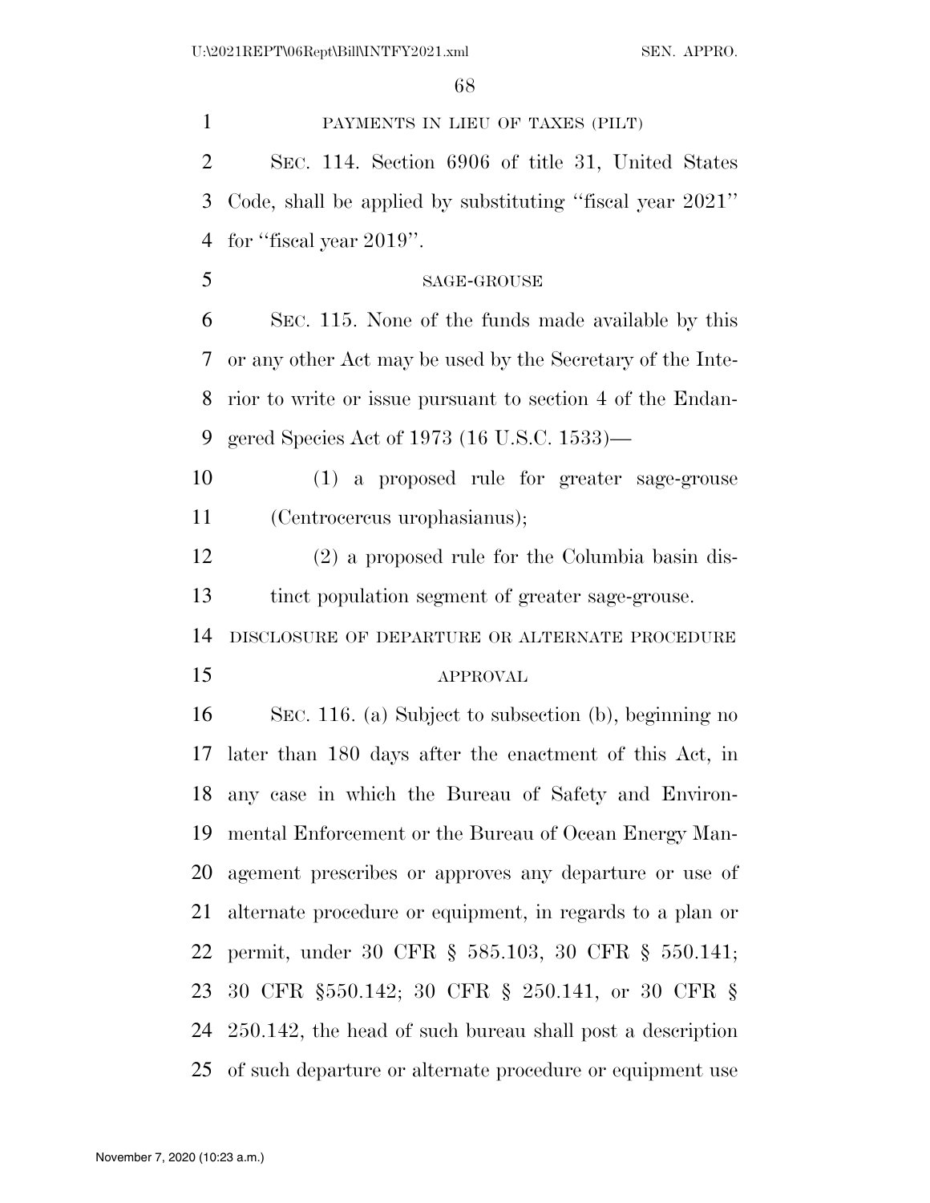PAYMENTS IN LIEU OF TAXES (PILT)

SEC. 114. Section 6906 of title 31, United States Code, shall be applied by substituting ''fiscal year 2021'' for ''fiscal year 2019''.

SAGE-GROUSE

SEC. 115. None of the funds made available by this or any other Act may be used by the Secretary of the Interior to write or issue pursuant to section 4 of the Endangered Species Act of 1973 (16 U.S.C. 1533)—

(1) a proposed rule for greater sage-grouse (Centrocercus urophasianus);

(2) a proposed rule for the Columbia basin distinct population segment of greater sage-grouse.

DISCLOSURE OF DEPARTURE OR ALTERNATE PROCEDURE APPROVAL

SEC. 116. (a) Subject to subsection (b), beginning no later than 180 days after the enactment of this Act, in any case in which the Bureau of Safety and Environmental Enforcement or the Bureau of Ocean Energy Management prescribes or approves any departure or use of alternate procedure or equipment, in regards to a plan or permit, under 30 CFR § 585.103, 30 CFR § 550.141; 30 CFR §550.142; 30 CFR § 250.141, or 30 CFR § 250.142, the head of such bureau shall post a description of such departure or alternate procedure or equipment use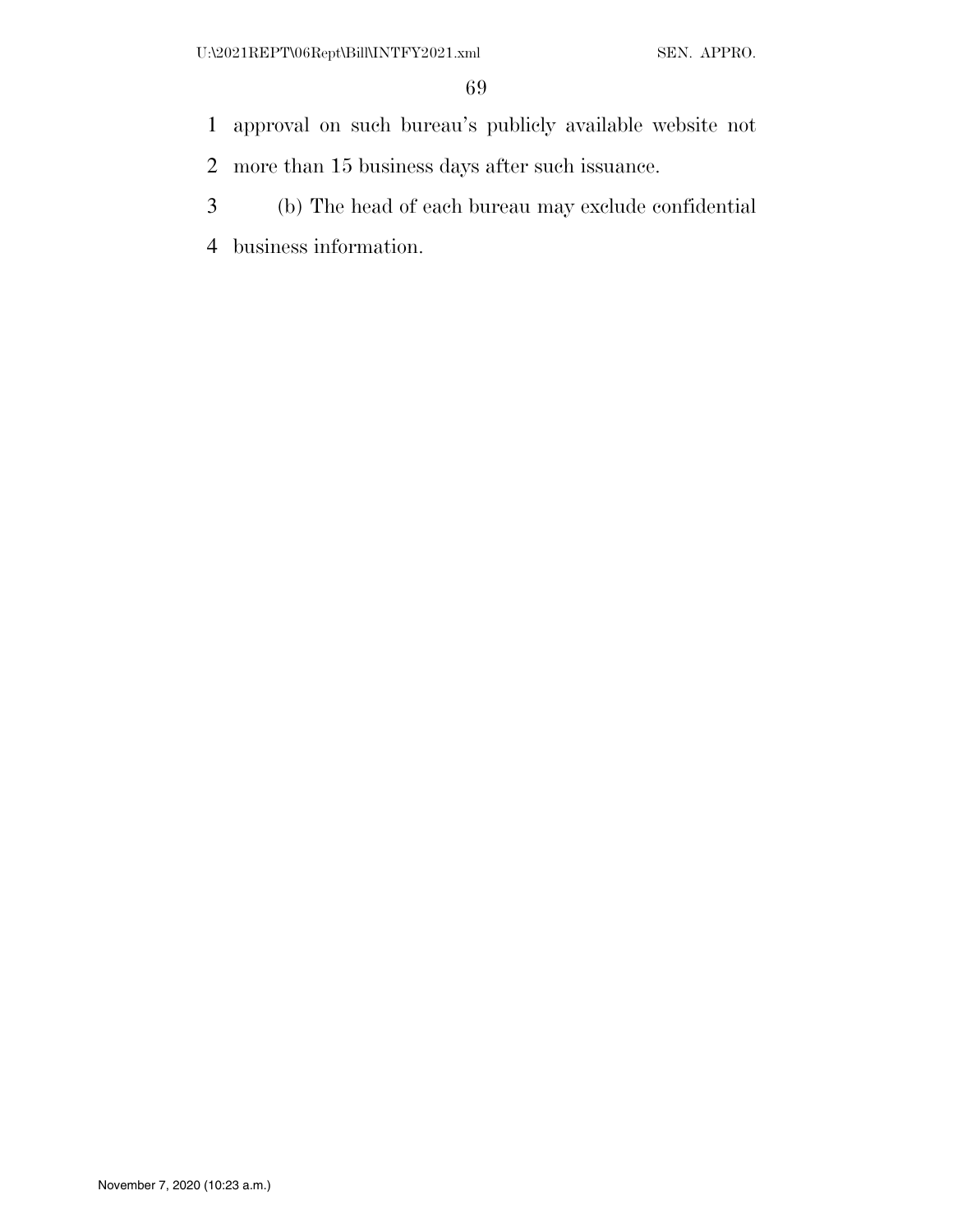approval on such bureau's publicly available website not more than 15 business days after such issuance.

(b) The head of each bureau may exclude confidential business information.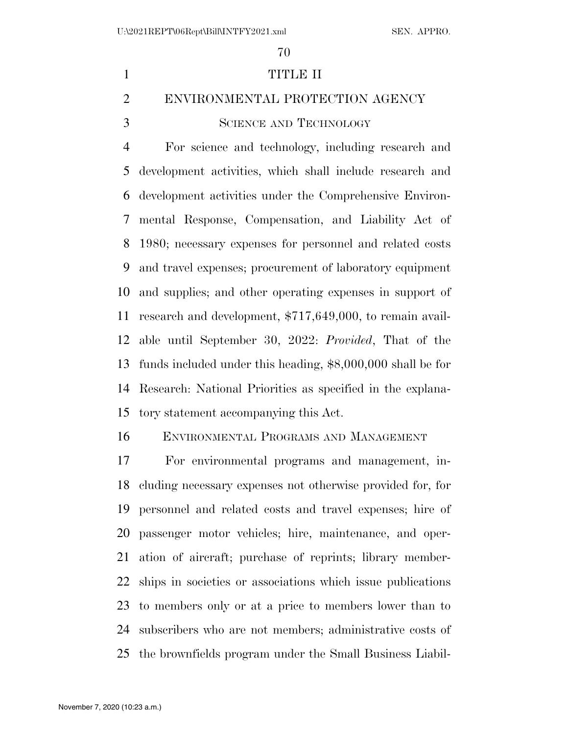# TITLE II

## ENVIRONMENTAL PROTECTION AGENCY

### Science and Technology

For science and technology, including research and development activities, which shall include research and development activities under the Comprehensive Environmental Response, Compensation, and Liability Act of 1980; necessary expenses for personnel and related costs and travel expenses; procurement of laboratory equipment and supplies; and other operating expenses in support of research and development, $717,649,000, to remain available until September 30, 2022: *Provided*, That of the funds included under this heading, $8,000,000 shall be for Research: National Priorities as specified in the explanatory statement accompanying this Act.

### Environmental Programs and Management

For environmental programs and management, including necessary expenses not otherwise provided for, for personnel and related costs and travel expenses; hire of passenger motor vehicles; hire, maintenance, and operation of aircraft; purchase of reprints; library memberships in societies or associations which issue publications to members only or at a price to members lower than to subscribers who are not members; administrative costs of the brownfields program under the Small Business Liabil-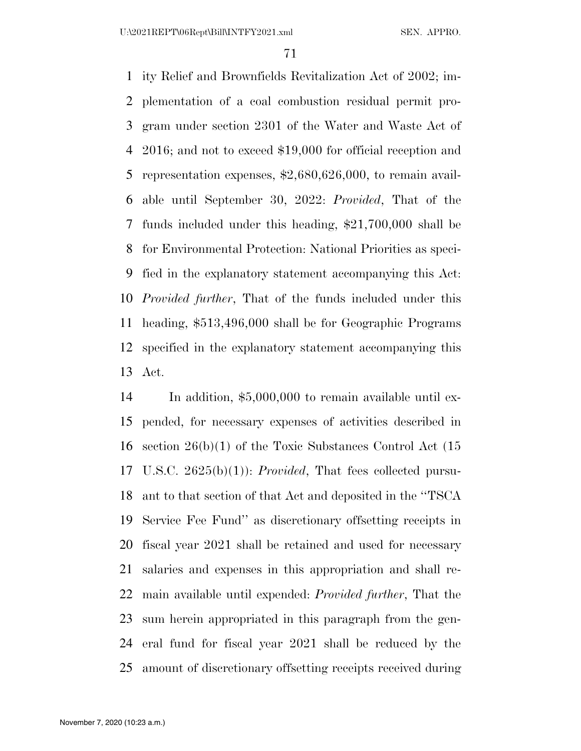ity Relief and Brownfields Revitalization Act of 2002; implementation of a coal combustion residual permit program under section 2301 of the Water and Waste Act of 2016; and not to exceed $19,000 for official reception and representation expenses, $2,680,626,000, to remain available until September 30, 2022: *Provided*, That of the funds included under this heading, $21,700,000 shall be for Environmental Protection: National Priorities as specified in the explanatory statement accompanying this Act: *Provided further*, That of the funds included under this heading, $513,496,000 shall be for Geographic Programs specified in the explanatory statement accompanying this Act.

In addition, $5,000,000 to remain available until expended, for necessary expenses of activities described in section 26(b)(1) of the Toxic Substances Control Act (15 U.S.C. 2625(b)(1)): *Provided*, That fees collected pursuant to that section of that Act and deposited in the ''TSCA Service Fee Fund'' as discretionary offsetting receipts in fiscal year 2021 shall be retained and used for necessary salaries and expenses in this appropriation and shall remain available until expended: *Provided further*, That the sum herein appropriated in this paragraph from the general fund for fiscal year 2021 shall be reduced by the amount of discretionary offsetting receipts received during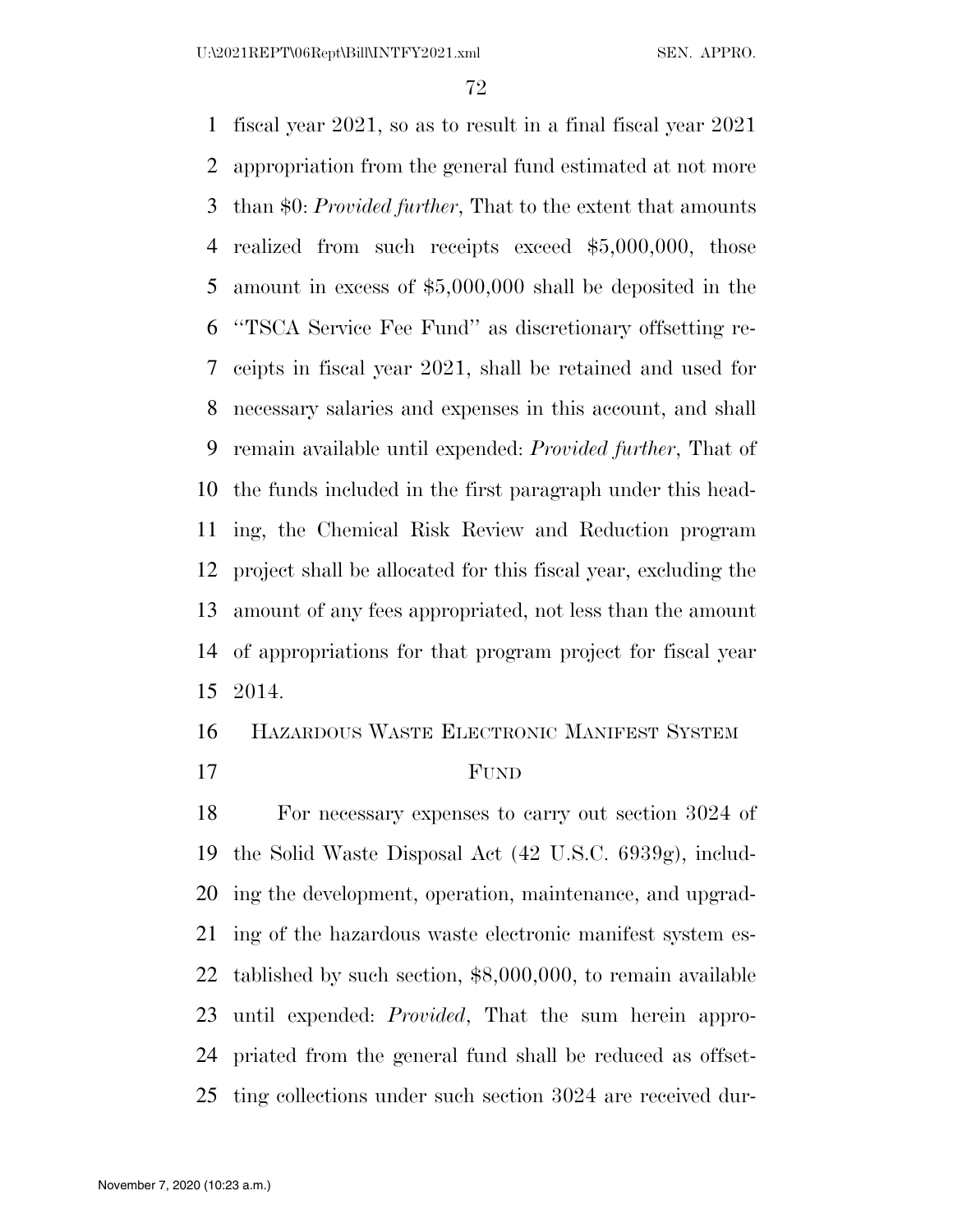fiscal year 2021, so as to result in a final fiscal year 2021 appropriation from the general fund estimated at not more than $0: *Provided further*, That to the extent that amounts realized from such receipts exceed $5,000,000, those amount in excess of $5,000,000 shall be deposited in the ''TSCA Service Fee Fund'' as discretionary offsetting receipts in fiscal year 2021, shall be retained and used for necessary salaries and expenses in this account, and shall remain available until expended: *Provided further*, That of the funds included in the first paragraph under this heading, the Chemical Risk Review and Reduction program project shall be allocated for this fiscal year, excluding the amount of any fees appropriated, not less than the amount of appropriations for that program project for fiscal year 2014.

HAZARDOUS WASTE ELECTRONIC MANIFEST SYSTEM FUND

For necessary expenses to carry out section 3024 of the Solid Waste Disposal Act (42 U.S.C. 6939g), including the development, operation, maintenance, and upgrading of the hazardous waste electronic manifest system established by such section, $8,000,000, to remain available until expended: *Provided*, That the sum herein appropriated from the general fund shall be reduced as offsetting collections under such section 3024 are received dur-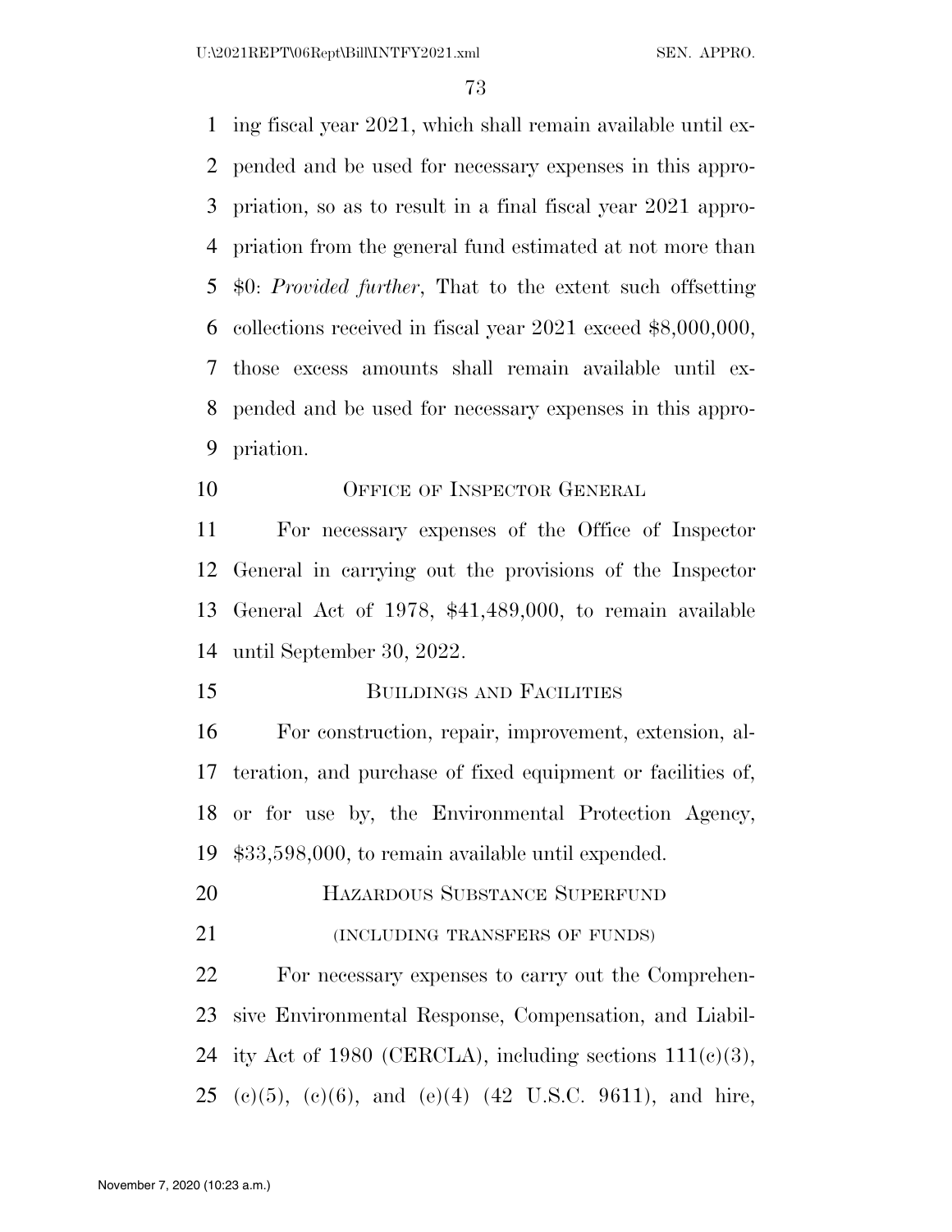ing fiscal year 2021, which shall remain available until expended and be used for necessary expenses in this appropriation, so as to result in a final fiscal year 2021 appropriation from the general fund estimated at not more than $0: *Provided further*, That to the extent such offsetting collections received in fiscal year 2021 exceed $8,000,000, those excess amounts shall remain available until expended and be used for necessary expenses in this appropriation.

### OFFICE OF INSPECTOR GENERAL

For necessary expenses of the Office of Inspector General in carrying out the provisions of the Inspector General Act of 1978, $41,489,000, to remain available until September 30, 2022.

### BUILDINGS AND FACILITIES

For construction, repair, improvement, extension, alteration, and purchase of fixed equipment or facilities of, or for use by, the Environmental Protection Agency, $33,598,000, to remain available until expended.

### HAZARDOUS SUBSTANCE SUPERFUND

(INCLUDING TRANSFERS OF FUNDS)

For necessary expenses to carry out the Comprehensive Environmental Response, Compensation, and Liability Act of 1980 (CERCLA), including sections 111(c)(3), (c)(5), (c)(6), and (e)(4) (42 U.S.C. 9611), and hire,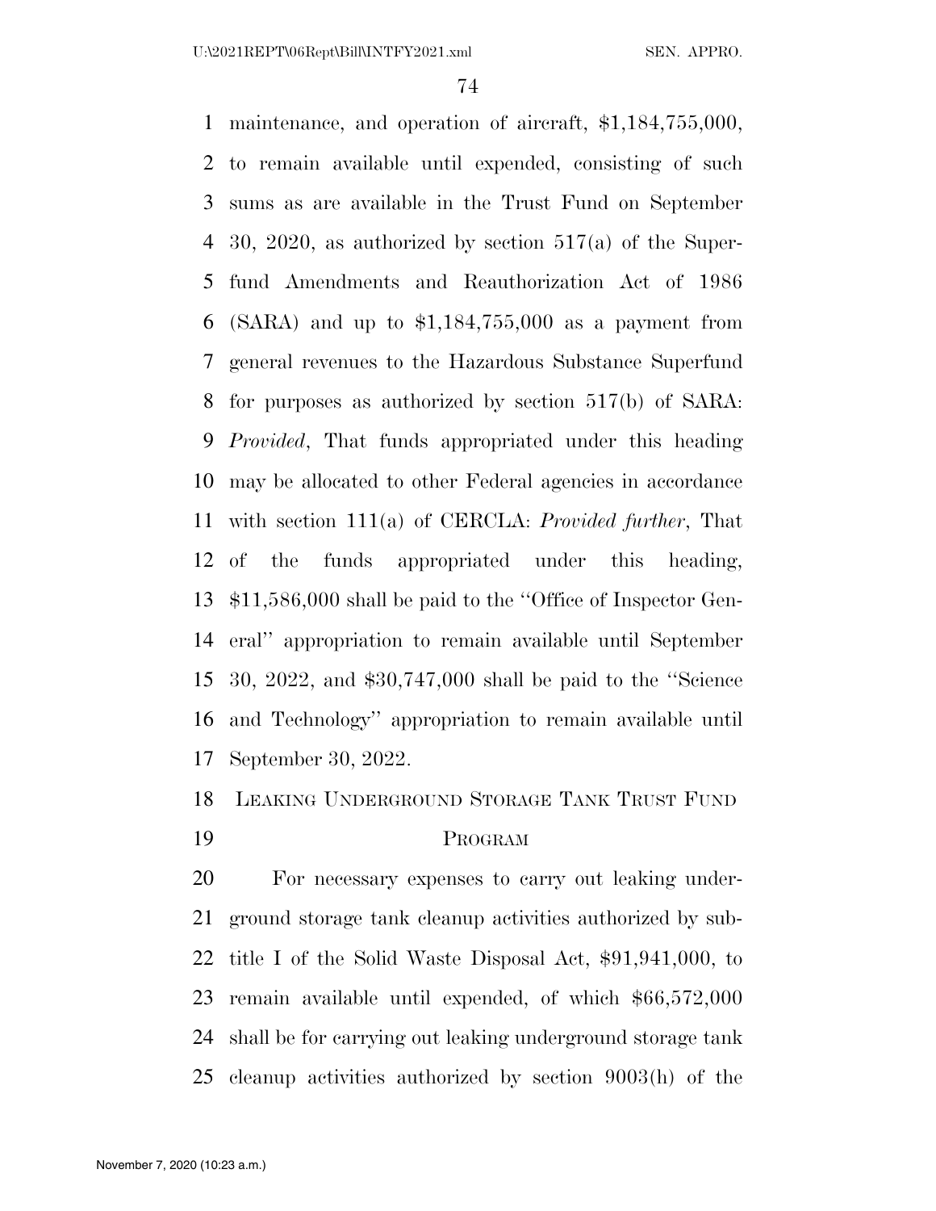maintenance, and operation of aircraft, $1,184,755,000, to remain available until expended, consisting of such sums as are available in the Trust Fund on September 30, 2020, as authorized by section 517(a) of the Superfund Amendments and Reauthorization Act of 1986 (SARA) and up to $1,184,755,000 as a payment from general revenues to the Hazardous Substance Superfund for purposes as authorized by section 517(b) of SARA: *Provided*, That funds appropriated under this heading may be allocated to other Federal agencies in accordance with section 111(a) of CERCLA: *Provided further*, That of the funds appropriated under this heading, $11,586,000 shall be paid to the ''Office of Inspector General'' appropriation to remain available until September 30, 2022, and $30,747,000 shall be paid to the ''Science and Technology'' appropriation to remain available until September 30, 2022.

## LEAKING UNDERGROUND STORAGE TANK TRUST FUND PROGRAM

For necessary expenses to carry out leaking underground storage tank cleanup activities authorized by subtitle I of the Solid Waste Disposal Act, $91,941,000, to remain available until expended, of which $66,572,000 shall be for carrying out leaking underground storage tank cleanup activities authorized by section 9003(h) of the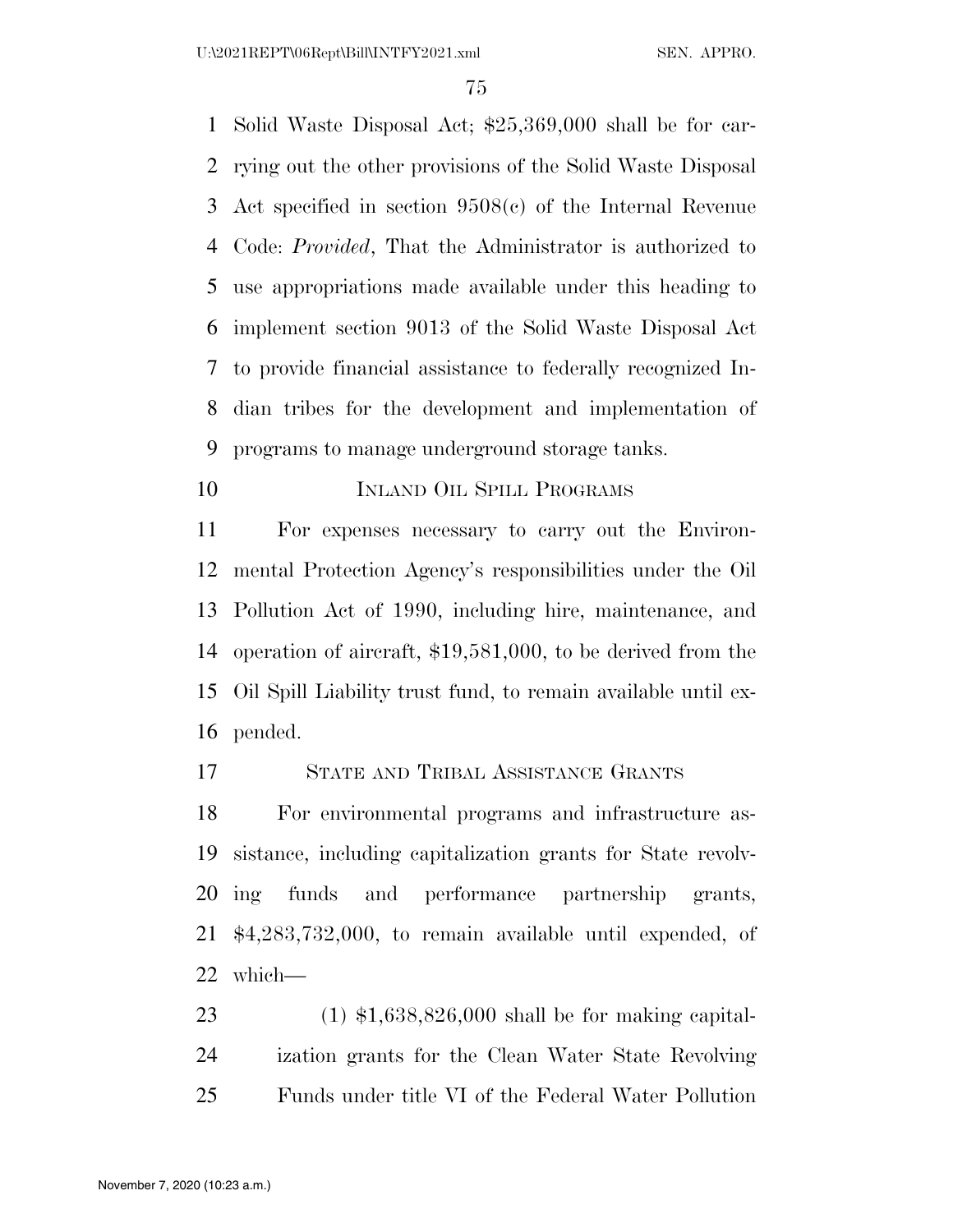Solid Waste Disposal Act; $25,369,000 shall be for carrying out the other provisions of the Solid Waste Disposal Act specified in section 9508(c) of the Internal Revenue Code: *Provided*, That the Administrator is authorized to use appropriations made available under this heading to implement section 9013 of the Solid Waste Disposal Act to provide financial assistance to federally recognized Indian tribes for the development and implementation of programs to manage underground storage tanks.

INLAND OIL SPILL PROGRAMS

For expenses necessary to carry out the Environmental Protection Agency's responsibilities under the Oil Pollution Act of 1990, including hire, maintenance, and operation of aircraft, $19,581,000, to be derived from the Oil Spill Liability trust fund, to remain available until expended.

STATE AND TRIBAL ASSISTANCE GRANTS

For environmental programs and infrastructure assistance, including capitalization grants for State revolving funds and performance partnership grants, $4,283,732,000, to remain available until expended, of which—

(1) $1,638,826,000 shall be for making capitalization grants for the Clean Water State Revolving Funds under title VI of the Federal Water Pollution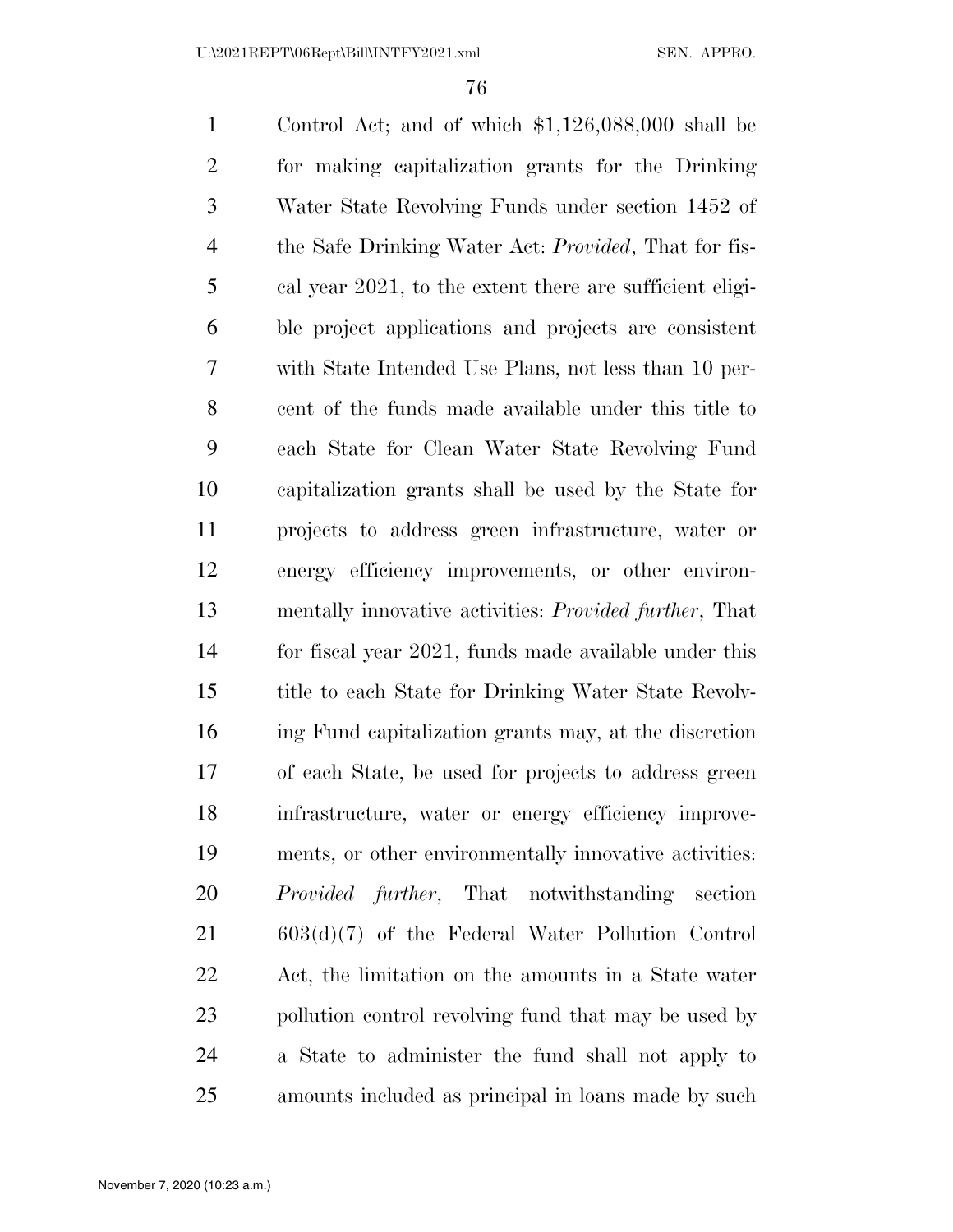Control Act; and of which $1,126,088,000 shall be for making capitalization grants for the Drinking Water State Revolving Funds under section 1452 of the Safe Drinking Water Act: *Provided*, That for fiscal year 2021, to the extent there are sufficient eligible project applications and projects are consistent with State Intended Use Plans, not less than 10 percent of the funds made available under this title to each State for Clean Water State Revolving Fund capitalization grants shall be used by the State for projects to address green infrastructure, water or energy efficiency improvements, or other environmentally innovative activities: *Provided further*, That for fiscal year 2021, funds made available under this title to each State for Drinking Water State Revolving Fund capitalization grants may, at the discretion of each State, be used for projects to address green infrastructure, water or energy efficiency improvements, or other environmentally innovative activities: *Provided further*, That notwithstanding section 603(d)(7) of the Federal Water Pollution Control Act, the limitation on the amounts in a State water pollution control revolving fund that may be used by a State to administer the fund shall not apply to amounts included as principal in loans made by such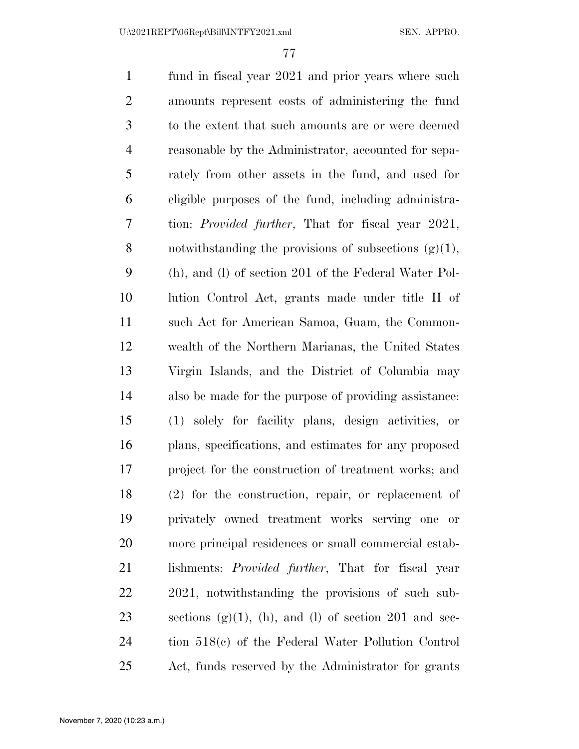fund in fiscal year 2021 and prior years where such amounts represent costs of administering the fund to the extent that such amounts are or were deemed reasonable by the Administrator, accounted for separately from other assets in the fund, and used for eligible purposes of the fund, including administration: *Provided further*, That for fiscal year 2021, notwithstanding the provisions of subsections (g)(1), (h), and (l) of section 201 of the Federal Water Pollution Control Act, grants made under title II of such Act for American Samoa, Guam, the Commonwealth of the Northern Marianas, the United States Virgin Islands, and the District of Columbia may also be made for the purpose of providing assistance: (1) solely for facility plans, design activities, or plans, specifications, and estimates for any proposed project for the construction of treatment works; and (2) for the construction, repair, or replacement of privately owned treatment works serving one or more principal residences or small commercial establishments: *Provided further*, That for fiscal year 2021, notwithstanding the provisions of such subsections (g)(1), (h), and (l) of section 201 and section 518(c) of the Federal Water Pollution Control Act, funds reserved by the Administrator for grants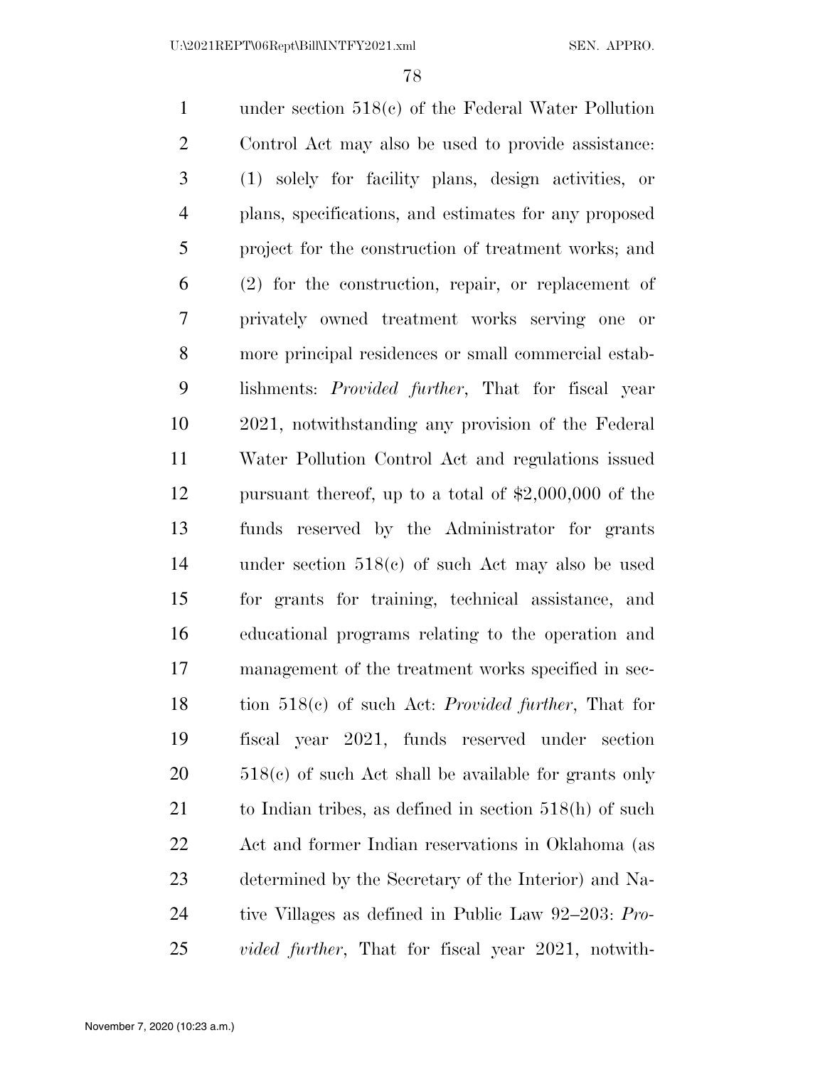under section 518(c) of the Federal Water Pollution Control Act may also be used to provide assistance: (1) solely for facility plans, design activities, or plans, specifications, and estimates for any proposed project for the construction of treatment works; and (2) for the construction, repair, or replacement of privately owned treatment works serving one or more principal residences or small commercial establishments: *Provided further*, That for fiscal year 2021, notwithstanding any provision of the Federal Water Pollution Control Act and regulations issued pursuant thereof, up to a total of $2,000,000 of the funds reserved by the Administrator for grants under section 518(c) of such Act may also be used for grants for training, technical assistance, and educational programs relating to the operation and management of the treatment works specified in section 518(c) of such Act: *Provided further*, That for fiscal year 2021, funds reserved under section 518(c) of such Act shall be available for grants only to Indian tribes, as defined in section 518(h) of such Act and former Indian reservations in Oklahoma (as determined by the Secretary of the Interior) and Native Villages as defined in Public Law 92–203: *Provided further*, That for fiscal year 2021, notwith-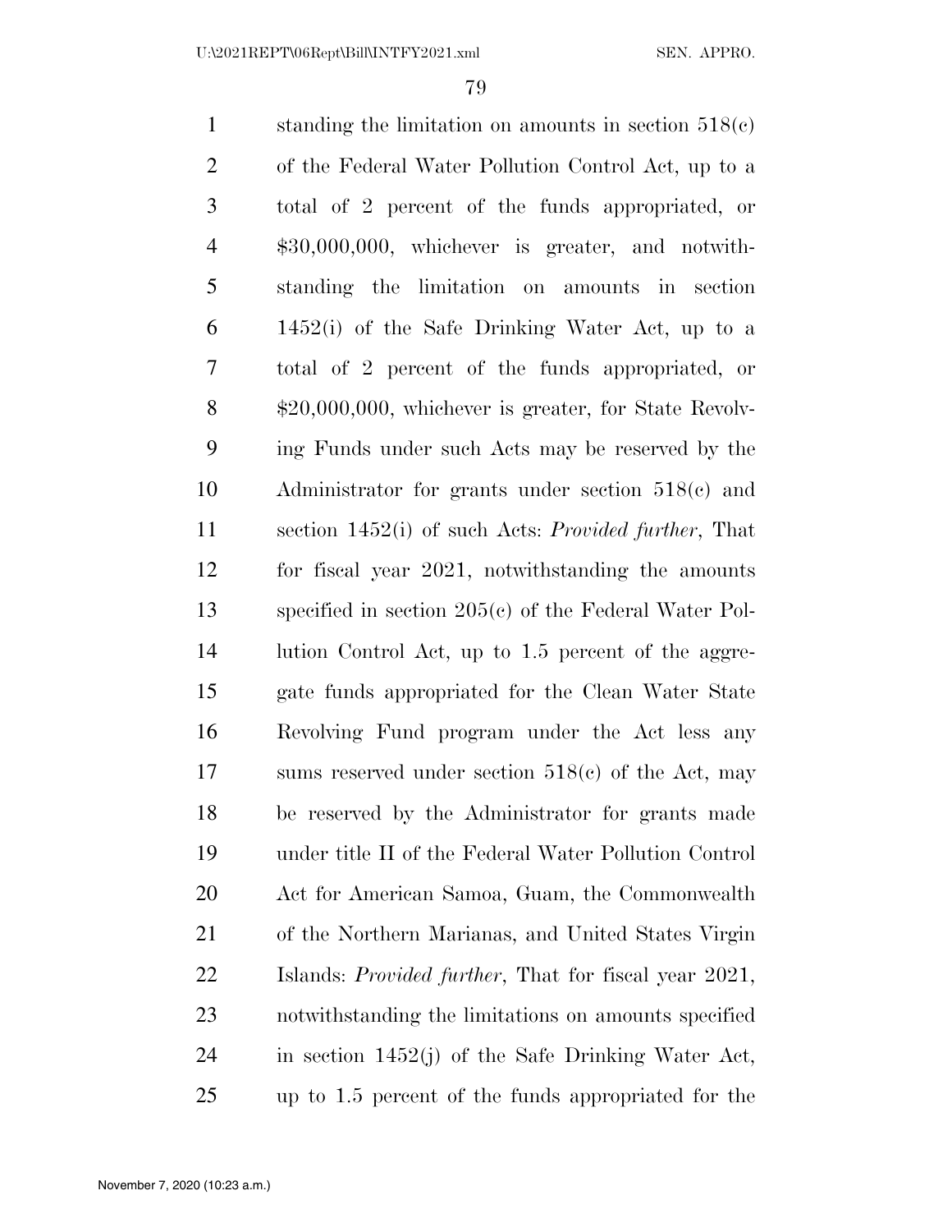standing the limitation on amounts in section 518(c) of the Federal Water Pollution Control Act, up to a total of 2 percent of the funds appropriated, or $30,000,000, whichever is greater, and notwithstanding the limitation on amounts in section 1452(i) of the Safe Drinking Water Act, up to a total of 2 percent of the funds appropriated, or $20,000,000, whichever is greater, for State Revolving Funds under such Acts may be reserved by the Administrator for grants under section 518(c) and section 1452(i) of such Acts: *Provided further*, That for fiscal year 2021, notwithstanding the amounts specified in section 205(c) of the Federal Water Pollution Control Act, up to 1.5 percent of the aggregate funds appropriated for the Clean Water State Revolving Fund program under the Act less any sums reserved under section 518(c) of the Act, may be reserved by the Administrator for grants made under title II of the Federal Water Pollution Control Act for American Samoa, Guam, the Commonwealth of the Northern Marianas, and United States Virgin Islands: *Provided further*, That for fiscal year 2021, notwithstanding the limitations on amounts specified in section 1452(j) of the Safe Drinking Water Act, up to 1.5 percent of the funds appropriated for the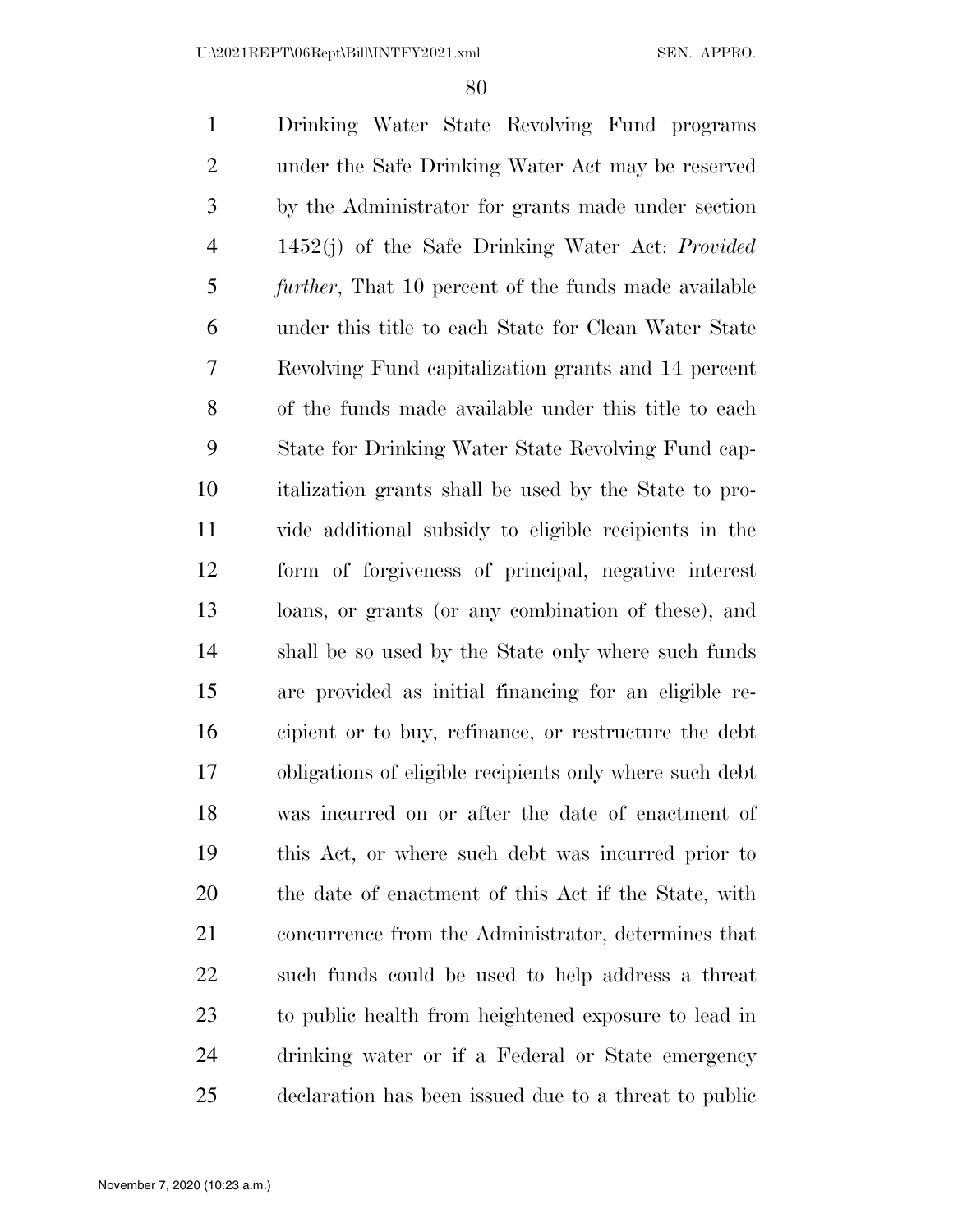Drinking Water State Revolving Fund programs under the Safe Drinking Water Act may be reserved by the Administrator for grants made under section 1452(j) of the Safe Drinking Water Act: *Provided further*, That 10 percent of the funds made available under this title to each State for Clean Water State Revolving Fund capitalization grants and 14 percent of the funds made available under this title to each State for Drinking Water State Revolving Fund capitalization grants shall be used by the State to provide additional subsidy to eligible recipients in the form of forgiveness of principal, negative interest loans, or grants (or any combination of these), and shall be so used by the State only where such funds are provided as initial financing for an eligible recipient or to buy, refinance, or restructure the debt obligations of eligible recipients only where such debt was incurred on or after the date of enactment of this Act, or where such debt was incurred prior to the date of enactment of this Act if the State, with concurrence from the Administrator, determines that such funds could be used to help address a threat to public health from heightened exposure to lead in drinking water or if a Federal or State emergency declaration has been issued due to a threat to public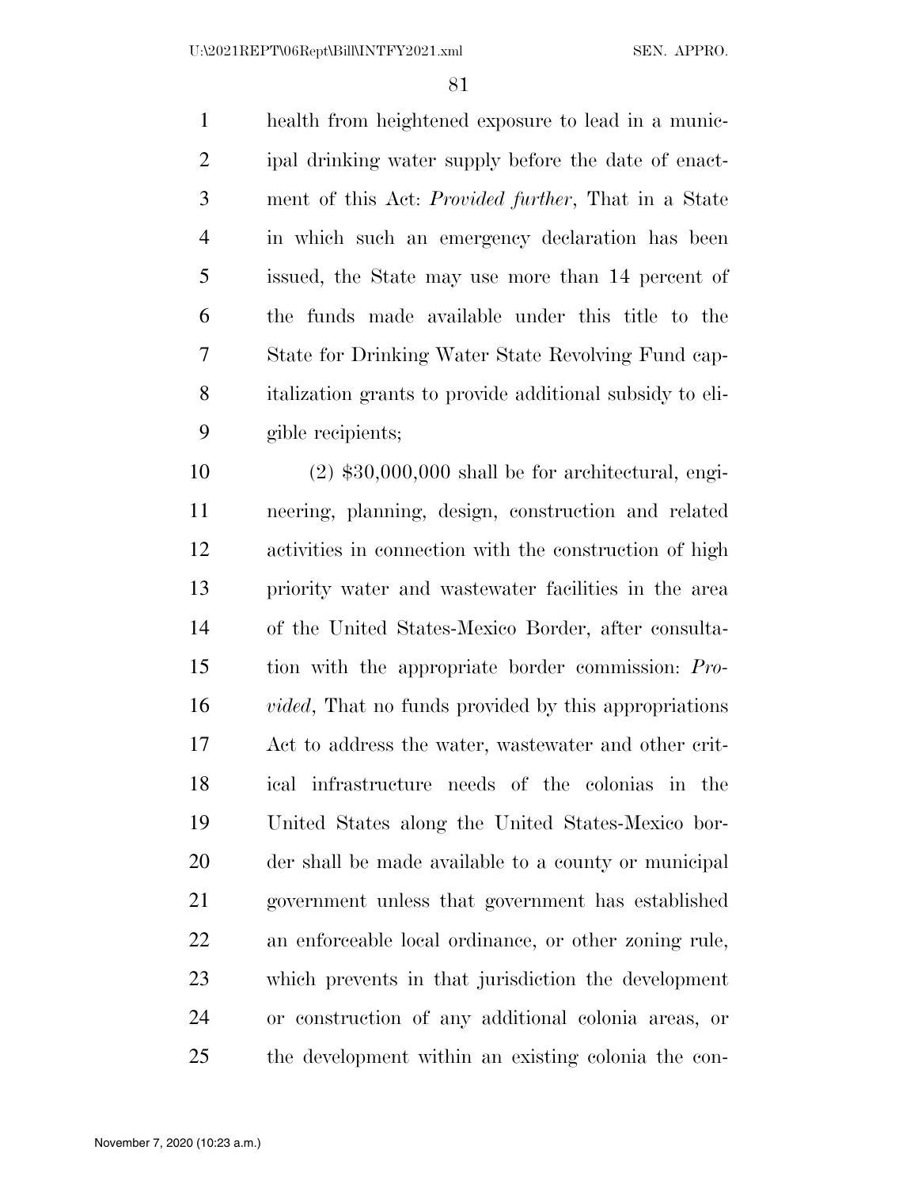health from heightened exposure to lead in a municipal drinking water supply before the date of enactment of this Act: *Provided further*, That in a State in which such an emergency declaration has been issued, the State may use more than 14 percent of the funds made available under this title to the State for Drinking Water State Revolving Fund capitalization grants to provide additional subsidy to eligible recipients;

(2) $30,000,000 shall be for architectural, engineering, planning, design, construction and related activities in connection with the construction of high priority water and wastewater facilities in the area of the United States-Mexico Border, after consultation with the appropriate border commission: *Provided*, That no funds provided by this appropriations Act to address the water, wastewater and other critical infrastructure needs of the colonias in the United States along the United States-Mexico border shall be made available to a county or municipal government unless that government has established an enforceable local ordinance, or other zoning rule, which prevents in that jurisdiction the development or construction of any additional colonia areas, or the development within an existing colonia the con-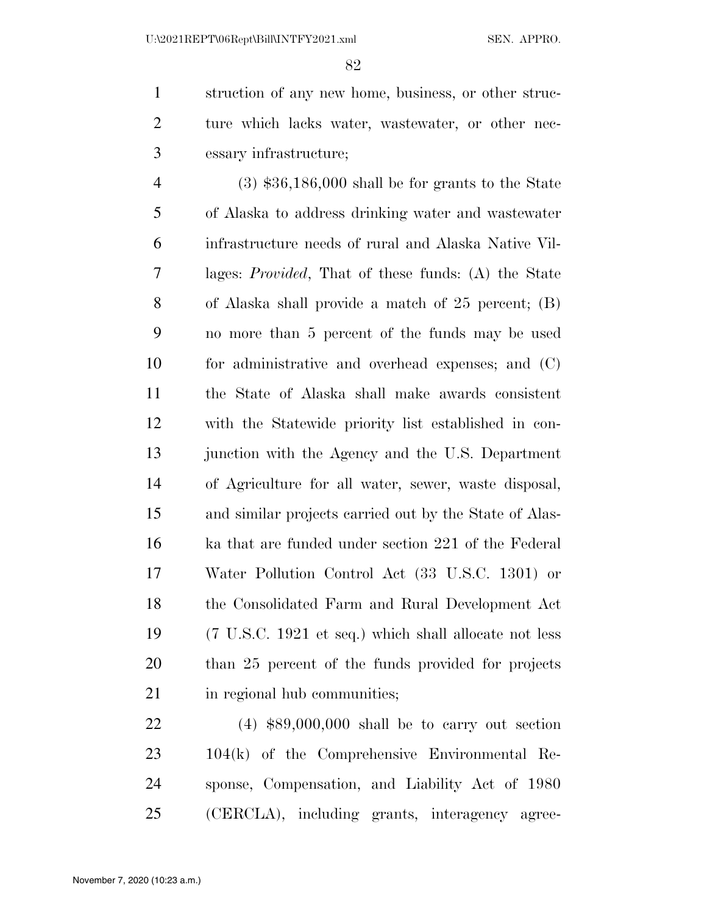struction of any new home, business, or other structure which lacks water, wastewater, or other necessary infrastructure;

(3) $36,186,000 shall be for grants to the State of Alaska to address drinking water and wastewater infrastructure needs of rural and Alaska Native Villages: *Provided*, That of these funds: (A) the State of Alaska shall provide a match of 25 percent; (B) no more than 5 percent of the funds may be used for administrative and overhead expenses; and (C) the State of Alaska shall make awards consistent with the Statewide priority list established in conjunction with the Agency and the U.S. Department of Agriculture for all water, sewer, waste disposal, and similar projects carried out by the State of Alaska that are funded under section 221 of the Federal Water Pollution Control Act (33 U.S.C. 1301) or the Consolidated Farm and Rural Development Act (7 U.S.C. 1921 et seq.) which shall allocate not less than 25 percent of the funds provided for projects in regional hub communities;

(4) $89,000,000 shall be to carry out section 104(k) of the Comprehensive Environmental Response, Compensation, and Liability Act of 1980 (CERCLA), including grants, interagency agree-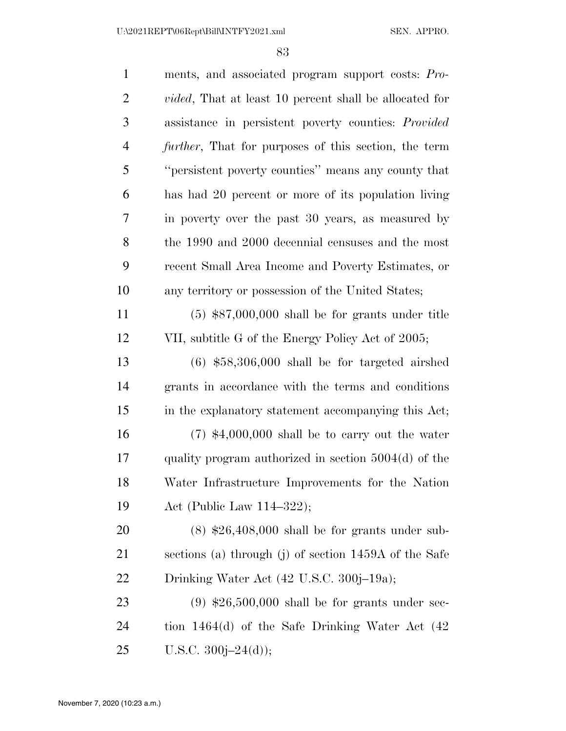ments, and associated program support costs: *Provided*, That at least 10 percent shall be allocated for assistance in persistent poverty counties: *Provided further*, That for purposes of this section, the term ''persistent poverty counties'' means any county that has had 20 percent or more of its population living in poverty over the past 30 years, as measured by the 1990 and 2000 decennial censuses and the most recent Small Area Income and Poverty Estimates, or any territory or possession of the United States;

(5) $87,000,000 shall be for grants under title VII, subtitle G of the Energy Policy Act of 2005;

(6) $58,306,000 shall be for targeted airshed grants in accordance with the terms and conditions in the explanatory statement accompanying this Act;

(7) $4,000,000 shall be to carry out the water quality program authorized in section 5004(d) of the Water Infrastructure Improvements for the Nation Act (Public Law 114–322);

(8) $26,408,000 shall be for grants under subsections (a) through (j) of section 1459A of the Safe Drinking Water Act (42 U.S.C. 300j–19a);

(9) $26,500,000 shall be for grants under section 1464(d) of the Safe Drinking Water Act (42 U.S.C. 300j–24(d));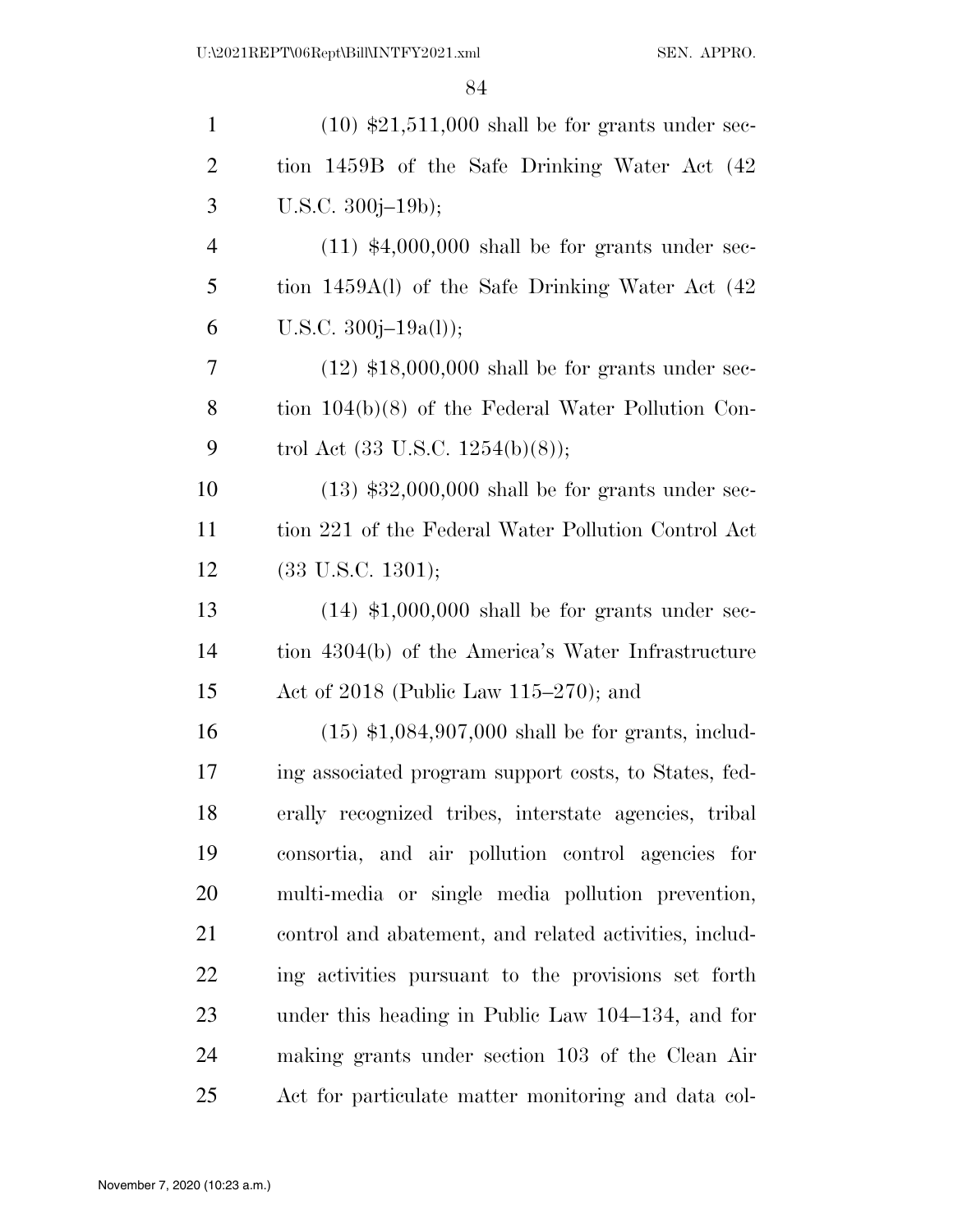(10) $21,511,000 shall be for grants under section 1459B of the Safe Drinking Water Act (42 U.S.C. 300j–19b);

(11) $4,000,000 shall be for grants under section 1459A(l) of the Safe Drinking Water Act (42 U.S.C. 300j–19a(l));

(12) $18,000,000 shall be for grants under section 104(b)(8) of the Federal Water Pollution Control Act (33 U.S.C. 1254(b)(8));

(13) $32,000,000 shall be for grants under section 221 of the Federal Water Pollution Control Act (33 U.S.C. 1301);

(14) $1,000,000 shall be for grants under section 4304(b) of the America's Water Infrastructure Act of 2018 (Public Law 115–270); and

(15) $1,084,907,000 shall be for grants, including associated program support costs, to States, federally recognized tribes, interstate agencies, tribal consortia, and air pollution control agencies for multi-media or single media pollution prevention, control and abatement, and related activities, including activities pursuant to the provisions set forth under this heading in Public Law 104–134, and for making grants under section 103 of the Clean Air Act for particulate matter monitoring and data col-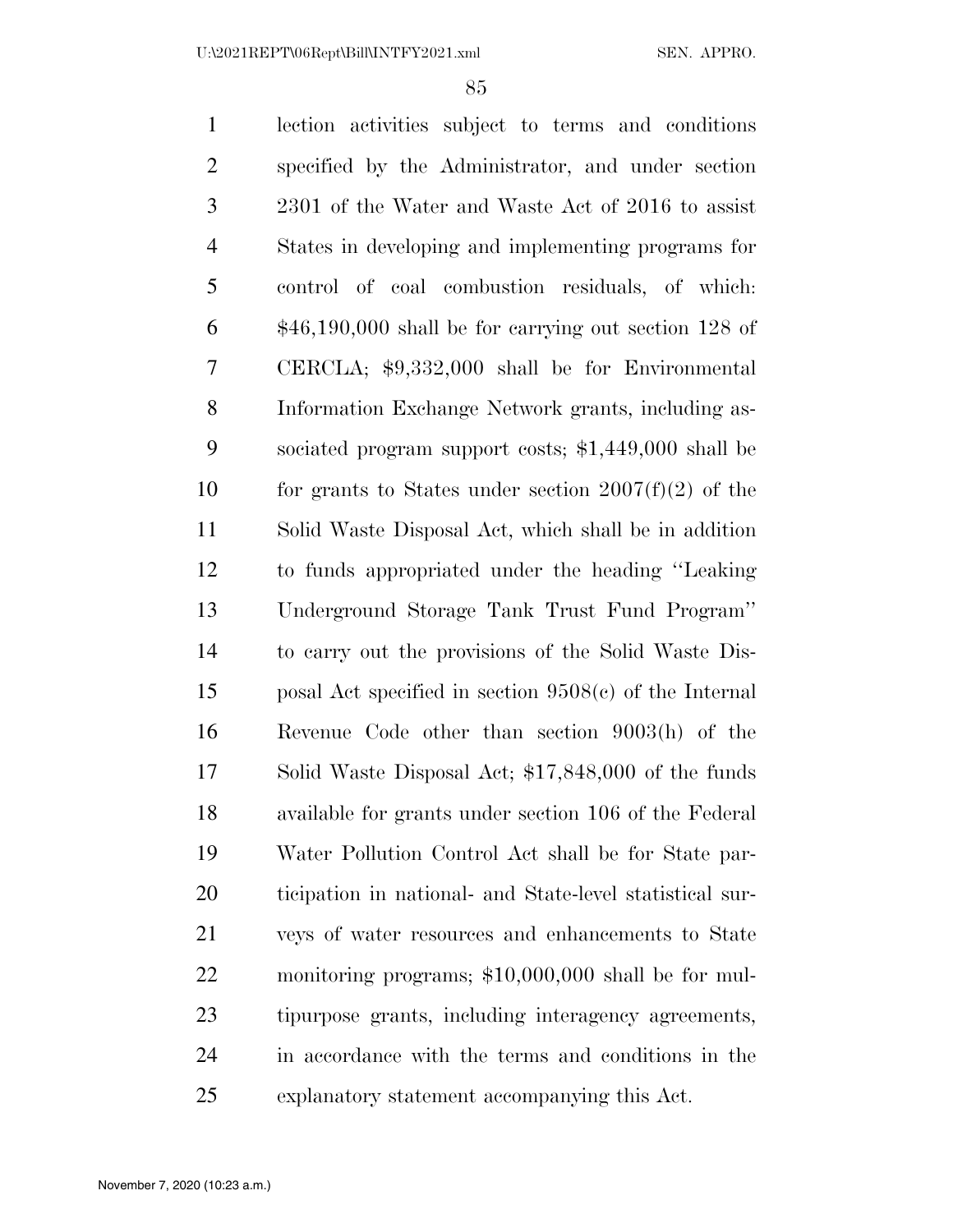lection activities subject to terms and conditions specified by the Administrator, and under section 2301 of the Water and Waste Act of 2016 to assist States in developing and implementing programs for control of coal combustion residuals, of which: $46,190,000 shall be for carrying out section 128 of CERCLA; $9,332,000 shall be for Environmental Information Exchange Network grants, including associated program support costs; $1,449,000 shall be for grants to States under section 2007(f)(2) of the Solid Waste Disposal Act, which shall be in addition to funds appropriated under the heading ''Leaking Underground Storage Tank Trust Fund Program'' to carry out the provisions of the Solid Waste Disposal Act specified in section 9508(c) of the Internal Revenue Code other than section 9003(h) of the Solid Waste Disposal Act; $17,848,000 of the funds available for grants under section 106 of the Federal Water Pollution Control Act shall be for State participation in national- and State-level statistical surveys of water resources and enhancements to State monitoring programs; $10,000,000 shall be for multipurpose grants, including interagency agreements, in accordance with the terms and conditions in the explanatory statement accompanying this Act.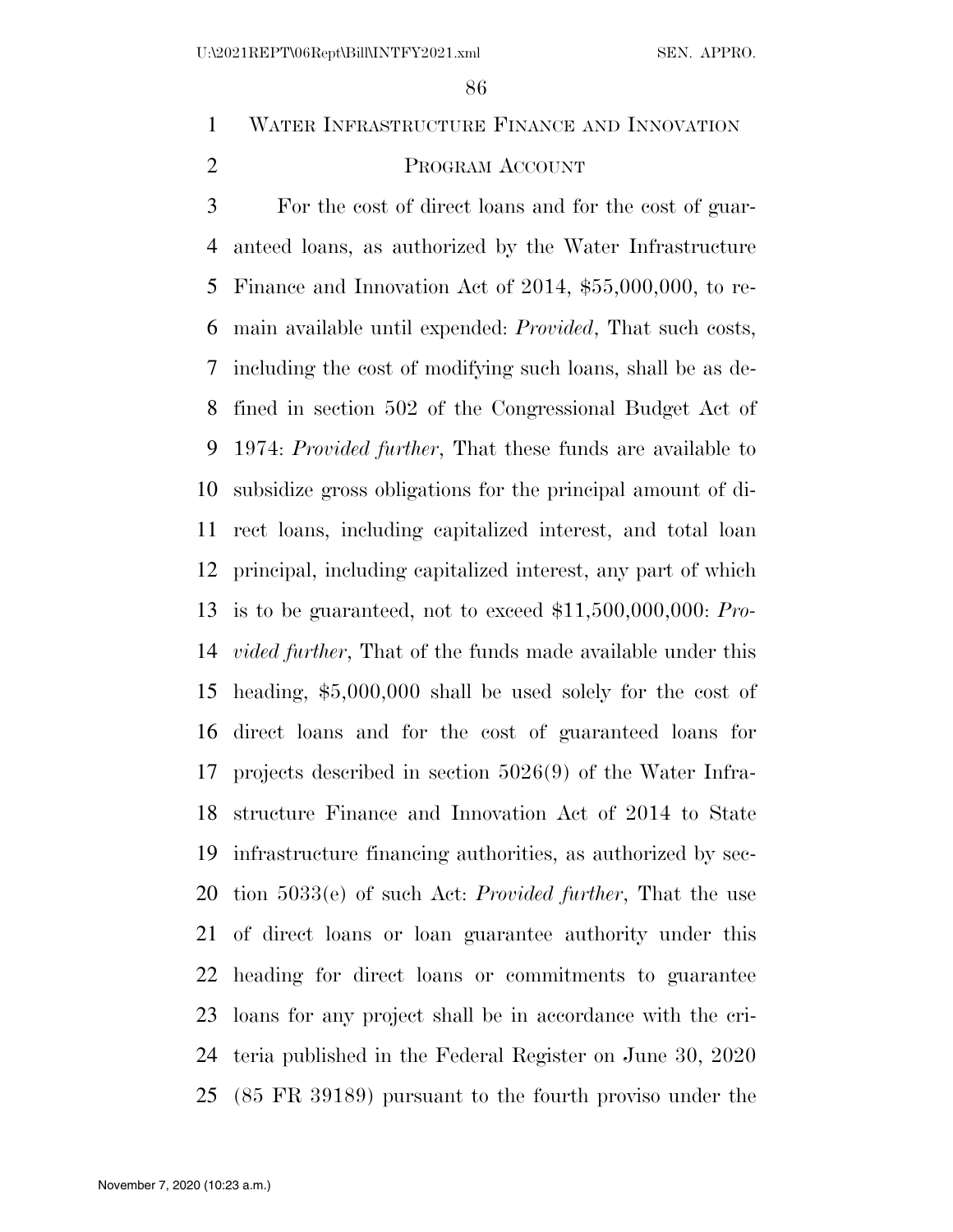## Water Infrastructure Finance and Innovation Program Account

For the cost of direct loans and for the cost of guaranteed loans, as authorized by the Water Infrastructure Finance and Innovation Act of 2014, $55,000,000, to remain available until expended: *Provided*, That such costs, including the cost of modifying such loans, shall be as defined in section 502 of the Congressional Budget Act of 1974: *Provided further*, That these funds are available to subsidize gross obligations for the principal amount of direct loans, including capitalized interest, and total loan principal, including capitalized interest, any part of which is to be guaranteed, not to exceed $11,500,000,000: *Provided further*, That of the funds made available under this heading, $5,000,000 shall be used solely for the cost of direct loans and for the cost of guaranteed loans for projects described in section 5026(9) of the Water Infrastructure Finance and Innovation Act of 2014 to State infrastructure financing authorities, as authorized by section 5033(e) of such Act: *Provided further*, That the use of direct loans or loan guarantee authority under this heading for direct loans or commitments to guarantee loans for any project shall be in accordance with the criteria published in the Federal Register on June 30, 2020 (85 FR 39189) pursuant to the fourth proviso under the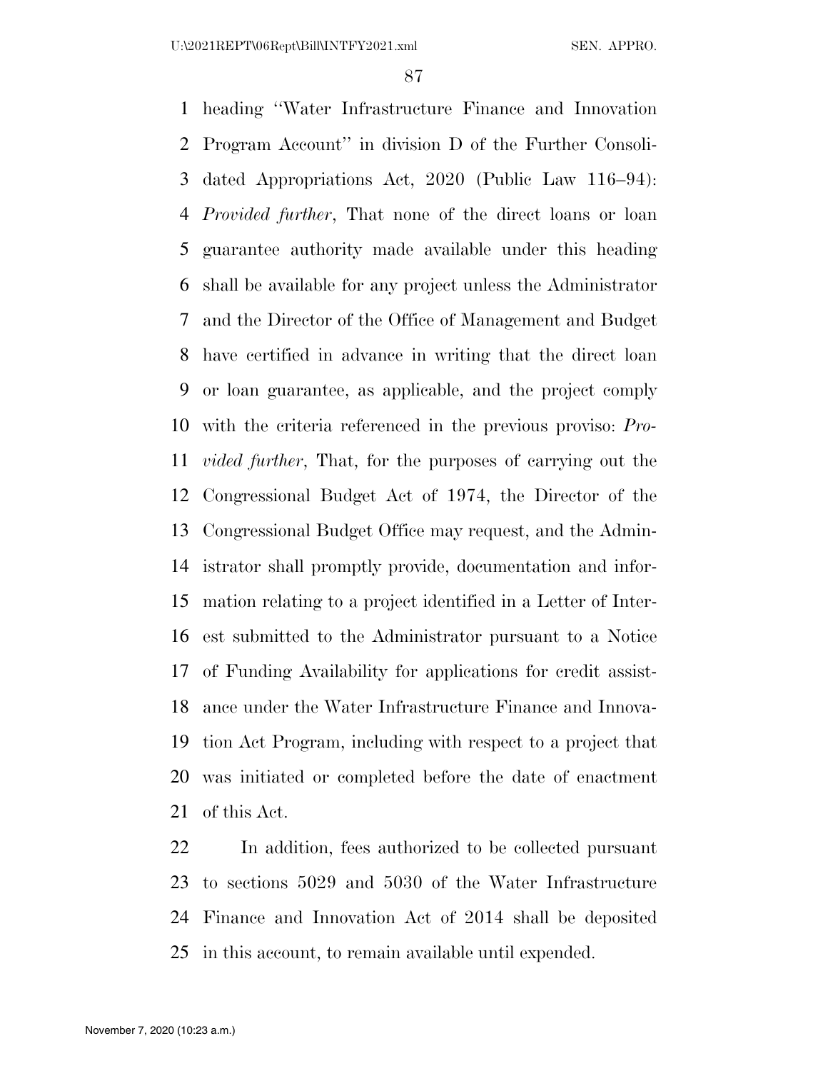heading "Water Infrastructure Finance and Innovation Program Account" in division D of the Further Consolidated Appropriations Act, 2020 (Public Law 116–94): *Provided further*, That none of the direct loans or loan guarantee authority made available under this heading shall be available for any project unless the Administrator and the Director of the Office of Management and Budget have certified in advance in writing that the direct loan or loan guarantee, as applicable, and the project comply with the criteria referenced in the previous proviso: *Provided further*, That, for the purposes of carrying out the Congressional Budget Act of 1974, the Director of the Congressional Budget Office may request, and the Administrator shall promptly provide, documentation and information relating to a project identified in a Letter of Interest submitted to the Administrator pursuant to a Notice of Funding Availability for applications for credit assistance under the Water Infrastructure Finance and Innovation Act Program, including with respect to a project that was initiated or completed before the date of enactment of this Act.

In addition, fees authorized to be collected pursuant to sections 5029 and 5030 of the Water Infrastructure Finance and Innovation Act of 2014 shall be deposited in this account, to remain available until expended.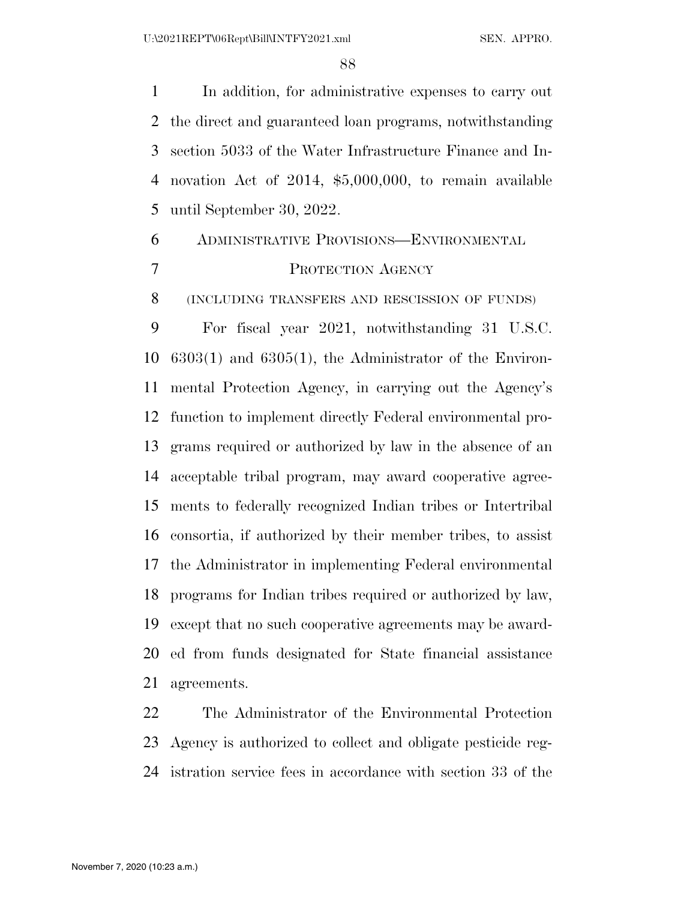In addition, for administrative expenses to carry out the direct and guaranteed loan programs, notwithstanding section 5033 of the Water Infrastructure Finance and Innovation Act of 2014, $5,000,000, to remain available until September 30, 2022.

## ADMINISTRATIVE PROVISIONS—ENVIRONMENTAL PROTECTION AGENCY

(INCLUDING TRANSFERS AND RESCISSION OF FUNDS)

For fiscal year 2021, notwithstanding 31 U.S.C. 6303(1) and 6305(1), the Administrator of the Environmental Protection Agency, in carrying out the Agency's function to implement directly Federal environmental programs required or authorized by law in the absence of an acceptable tribal program, may award cooperative agreements to federally recognized Indian tribes or Intertribal consortia, if authorized by their member tribes, to assist the Administrator in implementing Federal environmental programs for Indian tribes required or authorized by law, except that no such cooperative agreements may be awarded from funds designated for State financial assistance agreements.

The Administrator of the Environmental Protection Agency is authorized to collect and obligate pesticide registration service fees in accordance with section 33 of the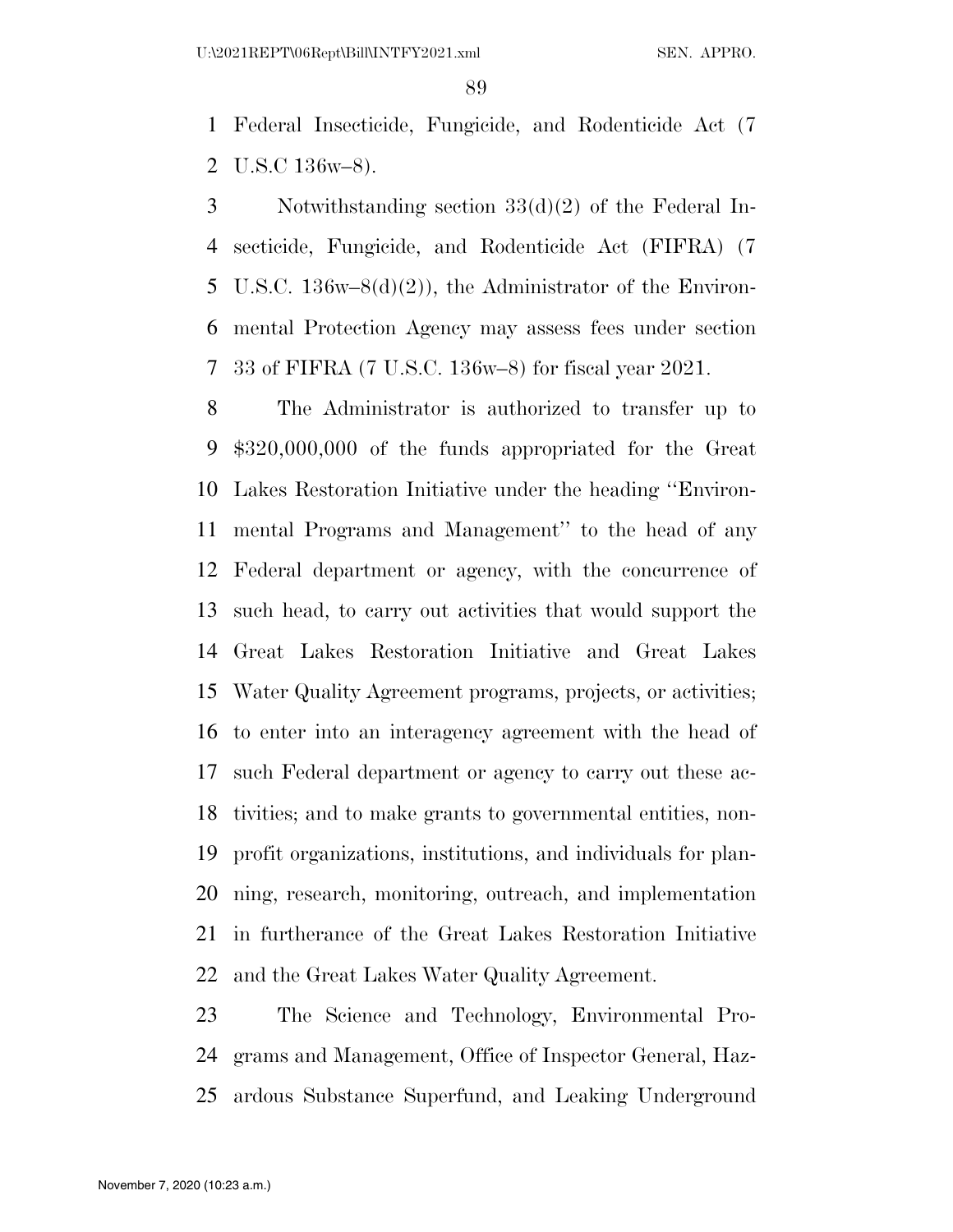Federal Insecticide, Fungicide, and Rodenticide Act (7 U.S.C 136w–8).

Notwithstanding section 33(d)(2) of the Federal Insecticide, Fungicide, and Rodenticide Act (FIFRA) (7 U.S.C. 136w–8(d)(2)), the Administrator of the Environmental Protection Agency may assess fees under section 33 of FIFRA (7 U.S.C. 136w–8) for fiscal year 2021.

The Administrator is authorized to transfer up to $320,000,000 of the funds appropriated for the Great Lakes Restoration Initiative under the heading ''Environmental Programs and Management'' to the head of any Federal department or agency, with the concurrence of such head, to carry out activities that would support the Great Lakes Restoration Initiative and Great Lakes Water Quality Agreement programs, projects, or activities; to enter into an interagency agreement with the head of such Federal department or agency to carry out these activities; and to make grants to governmental entities, nonprofit organizations, institutions, and individuals for planning, research, monitoring, outreach, and implementation in furtherance of the Great Lakes Restoration Initiative and the Great Lakes Water Quality Agreement.

The Science and Technology, Environmental Programs and Management, Office of Inspector General, Hazardous Substance Superfund, and Leaking Underground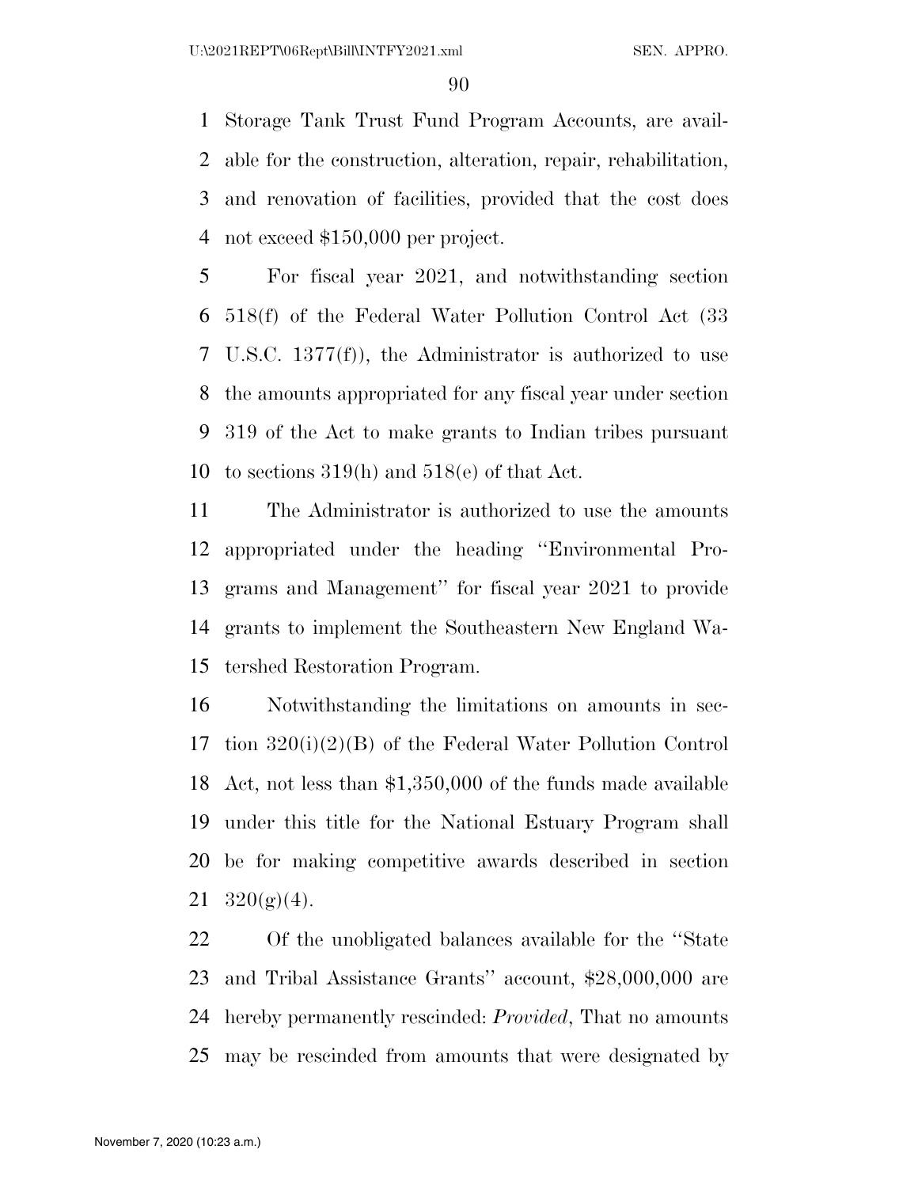Storage Tank Trust Fund Program Accounts, are available for the construction, alteration, repair, rehabilitation, and renovation of facilities, provided that the cost does not exceed $150,000 per project.

For fiscal year 2021, and notwithstanding section 518(f) of the Federal Water Pollution Control Act (33 U.S.C. 1377(f)), the Administrator is authorized to use the amounts appropriated for any fiscal year under section 319 of the Act to make grants to Indian tribes pursuant to sections 319(h) and 518(e) of that Act.

The Administrator is authorized to use the amounts appropriated under the heading ''Environmental Programs and Management'' for fiscal year 2021 to provide grants to implement the Southeastern New England Watershed Restoration Program.

Notwithstanding the limitations on amounts in section 320(i)(2)(B) of the Federal Water Pollution Control Act, not less than $1,350,000 of the funds made available under this title for the National Estuary Program shall be for making competitive awards described in section 320(g)(4).

Of the unobligated balances available for the ''State and Tribal Assistance Grants'' account, $28,000,000 are hereby permanently rescinded: *Provided*, That no amounts may be rescinded from amounts that were designated by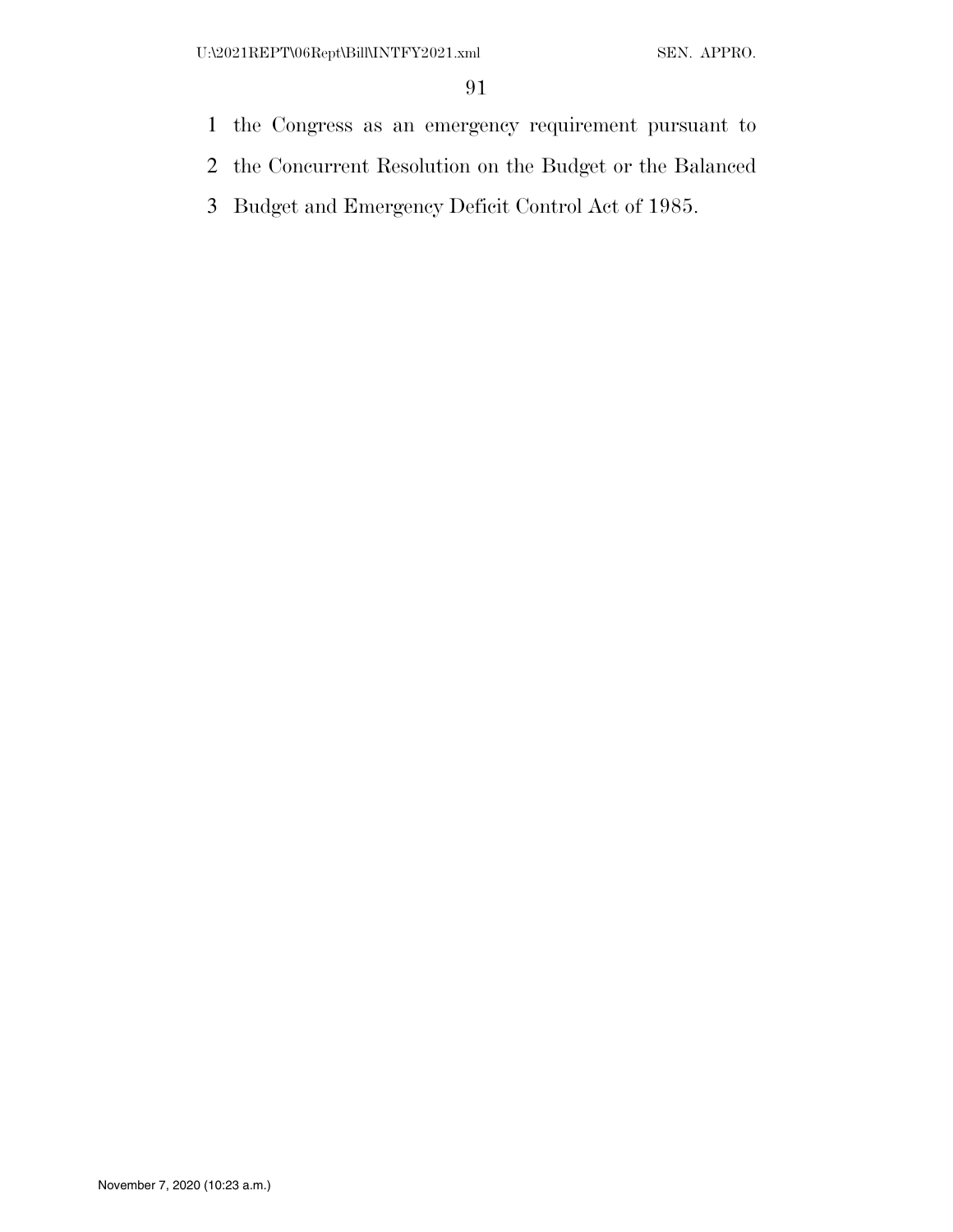the Congress as an emergency requirement pursuant to the Concurrent Resolution on the Budget or the Balanced Budget and Emergency Deficit Control Act of 1985.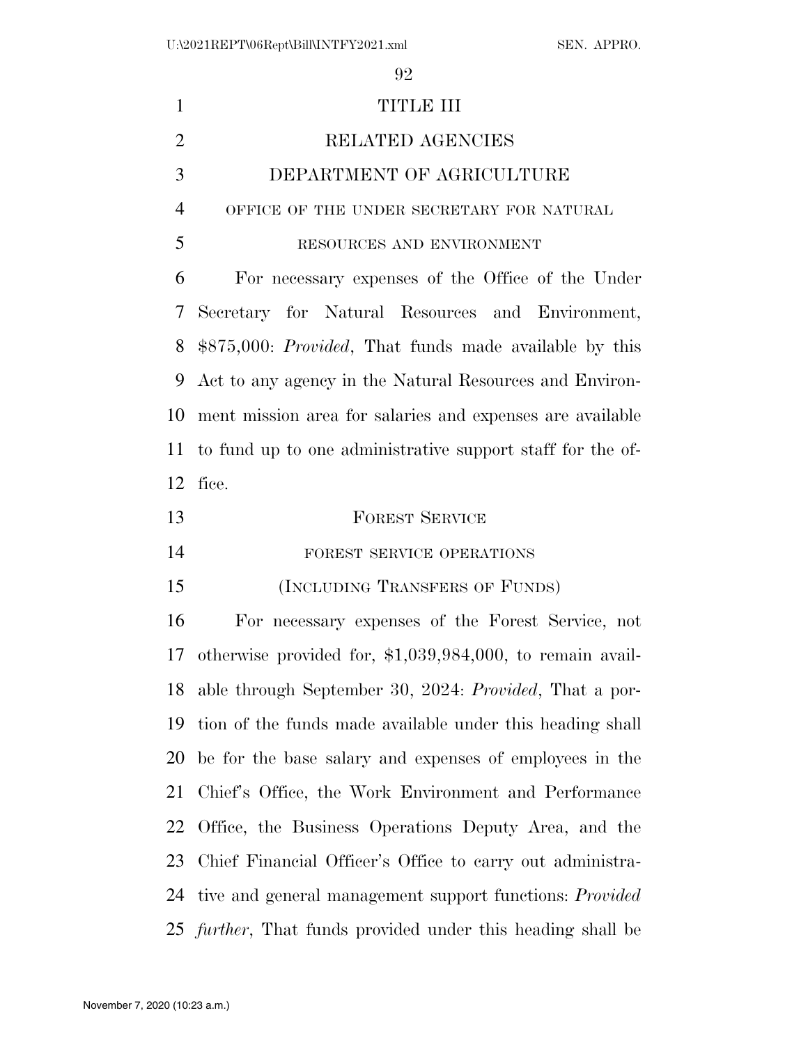# TITLE III

# RELATED AGENCIES

## DEPARTMENT OF AGRICULTURE

### OFFICE OF THE UNDER SECRETARY FOR NATURAL RESOURCES AND ENVIRONMENT

For necessary expenses of the Office of the Under Secretary for Natural Resources and Environment, \$875,000: *Provided*, That funds made available by this Act to any agency in the Natural Resources and Environment mission area for salaries and expenses are available to fund up to one administrative support staff for the office.

## FOREST SERVICE

### FOREST SERVICE OPERATIONS

### (INCLUDING TRANSFERS OF FUNDS)

For necessary expenses of the Forest Service, not otherwise provided for, \$1,039,984,000, to remain available through September 30, 2024: *Provided*, That a portion of the funds made available under this heading shall be for the base salary and expenses of employees in the Chief's Office, the Work Environment and Performance Office, the Business Operations Deputy Area, and the Chief Financial Officer's Office to carry out administrative and general management support functions: *Provided further*, That funds provided under this heading shall be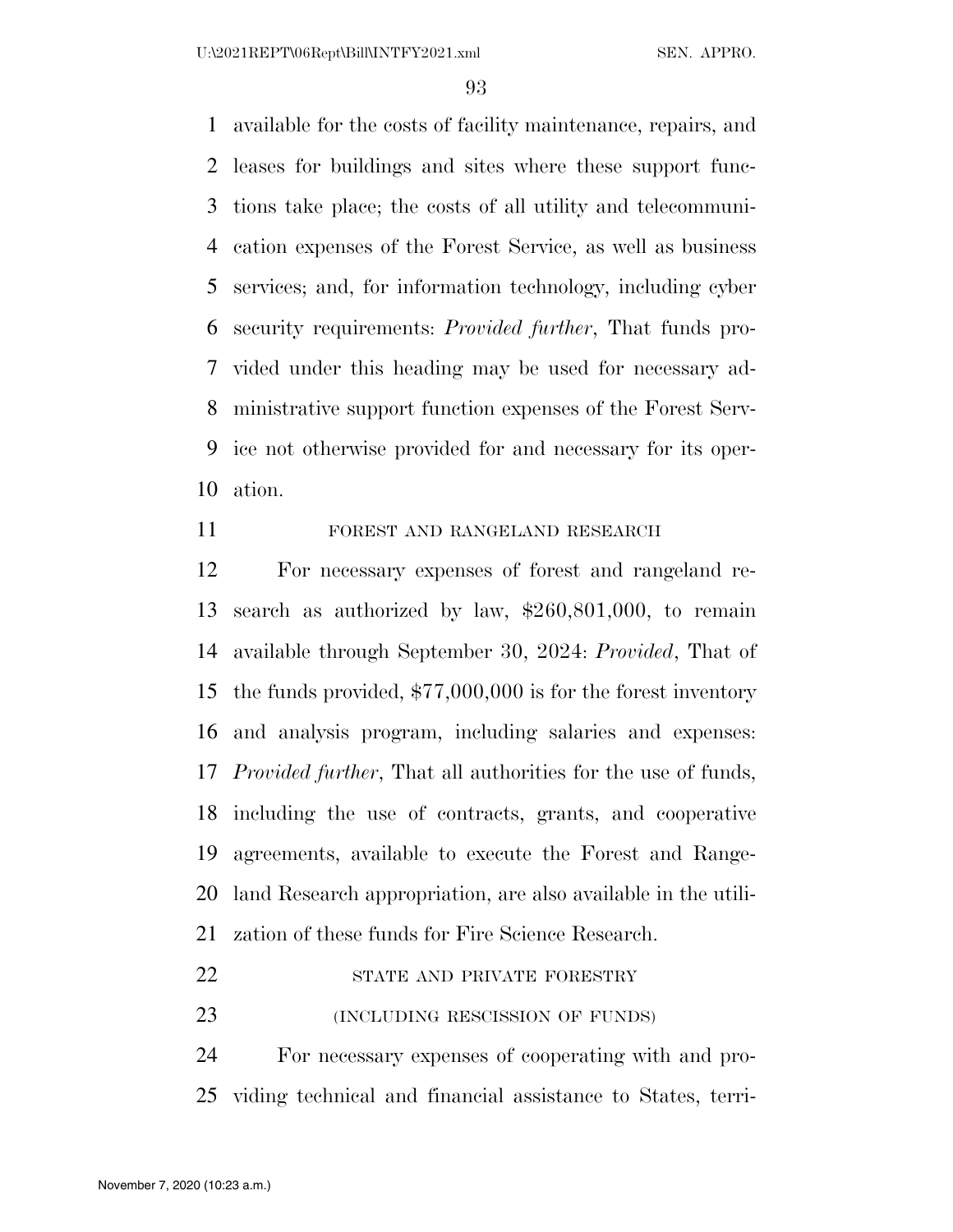available for the costs of facility maintenance, repairs, and leases for buildings and sites where these support functions take place; the costs of all utility and telecommunication expenses of the Forest Service, as well as business services; and, for information technology, including cyber security requirements: *Provided further*, That funds provided under this heading may be used for necessary administrative support function expenses of the Forest Service not otherwise provided for and necessary for its operation.

FOREST AND RANGELAND RESEARCH

For necessary expenses of forest and rangeland research as authorized by law, $260,801,000, to remain available through September 30, 2024: *Provided*, That of the funds provided, $77,000,000 is for the forest inventory and analysis program, including salaries and expenses: *Provided further*, That all authorities for the use of funds, including the use of contracts, grants, and cooperative agreements, available to execute the Forest and Rangeland Research appropriation, are also available in the utilization of these funds for Fire Science Research.

STATE AND PRIVATE FORESTRY

(INCLUDING RESCISSION OF FUNDS)

For necessary expenses of cooperating with and providing technical and financial assistance to States, terri-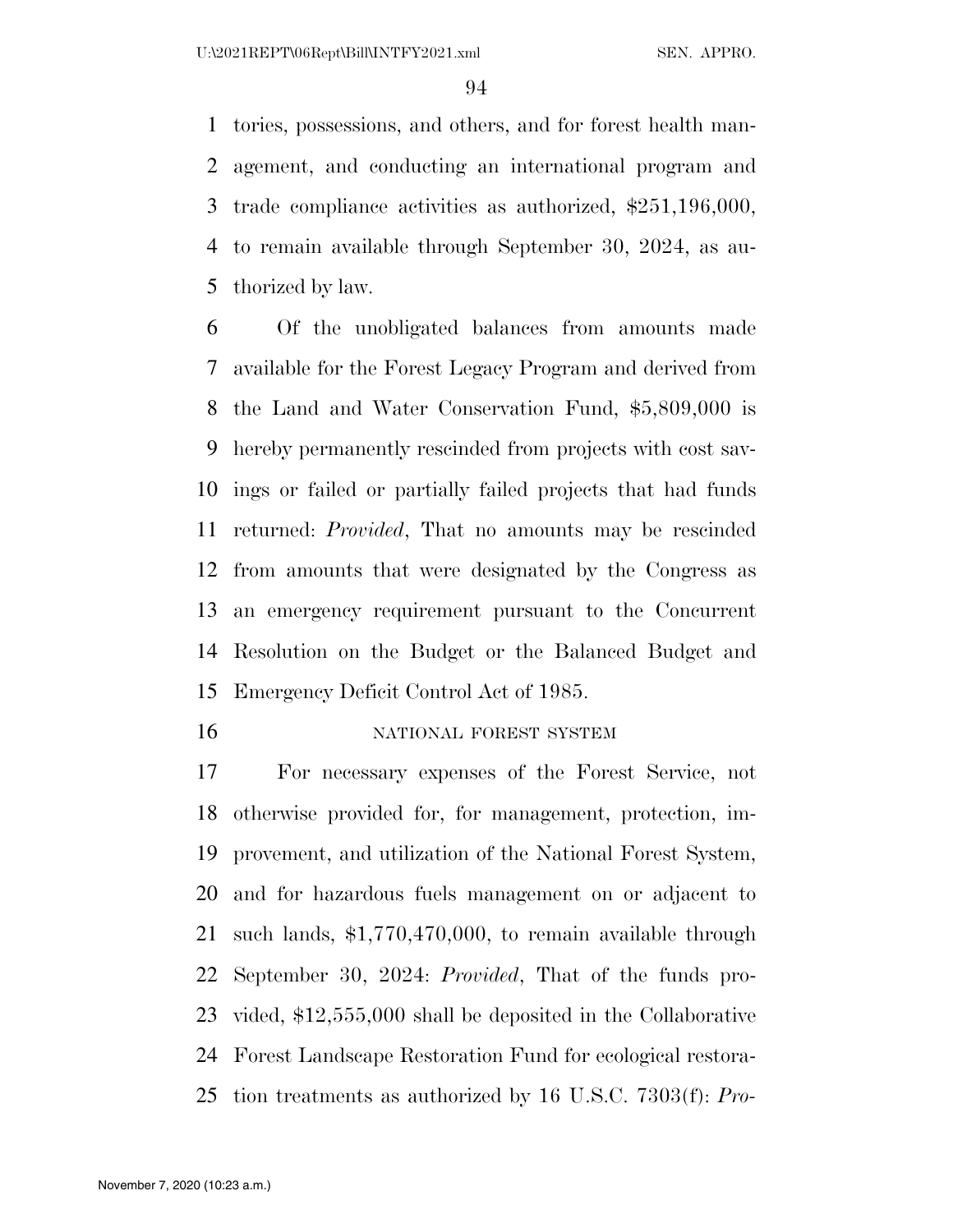tories, possessions, and others, and for forest health management, and conducting an international program and trade compliance activities as authorized, $251,196,000, to remain available through September 30, 2024, as authorized by law.

Of the unobligated balances from amounts made available for the Forest Legacy Program and derived from the Land and Water Conservation Fund, $5,809,000 is hereby permanently rescinded from projects with cost savings or failed or partially failed projects that had funds returned: *Provided*, That no amounts may be rescinded from amounts that were designated by the Congress as an emergency requirement pursuant to the Concurrent Resolution on the Budget or the Balanced Budget and Emergency Deficit Control Act of 1985.

NATIONAL FOREST SYSTEM

For necessary expenses of the Forest Service, not otherwise provided for, for management, protection, improvement, and utilization of the National Forest System, and for hazardous fuels management on or adjacent to such lands, $1,770,470,000, to remain available through September 30, 2024: *Provided*, That of the funds provided, $12,555,000 shall be deposited in the Collaborative Forest Landscape Restoration Fund for ecological restoration treatments as authorized by 16 U.S.C. 7303(f): *Pro-*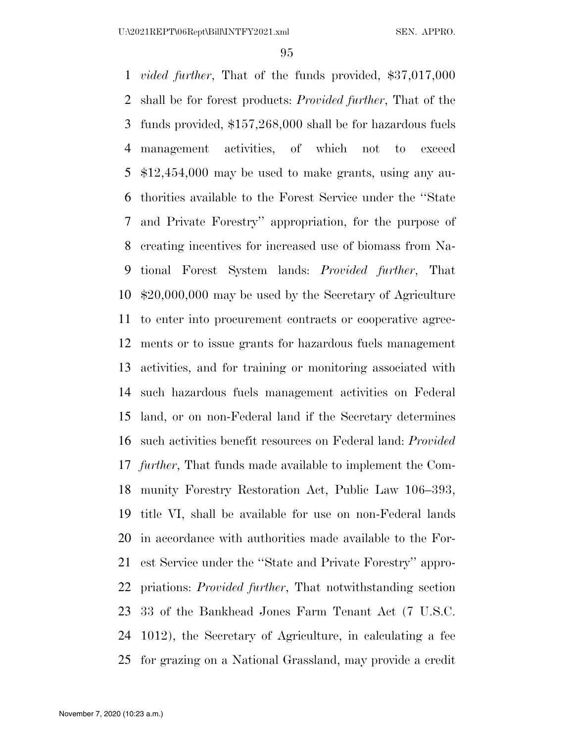*vided further*, That of the funds provided, $37,017,000 shall be for forest products: *Provided further*, That of the funds provided, $157,268,000 shall be for hazardous fuels management activities, of which not to exceed $12,454,000 may be used to make grants, using any authorities available to the Forest Service under the ''State and Private Forestry'' appropriation, for the purpose of creating incentives for increased use of biomass from National Forest System lands: *Provided further*, That $20,000,000 may be used by the Secretary of Agriculture to enter into procurement contracts or cooperative agreements or to issue grants for hazardous fuels management activities, and for training or monitoring associated with such hazardous fuels management activities on Federal land, or on non-Federal land if the Secretary determines such activities benefit resources on Federal land: *Provided further*, That funds made available to implement the Community Forestry Restoration Act, Public Law 106–393, title VI, shall be available for use on non-Federal lands in accordance with authorities made available to the Forest Service under the ''State and Private Forestry'' appropriations: *Provided further*, That notwithstanding section 33 of the Bankhead Jones Farm Tenant Act (7 U.S.C. 1012), the Secretary of Agriculture, in calculating a fee for grazing on a National Grassland, may provide a credit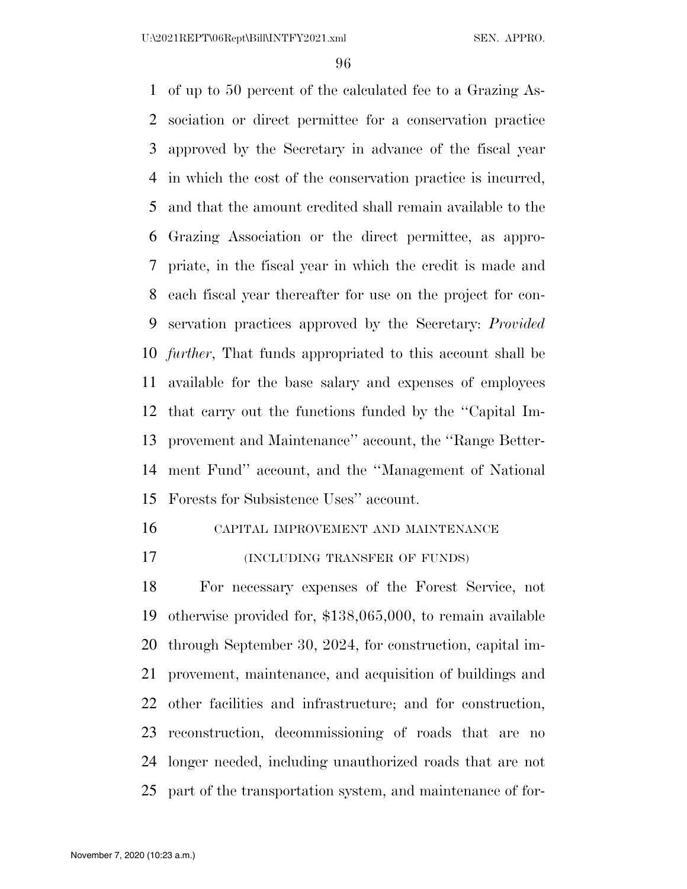of up to 50 percent of the calculated fee to a Grazing Association or direct permittee for a conservation practice approved by the Secretary in advance of the fiscal year in which the cost of the conservation practice is incurred, and that the amount credited shall remain available to the Grazing Association or the direct permittee, as appropriate, in the fiscal year in which the credit is made and each fiscal year thereafter for use on the project for conservation practices approved by the Secretary: *Provided further*, That funds appropriated to this account shall be available for the base salary and expenses of employees that carry out the functions funded by the ''Capital Improvement and Maintenance'' account, the ''Range Betterment Fund'' account, and the ''Management of National Forests for Subsistence Uses'' account.

CAPITAL IMPROVEMENT AND MAINTENANCE

(INCLUDING TRANSFER OF FUNDS)

For necessary expenses of the Forest Service, not otherwise provided for, $138,065,000, to remain available through September 30, 2024, for construction, capital improvement, maintenance, and acquisition of buildings and other facilities and infrastructure; and for construction, reconstruction, decommissioning of roads that are no longer needed, including unauthorized roads that are not part of the transportation system, and maintenance of for-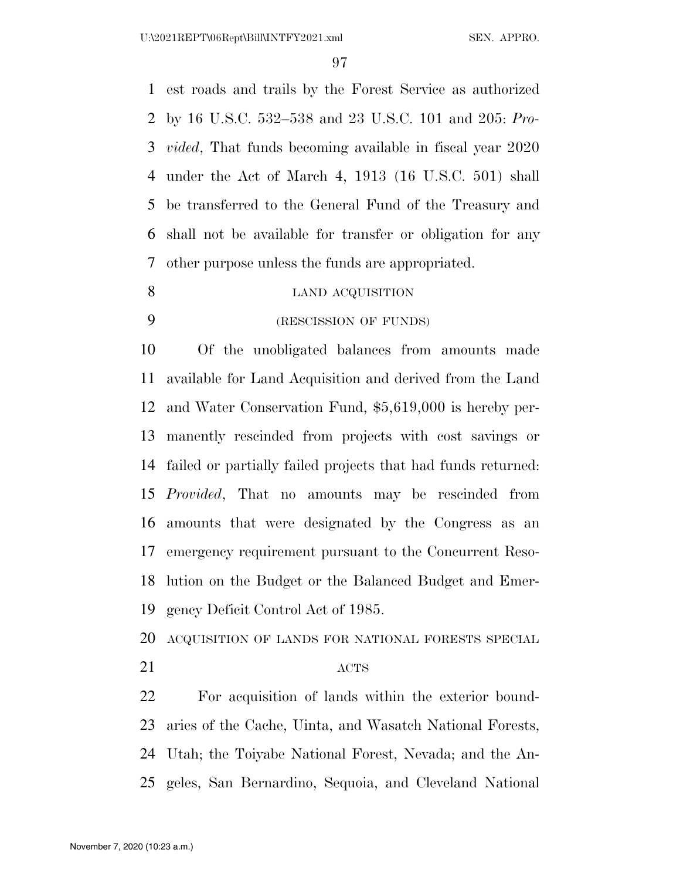est roads and trails by the Forest Service as authorized by 16 U.S.C. 532–538 and 23 U.S.C. 101 and 205: *Provided*, That funds becoming available in fiscal year 2020 under the Act of March 4, 1913 (16 U.S.C. 501) shall be transferred to the General Fund of the Treasury and shall not be available for transfer or obligation for any other purpose unless the funds are appropriated.

LAND ACQUISITION

(RESCISSION OF FUNDS)

Of the unobligated balances from amounts made available for Land Acquisition and derived from the Land and Water Conservation Fund, $5,619,000 is hereby permanently rescinded from projects with cost savings or failed or partially failed projects that had funds returned: *Provided*, That no amounts may be rescinded from amounts that were designated by the Congress as an emergency requirement pursuant to the Concurrent Resolution on the Budget or the Balanced Budget and Emergency Deficit Control Act of 1985.

ACQUISITION OF LANDS FOR NATIONAL FORESTS SPECIAL ACTS

For acquisition of lands within the exterior boundaries of the Cache, Uinta, and Wasatch National Forests, Utah; the Toiyabe National Forest, Nevada; and the Angeles, San Bernardino, Sequoia, and Cleveland National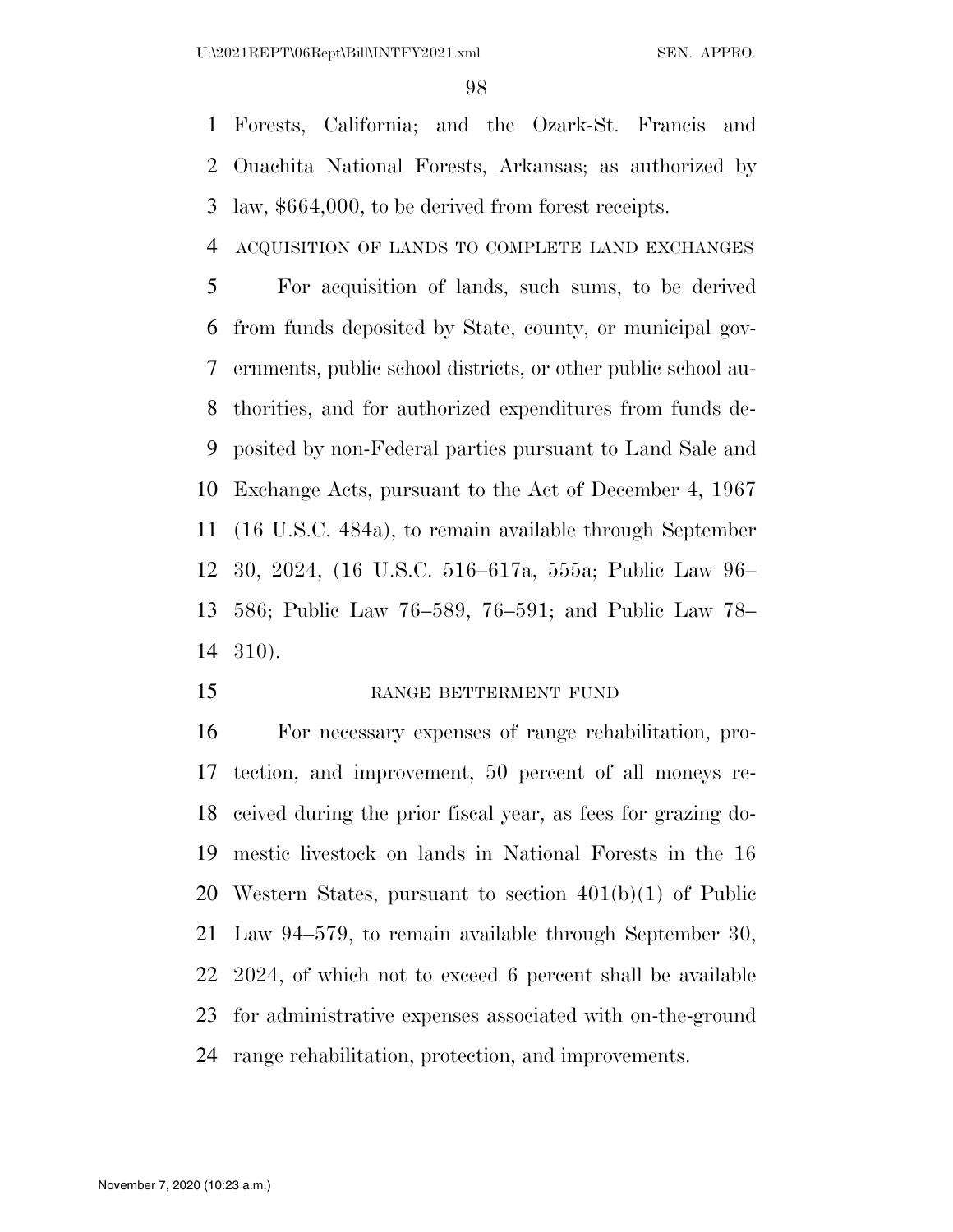Forests, California; and the Ozark-St. Francis and Ouachita National Forests, Arkansas; as authorized by law, $664,000, to be derived from forest receipts.

ACQUISITION OF LANDS TO COMPLETE LAND EXCHANGES

For acquisition of lands, such sums, to be derived from funds deposited by State, county, or municipal governments, public school districts, or other public school authorities, and for authorized expenditures from funds deposited by non-Federal parties pursuant to Land Sale and Exchange Acts, pursuant to the Act of December 4, 1967 (16 U.S.C. 484a), to remain available through September 30, 2024, (16 U.S.C. 516–617a, 555a; Public Law 96–586; Public Law 76–589, 76–591; and Public Law 78–310).

RANGE BETTERMENT FUND

For necessary expenses of range rehabilitation, protection, and improvement, 50 percent of all moneys received during the prior fiscal year, as fees for grazing domestic livestock on lands in National Forests in the 16 Western States, pursuant to section 401(b)(1) of Public Law 94–579, to remain available through September 30, 2024, of which not to exceed 6 percent shall be available for administrative expenses associated with on-the-ground range rehabilitation, protection, and improvements.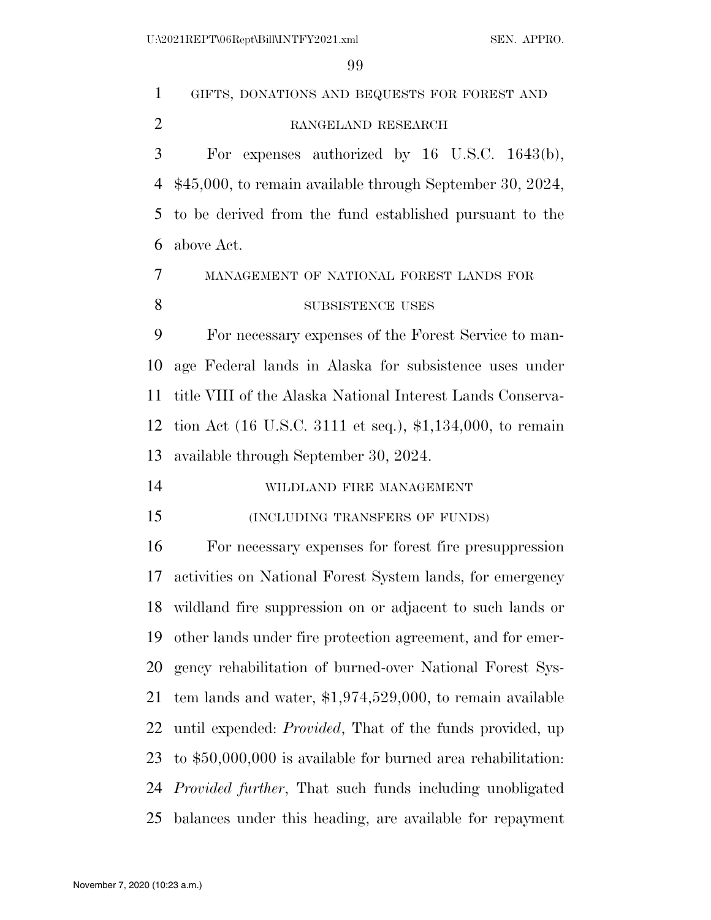GIFTS, DONATIONS AND BEQUESTS FOR FOREST AND RANGELAND RESEARCH

For expenses authorized by 16 U.S.C. 1643(b), $45,000, to remain available through September 30, 2024, to be derived from the fund established pursuant to the above Act.

MANAGEMENT OF NATIONAL FOREST LANDS FOR SUBSISTENCE USES

For necessary expenses of the Forest Service to manage Federal lands in Alaska for subsistence uses under title VIII of the Alaska National Interest Lands Conservation Act (16 U.S.C. 3111 et seq.), $1,134,000, to remain available through September 30, 2024.

WILDLAND FIRE MANAGEMENT

(INCLUDING TRANSFERS OF FUNDS)

For necessary expenses for forest fire presuppression activities on National Forest System lands, for emergency wildland fire suppression on or adjacent to such lands or other lands under fire protection agreement, and for emergency rehabilitation of burned-over National Forest System lands and water, $1,974,529,000, to remain available until expended: *Provided*, That of the funds provided, up to $50,000,000 is available for burned area rehabilitation: *Provided further*, That such funds including unobligated balances under this heading, are available for repayment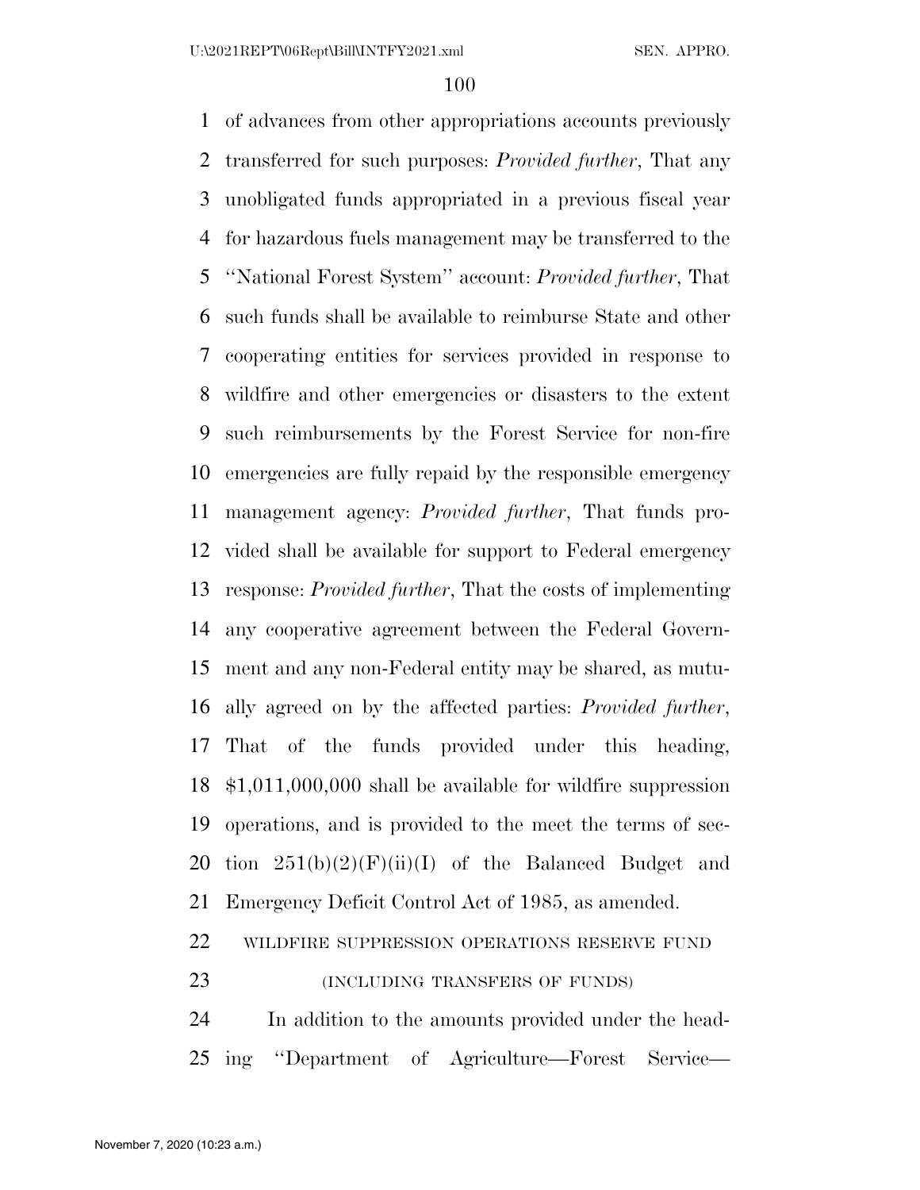of advances from other appropriations accounts previously transferred for such purposes: *Provided further*, That any unobligated funds appropriated in a previous fiscal year for hazardous fuels management may be transferred to the ''National Forest System'' account: *Provided further*, That such funds shall be available to reimburse State and other cooperating entities for services provided in response to wildfire and other emergencies or disasters to the extent such reimbursements by the Forest Service for non-fire emergencies are fully repaid by the responsible emergency management agency: *Provided further*, That funds provided shall be available for support to Federal emergency response: *Provided further*, That the costs of implementing any cooperative agreement between the Federal Government and any non-Federal entity may be shared, as mutually agreed on by the affected parties: *Provided further*, That of the funds provided under this heading, $1,011,000,000 shall be available for wildfire suppression operations, and is provided to the meet the terms of section 251(b)(2)(F)(ii)(I) of the Balanced Budget and Emergency Deficit Control Act of 1985, as amended.

WILDFIRE SUPPRESSION OPERATIONS RESERVE FUND

(INCLUDING TRANSFERS OF FUNDS)

In addition to the amounts provided under the heading ''Department of Agriculture—Forest Service—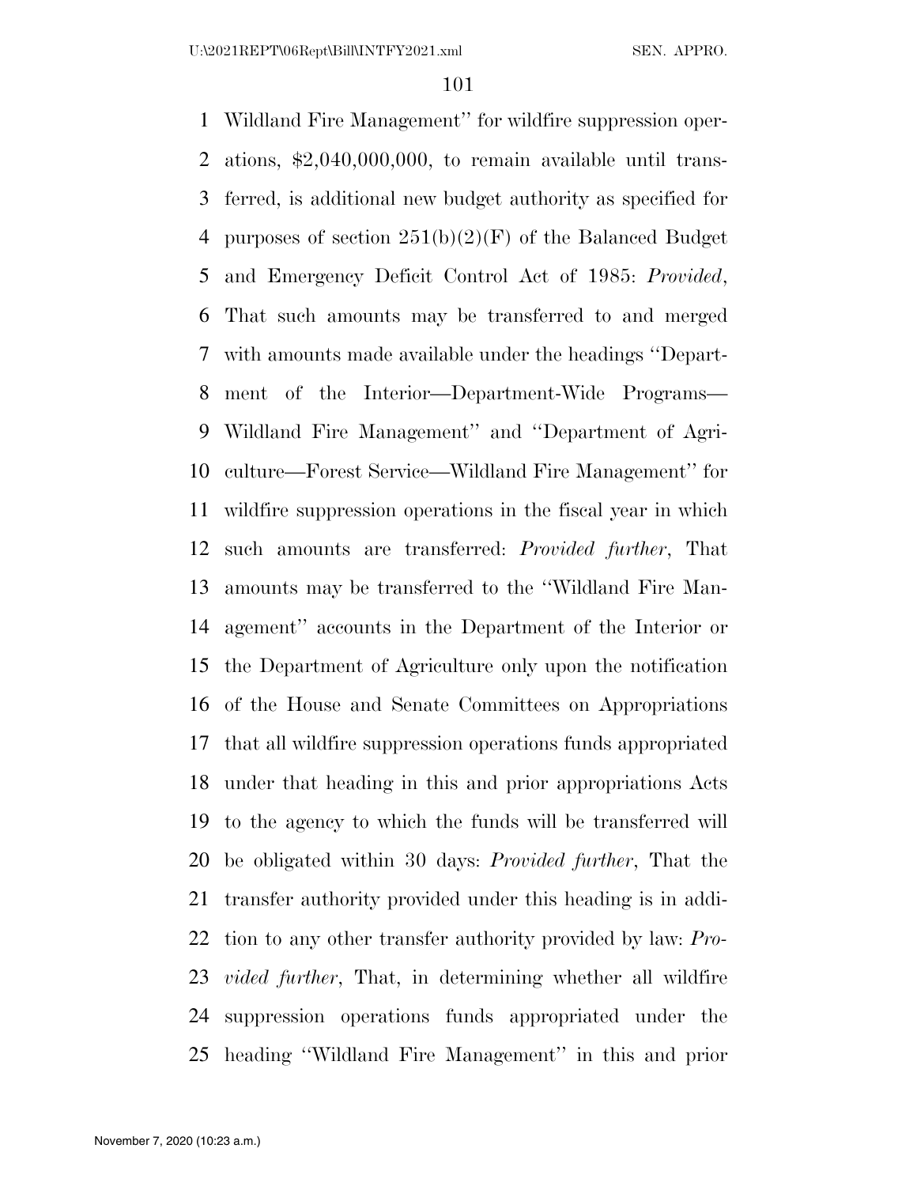Wildland Fire Management'' for wildfire suppression operations, $2,040,000,000, to remain available until transferred, is additional new budget authority as specified for purposes of section 251(b)(2)(F) of the Balanced Budget and Emergency Deficit Control Act of 1985: *Provided*, That such amounts may be transferred to and merged with amounts made available under the headings ''Department of the Interior—Department-Wide Programs—Wildland Fire Management'' and ''Department of Agriculture—Forest Service—Wildland Fire Management'' for wildfire suppression operations in the fiscal year in which such amounts are transferred: *Provided further*, That amounts may be transferred to the ''Wildland Fire Management'' accounts in the Department of the Interior or the Department of Agriculture only upon the notification of the House and Senate Committees on Appropriations that all wildfire suppression operations funds appropriated under that heading in this and prior appropriations Acts to the agency to which the funds will be transferred will be obligated within 30 days: *Provided further*, That the transfer authority provided under this heading is in addition to any other transfer authority provided by law: *Provided further*, That, in determining whether all wildfire suppression operations funds appropriated under the heading ''Wildland Fire Management'' in this and prior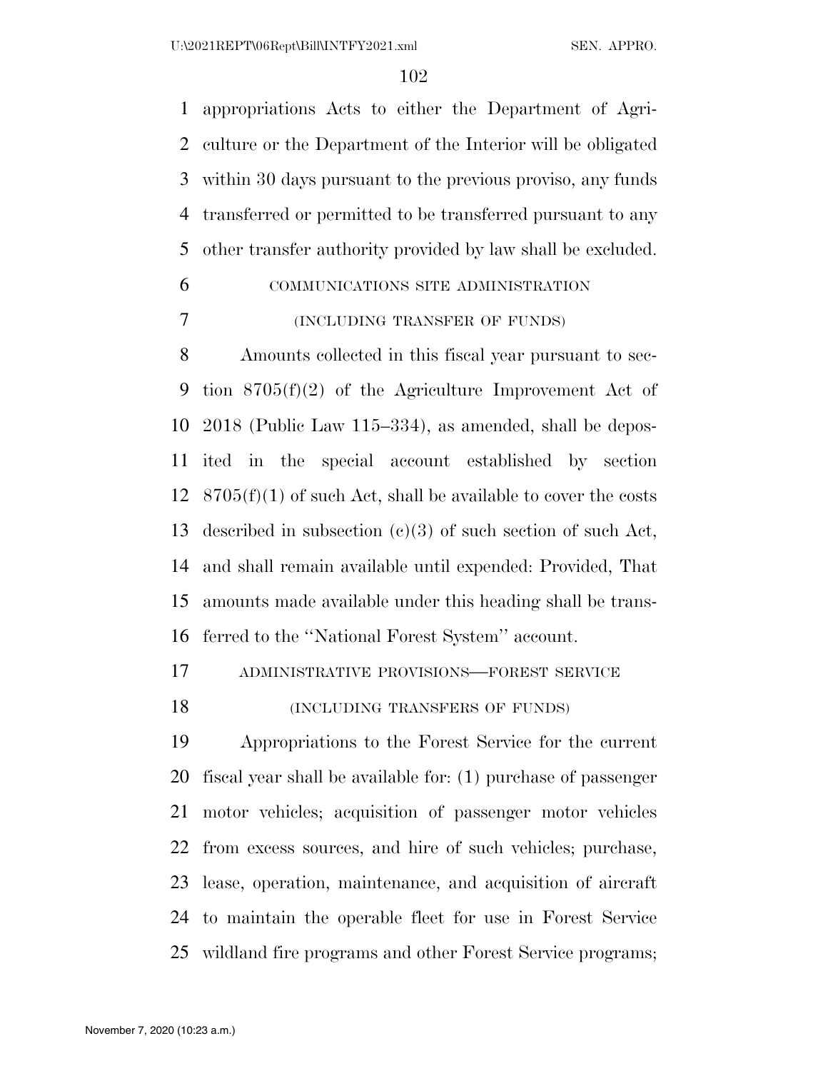appropriations Acts to either the Department of Agriculture or the Department of the Interior will be obligated within 30 days pursuant to the previous proviso, any funds transferred or permitted to be transferred pursuant to any other transfer authority provided by law shall be excluded.

COMMUNICATIONS SITE ADMINISTRATION

(INCLUDING TRANSFER OF FUNDS)

Amounts collected in this fiscal year pursuant to section 8705(f)(2) of the Agriculture Improvement Act of 2018 (Public Law 115–334), as amended, shall be deposited in the special account established by section 8705(f)(1) of such Act, shall be available to cover the costs described in subsection (c)(3) of such section of such Act, and shall remain available until expended: Provided, That amounts made available under this heading shall be transferred to the ''National Forest System'' account.

ADMINISTRATIVE PROVISIONS—FOREST SERVICE

(INCLUDING TRANSFERS OF FUNDS)

Appropriations to the Forest Service for the current fiscal year shall be available for: (1) purchase of passenger motor vehicles; acquisition of passenger motor vehicles from excess sources, and hire of such vehicles; purchase, lease, operation, maintenance, and acquisition of aircraft to maintain the operable fleet for use in Forest Service wildland fire programs and other Forest Service programs;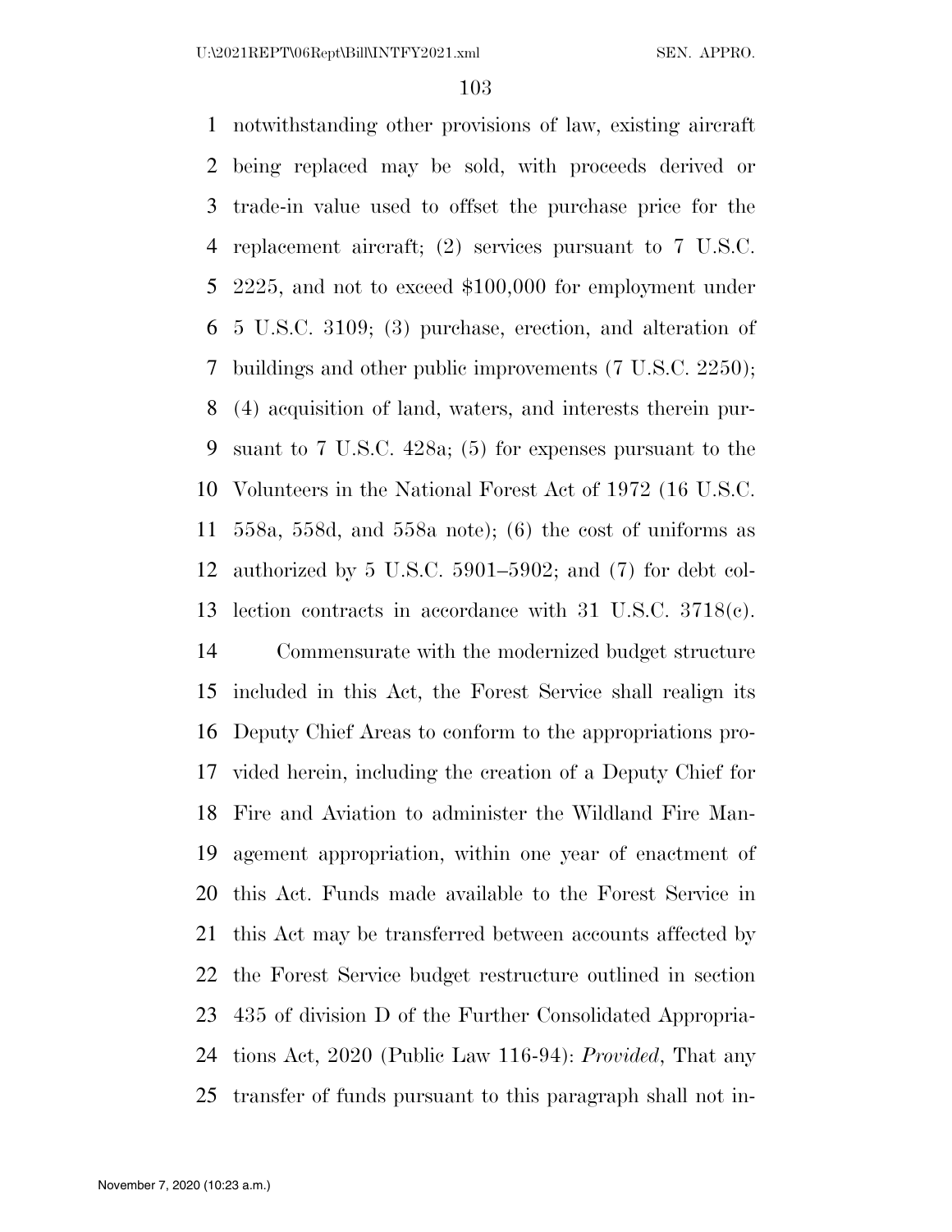notwithstanding other provisions of law, existing aircraft being replaced may be sold, with proceeds derived or trade-in value used to offset the purchase price for the replacement aircraft; (2) services pursuant to 7 U.S.C. 2225, and not to exceed $100,000 for employment under 5 U.S.C. 3109; (3) purchase, erection, and alteration of buildings and other public improvements (7 U.S.C. 2250); (4) acquisition of land, waters, and interests therein pursuant to 7 U.S.C. 428a; (5) for expenses pursuant to the Volunteers in the National Forest Act of 1972 (16 U.S.C. 558a, 558d, and 558a note); (6) the cost of uniforms as authorized by 5 U.S.C. 5901–5902; and (7) for debt collection contracts in accordance with 31 U.S.C. 3718(c).

Commensurate with the modernized budget structure included in this Act, the Forest Service shall realign its Deputy Chief Areas to conform to the appropriations provided herein, including the creation of a Deputy Chief for Fire and Aviation to administer the Wildland Fire Management appropriation, within one year of enactment of this Act. Funds made available to the Forest Service in this Act may be transferred between accounts affected by the Forest Service budget restructure outlined in section 435 of division D of the Further Consolidated Appropriations Act, 2020 (Public Law 116-94): *Provided*, That any transfer of funds pursuant to this paragraph shall not in-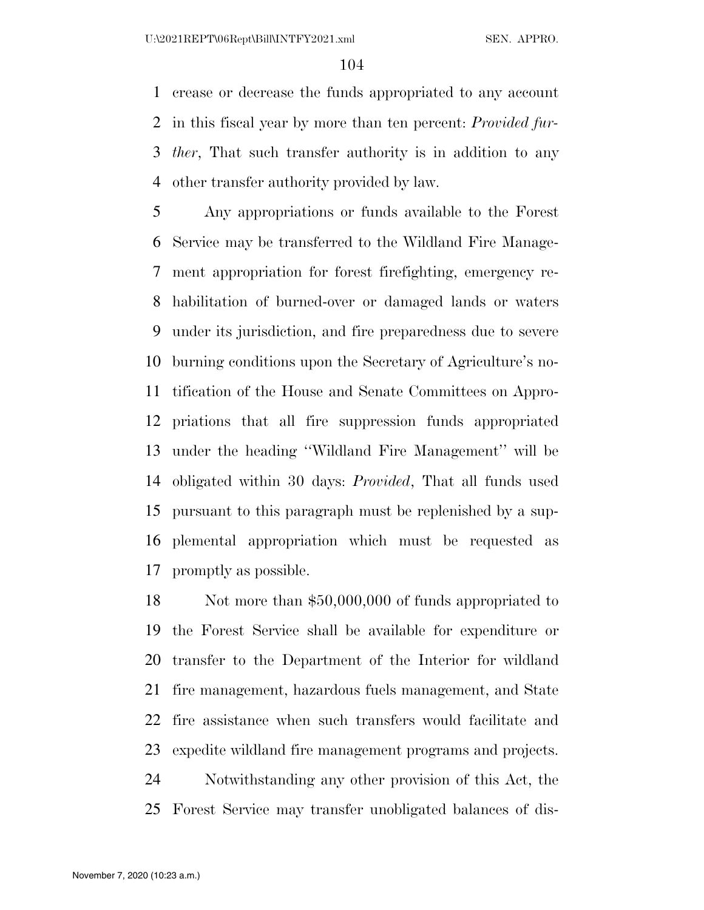crease or decrease the funds appropriated to any account in this fiscal year by more than ten percent: *Provided further*, That such transfer authority is in addition to any other transfer authority provided by law.

Any appropriations or funds available to the Forest Service may be transferred to the Wildland Fire Management appropriation for forest firefighting, emergency rehabilitation of burned-over or damaged lands or waters under its jurisdiction, and fire preparedness due to severe burning conditions upon the Secretary of Agriculture's notification of the House and Senate Committees on Appropriations that all fire suppression funds appropriated under the heading ''Wildland Fire Management'' will be obligated within 30 days: *Provided*, That all funds used pursuant to this paragraph must be replenished by a supplemental appropriation which must be requested as promptly as possible.

Not more than $50,000,000 of funds appropriated to the Forest Service shall be available for expenditure or transfer to the Department of the Interior for wildland fire management, hazardous fuels management, and State fire assistance when such transfers would facilitate and expedite wildland fire management programs and projects.

Notwithstanding any other provision of this Act, the Forest Service may transfer unobligated balances of dis-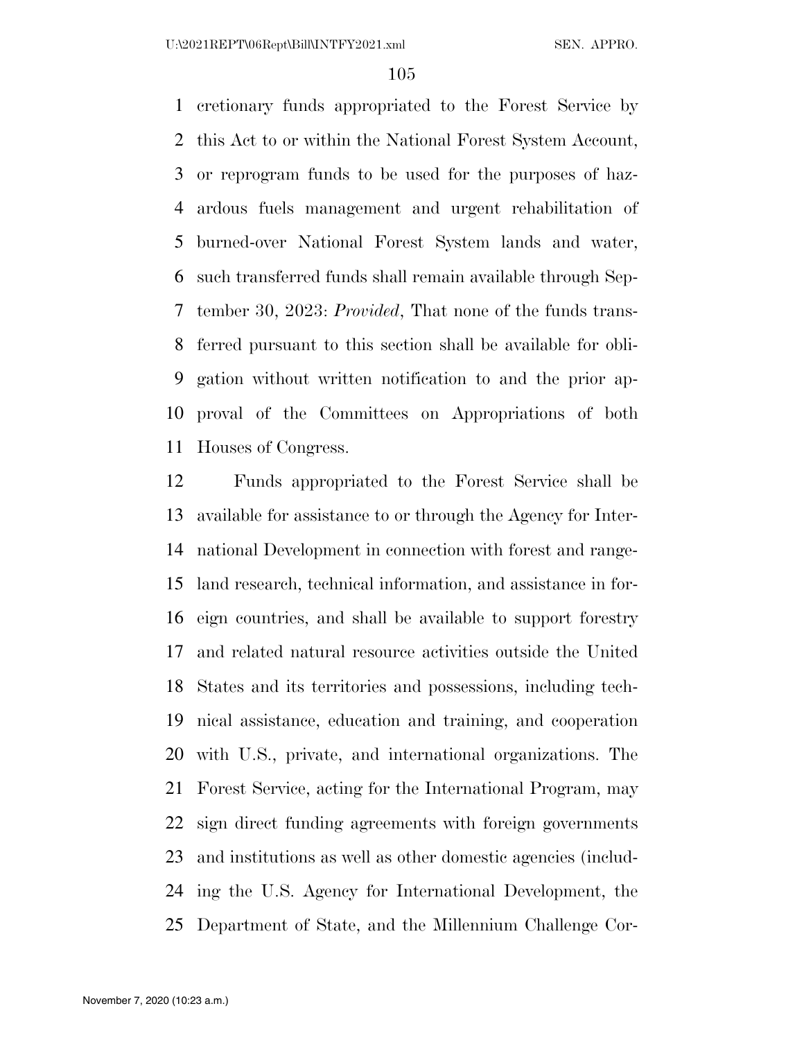cretionary funds appropriated to the Forest Service by this Act to or within the National Forest System Account, or reprogram funds to be used for the purposes of hazardous fuels management and urgent rehabilitation of burned-over National Forest System lands and water, such transferred funds shall remain available through September 30, 2023: *Provided*, That none of the funds transferred pursuant to this section shall be available for obligation without written notification to and the prior approval of the Committees on Appropriations of both Houses of Congress.

Funds appropriated to the Forest Service shall be available for assistance to or through the Agency for International Development in connection with forest and rangeland research, technical information, and assistance in foreign countries, and shall be available to support forestry and related natural resource activities outside the United States and its territories and possessions, including technical assistance, education and training, and cooperation with U.S., private, and international organizations. The Forest Service, acting for the International Program, may sign direct funding agreements with foreign governments and institutions as well as other domestic agencies (including the U.S. Agency for International Development, the Department of State, and the Millennium Challenge Cor-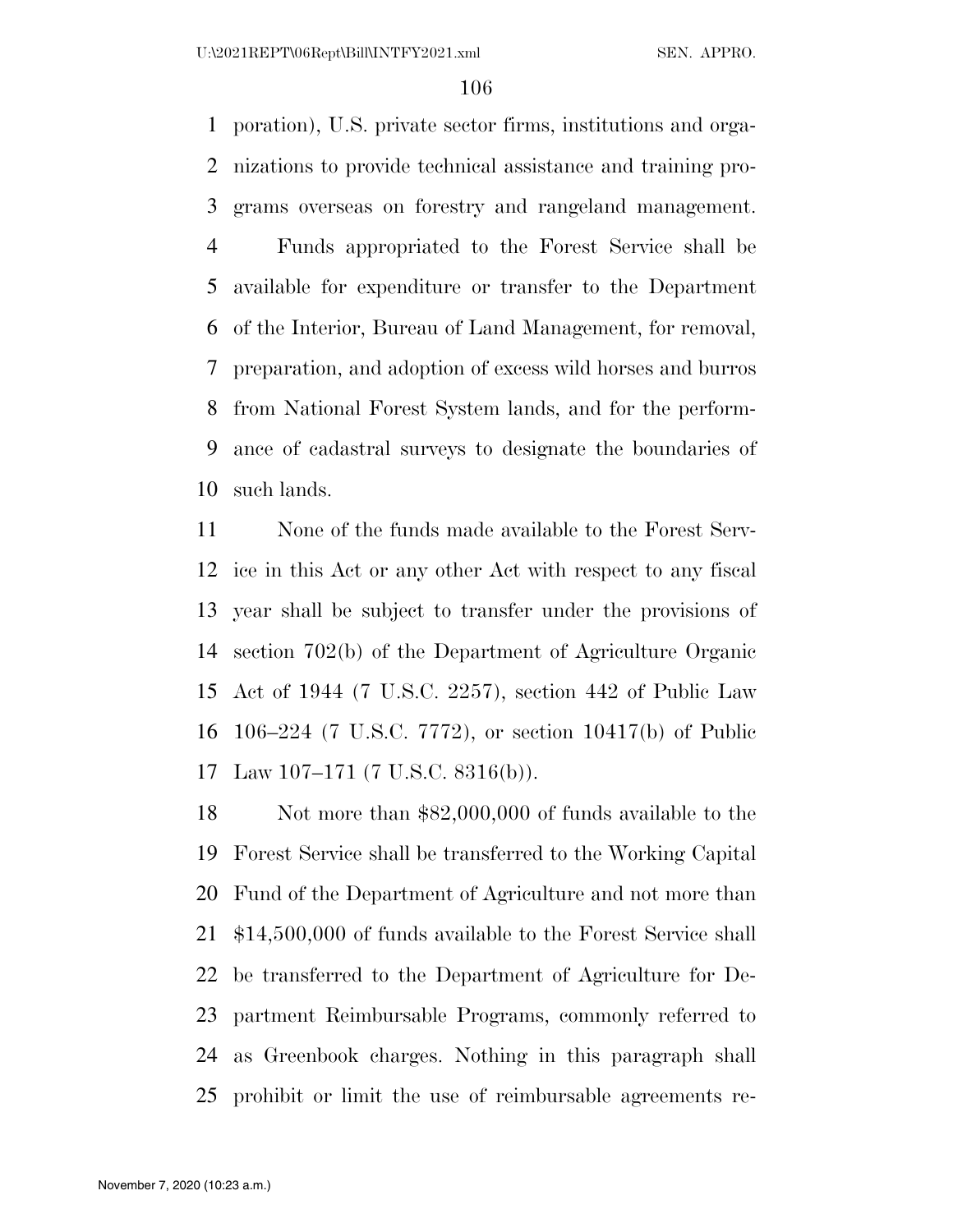poration), U.S. private sector firms, institutions and organizations to provide technical assistance and training programs overseas on forestry and rangeland management.

Funds appropriated to the Forest Service shall be available for expenditure or transfer to the Department of the Interior, Bureau of Land Management, for removal, preparation, and adoption of excess wild horses and burros from National Forest System lands, and for the performance of cadastral surveys to designate the boundaries of such lands.

None of the funds made available to the Forest Service in this Act or any other Act with respect to any fiscal year shall be subject to transfer under the provisions of section 702(b) of the Department of Agriculture Organic Act of 1944 (7 U.S.C. 2257), section 442 of Public Law 106–224 (7 U.S.C. 7772), or section 10417(b) of Public Law 107–171 (7 U.S.C. 8316(b)).

Not more than $82,000,000 of funds available to the Forest Service shall be transferred to the Working Capital Fund of the Department of Agriculture and not more than $14,500,000 of funds available to the Forest Service shall be transferred to the Department of Agriculture for Department Reimbursable Programs, commonly referred to as Greenbook charges. Nothing in this paragraph shall prohibit or limit the use of reimbursable agreements re-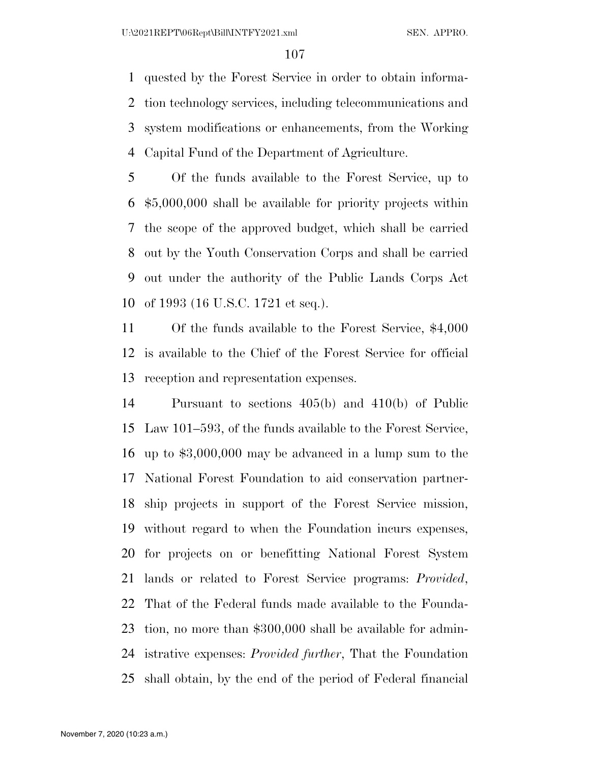quested by the Forest Service in order to obtain information technology services, including telecommunications and system modifications or enhancements, from the Working Capital Fund of the Department of Agriculture.

Of the funds available to the Forest Service, up to $5,000,000 shall be available for priority projects within the scope of the approved budget, which shall be carried out by the Youth Conservation Corps and shall be carried out under the authority of the Public Lands Corps Act of 1993 (16 U.S.C. 1721 et seq.).

Of the funds available to the Forest Service, $4,000 is available to the Chief of the Forest Service for official reception and representation expenses.

Pursuant to sections 405(b) and 410(b) of Public Law 101–593, of the funds available to the Forest Service, up to $3,000,000 may be advanced in a lump sum to the National Forest Foundation to aid conservation partnership projects in support of the Forest Service mission, without regard to when the Foundation incurs expenses, for projects on or benefitting National Forest System lands or related to Forest Service programs: *Provided*, That of the Federal funds made available to the Foundation, no more than $300,000 shall be available for administrative expenses: *Provided further*, That the Foundation shall obtain, by the end of the period of Federal financial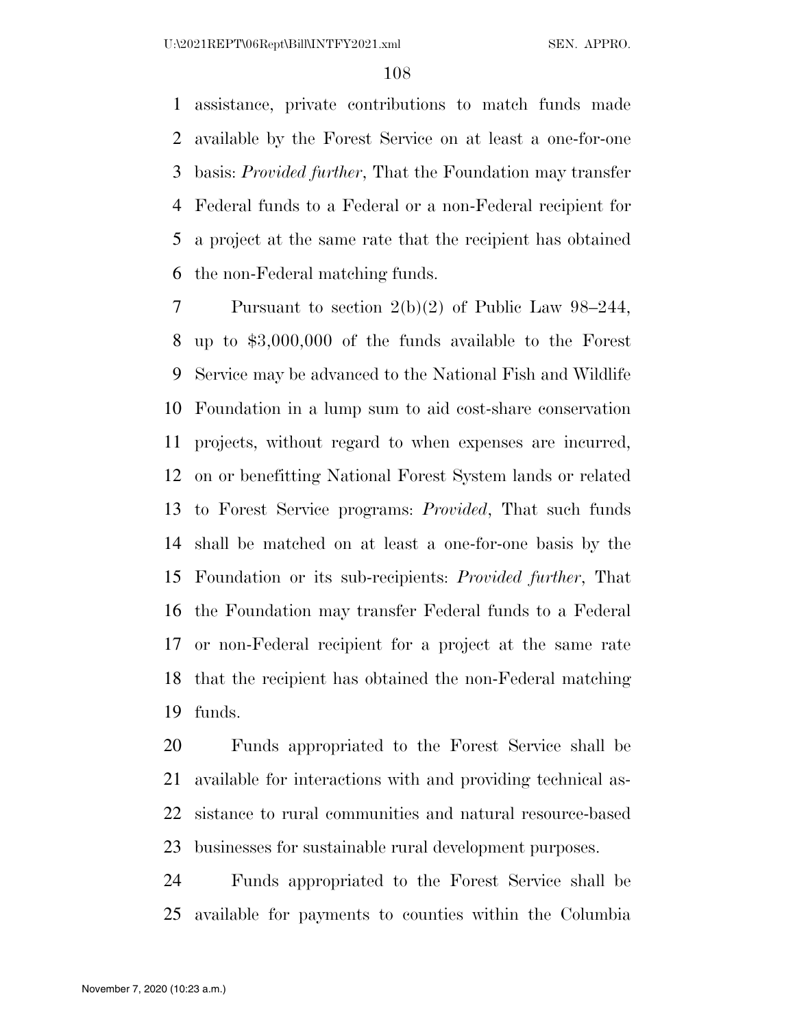assistance, private contributions to match funds made available by the Forest Service on at least a one-for-one basis: *Provided further*, That the Foundation may transfer Federal funds to a Federal or a non-Federal recipient for a project at the same rate that the recipient has obtained the non-Federal matching funds.

Pursuant to section 2(b)(2) of Public Law 98–244, up to $3,000,000 of the funds available to the Forest Service may be advanced to the National Fish and Wildlife Foundation in a lump sum to aid cost-share conservation projects, without regard to when expenses are incurred, on or benefitting National Forest System lands or related to Forest Service programs: *Provided*, That such funds shall be matched on at least a one-for-one basis by the Foundation or its sub-recipients: *Provided further*, That the Foundation may transfer Federal funds to a Federal or non-Federal recipient for a project at the same rate that the recipient has obtained the non-Federal matching funds.

Funds appropriated to the Forest Service shall be available for interactions with and providing technical assistance to rural communities and natural resource-based businesses for sustainable rural development purposes.

Funds appropriated to the Forest Service shall be available for payments to counties within the Columbia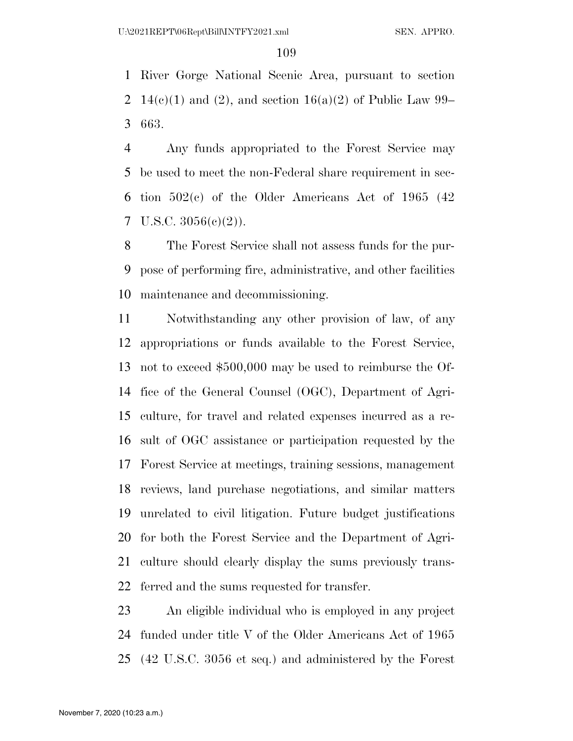River Gorge National Scenic Area, pursuant to section 14(c)(1) and (2), and section 16(a)(2) of Public Law 99–663.

Any funds appropriated to the Forest Service may be used to meet the non-Federal share requirement in section 502(c) of the Older Americans Act of 1965 (42 U.S.C. 3056(c)(2)).

The Forest Service shall not assess funds for the purpose of performing fire, administrative, and other facilities maintenance and decommissioning.

Notwithstanding any other provision of law, of any appropriations or funds available to the Forest Service, not to exceed $500,000 may be used to reimburse the Office of the General Counsel (OGC), Department of Agriculture, for travel and related expenses incurred as a result of OGC assistance or participation requested by the Forest Service at meetings, training sessions, management reviews, land purchase negotiations, and similar matters unrelated to civil litigation. Future budget justifications for both the Forest Service and the Department of Agriculture should clearly display the sums previously transferred and the sums requested for transfer.

An eligible individual who is employed in any project funded under title V of the Older Americans Act of 1965 (42 U.S.C. 3056 et seq.) and administered by the Forest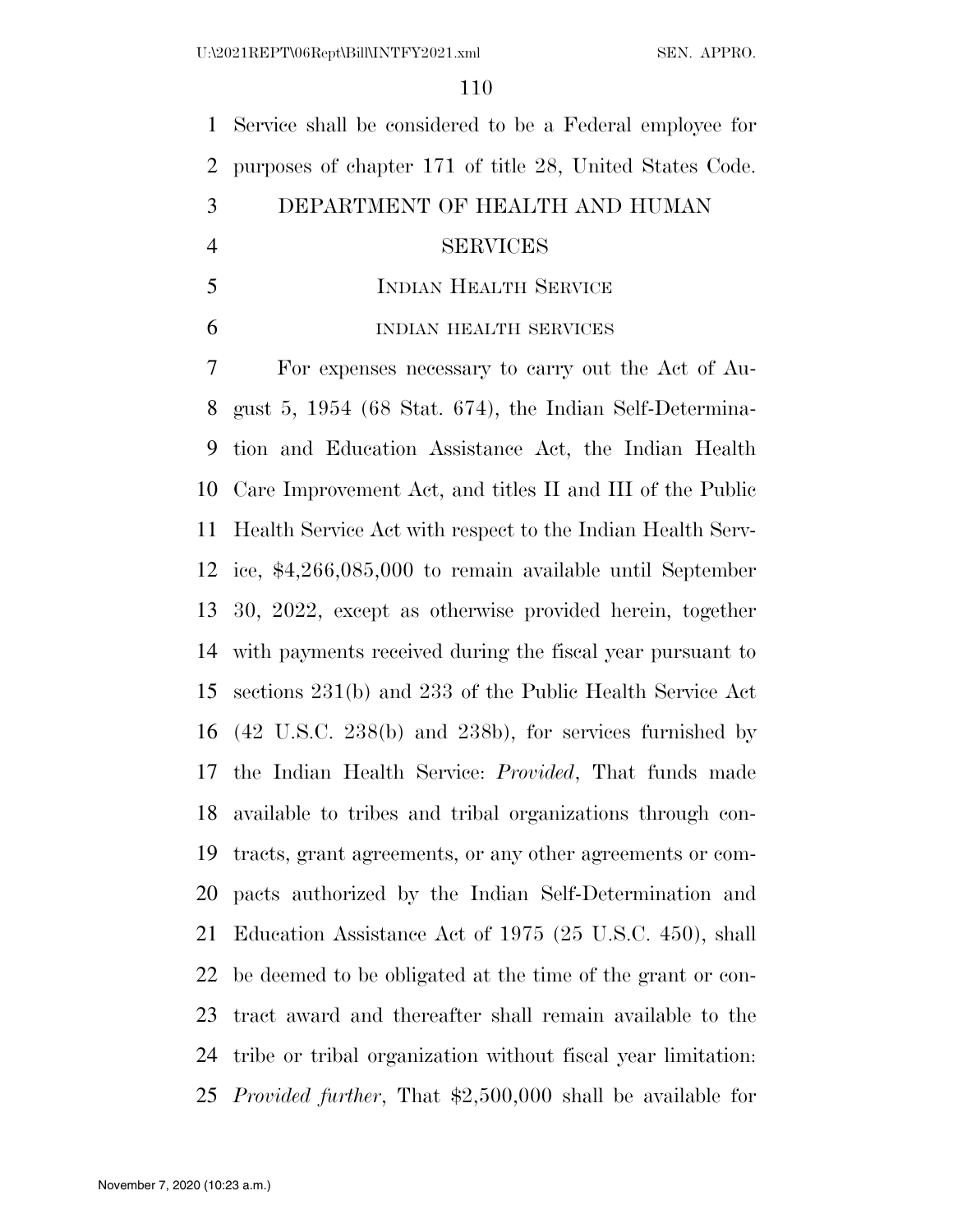Service shall be considered to be a Federal employee for purposes of chapter 171 of title 28, United States Code.

## DEPARTMENT OF HEALTH AND HUMAN SERVICES

### Indian Health Service

#### indian health services

For expenses necessary to carry out the Act of August 5, 1954 (68 Stat. 674), the Indian Self-Determination and Education Assistance Act, the Indian Health Care Improvement Act, and titles II and III of the Public Health Service Act with respect to the Indian Health Service, $4,266,085,000 to remain available until September 30, 2022, except as otherwise provided herein, together with payments received during the fiscal year pursuant to sections 231(b) and 233 of the Public Health Service Act (42 U.S.C. 238(b) and 238b), for services furnished by the Indian Health Service: *Provided*, That funds made available to tribes and tribal organizations through contracts, grant agreements, or any other agreements or compacts authorized by the Indian Self-Determination and Education Assistance Act of 1975 (25 U.S.C. 450), shall be deemed to be obligated at the time of the grant or contract award and thereafter shall remain available to the tribe or tribal organization without fiscal year limitation: *Provided further*, That $2,500,000 shall be available for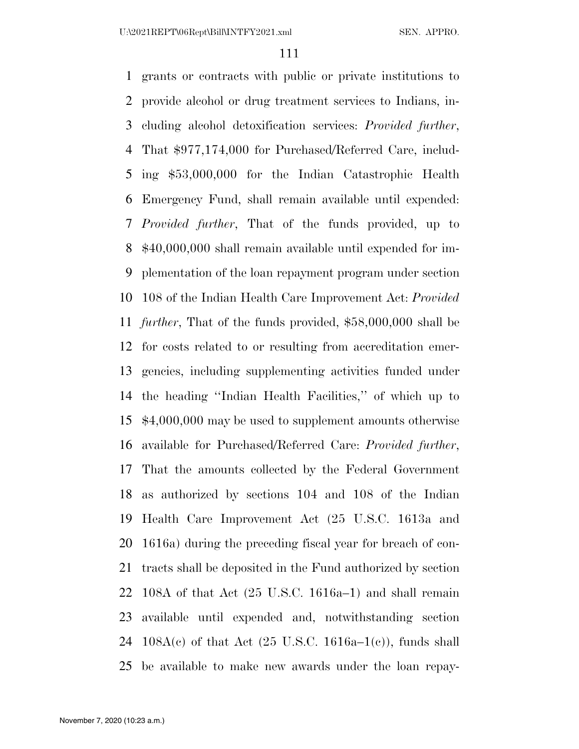grants or contracts with public or private institutions to provide alcohol or drug treatment services to Indians, including alcohol detoxification services: *Provided further*, That $977,174,000 for Purchased/Referred Care, including $53,000,000 for the Indian Catastrophic Health Emergency Fund, shall remain available until expended: *Provided further*, That of the funds provided, up to $40,000,000 shall remain available until expended for implementation of the loan repayment program under section 108 of the Indian Health Care Improvement Act: *Provided further*, That of the funds provided, $58,000,000 shall be for costs related to or resulting from accreditation emergencies, including supplementing activities funded under the heading ''Indian Health Facilities,'' of which up to $4,000,000 may be used to supplement amounts otherwise available for Purchased/Referred Care: *Provided further*, That the amounts collected by the Federal Government as authorized by sections 104 and 108 of the Indian Health Care Improvement Act (25 U.S.C. 1613a and 1616a) during the preceding fiscal year for breach of contracts shall be deposited in the Fund authorized by section 108A of that Act (25 U.S.C. 1616a–1) and shall remain available until expended and, notwithstanding section 108A(c) of that Act (25 U.S.C. 1616a–1(c)), funds shall be available to make new awards under the loan repay-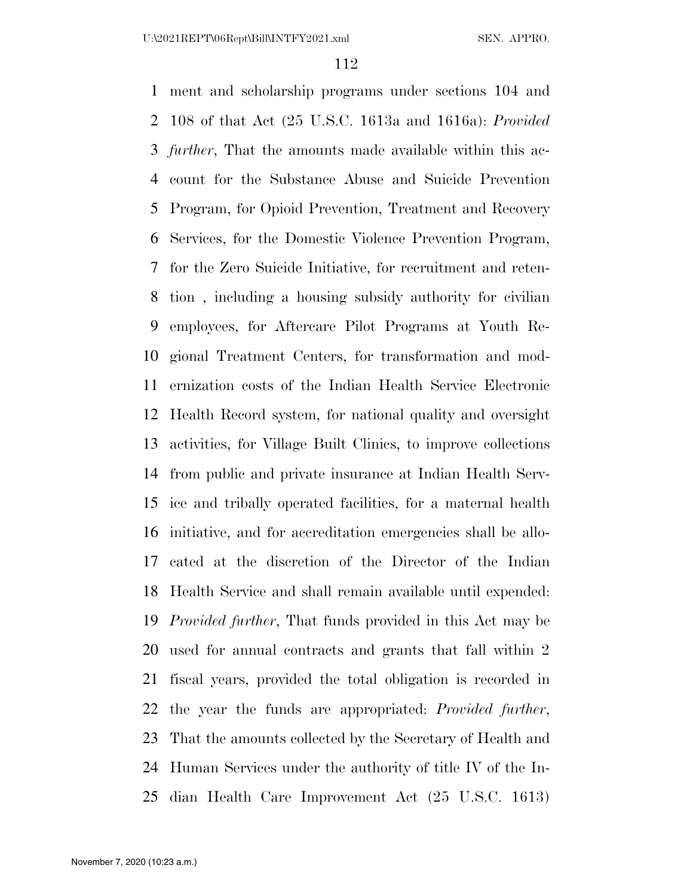ment and scholarship programs under sections 104 and 108 of that Act (25 U.S.C. 1613a and 1616a): *Provided further*, That the amounts made available within this account for the Substance Abuse and Suicide Prevention Program, for Opioid Prevention, Treatment and Recovery Services, for the Domestic Violence Prevention Program, for the Zero Suicide Initiative, for recruitment and retention , including a housing subsidy authority for civilian employees, for Aftercare Pilot Programs at Youth Regional Treatment Centers, for transformation and modernization costs of the Indian Health Service Electronic Health Record system, for national quality and oversight activities, for Village Built Clinics, to improve collections from public and private insurance at Indian Health Service and tribally operated facilities, for a maternal health initiative, and for accreditation emergencies shall be allocated at the discretion of the Director of the Indian Health Service and shall remain available until expended: *Provided further*, That funds provided in this Act may be used for annual contracts and grants that fall within 2 fiscal years, provided the total obligation is recorded in the year the funds are appropriated: *Provided further*, That the amounts collected by the Secretary of Health and Human Services under the authority of title IV of the Indian Health Care Improvement Act (25 U.S.C. 1613)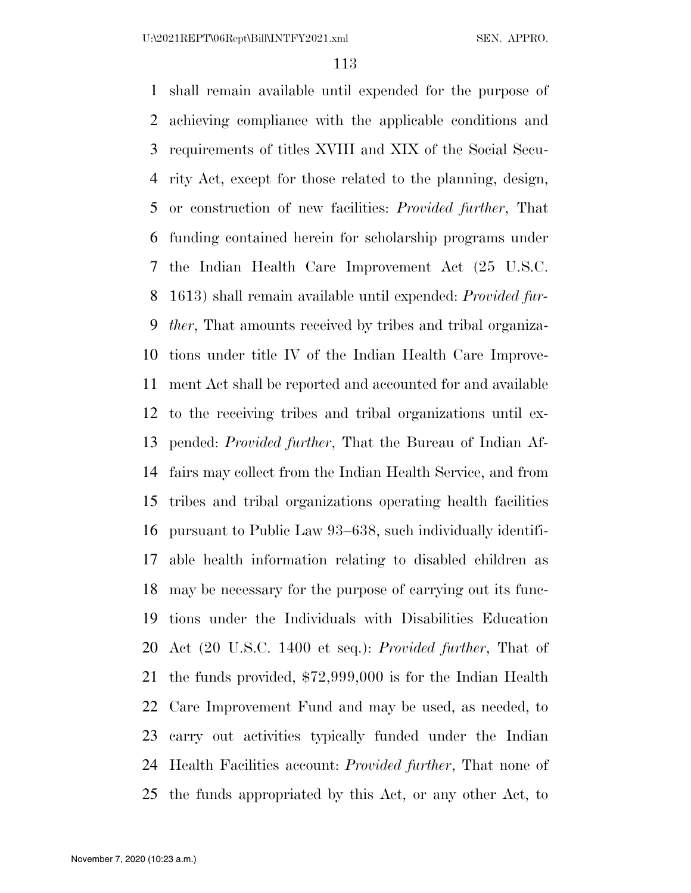shall remain available until expended for the purpose of achieving compliance with the applicable conditions and requirements of titles XVIII and XIX of the Social Security Act, except for those related to the planning, design, or construction of new facilities: *Provided further*, That funding contained herein for scholarship programs under the Indian Health Care Improvement Act (25 U.S.C. 1613) shall remain available until expended: *Provided further*, That amounts received by tribes and tribal organizations under title IV of the Indian Health Care Improvement Act shall be reported and accounted for and available to the receiving tribes and tribal organizations until expended: *Provided further*, That the Bureau of Indian Affairs may collect from the Indian Health Service, and from tribes and tribal organizations operating health facilities pursuant to Public Law 93–638, such individually identifiable health information relating to disabled children as may be necessary for the purpose of carrying out its functions under the Individuals with Disabilities Education Act (20 U.S.C. 1400 et seq.): *Provided further*, That of the funds provided, $72,999,000 is for the Indian Health Care Improvement Fund and may be used, as needed, to carry out activities typically funded under the Indian Health Facilities account: *Provided further*, That none of the funds appropriated by this Act, or any other Act, to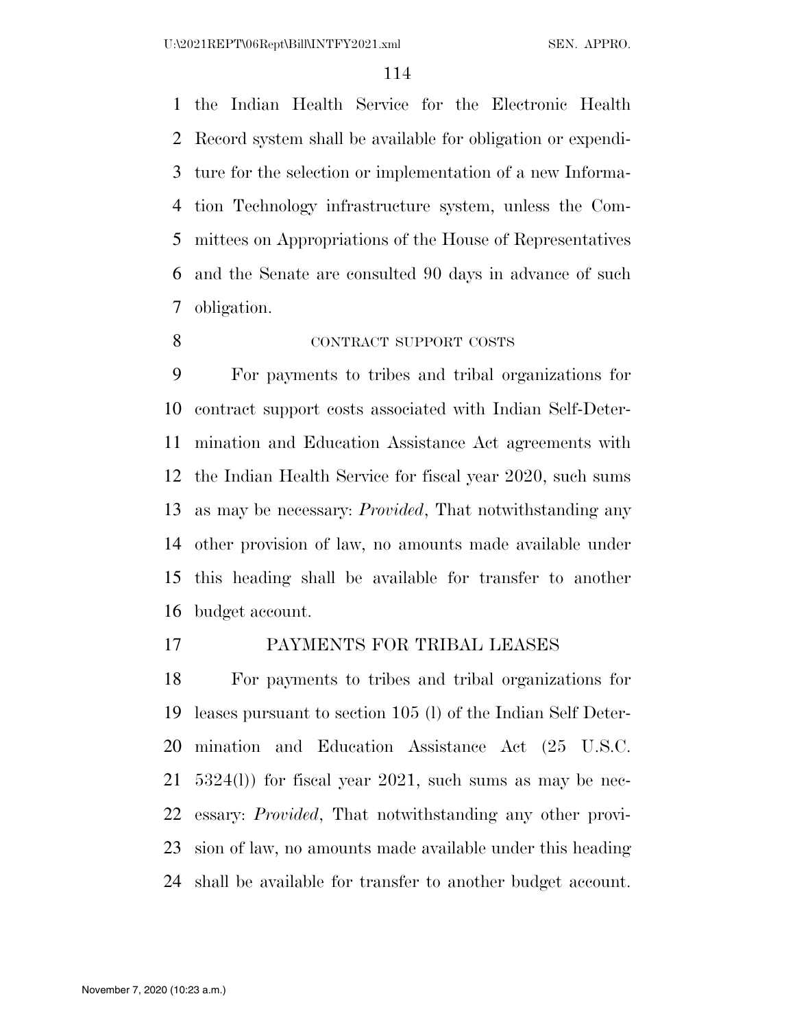the Indian Health Service for the Electronic Health Record system shall be available for obligation or expenditure for the selection or implementation of a new Information Technology infrastructure system, unless the Committees on Appropriations of the House of Representatives and the Senate are consulted 90 days in advance of such obligation.

CONTRACT SUPPORT COSTS

For payments to tribes and tribal organizations for contract support costs associated with Indian Self-Determination and Education Assistance Act agreements with the Indian Health Service for fiscal year 2020, such sums as may be necessary: *Provided*, That notwithstanding any other provision of law, no amounts made available under this heading shall be available for transfer to another budget account.

PAYMENTS FOR TRIBAL LEASES

For payments to tribes and tribal organizations for leases pursuant to section 105 (l) of the Indian Self Determination and Education Assistance Act (25 U.S.C. 5324(l)) for fiscal year 2021, such sums as may be necessary: *Provided*, That notwithstanding any other provision of law, no amounts made available under this heading shall be available for transfer to another budget account.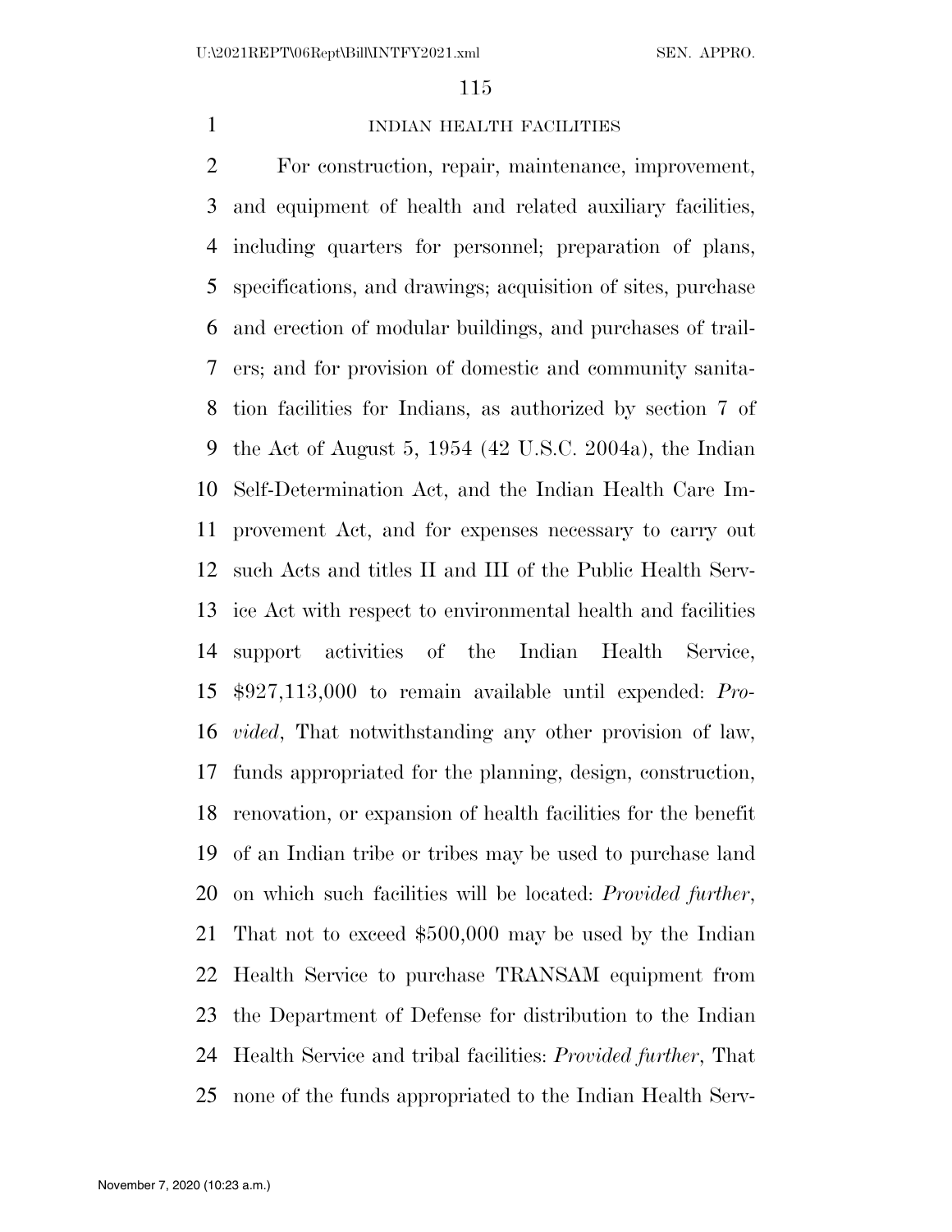INDIAN HEALTH FACILITIES

For construction, repair, maintenance, improvement, and equipment of health and related auxiliary facilities, including quarters for personnel; preparation of plans, specifications, and drawings; acquisition of sites, purchase and erection of modular buildings, and purchases of trailers; and for provision of domestic and community sanitation facilities for Indians, as authorized by section 7 of the Act of August 5, 1954 (42 U.S.C. 2004a), the Indian Self-Determination Act, and the Indian Health Care Improvement Act, and for expenses necessary to carry out such Acts and titles II and III of the Public Health Service Act with respect to environmental health and facilities support activities of the Indian Health Service, $927,113,000 to remain available until expended: *Provided*, That notwithstanding any other provision of law, funds appropriated for the planning, design, construction, renovation, or expansion of health facilities for the benefit of an Indian tribe or tribes may be used to purchase land on which such facilities will be located: *Provided further*, That not to exceed $500,000 may be used by the Indian Health Service to purchase TRANSAM equipment from the Department of Defense for distribution to the Indian Health Service and tribal facilities: *Provided further*, That none of the funds appropriated to the Indian Health Serv-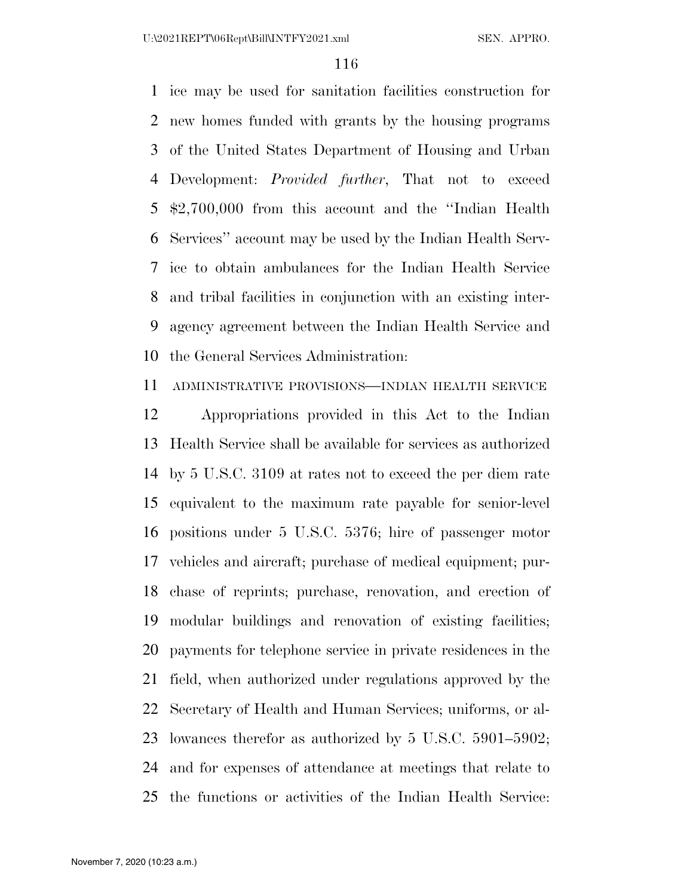ice may be used for sanitation facilities construction for new homes funded with grants by the housing programs of the United States Department of Housing and Urban Development: *Provided further*, That not to exceed $2,700,000 from this account and the ''Indian Health Services'' account may be used by the Indian Health Service to obtain ambulances for the Indian Health Service and tribal facilities in conjunction with an existing interagency agreement between the Indian Health Service and the General Services Administration:

ADMINISTRATIVE PROVISIONS—INDIAN HEALTH SERVICE

Appropriations provided in this Act to the Indian Health Service shall be available for services as authorized by 5 U.S.C. 3109 at rates not to exceed the per diem rate equivalent to the maximum rate payable for senior-level positions under 5 U.S.C. 5376; hire of passenger motor vehicles and aircraft; purchase of medical equipment; purchase of reprints; purchase, renovation, and erection of modular buildings and renovation of existing facilities; payments for telephone service in private residences in the field, when authorized under regulations approved by the Secretary of Health and Human Services; uniforms, or allowances therefor as authorized by 5 U.S.C. 5901–5902; and for expenses of attendance at meetings that relate to the functions or activities of the Indian Health Service: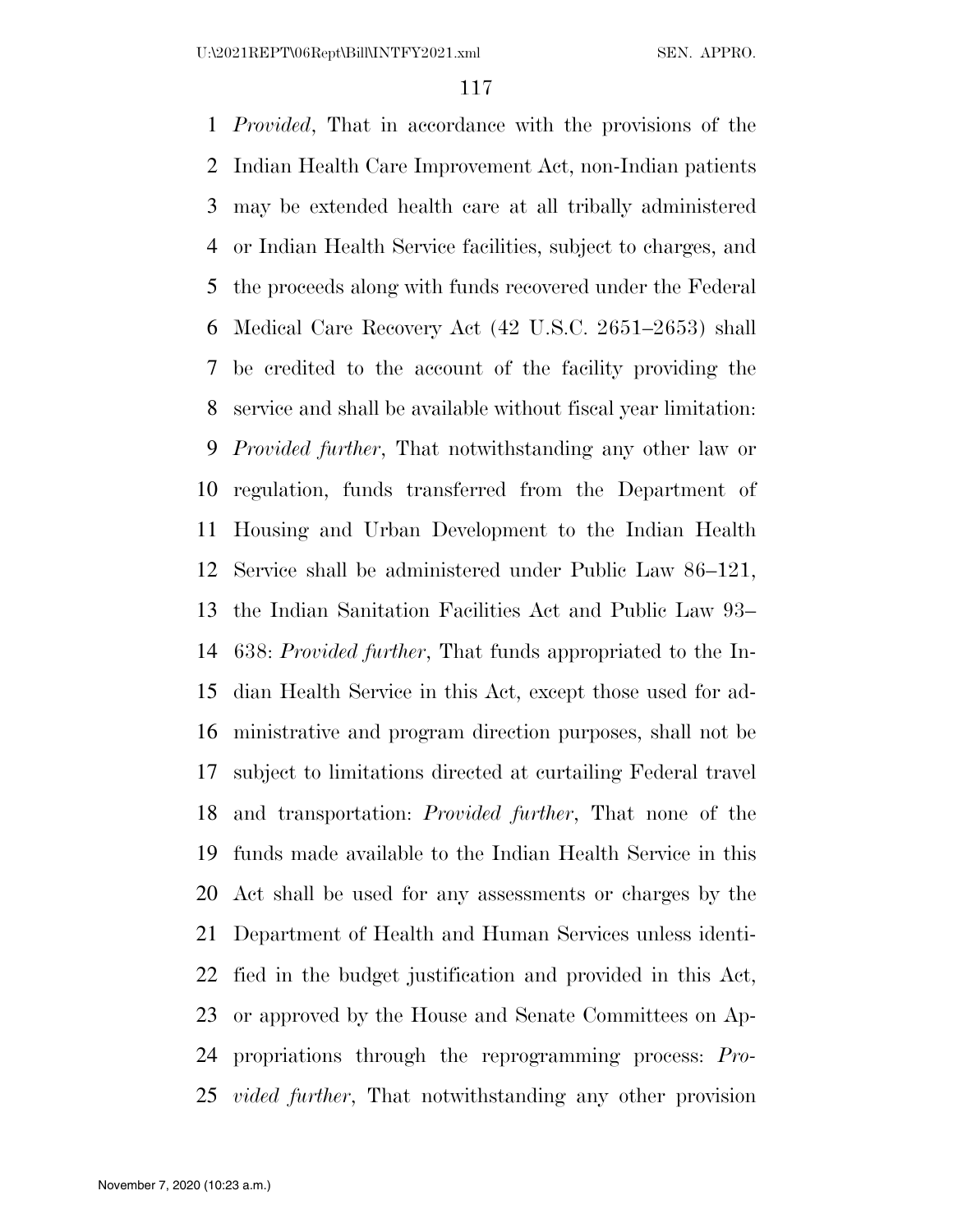*Provided*, That in accordance with the provisions of the Indian Health Care Improvement Act, non-Indian patients may be extended health care at all tribally administered or Indian Health Service facilities, subject to charges, and the proceeds along with funds recovered under the Federal Medical Care Recovery Act (42 U.S.C. 2651–2653) shall be credited to the account of the facility providing the service and shall be available without fiscal year limitation: *Provided further*, That notwithstanding any other law or regulation, funds transferred from the Department of Housing and Urban Development to the Indian Health Service shall be administered under Public Law 86–121, the Indian Sanitation Facilities Act and Public Law 93–638: *Provided further*, That funds appropriated to the Indian Health Service in this Act, except those used for administrative and program direction purposes, shall not be subject to limitations directed at curtailing Federal travel and transportation: *Provided further*, That none of the funds made available to the Indian Health Service in this Act shall be used for any assessments or charges by the Department of Health and Human Services unless identified in the budget justification and provided in this Act, or approved by the House and Senate Committees on Appropriations through the reprogramming process: *Provided further*, That notwithstanding any other provision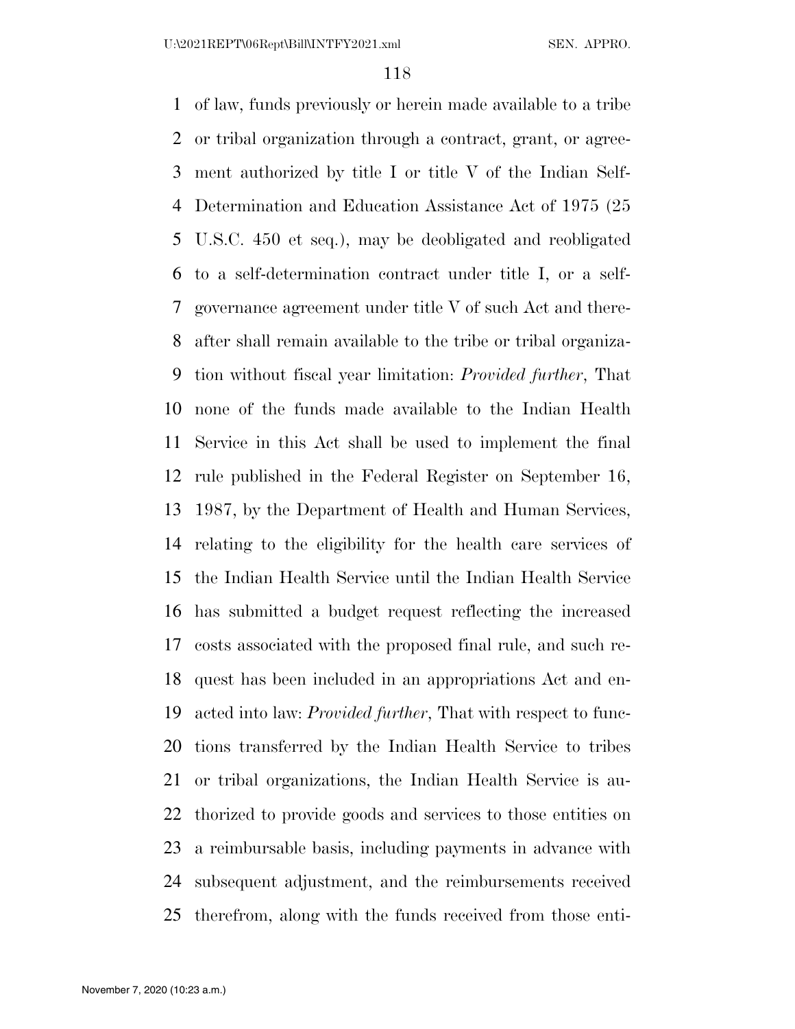of law, funds previously or herein made available to a tribe or tribal organization through a contract, grant, or agreement authorized by title I or title V of the Indian Self-Determination and Education Assistance Act of 1975 (25 U.S.C. 450 et seq.), may be deobligated and reobligated to a self-determination contract under title I, or a self-governance agreement under title V of such Act and thereafter shall remain available to the tribe or tribal organization without fiscal year limitation: *Provided further*, That none of the funds made available to the Indian Health Service in this Act shall be used to implement the final rule published in the Federal Register on September 16, 1987, by the Department of Health and Human Services, relating to the eligibility for the health care services of the Indian Health Service until the Indian Health Service has submitted a budget request reflecting the increased costs associated with the proposed final rule, and such request has been included in an appropriations Act and enacted into law: *Provided further*, That with respect to functions transferred by the Indian Health Service to tribes or tribal organizations, the Indian Health Service is authorized to provide goods and services to those entities on a reimbursable basis, including payments in advance with subsequent adjustment, and the reimbursements received therefrom, along with the funds received from those enti-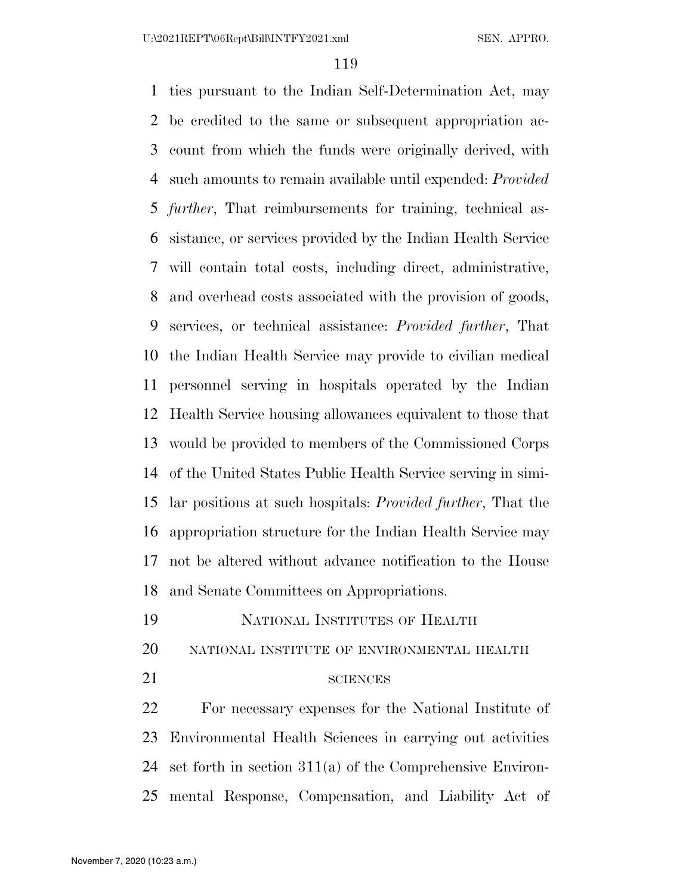ties pursuant to the Indian Self-Determination Act, may be credited to the same or subsequent appropriation account from which the funds were originally derived, with such amounts to remain available until expended: *Provided further*, That reimbursements for training, technical assistance, or services provided by the Indian Health Service will contain total costs, including direct, administrative, and overhead costs associated with the provision of goods, services, or technical assistance: *Provided further*, That the Indian Health Service may provide to civilian medical personnel serving in hospitals operated by the Indian Health Service housing allowances equivalent to those that would be provided to members of the Commissioned Corps of the United States Public Health Service serving in similar positions at such hospitals: *Provided further*, That the appropriation structure for the Indian Health Service may not be altered without advance notification to the House and Senate Committees on Appropriations.

## National Institutes of Health

### National Institute of Environmental Health Sciences

For necessary expenses for the National Institute of Environmental Health Sciences in carrying out activities set forth in section 311(a) of the Comprehensive Environmental Response, Compensation, and Liability Act of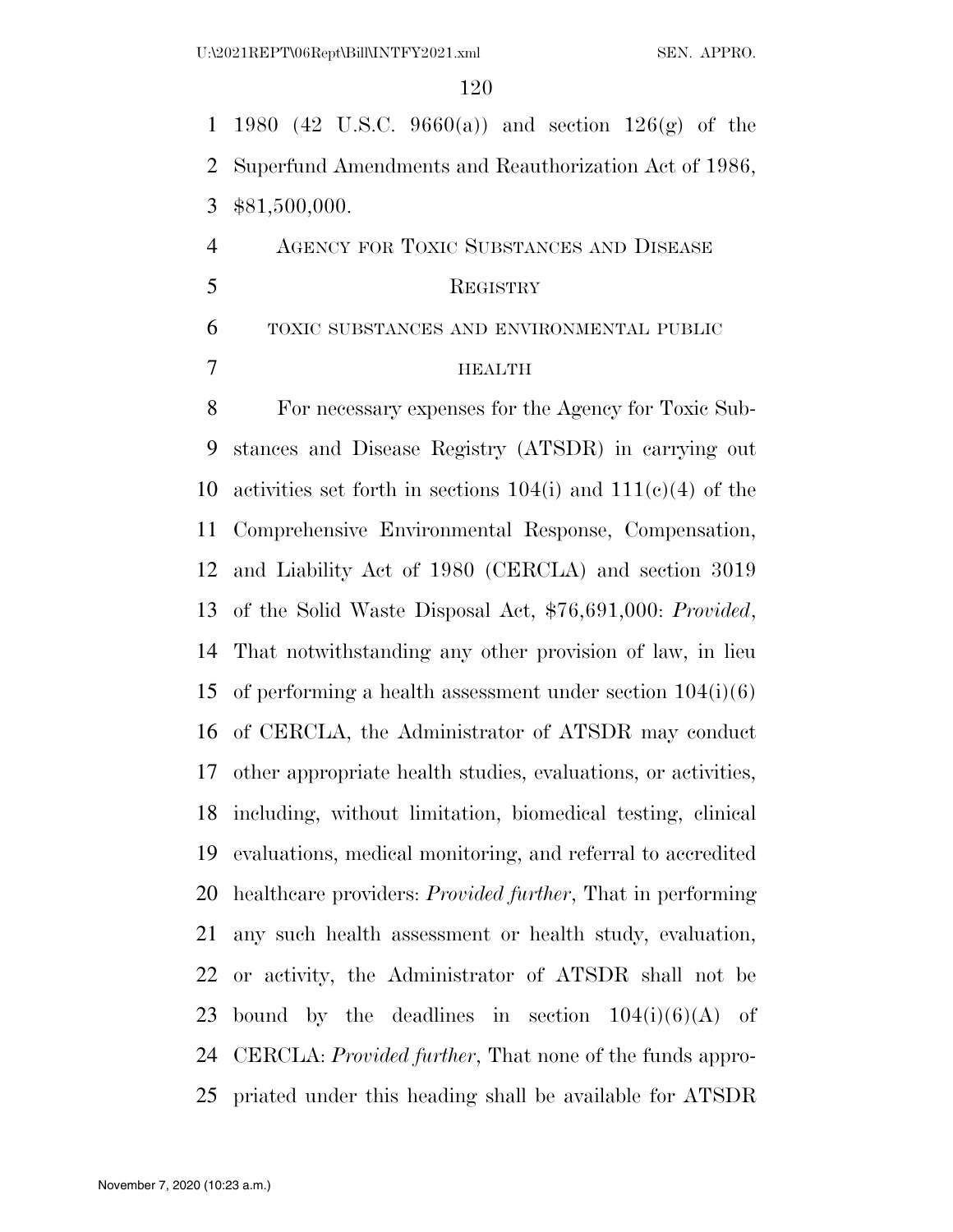1980 (42 U.S.C. 9660(a)) and section 126(g) of the Superfund Amendments and Reauthorization Act of 1986, $81,500,000.

## Agency for Toxic Substances and Disease Registry

### toxic substances and environmental public health

For necessary expenses for the Agency for Toxic Substances and Disease Registry (ATSDR) in carrying out activities set forth in sections 104(i) and 111(c)(4) of the Comprehensive Environmental Response, Compensation, and Liability Act of 1980 (CERCLA) and section 3019 of the Solid Waste Disposal Act, $76,691,000: *Provided*, That notwithstanding any other provision of law, in lieu of performing a health assessment under section 104(i)(6) of CERCLA, the Administrator of ATSDR may conduct other appropriate health studies, evaluations, or activities, including, without limitation, biomedical testing, clinical evaluations, medical monitoring, and referral to accredited healthcare providers: *Provided further*, That in performing any such health assessment or health study, evaluation, or activity, the Administrator of ATSDR shall not be bound by the deadlines in section 104(i)(6)(A) of CERCLA: *Provided further*, That none of the funds appropriated under this heading shall be available for ATSDR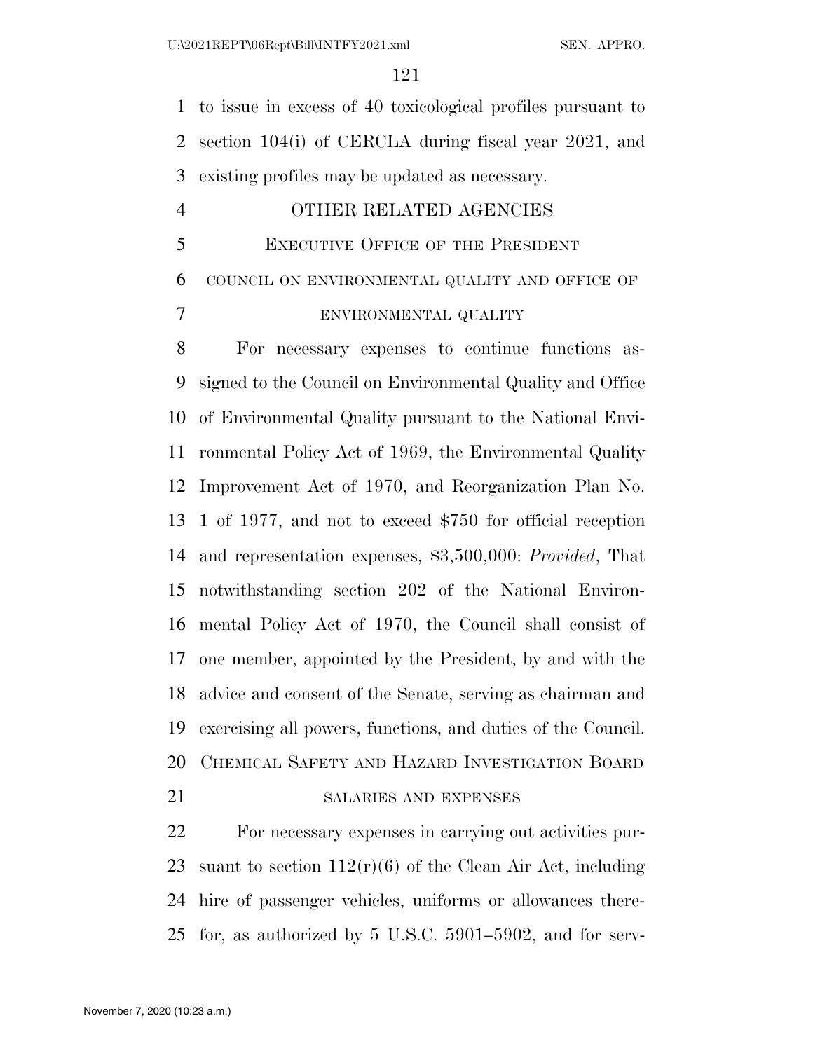to issue in excess of 40 toxicological profiles pursuant to section 104(i) of CERCLA during fiscal year 2021, and existing profiles may be updated as necessary.

# OTHER RELATED AGENCIES

## EXECUTIVE OFFICE OF THE PRESIDENT

### COUNCIL ON ENVIRONMENTAL QUALITY AND OFFICE OF ENVIRONMENTAL QUALITY

For necessary expenses to continue functions assigned to the Council on Environmental Quality and Office of Environmental Quality pursuant to the National Environmental Policy Act of 1969, the Environmental Quality Improvement Act of 1970, and Reorganization Plan No. 1 of 1977, and not to exceed $750 for official reception and representation expenses, $3,500,000: *Provided*, That notwithstanding section 202 of the National Environmental Policy Act of 1970, the Council shall consist of one member, appointed by the President, by and with the advice and consent of the Senate, serving as chairman and exercising all powers, functions, and duties of the Council.

## CHEMICAL SAFETY AND HAZARD INVESTIGATION BOARD

### SALARIES AND EXPENSES

For necessary expenses in carrying out activities pursuant to section 112(r)(6) of the Clean Air Act, including hire of passenger vehicles, uniforms or allowances therefor, as authorized by 5 U.S.C. 5901–5902, and for serv-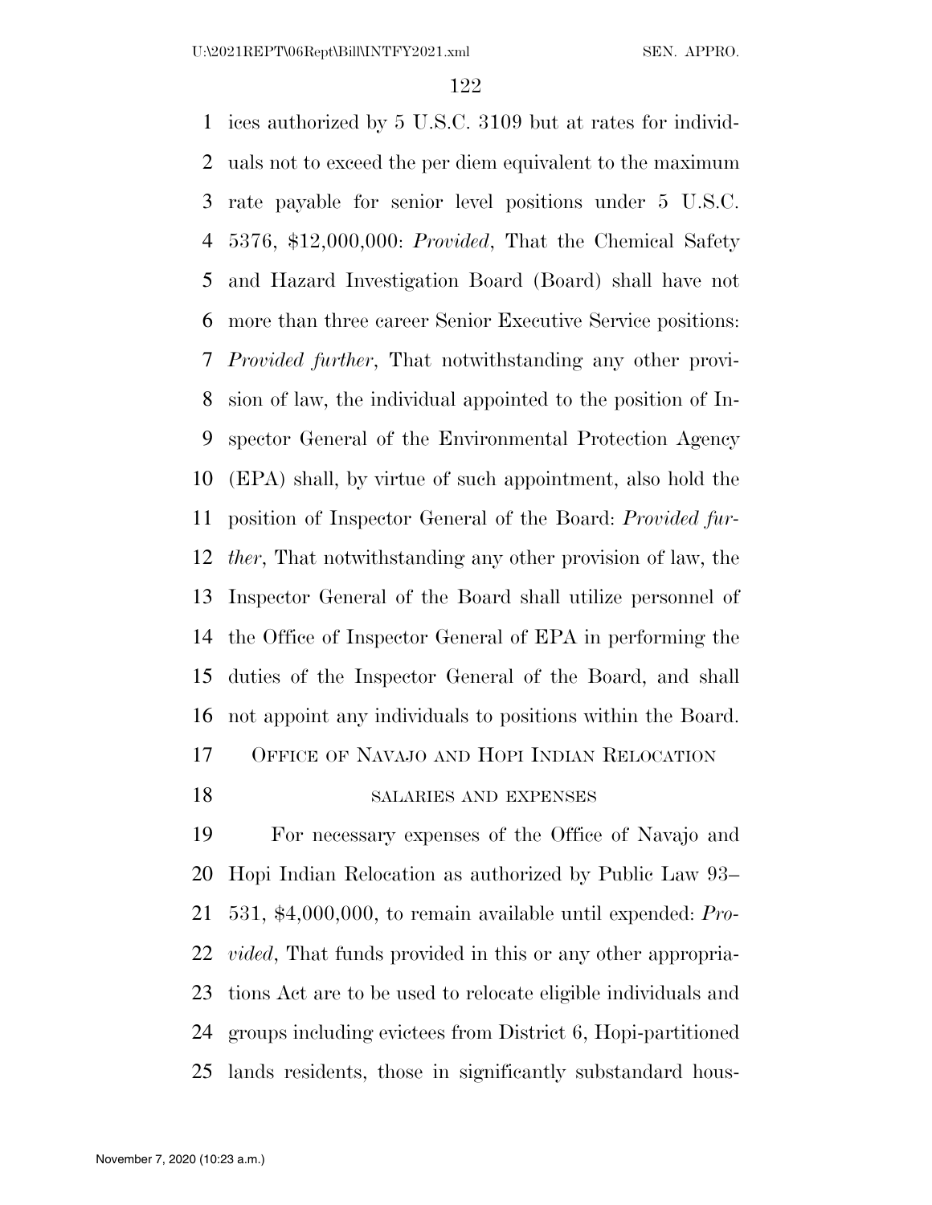ices authorized by 5 U.S.C. 3109 but at rates for individuals not to exceed the per diem equivalent to the maximum rate payable for senior level positions under 5 U.S.C. 5376, $12,000,000: *Provided*, That the Chemical Safety and Hazard Investigation Board (Board) shall have not more than three career Senior Executive Service positions: *Provided further*, That notwithstanding any other provision of law, the individual appointed to the position of Inspector General of the Environmental Protection Agency (EPA) shall, by virtue of such appointment, also hold the position of Inspector General of the Board: *Provided further*, That notwithstanding any other provision of law, the Inspector General of the Board shall utilize personnel of the Office of Inspector General of EPA in performing the duties of the Inspector General of the Board, and shall not appoint any individuals to positions within the Board.

## Office of Navajo and Hopi Indian Relocation

### salaries and expenses

For necessary expenses of the Office of Navajo and Hopi Indian Relocation as authorized by Public Law 93–531, $4,000,000, to remain available until expended: *Provided*, That funds provided in this or any other appropriations Act are to be used to relocate eligible individuals and groups including evictees from District 6, Hopi-partitioned lands residents, those in significantly substandard hous-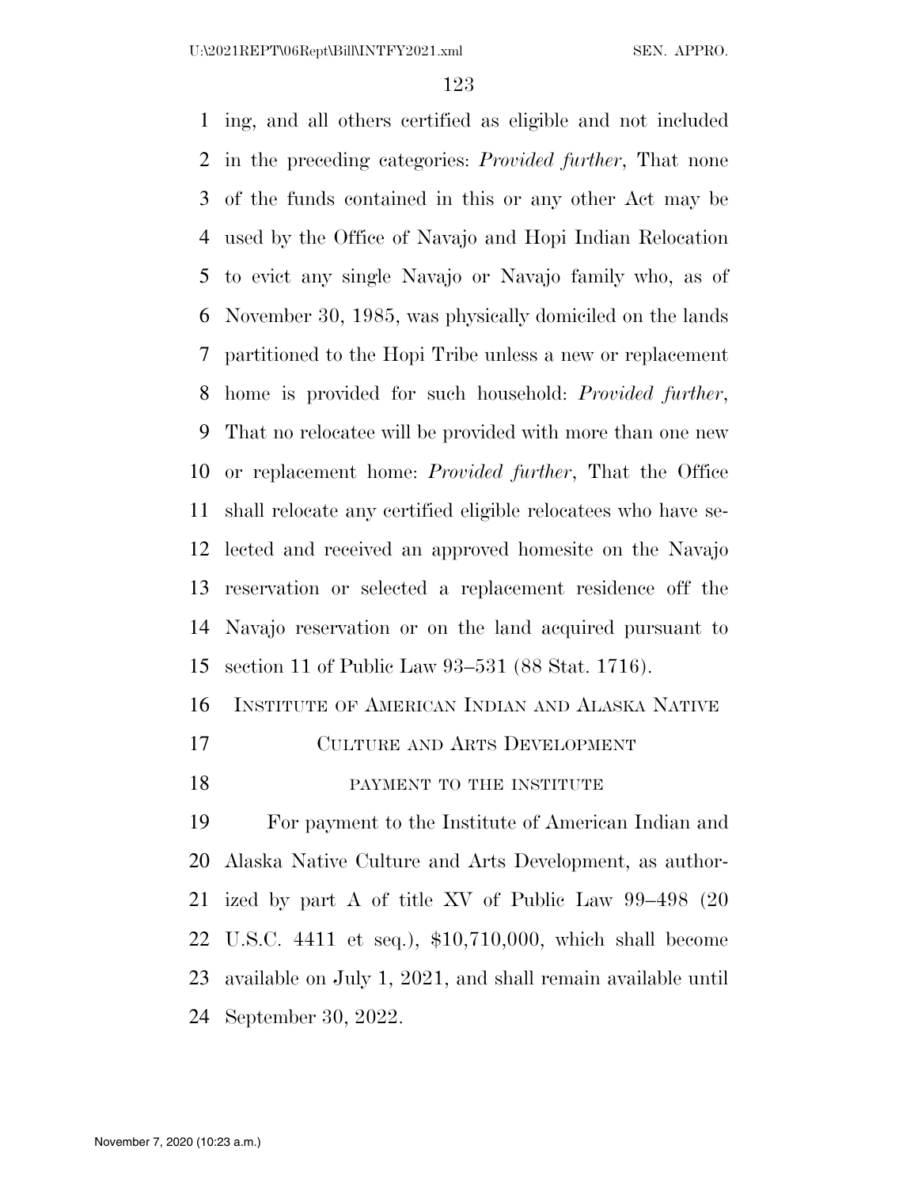ing, and all others certified as eligible and not included in the preceding categories: *Provided further*, That none of the funds contained in this or any other Act may be used by the Office of Navajo and Hopi Indian Relocation to evict any single Navajo or Navajo family who, as of November 30, 1985, was physically domiciled on the lands partitioned to the Hopi Tribe unless a new or replacement home is provided for such household: *Provided further*, That no relocatee will be provided with more than one new or replacement home: *Provided further*, That the Office shall relocate any certified eligible relocatees who have selected and received an approved homesite on the Navajo reservation or selected a replacement residence off the Navajo reservation or on the land acquired pursuant to section 11 of Public Law 93–531 (88 Stat. 1716).

## Institute of American Indian and Alaska Native Culture and Arts Development

### payment to the institute

For payment to the Institute of American Indian and Alaska Native Culture and Arts Development, as authorized by part A of title XV of Public Law 99–498 (20 U.S.C. 4411 et seq.), $10,710,000, which shall become available on July 1, 2021, and shall remain available until September 30, 2022.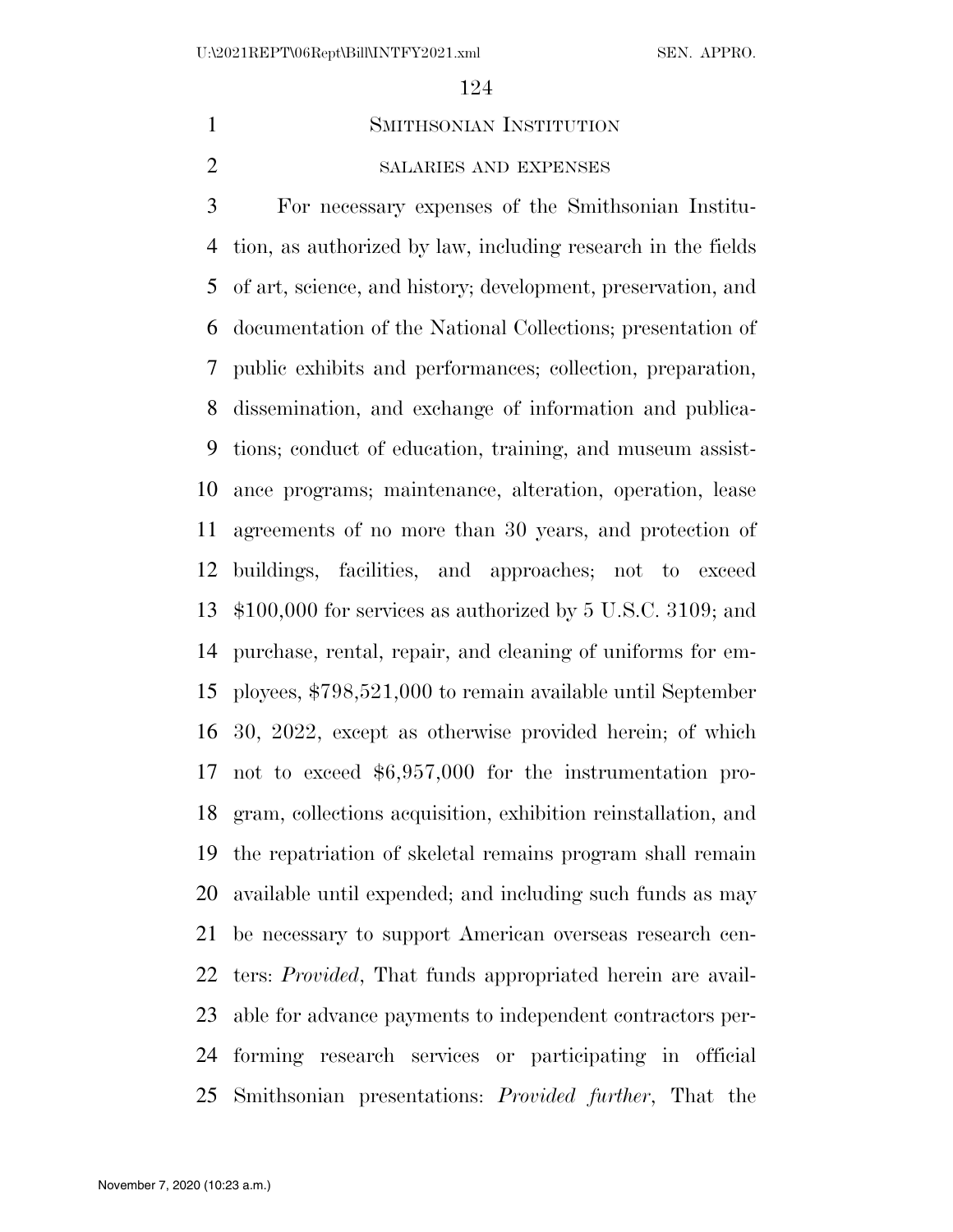## SMITHSONIAN INSTITUTION

### SALARIES AND EXPENSES

For necessary expenses of the Smithsonian Institution, as authorized by law, including research in the fields of art, science, and history; development, preservation, and documentation of the National Collections; presentation of public exhibits and performances; collection, preparation, dissemination, and exchange of information and publications; conduct of education, training, and museum assistance programs; maintenance, alteration, operation, lease agreements of no more than 30 years, and protection of buildings, facilities, and approaches; not to exceed $100,000 for services as authorized by 5 U.S.C. 3109; and purchase, rental, repair, and cleaning of uniforms for employees, $798,521,000 to remain available until September 30, 2022, except as otherwise provided herein; of which not to exceed $6,957,000 for the instrumentation program, collections acquisition, exhibition reinstallation, and the repatriation of skeletal remains program shall remain available until expended; and including such funds as may be necessary to support American overseas research centers: *Provided*, That funds appropriated herein are available for advance payments to independent contractors performing research services or participating in official Smithsonian presentations: *Provided further*, That the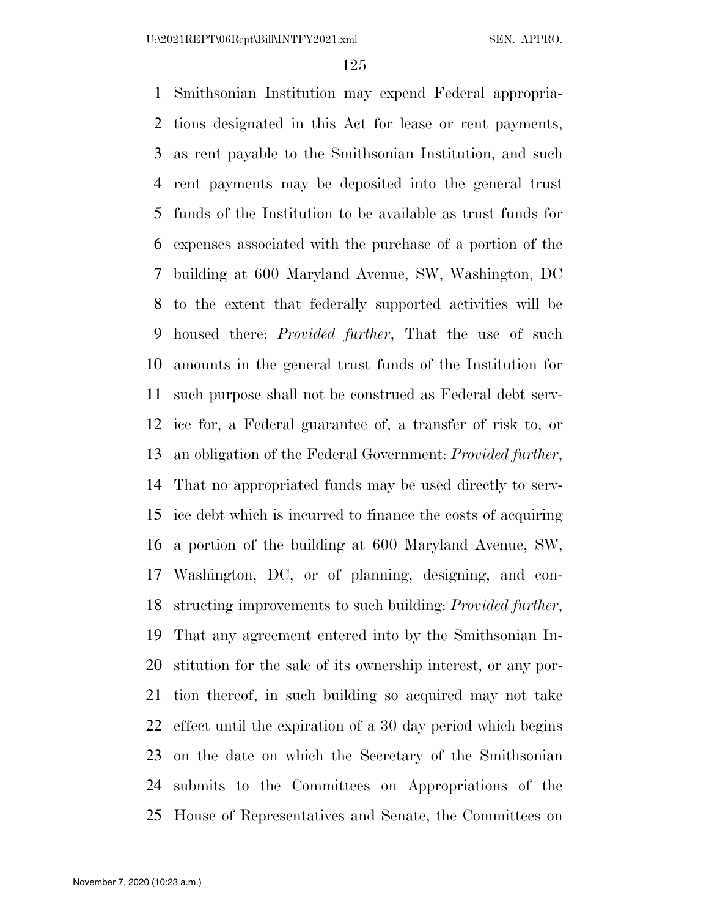Smithsonian Institution may expend Federal appropriations designated in this Act for lease or rent payments, as rent payable to the Smithsonian Institution, and such rent payments may be deposited into the general trust funds of the Institution to be available as trust funds for expenses associated with the purchase of a portion of the building at 600 Maryland Avenue, SW, Washington, DC to the extent that federally supported activities will be housed there: *Provided further*, That the use of such amounts in the general trust funds of the Institution for such purpose shall not be construed as Federal debt service for, a Federal guarantee of, a transfer of risk to, or an obligation of the Federal Government: *Provided further*, That no appropriated funds may be used directly to service debt which is incurred to finance the costs of acquiring a portion of the building at 600 Maryland Avenue, SW, Washington, DC, or of planning, designing, and constructing improvements to such building: *Provided further*, That any agreement entered into by the Smithsonian Institution for the sale of its ownership interest, or any portion thereof, in such building so acquired may not take effect until the expiration of a 30 day period which begins on the date on which the Secretary of the Smithsonian submits to the Committees on Appropriations of the House of Representatives and Senate, the Committees on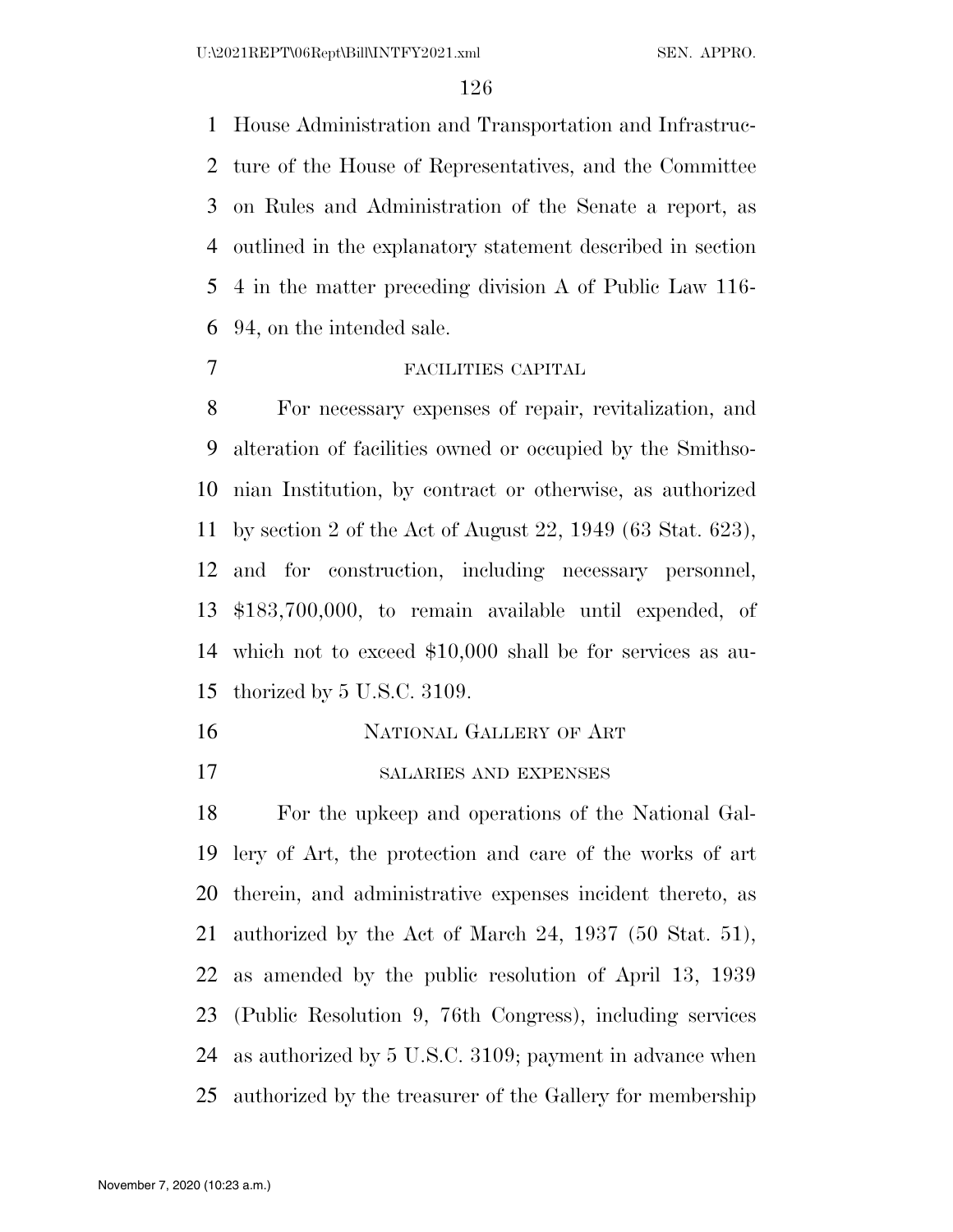House Administration and Transportation and Infrastructure of the House of Representatives, and the Committee on Rules and Administration of the Senate a report, as outlined in the explanatory statement described in section 4 in the matter preceding division A of Public Law 116-94, on the intended sale.

FACILITIES CAPITAL

For necessary expenses of repair, revitalization, and alteration of facilities owned or occupied by the Smithsonian Institution, by contract or otherwise, as authorized by section 2 of the Act of August 22, 1949 (63 Stat. 623), and for construction, including necessary personnel, $183,700,000, to remain available until expended, of which not to exceed $10,000 shall be for services as authorized by 5 U.S.C. 3109.

NATIONAL GALLERY OF ART

SALARIES AND EXPENSES

For the upkeep and operations of the National Gallery of Art, the protection and care of the works of art therein, and administrative expenses incident thereto, as authorized by the Act of March 24, 1937 (50 Stat. 51), as amended by the public resolution of April 13, 1939 (Public Resolution 9, 76th Congress), including services as authorized by 5 U.S.C. 3109; payment in advance when authorized by the treasurer of the Gallery for membership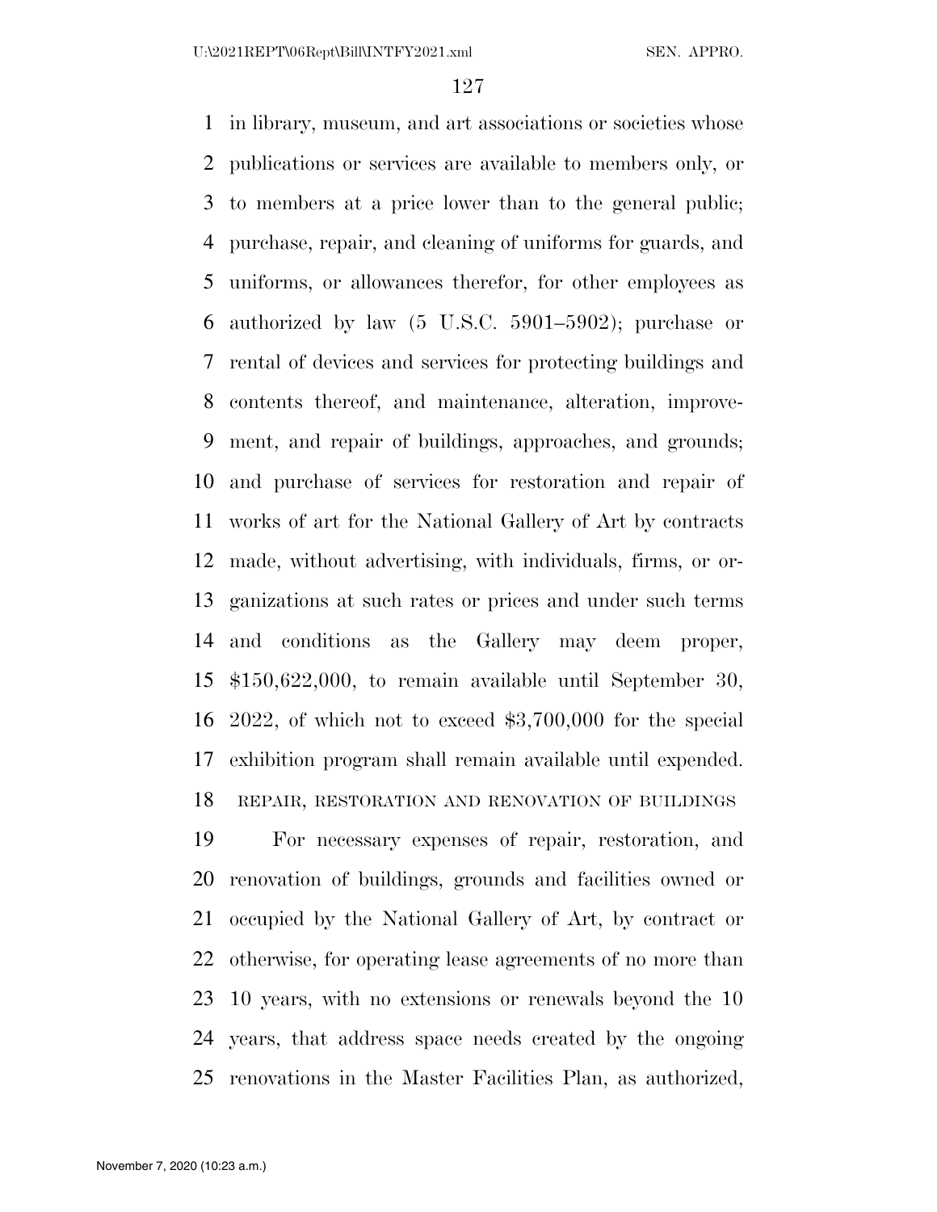in library, museum, and art associations or societies whose publications or services are available to members only, or to members at a price lower than to the general public; purchase, repair, and cleaning of uniforms for guards, and uniforms, or allowances therefor, for other employees as authorized by law (5 U.S.C. 5901–5902); purchase or rental of devices and services for protecting buildings and contents thereof, and maintenance, alteration, improvement, and repair of buildings, approaches, and grounds; and purchase of services for restoration and repair of works of art for the National Gallery of Art by contracts made, without advertising, with individuals, firms, or organizations at such rates or prices and under such terms and conditions as the Gallery may deem proper, $150,622,000, to remain available until September 30, 2022, of which not to exceed $3,700,000 for the special exhibition program shall remain available until expended.

REPAIR, RESTORATION AND RENOVATION OF BUILDINGS

For necessary expenses of repair, restoration, and renovation of buildings, grounds and facilities owned or occupied by the National Gallery of Art, by contract or otherwise, for operating lease agreements of no more than 10 years, with no extensions or renewals beyond the 10 years, that address space needs created by the ongoing renovations in the Master Facilities Plan, as authorized,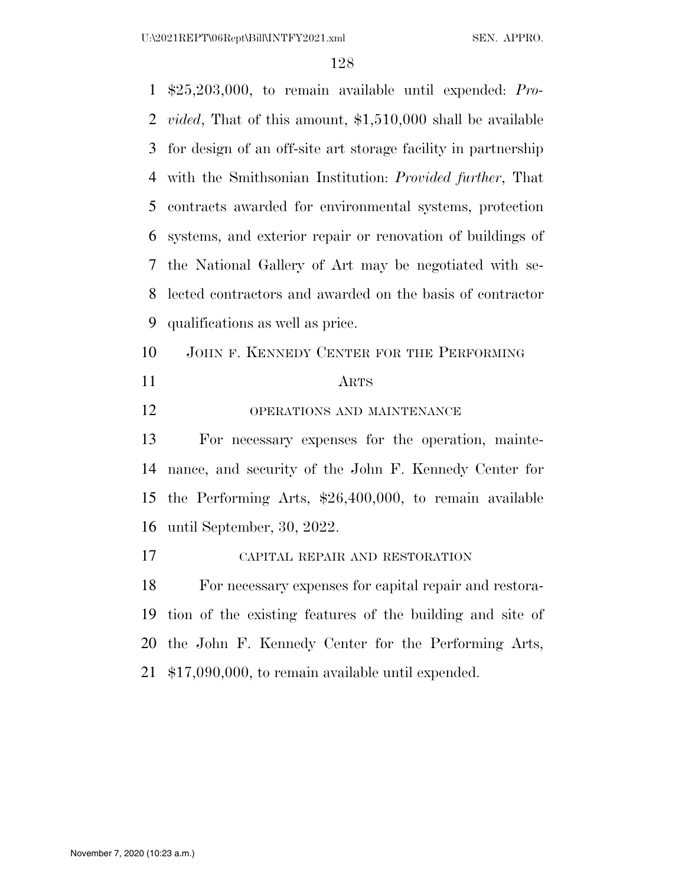$25,203,000, to remain available until expended: *Provided*, That of this amount, $1,510,000 shall be available for design of an off-site art storage facility in partnership with the Smithsonian Institution: *Provided further*, That contracts awarded for environmental systems, protection systems, and exterior repair or renovation of buildings of the National Gallery of Art may be negotiated with selected contractors and awarded on the basis of contractor qualifications as well as price.

## JOHN F. KENNEDY CENTER FOR THE PERFORMING ARTS

### OPERATIONS AND MAINTENANCE

For necessary expenses for the operation, maintenance, and security of the John F. Kennedy Center for the Performing Arts, $26,400,000, to remain available until September, 30, 2022.

### CAPITAL REPAIR AND RESTORATION

For necessary expenses for capital repair and restoration of the existing features of the building and site of the John F. Kennedy Center for the Performing Arts, $17,090,000, to remain available until expended.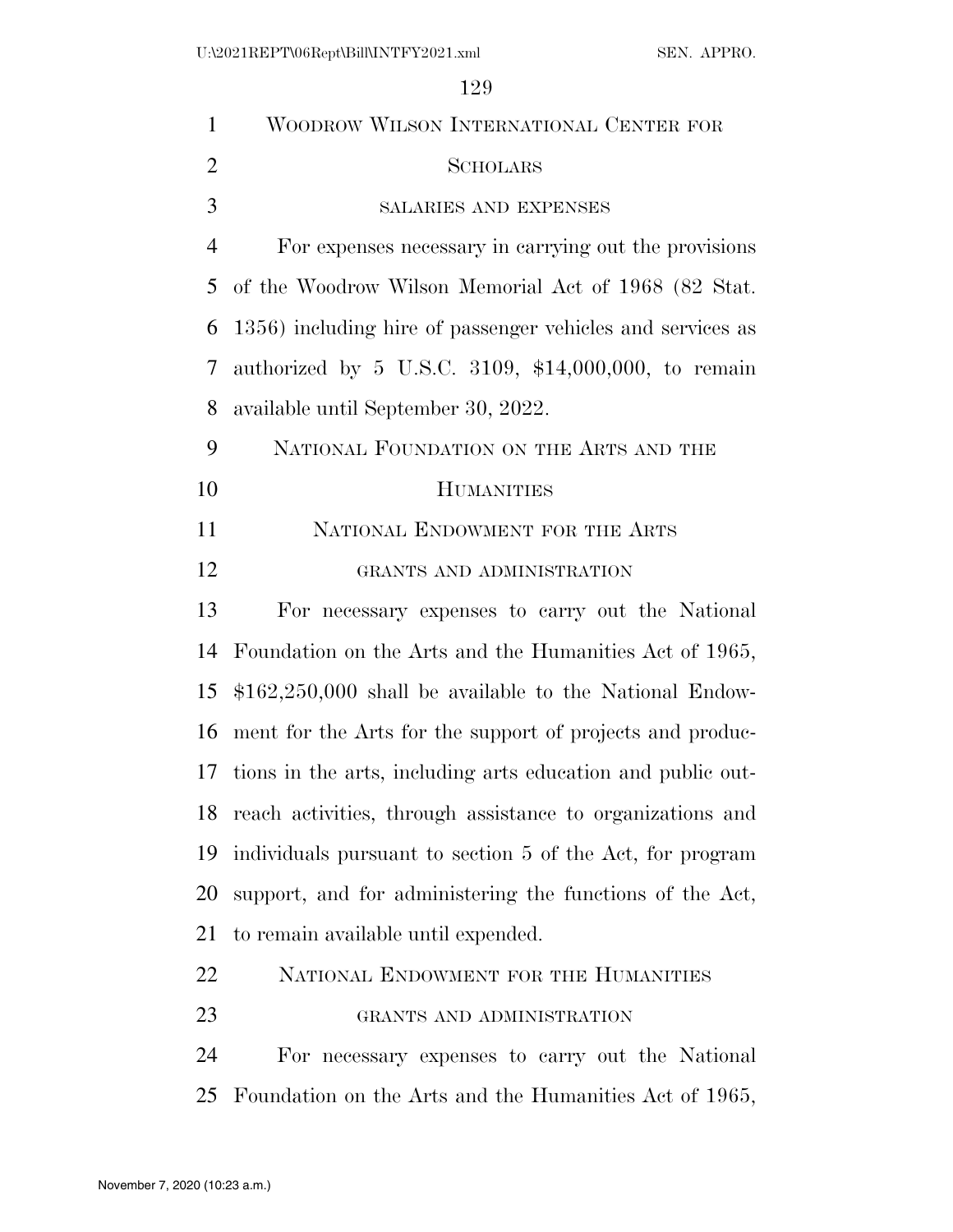## Woodrow Wilson International Center for Scholars

### salaries and expenses

For expenses necessary in carrying out the provisions of the Woodrow Wilson Memorial Act of 1968 (82 Stat. 1356) including hire of passenger vehicles and services as authorized by 5 U.S.C. 3109, $14,000,000, to remain available until September 30, 2022.

## National Foundation on the Arts and the Humanities

### National Endowment for the Arts

#### grants and administration

For necessary expenses to carry out the National Foundation on the Arts and the Humanities Act of 1965, $162,250,000 shall be available to the National Endowment for the Arts for the support of projects and productions in the arts, including arts education and public outreach activities, through assistance to organizations and individuals pursuant to section 5 of the Act, for program support, and for administering the functions of the Act, to remain available until expended.

### National Endowment for the Humanities

#### grants and administration

For necessary expenses to carry out the National Foundation on the Arts and the Humanities Act of 1965,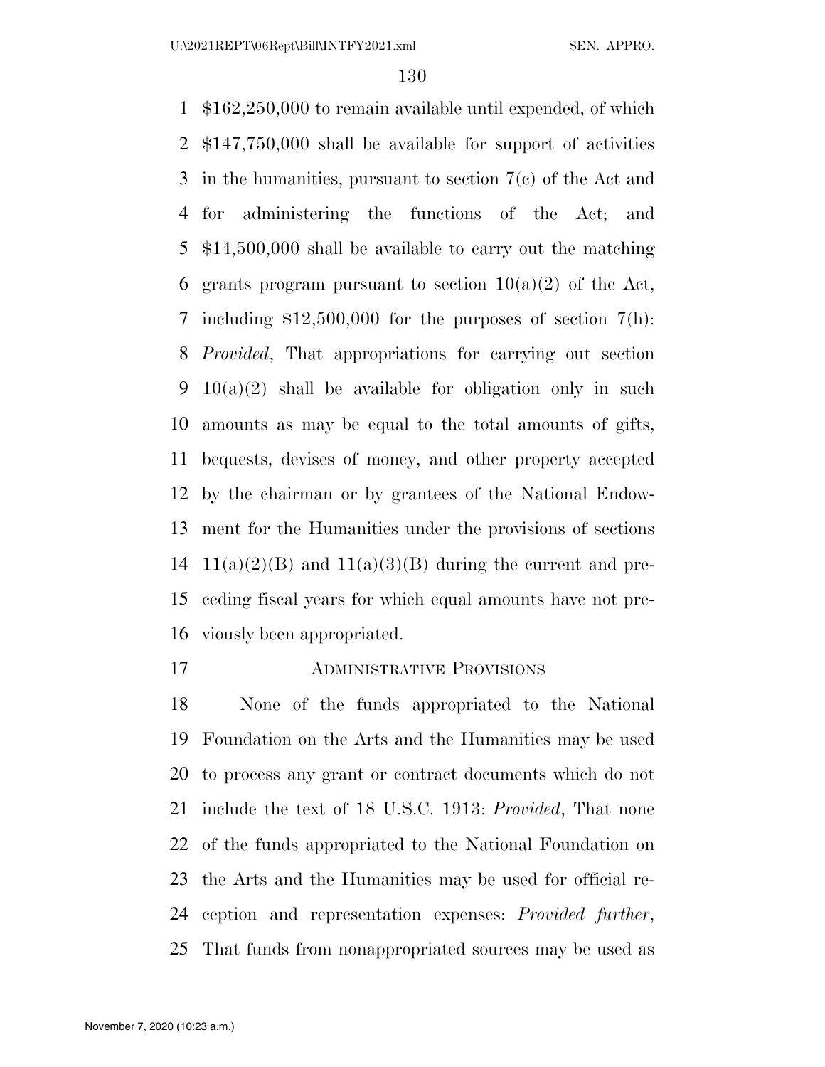$162,250,000 to remain available until expended, of which $147,750,000 shall be available for support of activities in the humanities, pursuant to section 7(c) of the Act and for administering the functions of the Act; and $14,500,000 shall be available to carry out the matching grants program pursuant to section 10(a)(2) of the Act, including $12,500,000 for the purposes of section 7(h): *Provided*, That appropriations for carrying out section 10(a)(2) shall be available for obligation only in such amounts as may be equal to the total amounts of gifts, bequests, devises of money, and other property accepted by the chairman or by grantees of the National Endowment for the Humanities under the provisions of sections 11(a)(2)(B) and 11(a)(3)(B) during the current and preceding fiscal years for which equal amounts have not previously been appropriated.

ADMINISTRATIVE PROVISIONS

None of the funds appropriated to the National Foundation on the Arts and the Humanities may be used to process any grant or contract documents which do not include the text of 18 U.S.C. 1913: *Provided*, That none of the funds appropriated to the National Foundation on the Arts and the Humanities may be used for official reception and representation expenses: *Provided further*, That funds from nonappropriated sources may be used as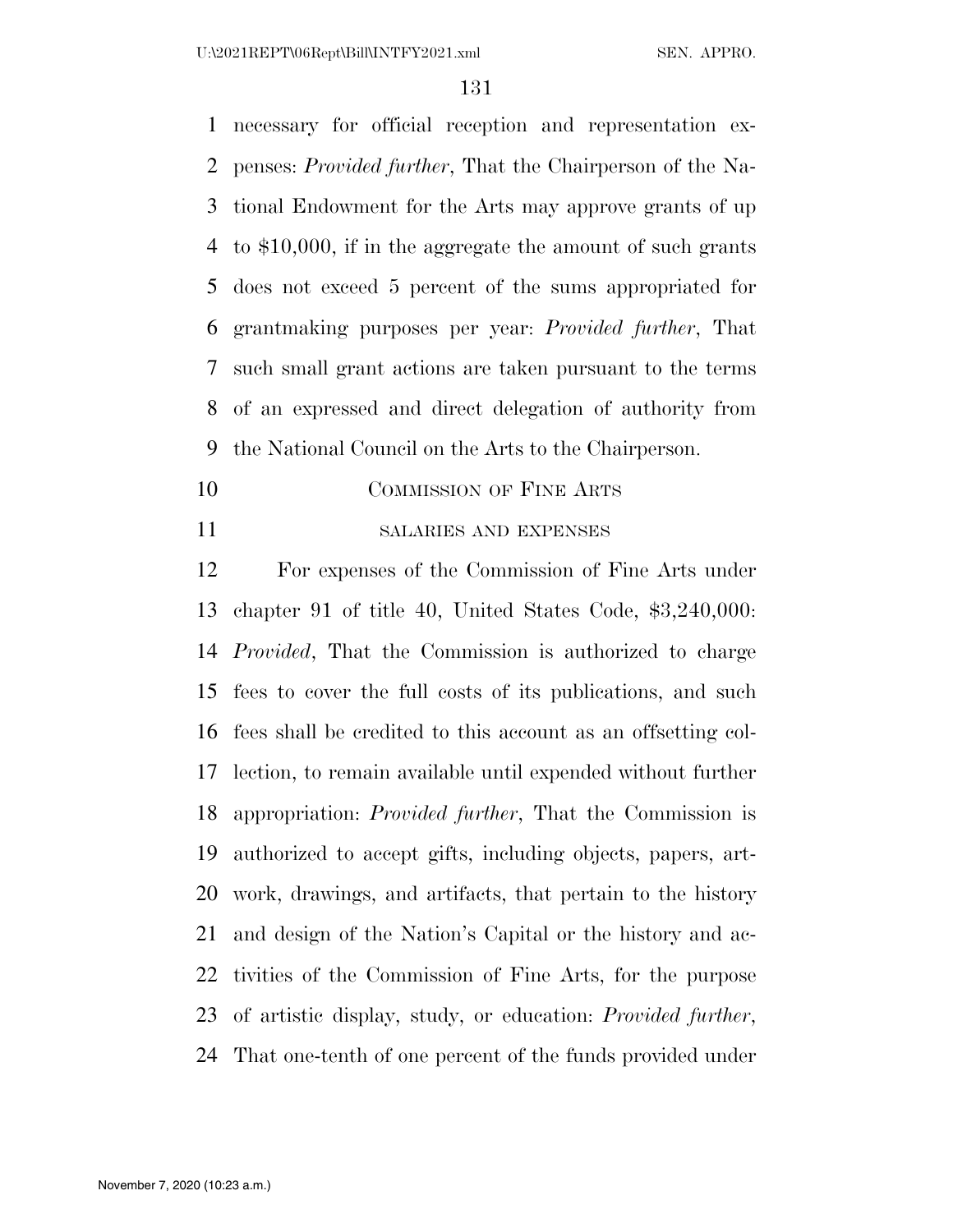necessary for official reception and representation expenses: *Provided further*, That the Chairperson of the National Endowment for the Arts may approve grants of up to $10,000, if in the aggregate the amount of such grants does not exceed 5 percent of the sums appropriated for grantmaking purposes per year: *Provided further*, That such small grant actions are taken pursuant to the terms of an expressed and direct delegation of authority from the National Council on the Arts to the Chairperson.

## COMMISSION OF FINE ARTS

### SALARIES AND EXPENSES

For expenses of the Commission of Fine Arts under chapter 91 of title 40, United States Code, $3,240,000: *Provided*, That the Commission is authorized to charge fees to cover the full costs of its publications, and such fees shall be credited to this account as an offsetting collection, to remain available until expended without further appropriation: *Provided further*, That the Commission is authorized to accept gifts, including objects, papers, artwork, drawings, and artifacts, that pertain to the history and design of the Nation's Capital or the history and activities of the Commission of Fine Arts, for the purpose of artistic display, study, or education: *Provided further*, That one-tenth of one percent of the funds provided under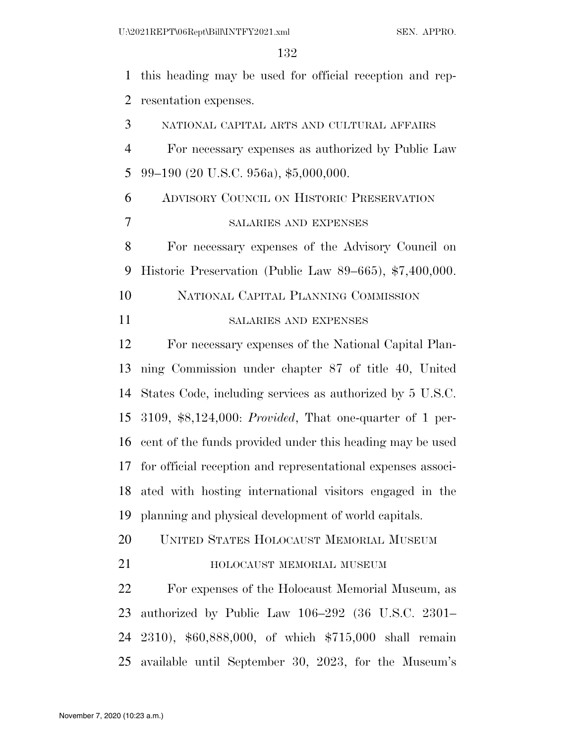this heading may be used for official reception and representation expenses.

NATIONAL CAPITAL ARTS AND CULTURAL AFFAIRS

For necessary expenses as authorized by Public Law 99–190 (20 U.S.C. 956a), $5,000,000.

## ADVISORY COUNCIL ON HISTORIC PRESERVATION

SALARIES AND EXPENSES

For necessary expenses of the Advisory Council on Historic Preservation (Public Law 89–665), $7,400,000.

## NATIONAL CAPITAL PLANNING COMMISSION

SALARIES AND EXPENSES

For necessary expenses of the National Capital Planning Commission under chapter 87 of title 40, United States Code, including services as authorized by 5 U.S.C. 3109, $8,124,000: *Provided*, That one-quarter of 1 percent of the funds provided under this heading may be used for official reception and representational expenses associated with hosting international visitors engaged in the planning and physical development of world capitals.

## UNITED STATES HOLOCAUST MEMORIAL MUSEUM

HOLOCAUST MEMORIAL MUSEUM

For expenses of the Holocaust Memorial Museum, as authorized by Public Law 106–292 (36 U.S.C. 2301–2310), $60,888,000, of which $715,000 shall remain available until September 30, 2023, for the Museum's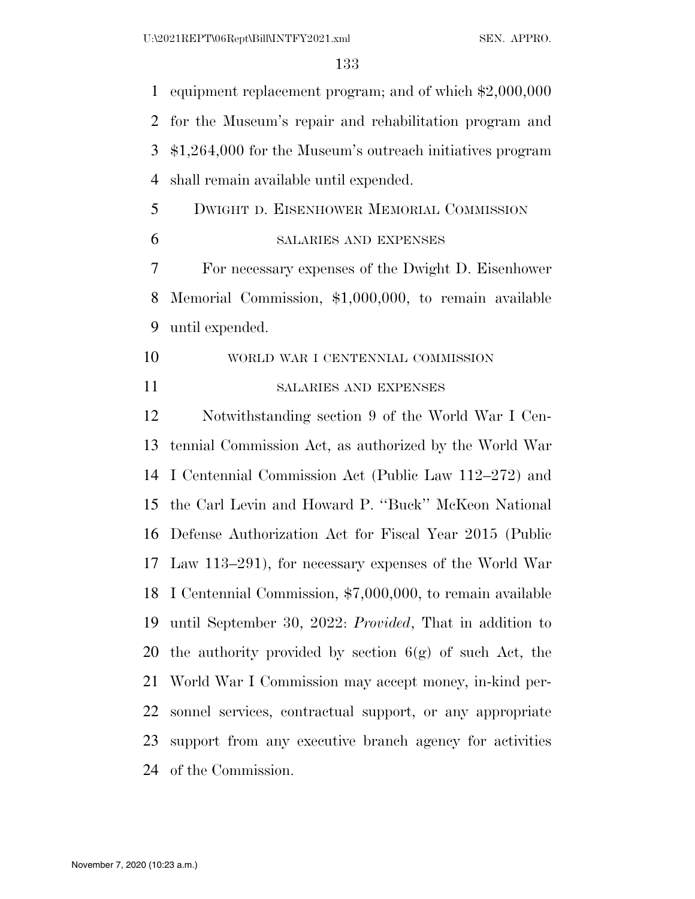equipment replacement program; and of which $2,000,000 for the Museum's repair and rehabilitation program and $1,264,000 for the Museum's outreach initiatives program shall remain available until expended.

## DWIGHT D. EISENHOWER MEMORIAL COMMISSION

### SALARIES AND EXPENSES

For necessary expenses of the Dwight D. Eisenhower Memorial Commission, $1,000,000, to remain available until expended.

## WORLD WAR I CENTENNIAL COMMISSION

### SALARIES AND EXPENSES

Notwithstanding section 9 of the World War I Centennial Commission Act, as authorized by the World War I Centennial Commission Act (Public Law 112–272) and the Carl Levin and Howard P. ''Buck'' McKeon National Defense Authorization Act for Fiscal Year 2015 (Public Law 113–291), for necessary expenses of the World War I Centennial Commission, $7,000,000, to remain available until September 30, 2022: *Provided*, That in addition to the authority provided by section 6(g) of such Act, the World War I Commission may accept money, in-kind personnel services, contractual support, or any appropriate support from any executive branch agency for activities of the Commission.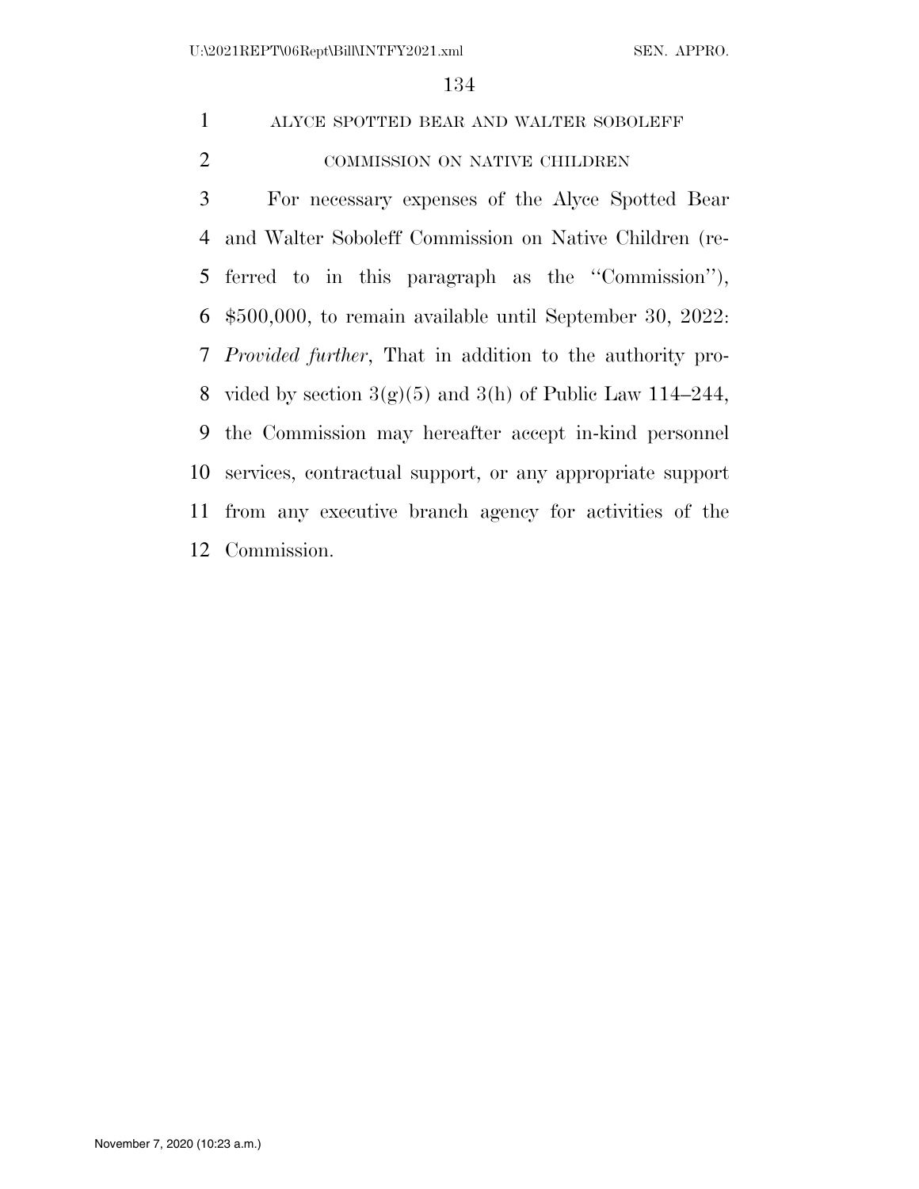ALYCE SPOTTED BEAR AND WALTER SOBOLEFF COMMISSION ON NATIVE CHILDREN

For necessary expenses of the Alyce Spotted Bear and Walter Soboleff Commission on Native Children (referred to in this paragraph as the ''Commission''), $500,000, to remain available until September 30, 2022: *Provided further*, That in addition to the authority provided by section 3(g)(5) and 3(h) of Public Law 114–244, the Commission may hereafter accept in-kind personnel services, contractual support, or any appropriate support from any executive branch agency for activities of the Commission.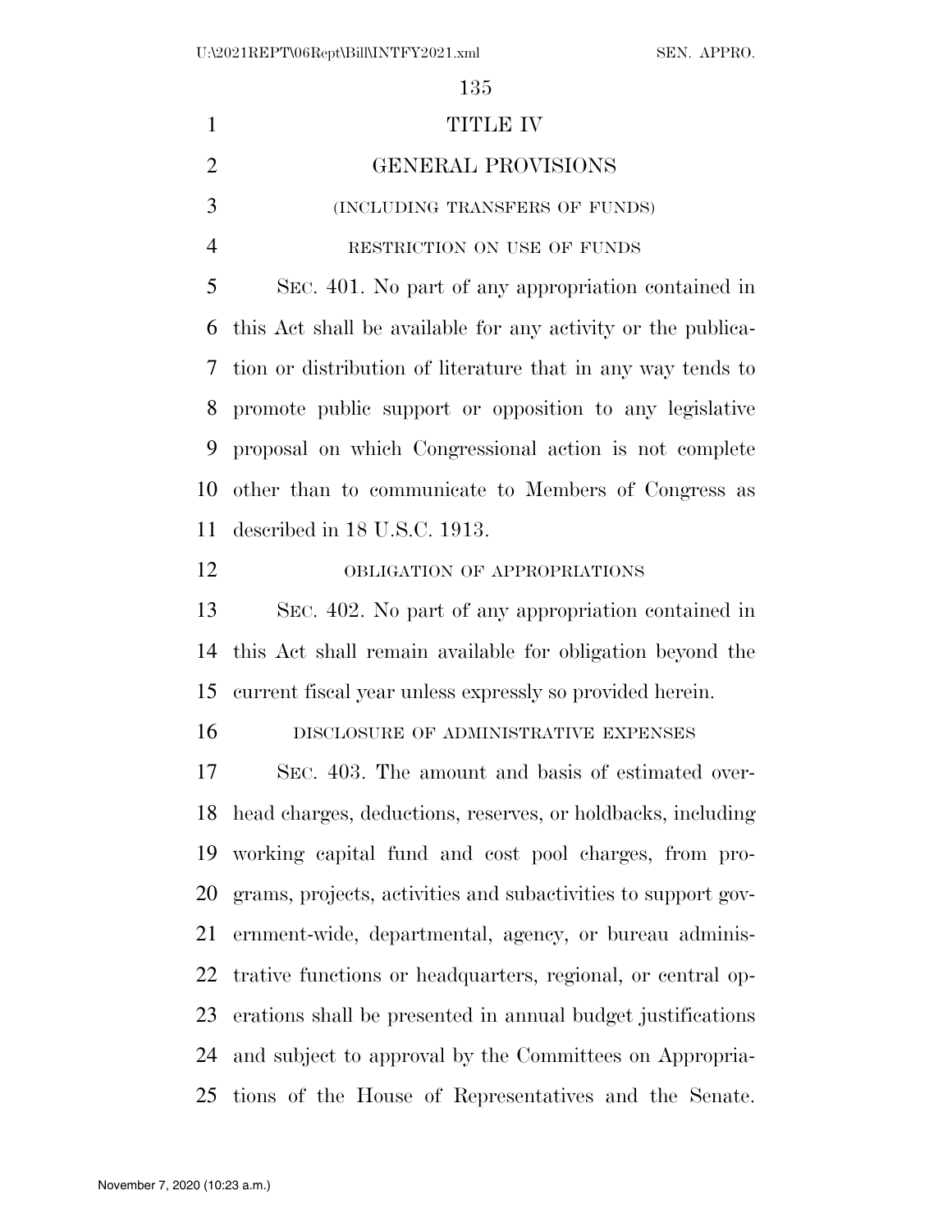# TITLE IV

## GENERAL PROVISIONS

(INCLUDING TRANSFERS OF FUNDS)

RESTRICTION ON USE OF FUNDS

SEC. 401. No part of any appropriation contained in this Act shall be available for any activity or the publication or distribution of literature that in any way tends to promote public support or opposition to any legislative proposal on which Congressional action is not complete other than to communicate to Members of Congress as described in 18 U.S.C. 1913.

OBLIGATION OF APPROPRIATIONS

SEC. 402. No part of any appropriation contained in this Act shall remain available for obligation beyond the current fiscal year unless expressly so provided herein.

DISCLOSURE OF ADMINISTRATIVE EXPENSES

SEC. 403. The amount and basis of estimated overhead charges, deductions, reserves, or holdbacks, including working capital fund and cost pool charges, from programs, projects, activities and subactivities to support government-wide, departmental, agency, or bureau administrative functions or headquarters, regional, or central operations shall be presented in annual budget justifications and subject to approval by the Committees on Appropriations of the House of Representatives and the Senate.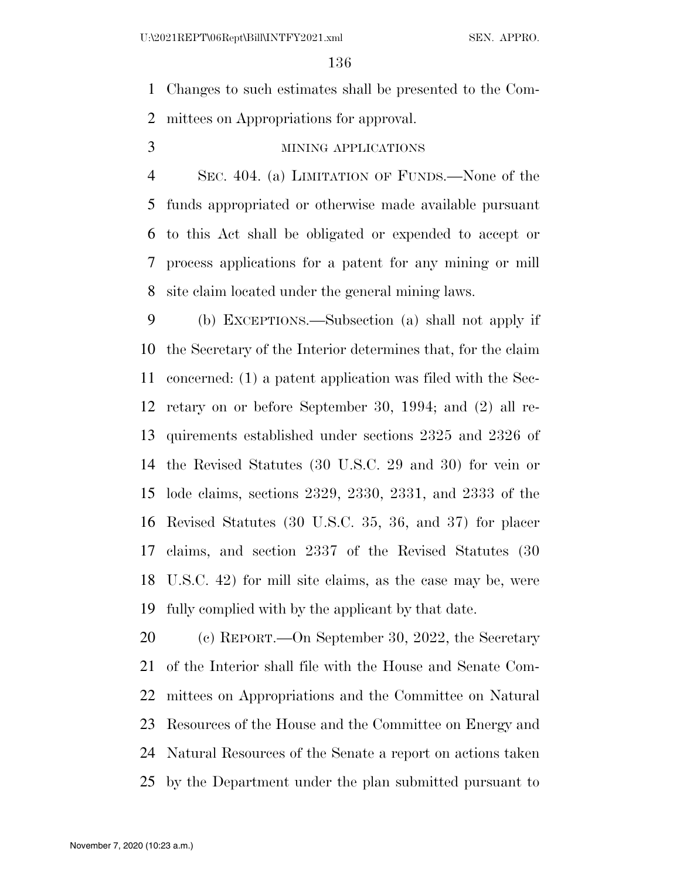Changes to such estimates shall be presented to the Committees on Appropriations for approval.

MINING APPLICATIONS

SEC. 404. (a) LIMITATION OF FUNDS.—None of the funds appropriated or otherwise made available pursuant to this Act shall be obligated or expended to accept or process applications for a patent for any mining or mill site claim located under the general mining laws.

(b) EXCEPTIONS.—Subsection (a) shall not apply if the Secretary of the Interior determines that, for the claim concerned: (1) a patent application was filed with the Secretary on or before September 30, 1994; and (2) all requirements established under sections 2325 and 2326 of the Revised Statutes (30 U.S.C. 29 and 30) for vein or lode claims, sections 2329, 2330, 2331, and 2333 of the Revised Statutes (30 U.S.C. 35, 36, and 37) for placer claims, and section 2337 of the Revised Statutes (30 U.S.C. 42) for mill site claims, as the case may be, were fully complied with by the applicant by that date.

(c) REPORT.—On September 30, 2022, the Secretary of the Interior shall file with the House and Senate Committees on Appropriations and the Committee on Natural Resources of the House and the Committee on Energy and Natural Resources of the Senate a report on actions taken by the Department under the plan submitted pursuant to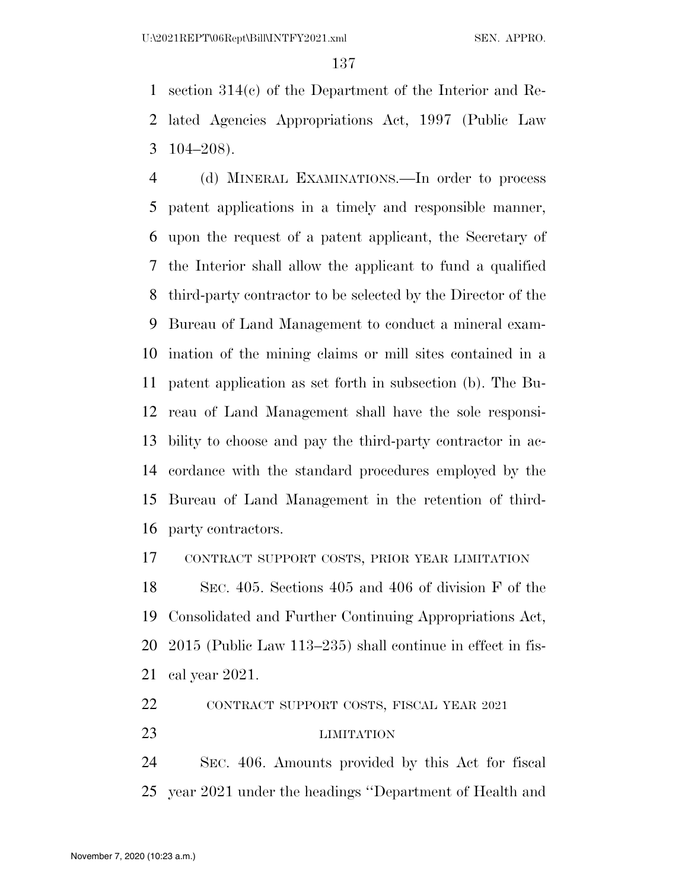section 314(c) of the Department of the Interior and Related Agencies Appropriations Act, 1997 (Public Law 104–208).

(d) MINERAL EXAMINATIONS.—In order to process patent applications in a timely and responsible manner, upon the request of a patent applicant, the Secretary of the Interior shall allow the applicant to fund a qualified third-party contractor to be selected by the Director of the Bureau of Land Management to conduct a mineral examination of the mining claims or mill sites contained in a patent application as set forth in subsection (b). The Bureau of Land Management shall have the sole responsibility to choose and pay the third-party contractor in accordance with the standard procedures employed by the Bureau of Land Management in the retention of third-party contractors.

CONTRACT SUPPORT COSTS, PRIOR YEAR LIMITATION

SEC. 405. Sections 405 and 406 of division F of the Consolidated and Further Continuing Appropriations Act, 2015 (Public Law 113–235) shall continue in effect in fiscal year 2021.

CONTRACT SUPPORT COSTS, FISCAL YEAR 2021 LIMITATION

SEC. 406. Amounts provided by this Act for fiscal year 2021 under the headings ''Department of Health and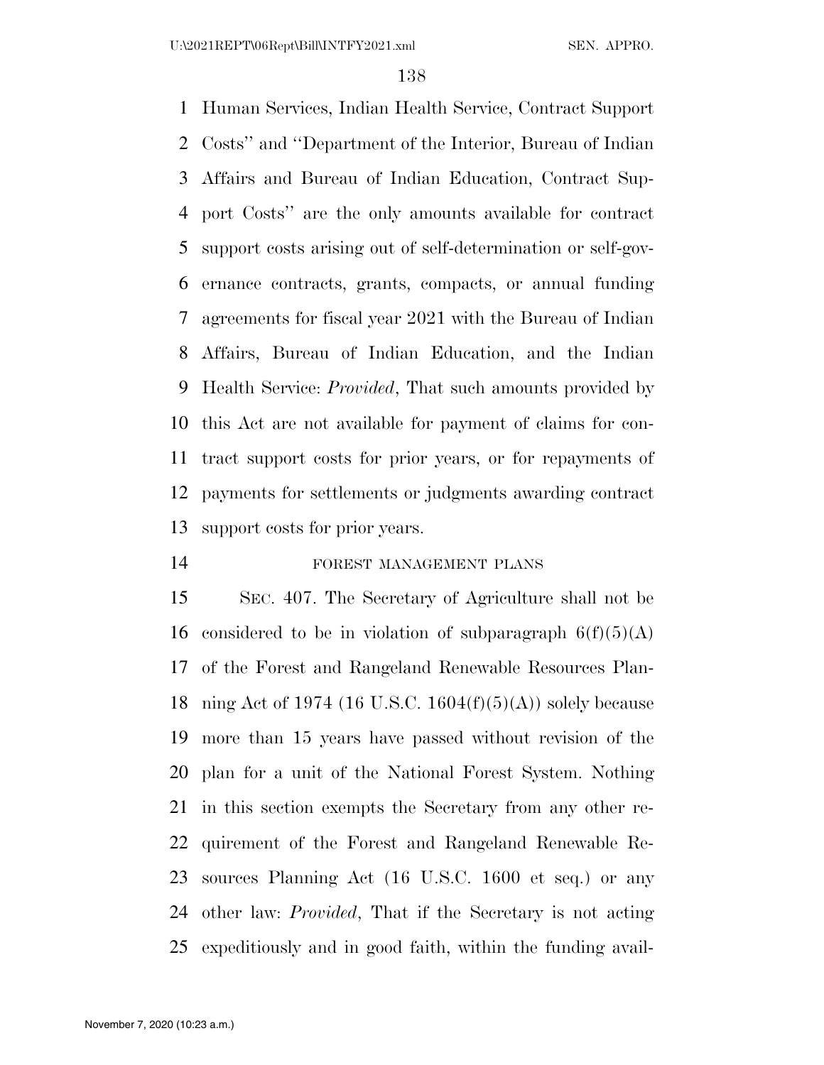Human Services, Indian Health Service, Contract Support Costs'' and ''Department of the Interior, Bureau of Indian Affairs and Bureau of Indian Education, Contract Support Costs'' are the only amounts available for contract support costs arising out of self-determination or self-governance contracts, grants, compacts, or annual funding agreements for fiscal year 2021 with the Bureau of Indian Affairs, Bureau of Indian Education, and the Indian Health Service: *Provided*, That such amounts provided by this Act are not available for payment of claims for contract support costs for prior years, or for repayments of payments for settlements or judgments awarding contract support costs for prior years.

FOREST MANAGEMENT PLANS

SEC. 407. The Secretary of Agriculture shall not be considered to be in violation of subparagraph 6(f)(5)(A) of the Forest and Rangeland Renewable Resources Planning Act of 1974 (16 U.S.C. 1604(f)(5)(A)) solely because more than 15 years have passed without revision of the plan for a unit of the National Forest System. Nothing in this section exempts the Secretary from any other requirement of the Forest and Rangeland Renewable Resources Planning Act (16 U.S.C. 1600 et seq.) or any other law: *Provided*, That if the Secretary is not acting expeditiously and in good faith, within the funding avail-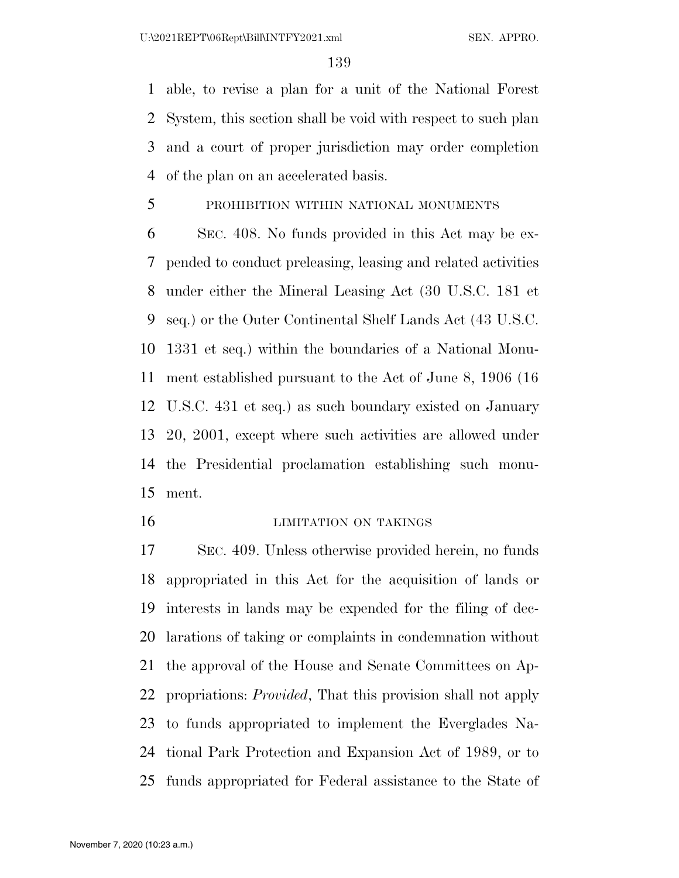able, to revise a plan for a unit of the National Forest System, this section shall be void with respect to such plan and a court of proper jurisdiction may order completion of the plan on an accelerated basis.

PROHIBITION WITHIN NATIONAL MONUMENTS

SEC. 408. No funds provided in this Act may be expended to conduct preleasing, leasing and related activities under either the Mineral Leasing Act (30 U.S.C. 181 et seq.) or the Outer Continental Shelf Lands Act (43 U.S.C. 1331 et seq.) within the boundaries of a National Monument established pursuant to the Act of June 8, 1906 (16 U.S.C. 431 et seq.) as such boundary existed on January 20, 2001, except where such activities are allowed under the Presidential proclamation establishing such monument.

LIMITATION ON TAKINGS

SEC. 409. Unless otherwise provided herein, no funds appropriated in this Act for the acquisition of lands or interests in lands may be expended for the filing of declarations of taking or complaints in condemnation without the approval of the House and Senate Committees on Appropriations: *Provided*, That this provision shall not apply to funds appropriated to implement the Everglades National Park Protection and Expansion Act of 1989, or to funds appropriated for Federal assistance to the State of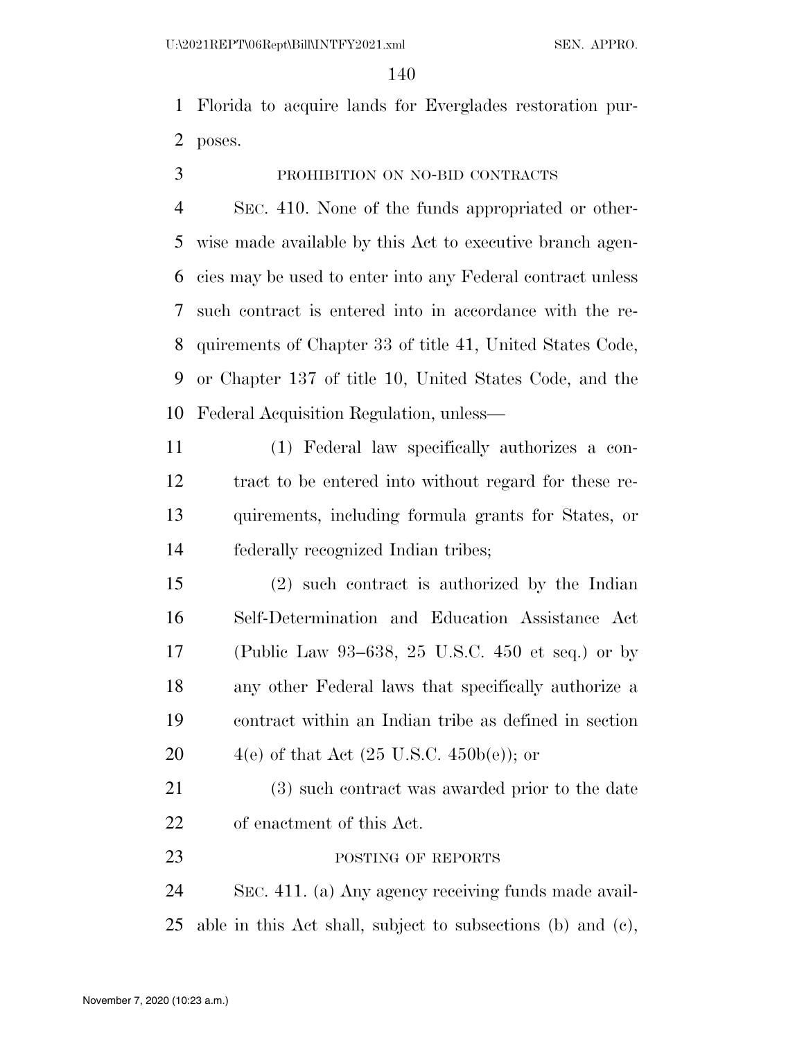Florida to acquire lands for Everglades restoration purposes.

PROHIBITION ON NO-BID CONTRACTS

SEC. 410. None of the funds appropriated or otherwise made available by this Act to executive branch agencies may be used to enter into any Federal contract unless such contract is entered into in accordance with the requirements of Chapter 33 of title 41, United States Code, or Chapter 137 of title 10, United States Code, and the Federal Acquisition Regulation, unless—

(1) Federal law specifically authorizes a contract to be entered into without regard for these requirements, including formula grants for States, or federally recognized Indian tribes;

(2) such contract is authorized by the Indian Self-Determination and Education Assistance Act (Public Law 93–638, 25 U.S.C. 450 et seq.) or by any other Federal laws that specifically authorize a contract within an Indian tribe as defined in section 4(e) of that Act (25 U.S.C. 450b(e)); or

(3) such contract was awarded prior to the date of enactment of this Act.

POSTING OF REPORTS

SEC. 411. (a) Any agency receiving funds made available in this Act shall, subject to subsections (b) and (c),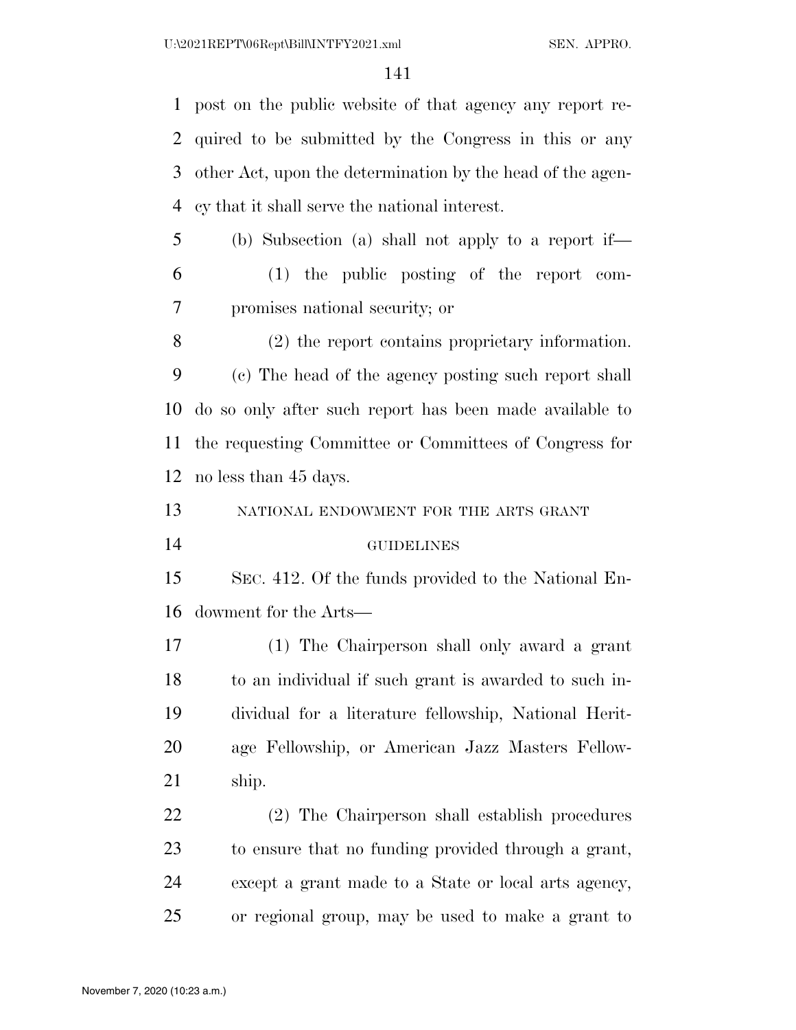post on the public website of that agency any report required to be submitted by the Congress in this or any other Act, upon the determination by the head of the agency that it shall serve the national interest.

(b) Subsection (a) shall not apply to a report if—

(1) the public posting of the report compromises national security; or

(2) the report contains proprietary information.

(c) The head of the agency posting such report shall do so only after such report has been made available to the requesting Committee or Committees of Congress for no less than 45 days.

NATIONAL ENDOWMENT FOR THE ARTS GRANT GUIDELINES

SEC. 412. Of the funds provided to the National Endowment for the Arts—

(1) The Chairperson shall only award a grant to an individual if such grant is awarded to such individual for a literature fellowship, National Heritage Fellowship, or American Jazz Masters Fellowship.

(2) The Chairperson shall establish procedures to ensure that no funding provided through a grant, except a grant made to a State or local arts agency, or regional group, may be used to make a grant to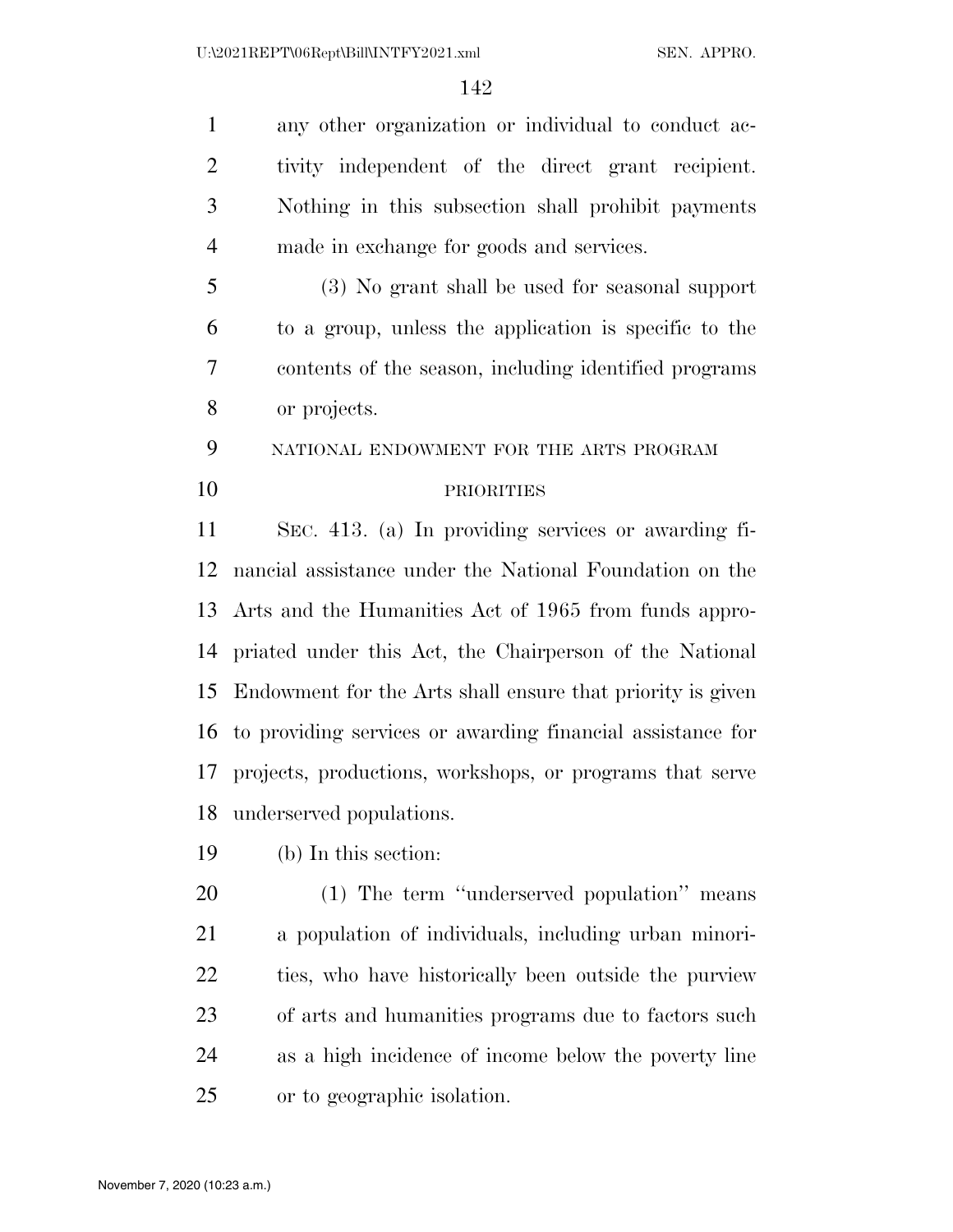any other organization or individual to conduct activity independent of the direct grant recipient. Nothing in this subsection shall prohibit payments made in exchange for goods and services.

(3) No grant shall be used for seasonal support to a group, unless the application is specific to the contents of the season, including identified programs or projects.

NATIONAL ENDOWMENT FOR THE ARTS PROGRAM PRIORITIES

SEC. 413. (a) In providing services or awarding financial assistance under the National Foundation on the Arts and the Humanities Act of 1965 from funds appropriated under this Act, the Chairperson of the National Endowment for the Arts shall ensure that priority is given to providing services or awarding financial assistance for projects, productions, workshops, or programs that serve underserved populations.

(b) In this section:

(1) The term ''underserved population'' means a population of individuals, including urban minorities, who have historically been outside the purview of arts and humanities programs due to factors such as a high incidence of income below the poverty line or to geographic isolation.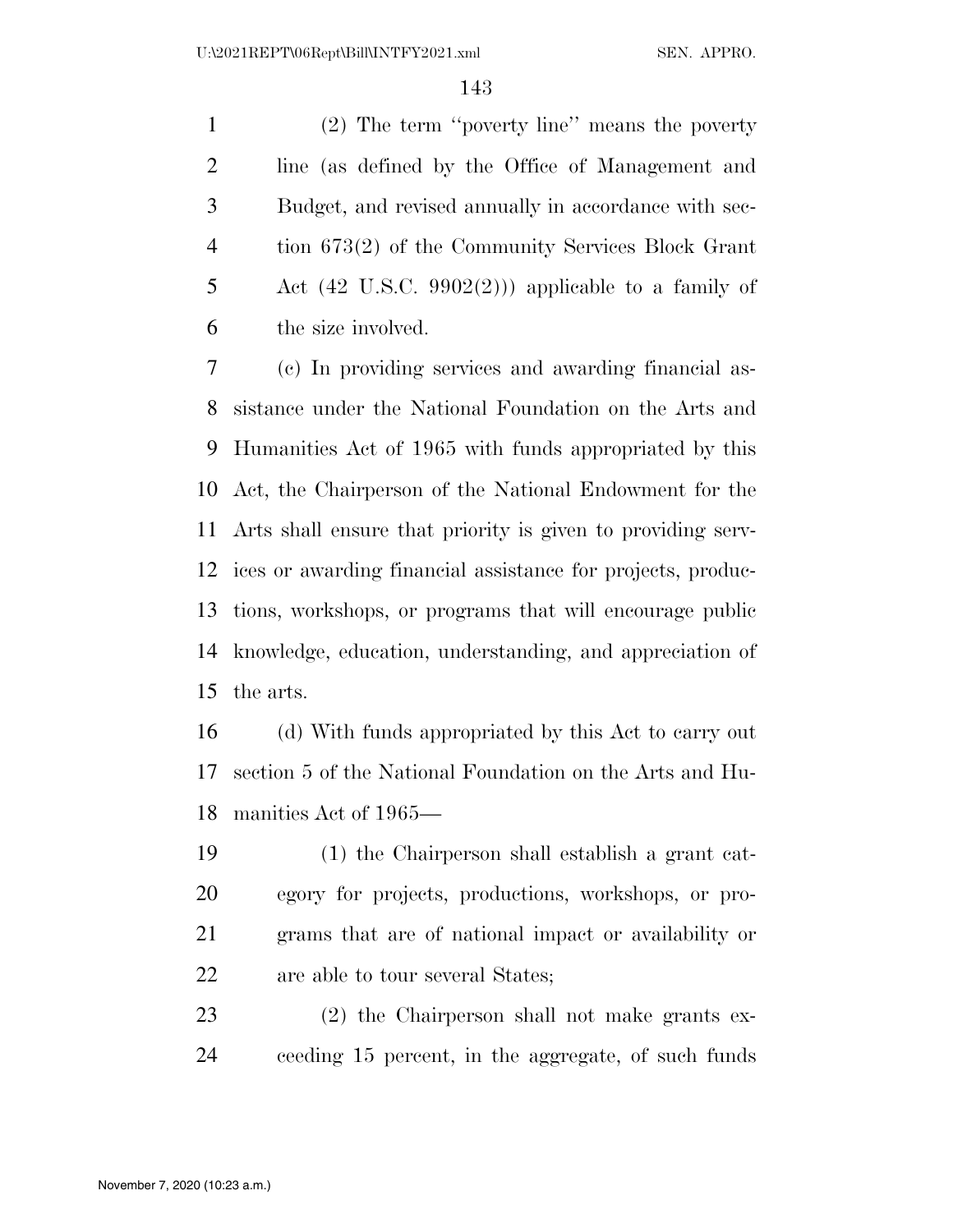(2) The term ''poverty line'' means the poverty line (as defined by the Office of Management and Budget, and revised annually in accordance with section 673(2) of the Community Services Block Grant Act (42 U.S.C. 9902(2))) applicable to a family of the size involved.

(c) In providing services and awarding financial assistance under the National Foundation on the Arts and Humanities Act of 1965 with funds appropriated by this Act, the Chairperson of the National Endowment for the Arts shall ensure that priority is given to providing services or awarding financial assistance for projects, productions, workshops, or programs that will encourage public knowledge, education, understanding, and appreciation of the arts.

(d) With funds appropriated by this Act to carry out section 5 of the National Foundation on the Arts and Humanities Act of 1965—

(1) the Chairperson shall establish a grant category for projects, productions, workshops, or programs that are of national impact or availability or are able to tour several States;

(2) the Chairperson shall not make grants exceeding 15 percent, in the aggregate, of such funds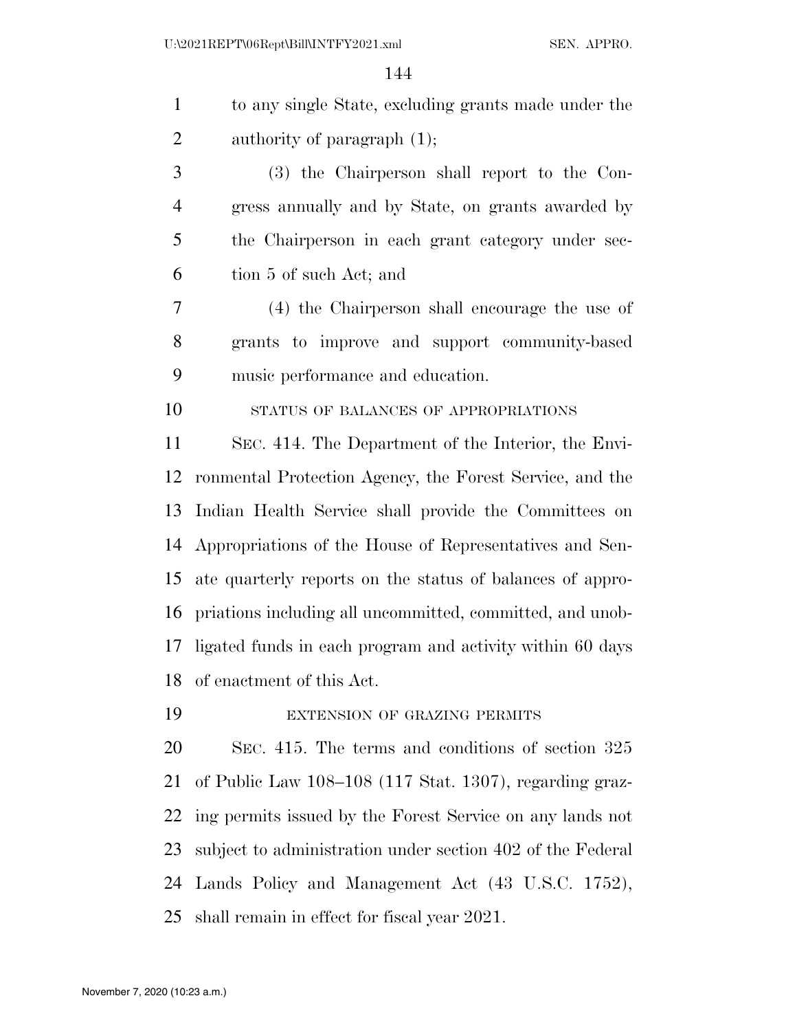to any single State, excluding grants made under the authority of paragraph (1);

(3) the Chairperson shall report to the Congress annually and by State, on grants awarded by the Chairperson in each grant category under section 5 of such Act; and

(4) the Chairperson shall encourage the use of grants to improve and support community-based music performance and education.

STATUS OF BALANCES OF APPROPRIATIONS

SEC. 414. The Department of the Interior, the Environmental Protection Agency, the Forest Service, and the Indian Health Service shall provide the Committees on Appropriations of the House of Representatives and Senate quarterly reports on the status of balances of appropriations including all uncommitted, committed, and unobligated funds in each program and activity within 60 days of enactment of this Act.

EXTENSION OF GRAZING PERMITS

SEC. 415. The terms and conditions of section 325 of Public Law 108–108 (117 Stat. 1307), regarding grazing permits issued by the Forest Service on any lands not subject to administration under section 402 of the Federal Lands Policy and Management Act (43 U.S.C. 1752), shall remain in effect for fiscal year 2021.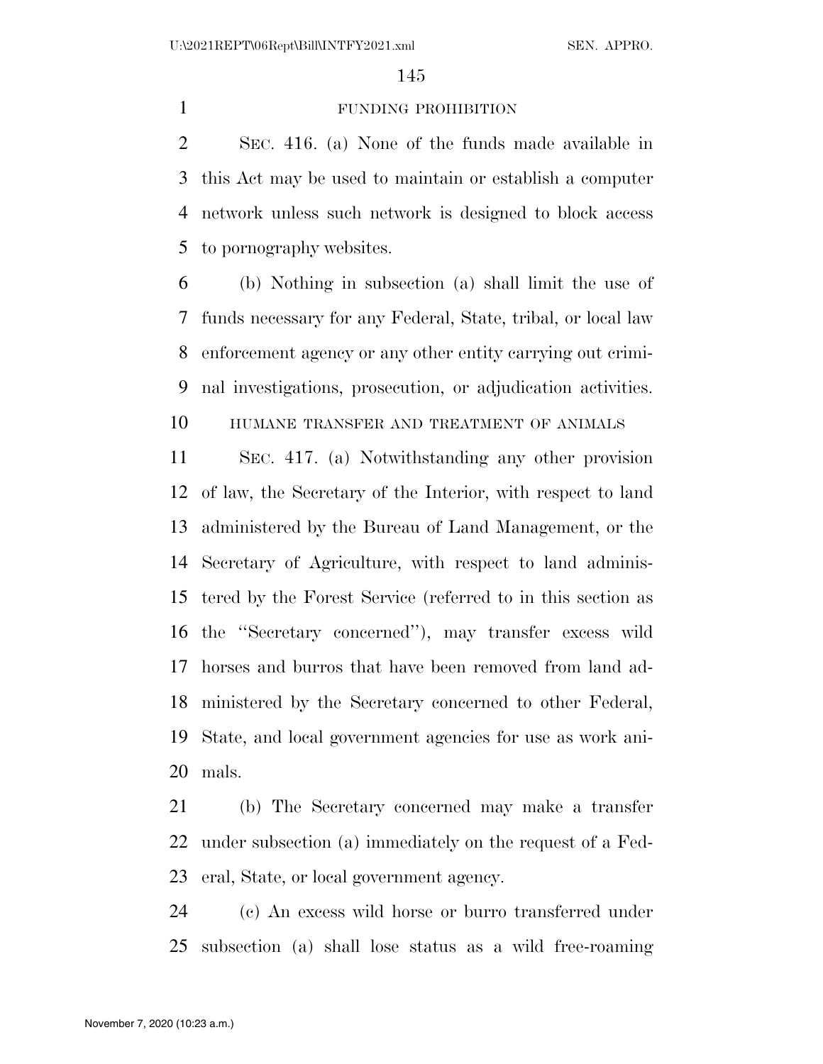FUNDING PROHIBITION

SEC. 416. (a) None of the funds made available in this Act may be used to maintain or establish a computer network unless such network is designed to block access to pornography websites.

(b) Nothing in subsection (a) shall limit the use of funds necessary for any Federal, State, tribal, or local law enforcement agency or any other entity carrying out criminal investigations, prosecution, or adjudication activities.

HUMANE TRANSFER AND TREATMENT OF ANIMALS

SEC. 417. (a) Notwithstanding any other provision of law, the Secretary of the Interior, with respect to land administered by the Bureau of Land Management, or the Secretary of Agriculture, with respect to land administered by the Forest Service (referred to in this section as the "Secretary concerned"), may transfer excess wild horses and burros that have been removed from land administered by the Secretary concerned to other Federal, State, and local government agencies for use as work animals.

(b) The Secretary concerned may make a transfer under subsection (a) immediately on the request of a Federal, State, or local government agency.

(c) An excess wild horse or burro transferred under subsection (a) shall lose status as a wild free-roaming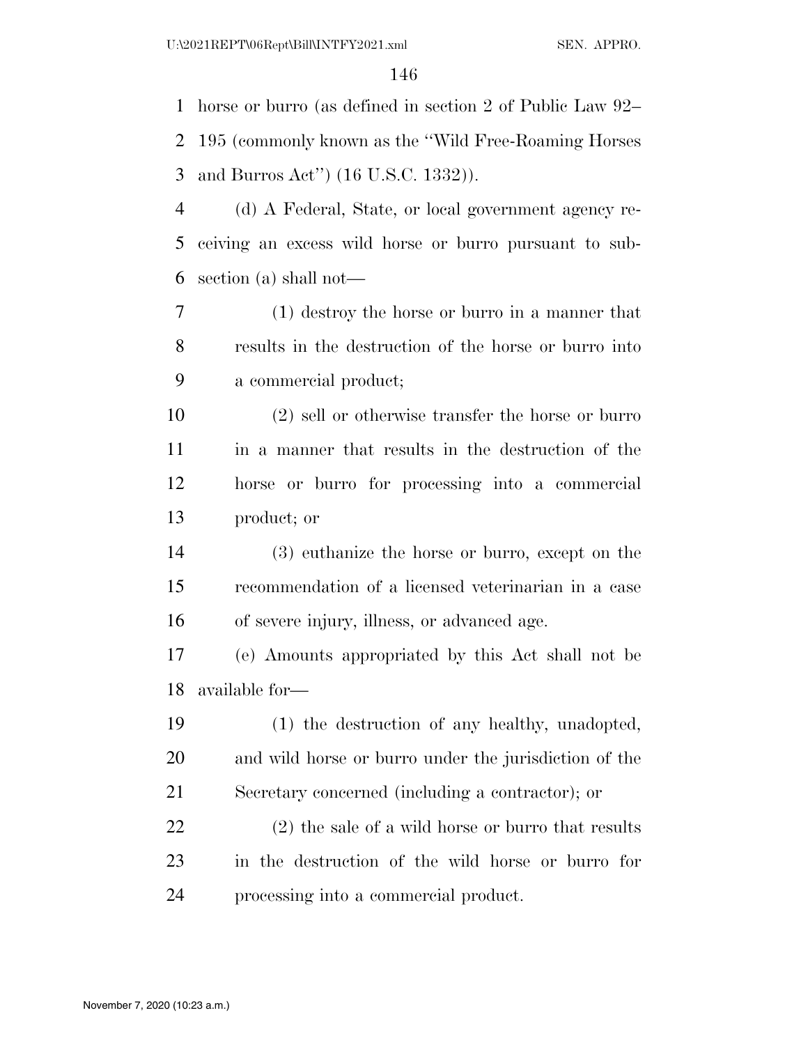horse or burro (as defined in section 2 of Public Law 92–195 (commonly known as the ''Wild Free-Roaming Horses and Burros Act'') (16 U.S.C. 1332)).

(d) A Federal, State, or local government agency receiving an excess wild horse or burro pursuant to subsection (a) shall not—

(1) destroy the horse or burro in a manner that results in the destruction of the horse or burro into a commercial product;

(2) sell or otherwise transfer the horse or burro in a manner that results in the destruction of the horse or burro for processing into a commercial product; or

(3) euthanize the horse or burro, except on the recommendation of a licensed veterinarian in a case of severe injury, illness, or advanced age.

(e) Amounts appropriated by this Act shall not be available for—

(1) the destruction of any healthy, unadopted, and wild horse or burro under the jurisdiction of the Secretary concerned (including a contractor); or

(2) the sale of a wild horse or burro that results in the destruction of the wild horse or burro for processing into a commercial product.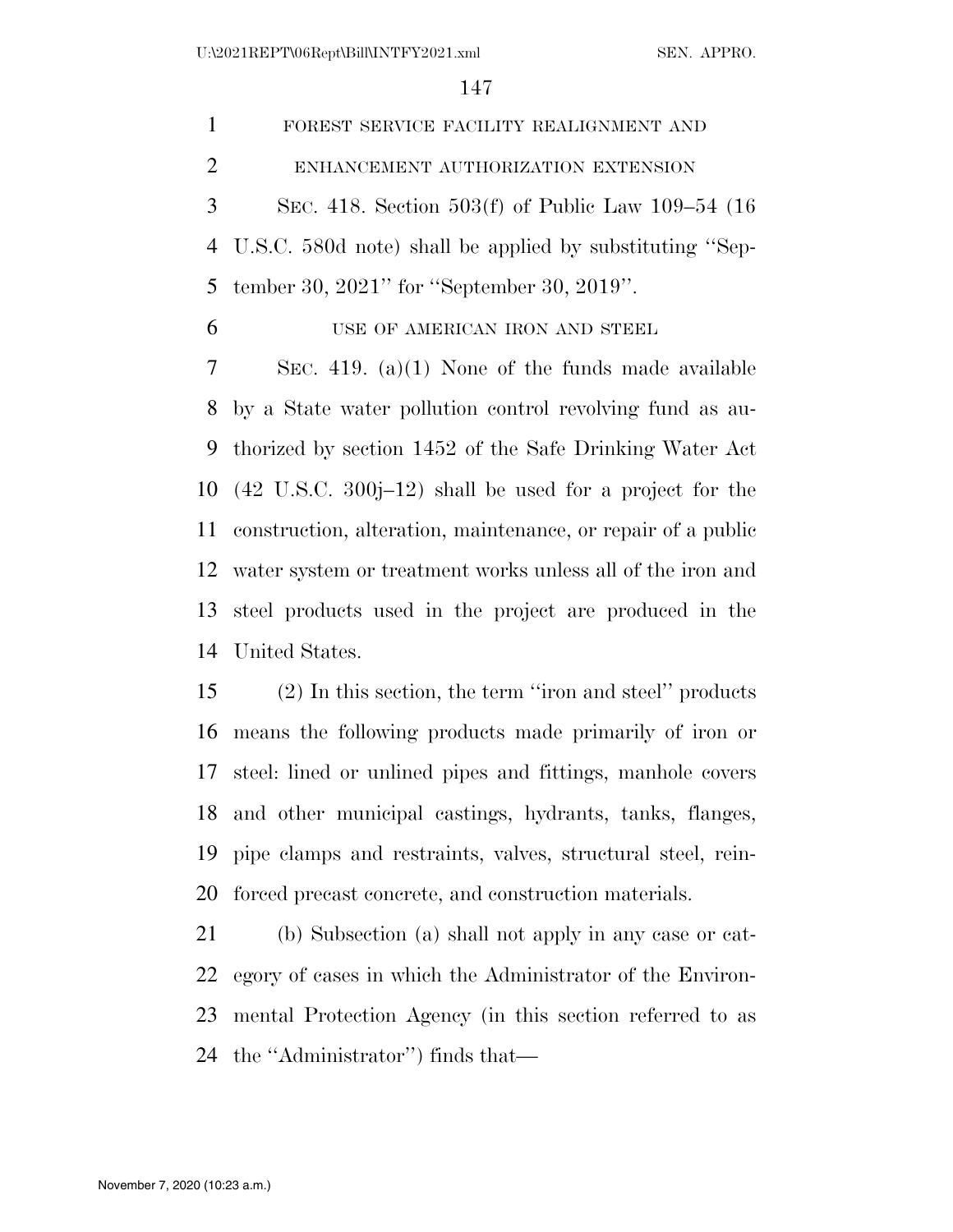FOREST SERVICE FACILITY REALIGNMENT AND ENHANCEMENT AUTHORIZATION EXTENSION

SEC. 418. Section 503(f) of Public Law 109–54 (16 U.S.C. 580d note) shall be applied by substituting ''September 30, 2021'' for ''September 30, 2019''.

USE OF AMERICAN IRON AND STEEL

SEC. 419. (a)(1) None of the funds made available by a State water pollution control revolving fund as authorized by section 1452 of the Safe Drinking Water Act (42 U.S.C. 300j–12) shall be used for a project for the construction, alteration, maintenance, or repair of a public water system or treatment works unless all of the iron and steel products used in the project are produced in the United States.

(2) In this section, the term ''iron and steel'' products means the following products made primarily of iron or steel: lined or unlined pipes and fittings, manhole covers and other municipal castings, hydrants, tanks, flanges, pipe clamps and restraints, valves, structural steel, reinforced precast concrete, and construction materials.

(b) Subsection (a) shall not apply in any case or category of cases in which the Administrator of the Environmental Protection Agency (in this section referred to as the ''Administrator'') finds that—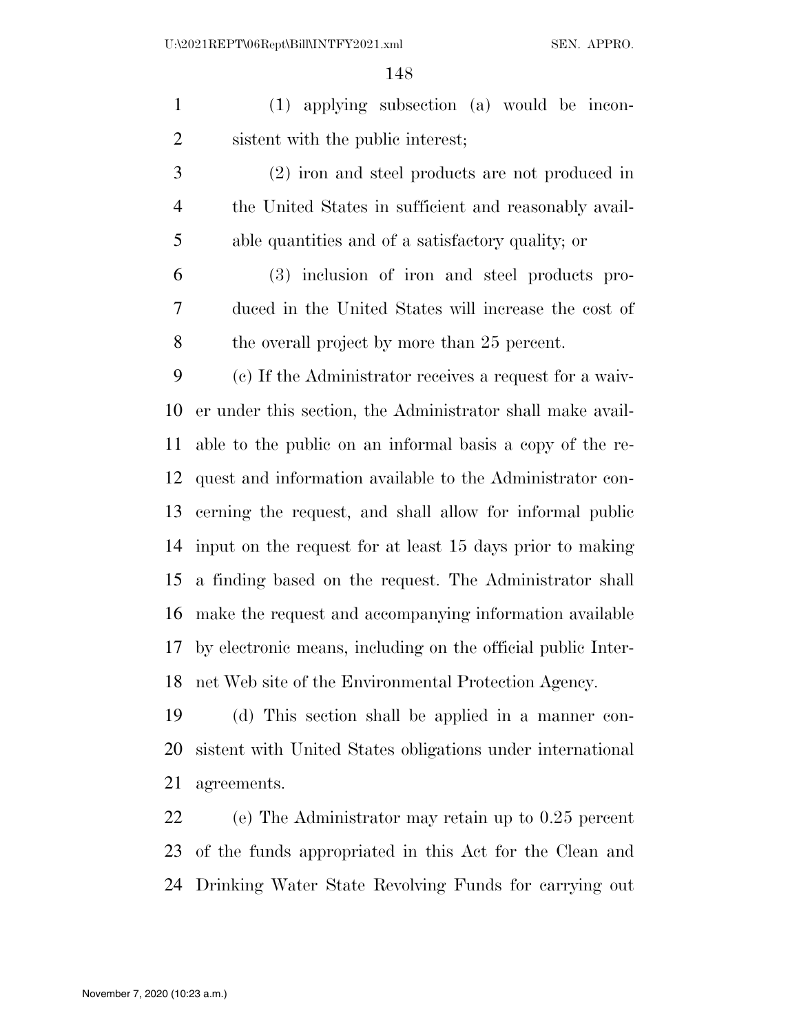(1) applying subsection (a) would be inconsistent with the public interest;

(2) iron and steel products are not produced in the United States in sufficient and reasonably available quantities and of a satisfactory quality; or

(3) inclusion of iron and steel products produced in the United States will increase the cost of the overall project by more than 25 percent.

(c) If the Administrator receives a request for a waiver under this section, the Administrator shall make available to the public on an informal basis a copy of the request and information available to the Administrator concerning the request, and shall allow for informal public input on the request for at least 15 days prior to making a finding based on the request. The Administrator shall make the request and accompanying information available by electronic means, including on the official public Internet Web site of the Environmental Protection Agency.

(d) This section shall be applied in a manner consistent with United States obligations under international agreements.

(e) The Administrator may retain up to 0.25 percent of the funds appropriated in this Act for the Clean and Drinking Water State Revolving Funds for carrying out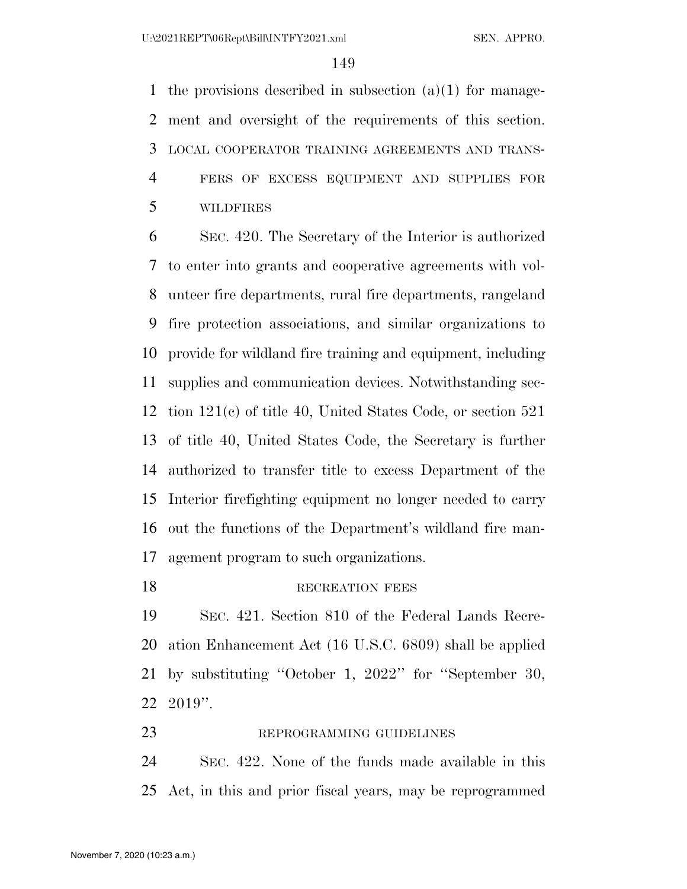the provisions described in subsection (a)(1) for management and oversight of the requirements of this section.

LOCAL COOPERATOR TRAINING AGREEMENTS AND TRANSFERS OF EXCESS EQUIPMENT AND SUPPLIES FOR WILDFIRES

SEC. 420. The Secretary of the Interior is authorized to enter into grants and cooperative agreements with volunteer fire departments, rural fire departments, rangeland fire protection associations, and similar organizations to provide for wildland fire training and equipment, including supplies and communication devices. Notwithstanding section 121(c) of title 40, United States Code, or section 521 of title 40, United States Code, the Secretary is further authorized to transfer title to excess Department of the Interior firefighting equipment no longer needed to carry out the functions of the Department's wildland fire management program to such organizations.

RECREATION FEES

SEC. 421. Section 810 of the Federal Lands Recreation Enhancement Act (16 U.S.C. 6809) shall be applied by substituting "October 1, 2022" for "September 30, 2019".

REPROGRAMMING GUIDELINES

SEC. 422. None of the funds made available in this Act, in this and prior fiscal years, may be reprogrammed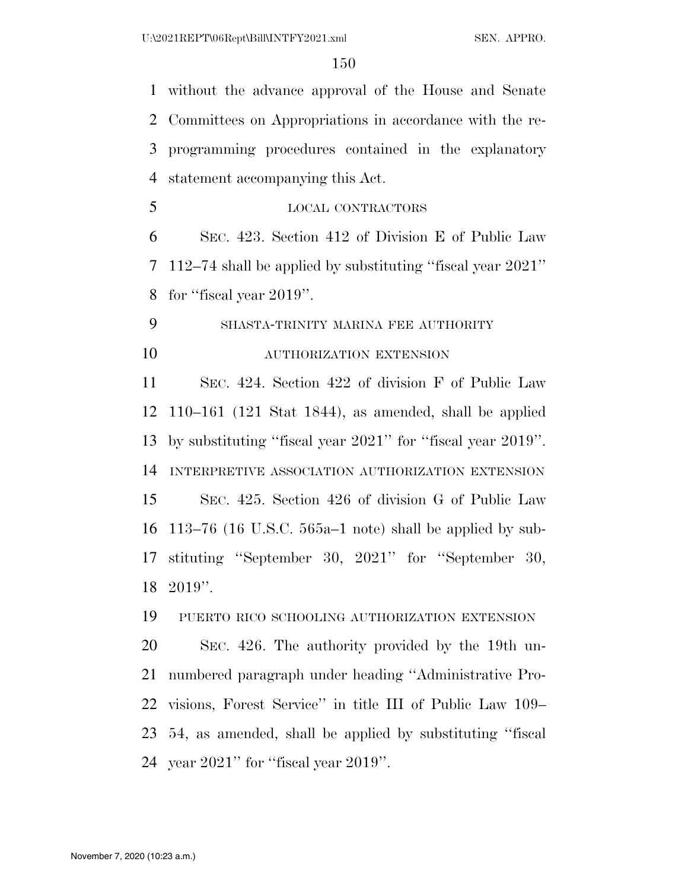without the advance approval of the House and Senate Committees on Appropriations in accordance with the reprogramming procedures contained in the explanatory statement accompanying this Act.

LOCAL CONTRACTORS

SEC. 423. Section 412 of Division E of Public Law 112–74 shall be applied by substituting ''fiscal year 2021'' for ''fiscal year 2019''.

SHASTA-TRINITY MARINA FEE AUTHORITY AUTHORIZATION EXTENSION

SEC. 424. Section 422 of division F of Public Law 110–161 (121 Stat 1844), as amended, shall be applied by substituting ''fiscal year 2021'' for ''fiscal year 2019''.

INTERPRETIVE ASSOCIATION AUTHORIZATION EXTENSION

SEC. 425. Section 426 of division G of Public Law 113–76 (16 U.S.C. 565a–1 note) shall be applied by substituting ''September 30, 2021'' for ''September 30, 2019''.

PUERTO RICO SCHOOLING AUTHORIZATION EXTENSION

SEC. 426. The authority provided by the 19th unnumbered paragraph under heading ''Administrative Provisions, Forest Service'' in title III of Public Law 109–54, as amended, shall be applied by substituting ''fiscal year 2021'' for ''fiscal year 2019''.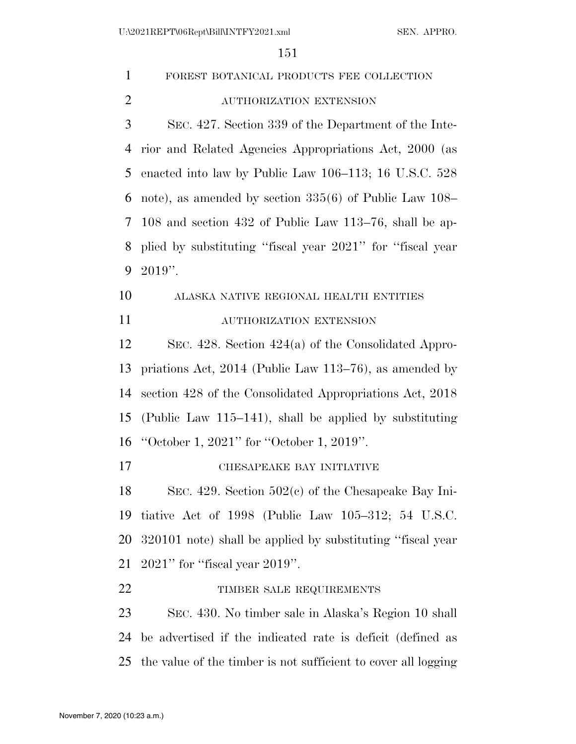FOREST BOTANICAL PRODUCTS FEE COLLECTION AUTHORIZATION EXTENSION

SEC. 427. Section 339 of the Department of the Interior and Related Agencies Appropriations Act, 2000 (as enacted into law by Public Law 106–113; 16 U.S.C. 528 note), as amended by section 335(6) of Public Law 108–108 and section 432 of Public Law 113–76, shall be applied by substituting ''fiscal year 2021'' for ''fiscal year 2019''.

ALASKA NATIVE REGIONAL HEALTH ENTITIES AUTHORIZATION EXTENSION

SEC. 428. Section 424(a) of the Consolidated Appropriations Act, 2014 (Public Law 113–76), as amended by section 428 of the Consolidated Appropriations Act, 2018 (Public Law 115–141), shall be applied by substituting ''October 1, 2021'' for ''October 1, 2019''.

CHESAPEAKE BAY INITIATIVE

SEC. 429. Section 502(c) of the Chesapeake Bay Initiative Act of 1998 (Public Law 105–312; 54 U.S.C. 320101 note) shall be applied by substituting ''fiscal year 2021'' for ''fiscal year 2019''.

TIMBER SALE REQUIREMENTS

SEC. 430. No timber sale in Alaska's Region 10 shall be advertised if the indicated rate is deficit (defined as the value of the timber is not sufficient to cover all logging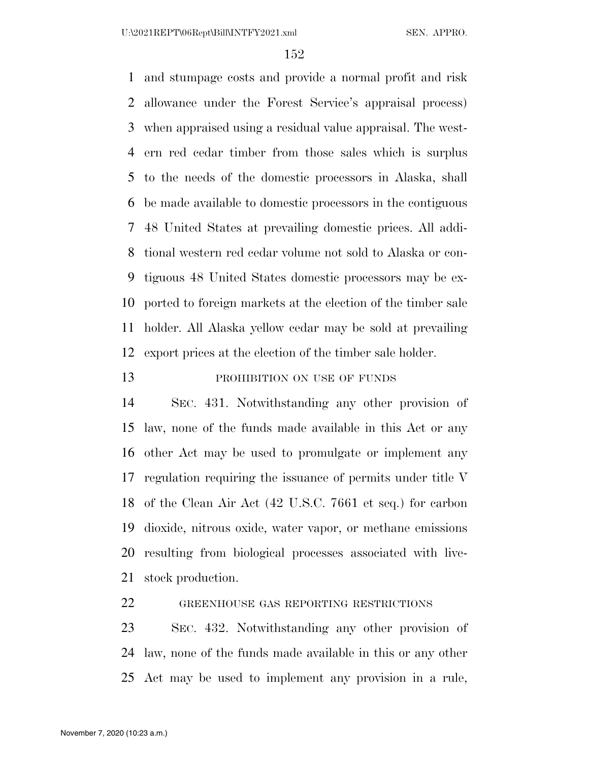and stumpage costs and provide a normal profit and risk allowance under the Forest Service's appraisal process) when appraised using a residual value appraisal. The western red cedar timber from those sales which is surplus to the needs of the domestic processors in Alaska, shall be made available to domestic processors in the contiguous 48 United States at prevailing domestic prices. All additional western red cedar volume not sold to Alaska or contiguous 48 United States domestic processors may be exported to foreign markets at the election of the timber sale holder. All Alaska yellow cedar may be sold at prevailing export prices at the election of the timber sale holder.

PROHIBITION ON USE OF FUNDS

SEC. 431. Notwithstanding any other provision of law, none of the funds made available in this Act or any other Act may be used to promulgate or implement any regulation requiring the issuance of permits under title V of the Clean Air Act (42 U.S.C. 7661 et seq.) for carbon dioxide, nitrous oxide, water vapor, or methane emissions resulting from biological processes associated with livestock production.

GREENHOUSE GAS REPORTING RESTRICTIONS

SEC. 432. Notwithstanding any other provision of law, none of the funds made available in this or any other Act may be used to implement any provision in a rule,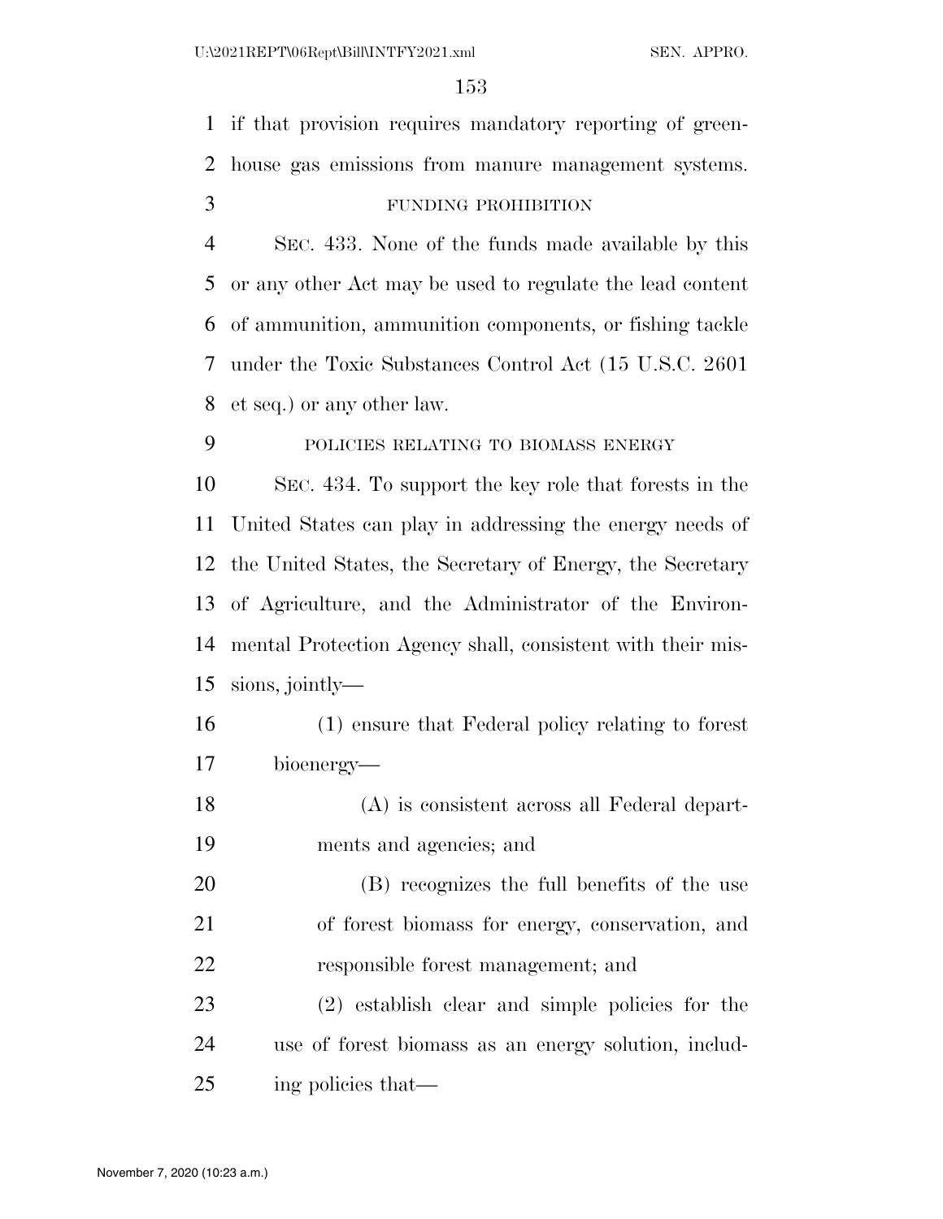if that provision requires mandatory reporting of greenhouse gas emissions from manure management systems.

FUNDING PROHIBITION

SEC. 433. None of the funds made available by this or any other Act may be used to regulate the lead content of ammunition, ammunition components, or fishing tackle under the Toxic Substances Control Act (15 U.S.C. 2601 et seq.) or any other law.

POLICIES RELATING TO BIOMASS ENERGY

SEC. 434. To support the key role that forests in the United States can play in addressing the energy needs of the United States, the Secretary of Energy, the Secretary of Agriculture, and the Administrator of the Environmental Protection Agency shall, consistent with their missions, jointly—

(1) ensure that Federal policy relating to forest bioenergy—

(A) is consistent across all Federal departments and agencies; and

(B) recognizes the full benefits of the use of forest biomass for energy, conservation, and responsible forest management; and

(2) establish clear and simple policies for the use of forest biomass as an energy solution, including policies that—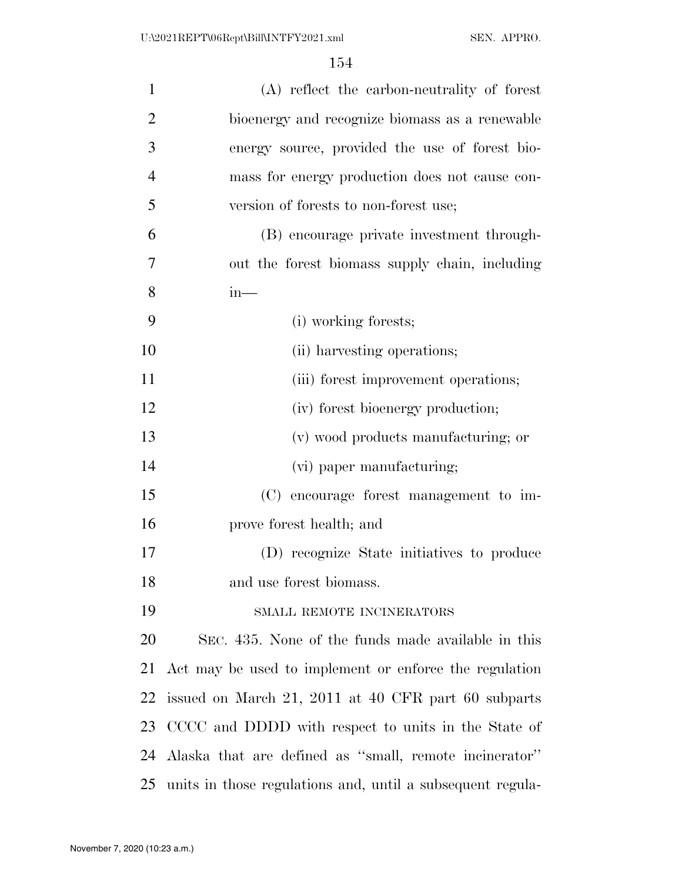(A) reflect the carbon-neutrality of forest bioenergy and recognize biomass as a renewable energy source, provided the use of forest biomass for energy production does not cause conversion of forests to non-forest use;

(B) encourage private investment throughout the forest biomass supply chain, including in—

(i) working forests;

(ii) harvesting operations;

(iii) forest improvement operations;

(iv) forest bioenergy production;

(v) wood products manufacturing; or

(vi) paper manufacturing;

(C) encourage forest management to improve forest health; and

(D) recognize State initiatives to produce and use forest biomass.

SMALL REMOTE INCINERATORS

SEC. 435. None of the funds made available in this Act may be used to implement or enforce the regulation issued on March 21, 2011 at 40 CFR part 60 subparts CCCC and DDDD with respect to units in the State of Alaska that are defined as ''small, remote incinerator'' units in those regulations and, until a subsequent regula-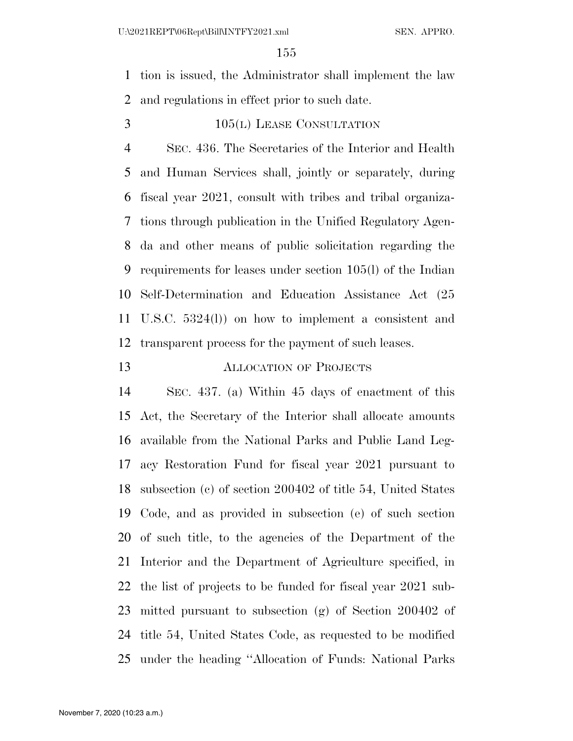tion is issued, the Administrator shall implement the law and regulations in effect prior to such date.

105(L) LEASE CONSULTATION

SEC. 436. The Secretaries of the Interior and Health and Human Services shall, jointly or separately, during fiscal year 2021, consult with tribes and tribal organizations through publication in the Unified Regulatory Agenda and other means of public solicitation regarding the requirements for leases under section 105(l) of the Indian Self-Determination and Education Assistance Act (25 U.S.C. 5324(l)) on how to implement a consistent and transparent process for the payment of such leases.

ALLOCATION OF PROJECTS

SEC. 437. (a) Within 45 days of enactment of this Act, the Secretary of the Interior shall allocate amounts available from the National Parks and Public Land Legacy Restoration Fund for fiscal year 2021 pursuant to subsection (c) of section 200402 of title 54, United States Code, and as provided in subsection (e) of such section of such title, to the agencies of the Department of the Interior and the Department of Agriculture specified, in the list of projects to be funded for fiscal year 2021 submitted pursuant to subsection (g) of Section 200402 of title 54, United States Code, as requested to be modified under the heading ''Allocation of Funds: National Parks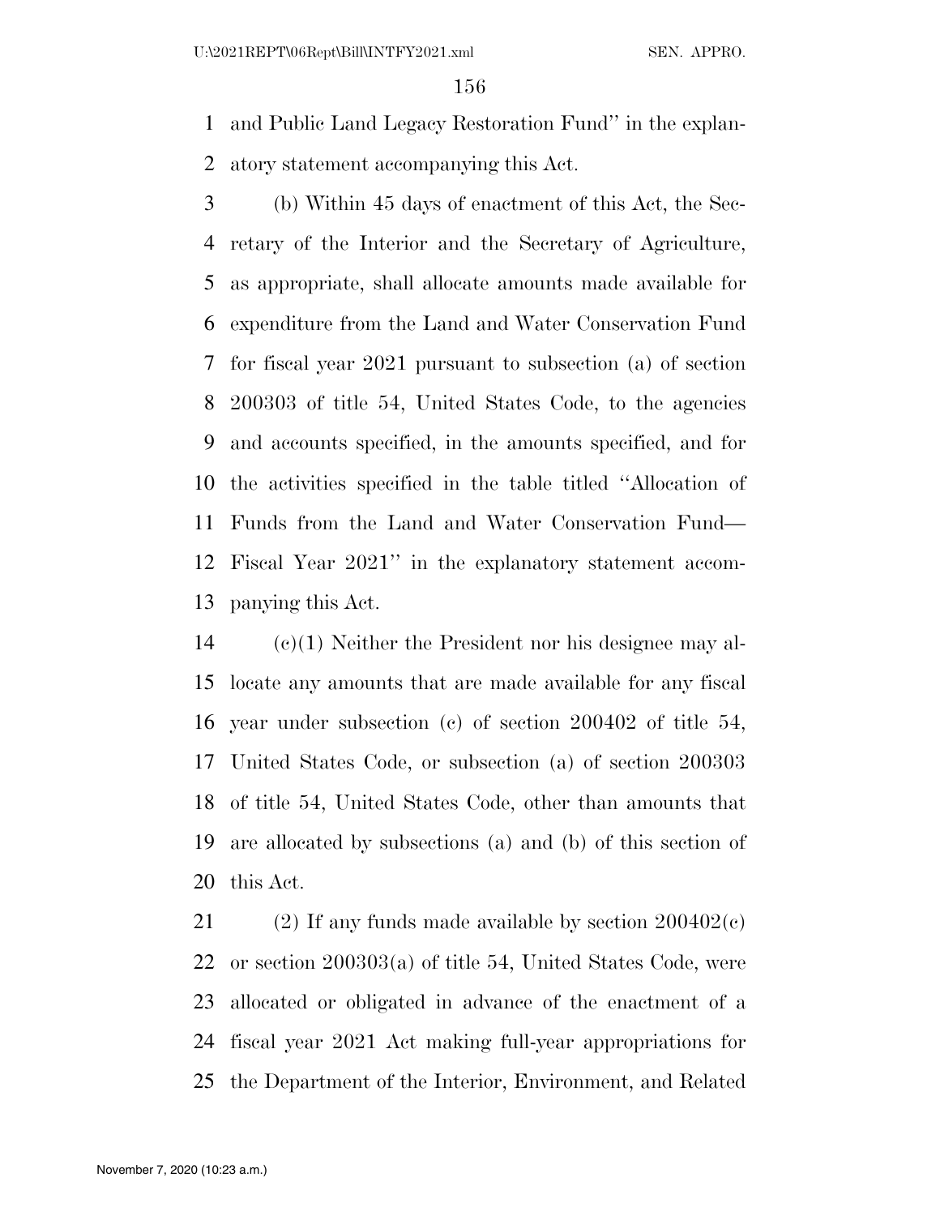and Public Land Legacy Restoration Fund'' in the explanatory statement accompanying this Act.

(b) Within 45 days of enactment of this Act, the Secretary of the Interior and the Secretary of Agriculture, as appropriate, shall allocate amounts made available for expenditure from the Land and Water Conservation Fund for fiscal year 2021 pursuant to subsection (a) of section 200303 of title 54, United States Code, to the agencies and accounts specified, in the amounts specified, and for the activities specified in the table titled ''Allocation of Funds from the Land and Water Conservation Fund— Fiscal Year 2021'' in the explanatory statement accompanying this Act.

(c)(1) Neither the President nor his designee may allocate any amounts that are made available for any fiscal year under subsection (c) of section 200402 of title 54, United States Code, or subsection (a) of section 200303 of title 54, United States Code, other than amounts that are allocated by subsections (a) and (b) of this section of this Act.

(2) If any funds made available by section 200402(c) or section 200303(a) of title 54, United States Code, were allocated or obligated in advance of the enactment of a fiscal year 2021 Act making full-year appropriations for the Department of the Interior, Environment, and Related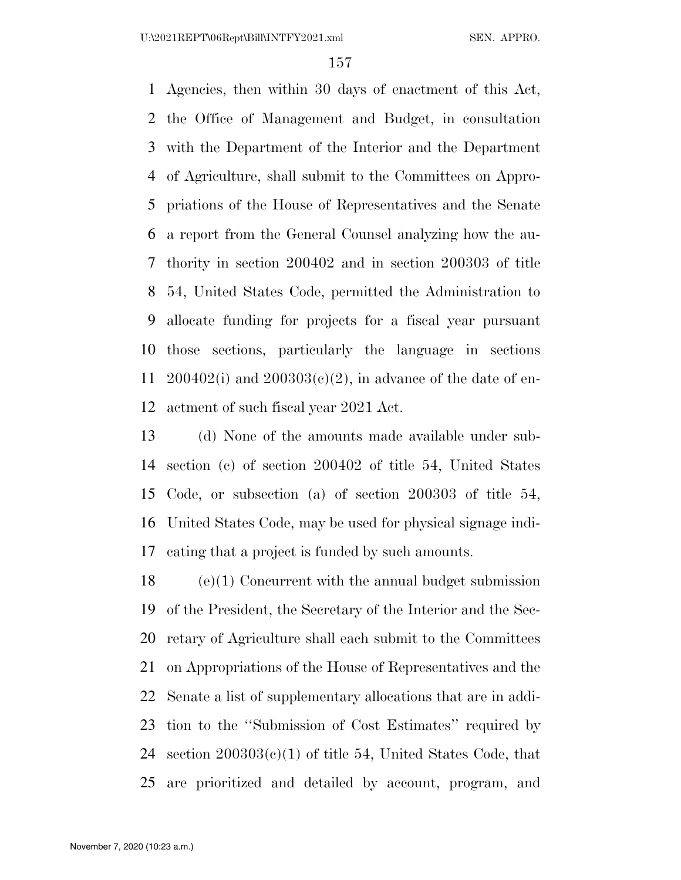Agencies, then within 30 days of enactment of this Act, the Office of Management and Budget, in consultation with the Department of the Interior and the Department of Agriculture, shall submit to the Committees on Appropriations of the House of Representatives and the Senate a report from the General Counsel analyzing how the authority in section 200402 and in section 200303 of title 54, United States Code, permitted the Administration to allocate funding for projects for a fiscal year pursuant those sections, particularly the language in sections 200402(i) and 200303(c)(2), in advance of the date of enactment of such fiscal year 2021 Act.

(d) None of the amounts made available under subsection (c) of section 200402 of title 54, United States Code, or subsection (a) of section 200303 of title 54, United States Code, may be used for physical signage indicating that a project is funded by such amounts.

(e)(1) Concurrent with the annual budget submission of the President, the Secretary of the Interior and the Secretary of Agriculture shall each submit to the Committees on Appropriations of the House of Representatives and the Senate a list of supplementary allocations that are in addition to the ''Submission of Cost Estimates'' required by section 200303(c)(1) of title 54, United States Code, that are prioritized and detailed by account, program, and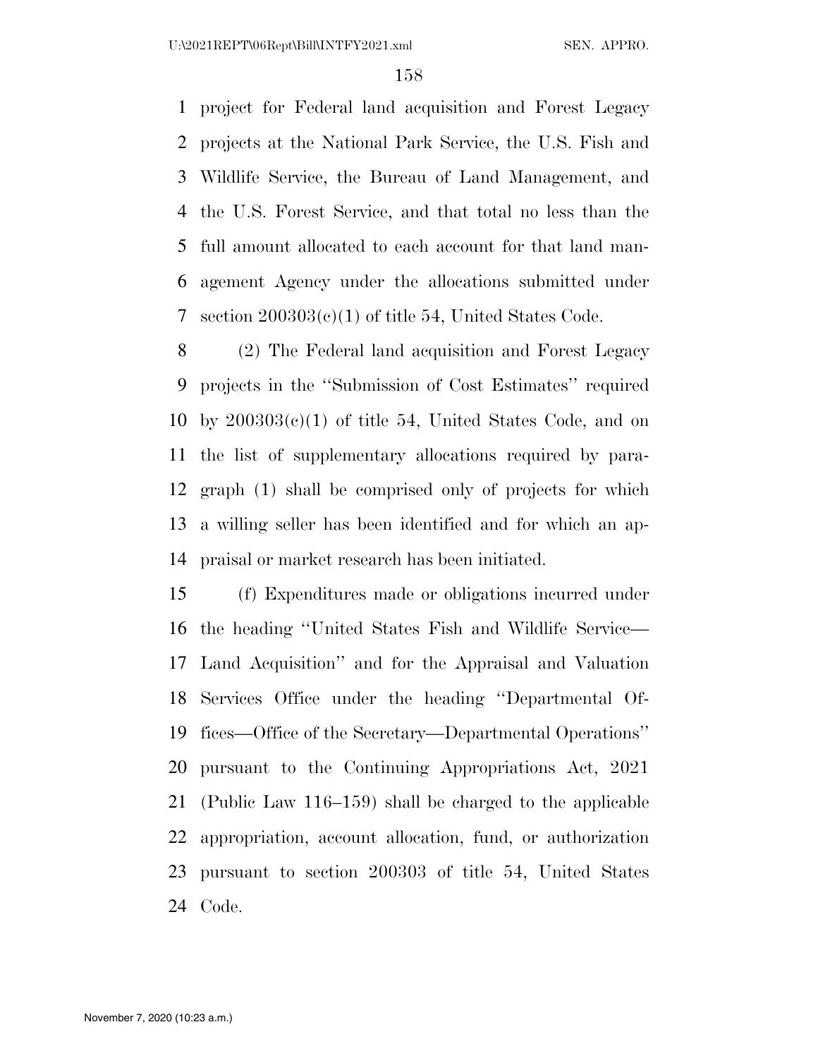project for Federal land acquisition and Forest Legacy projects at the National Park Service, the U.S. Fish and Wildlife Service, the Bureau of Land Management, and the U.S. Forest Service, and that total no less than the full amount allocated to each account for that land management Agency under the allocations submitted under section 200303(c)(1) of title 54, United States Code.

(2) The Federal land acquisition and Forest Legacy projects in the ''Submission of Cost Estimates'' required by 200303(c)(1) of title 54, United States Code, and on the list of supplementary allocations required by paragraph (1) shall be comprised only of projects for which a willing seller has been identified and for which an appraisal or market research has been initiated.

(f) Expenditures made or obligations incurred under the heading ''United States Fish and Wildlife Service—Land Acquisition'' and for the Appraisal and Valuation Services Office under the heading ''Departmental Offices—Office of the Secretary—Departmental Operations'' pursuant to the Continuing Appropriations Act, 2021 (Public Law 116–159) shall be charged to the applicable appropriation, account allocation, fund, or authorization pursuant to section 200303 of title 54, United States Code.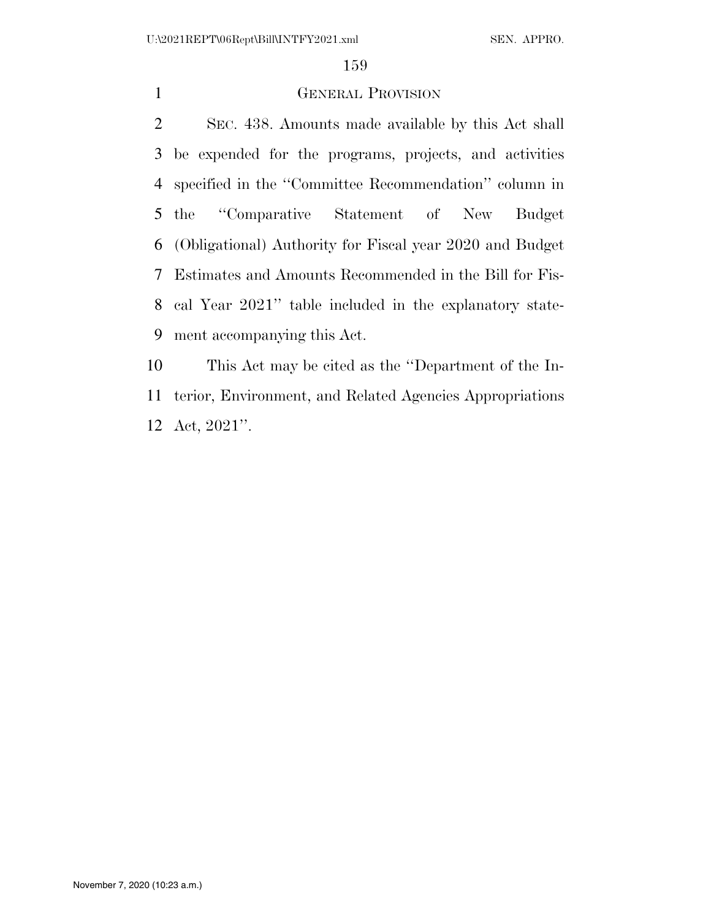## General Provision

Sec. 438. Amounts made available by this Act shall be expended for the programs, projects, and activities specified in the ''Committee Recommendation'' column in the ''Comparative Statement of New Budget (Obligational) Authority for Fiscal year 2020 and Budget Estimates and Amounts Recommended in the Bill for Fiscal Year 2021'' table included in the explanatory statement accompanying this Act.

This Act may be cited as the ''Department of the Interior, Environment, and Related Agencies Appropriations Act, 2021''.